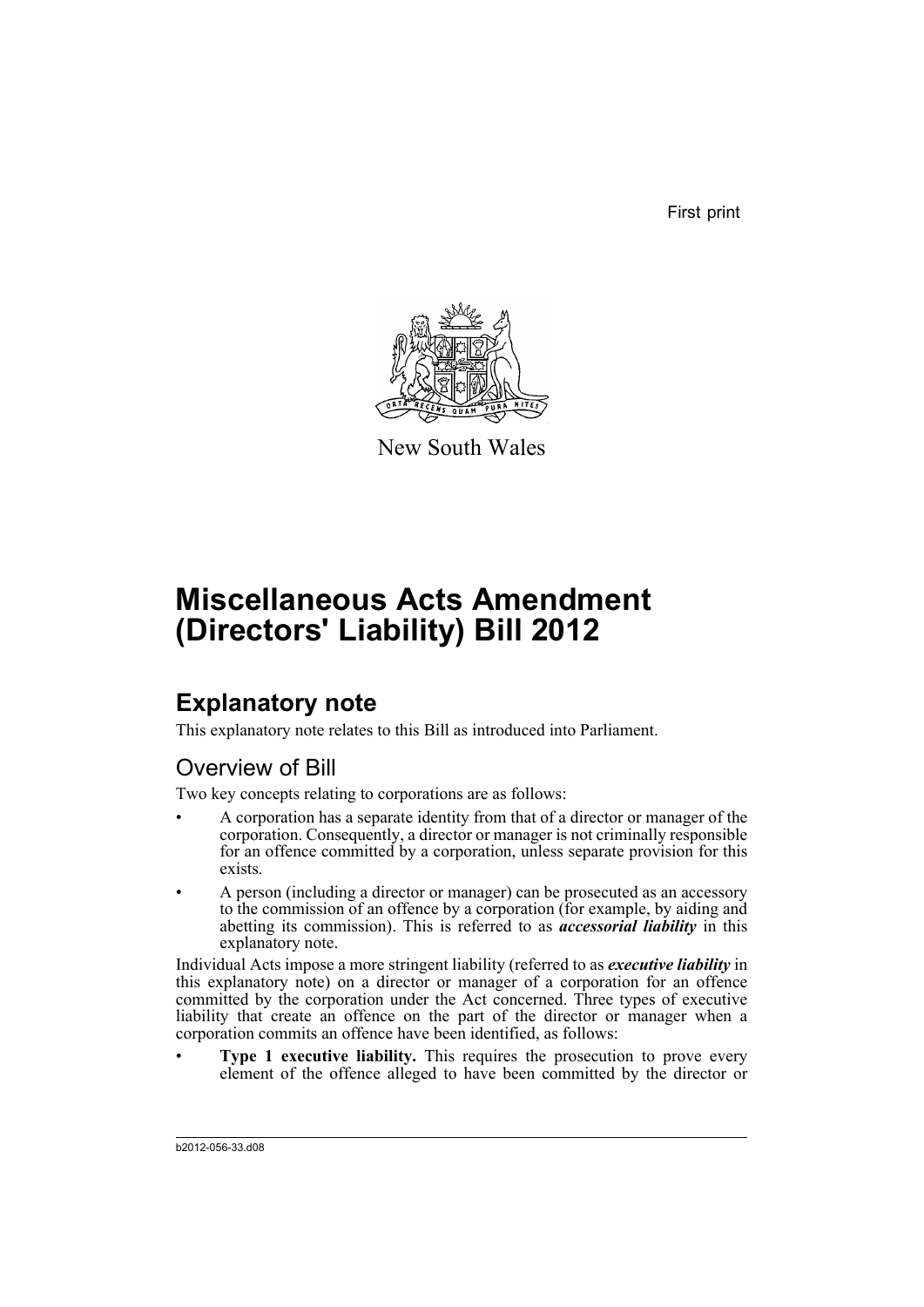First print

New South Wales

# Miscellaneous Acts Amendment (Directors' Liability) Bill 2012

## Explanatory note

This explanatory note relates to this Bill as introduced into Parliament.

### Overview of Bill

Two key concepts relating to corporations are as follows:

- A corporation has a separate identity from that of a director or manager of the corporation. Consequently, a director or manager is not criminally responsible for an offence committed by a corporation, unless separate provision for this exists.
- A person (including a director or manager) can be prosecuted as an accessory to the commission of an offence by a corporation (for example, by aiding and abetting its commission). This is referred to as ***accessorial liability*** in this explanatory note.

Individual Acts impose a more stringent liability (referred to as ***executive liability*** in this explanatory note) on a director or manager of a corporation for an offence committed by the corporation under the Act concerned. Three types of executive liability that create an offence on the part of the director or manager when a corporation commits an offence have been identified, as follows:

- **Type 1 executive liability.** This requires the prosecution to prove every element of the offence alleged to have been committed by the director or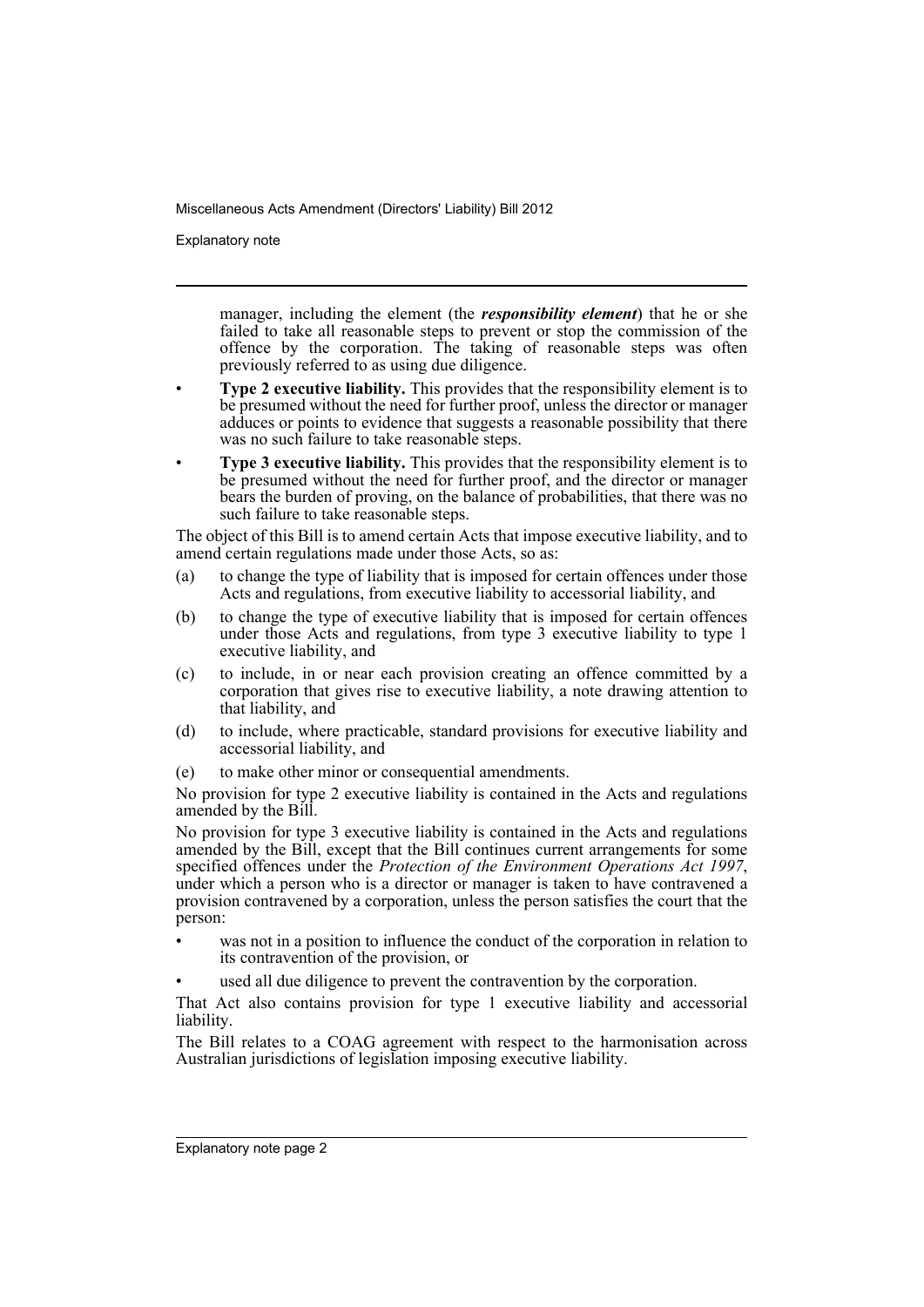manager, including the element (the ***responsibility element***) that he or she failed to take all reasonable steps to prevent or stop the commission of the offence by the corporation. The taking of reasonable steps was often previously referred to as using due diligence.

- **Type 2 executive liability.** This provides that the responsibility element is to be presumed without the need for further proof, unless the director or manager adduces or points to evidence that suggests a reasonable possibility that there was no such failure to take reasonable steps.
- **Type 3 executive liability.** This provides that the responsibility element is to be presumed without the need for further proof, and the director or manager bears the burden of proving, on the balance of probabilities, that there was no such failure to take reasonable steps.

The object of this Bill is to amend certain Acts that impose executive liability, and to amend certain regulations made under those Acts, so as:

(a) to change the type of liability that is imposed for certain offences under those Acts and regulations, from executive liability to accessorial liability, and

(b) to change the type of executive liability that is imposed for certain offences under those Acts and regulations, from type 3 executive liability to type 1 executive liability, and

(c) to include, in or near each provision creating an offence committed by a corporation that gives rise to executive liability, a note drawing attention to that liability, and

(d) to include, where practicable, standard provisions for executive liability and accessorial liability, and

(e) to make other minor or consequential amendments.

No provision for type 2 executive liability is contained in the Acts and regulations amended by the Bill.

No provision for type 3 executive liability is contained in the Acts and regulations amended by the Bill, except that the Bill continues current arrangements for some specified offences under the *Protection of the Environment Operations Act 1997*, under which a person who is a director or manager is taken to have contravened a provision contravened by a corporation, unless the person satisfies the court that the person:

- was not in a position to influence the conduct of the corporation in relation to its contravention of the provision, or
- used all due diligence to prevent the contravention by the corporation.

That Act also contains provision for type 1 executive liability and accessorial liability.

The Bill relates to a COAG agreement with respect to the harmonisation across Australian jurisdictions of legislation imposing executive liability.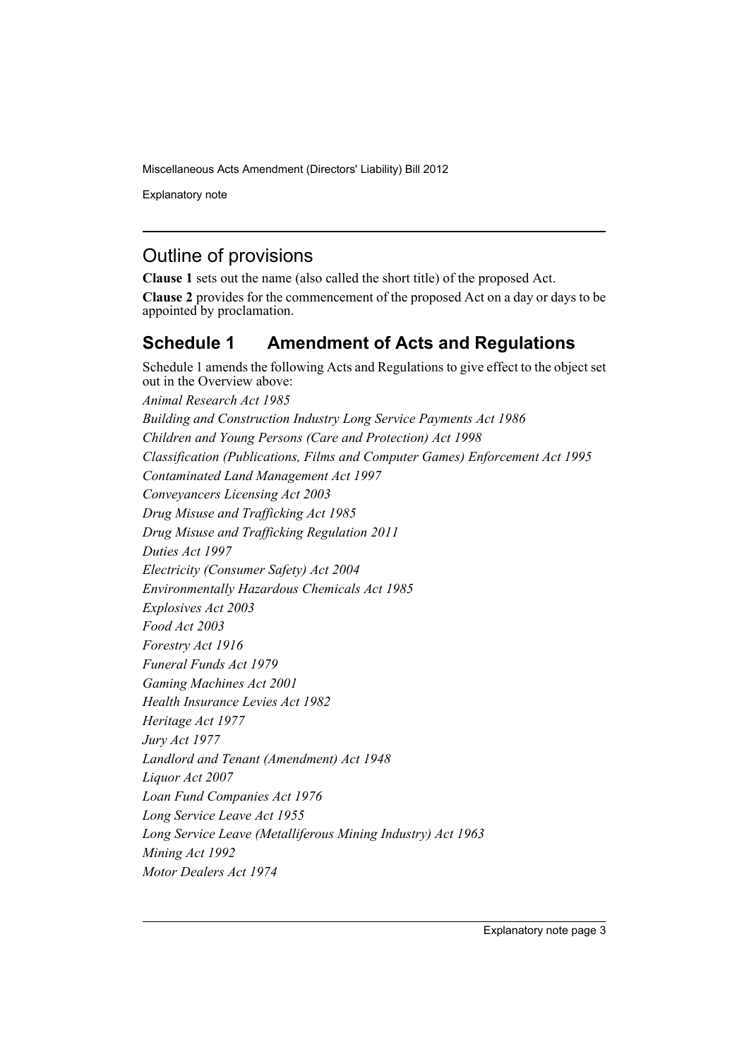## Outline of provisions

**Clause 1** sets out the name (also called the short title) of the proposed Act.

**Clause 2** provides for the commencement of the proposed Act on a day or days to be appointed by proclamation.

## Schedule 1 Amendment of Acts and Regulations

Schedule 1 amends the following Acts and Regulations to give effect to the object set out in the Overview above:

*Animal Research Act 1985*

*Building and Construction Industry Long Service Payments Act 1986*

*Children and Young Persons (Care and Protection) Act 1998*

*Classification (Publications, Films and Computer Games) Enforcement Act 1995*

*Contaminated Land Management Act 1997*

*Conveyancers Licensing Act 2003*

*Drug Misuse and Trafficking Act 1985*

*Drug Misuse and Trafficking Regulation 2011*

*Duties Act 1997*

*Electricity (Consumer Safety) Act 2004*

*Environmentally Hazardous Chemicals Act 1985*

*Explosives Act 2003*

*Food Act 2003*

*Forestry Act 1916*

*Funeral Funds Act 1979*

*Gaming Machines Act 2001*

*Health Insurance Levies Act 1982*

*Heritage Act 1977*

*Jury Act 1977*

*Landlord and Tenant (Amendment) Act 1948*

*Liquor Act 2007*

*Loan Fund Companies Act 1976*

*Long Service Leave Act 1955*

*Long Service Leave (Metalliferous Mining Industry) Act 1963*

*Mining Act 1992*

*Motor Dealers Act 1974*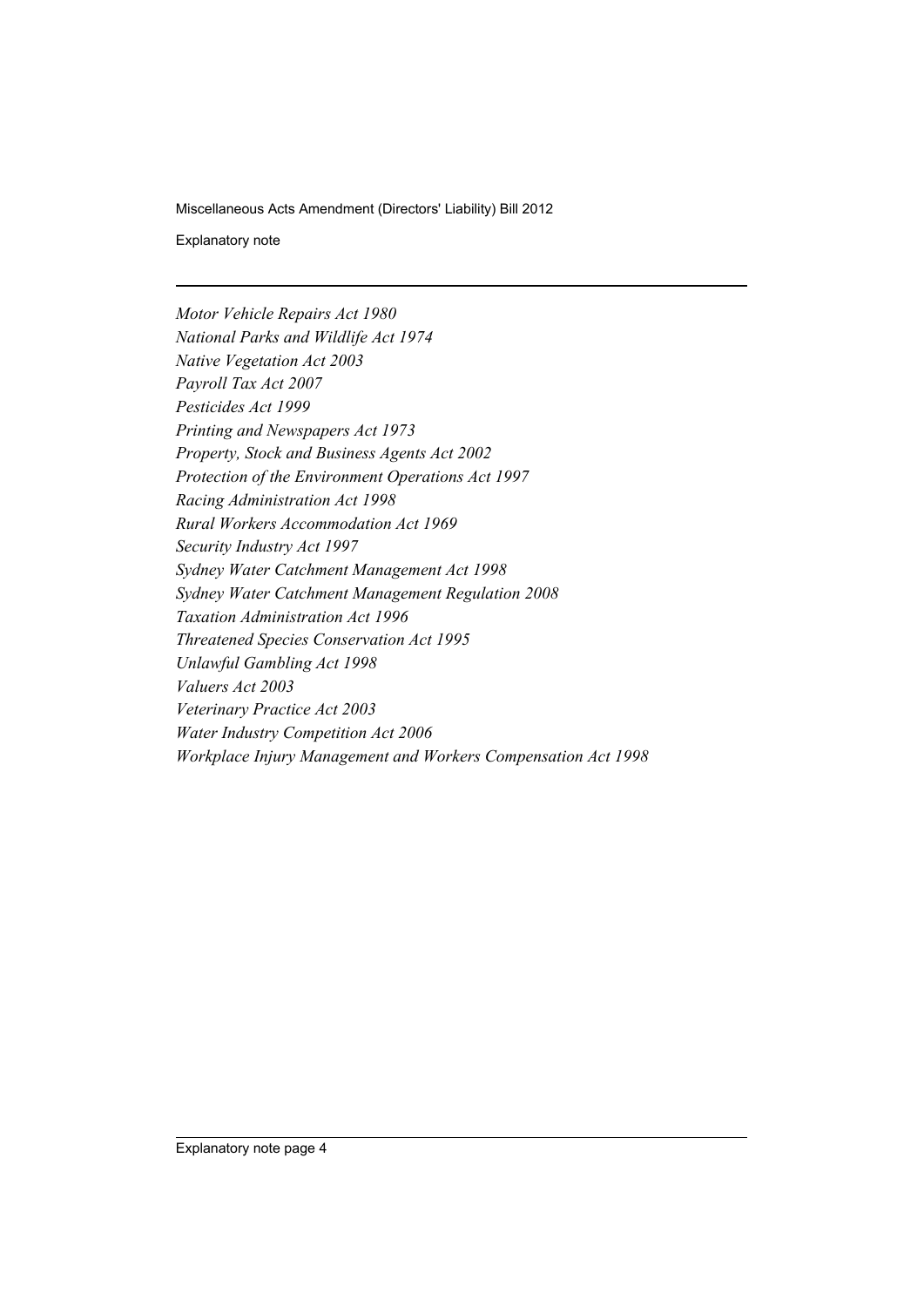*Motor Vehicle Repairs Act 1980*
*National Parks and Wildlife Act 1974*
*Native Vegetation Act 2003*
*Payroll Tax Act 2007*
*Pesticides Act 1999*
*Printing and Newspapers Act 1973*
*Property, Stock and Business Agents Act 2002*
*Protection of the Environment Operations Act 1997*
*Racing Administration Act 1998*
*Rural Workers Accommodation Act 1969*
*Security Industry Act 1997*
*Sydney Water Catchment Management Act 1998*
*Sydney Water Catchment Management Regulation 2008*
*Taxation Administration Act 1996*
*Threatened Species Conservation Act 1995*
*Unlawful Gambling Act 1998*
*Valuers Act 2003*
*Veterinary Practice Act 2003*
*Water Industry Competition Act 2006*
*Workplace Injury Management and Workers Compensation Act 1998*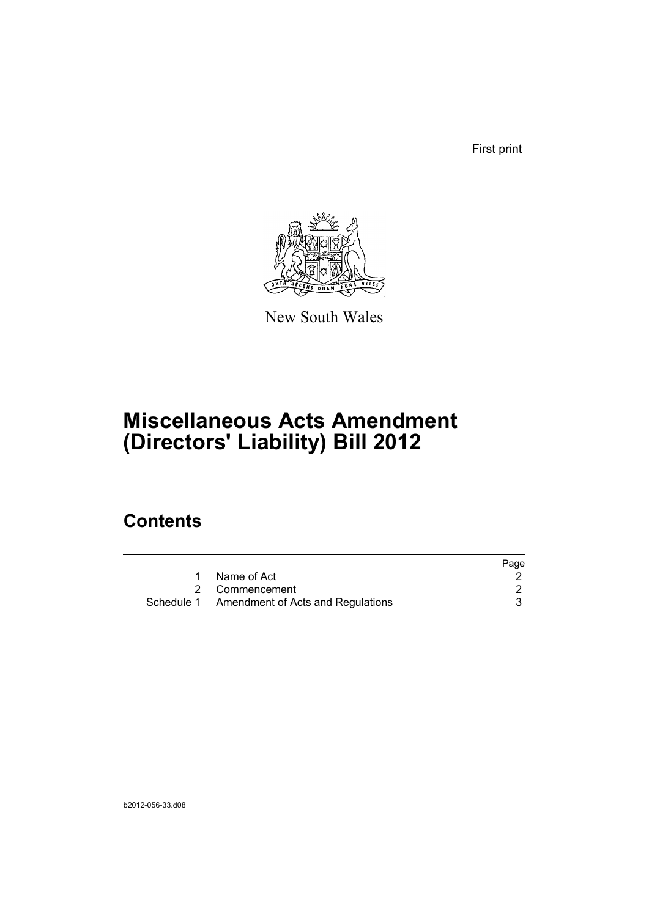First print

New South Wales

# Miscellaneous Acts Amendment (Directors' Liability) Bill 2012

## Contents

| | | Page |
|---|---|---|
| 1 | Name of Act | 2 |
| 2 | Commencement | 2 |
| Schedule 1 | Amendment of Acts and Regulations | 3 |

b2012-056-33.d08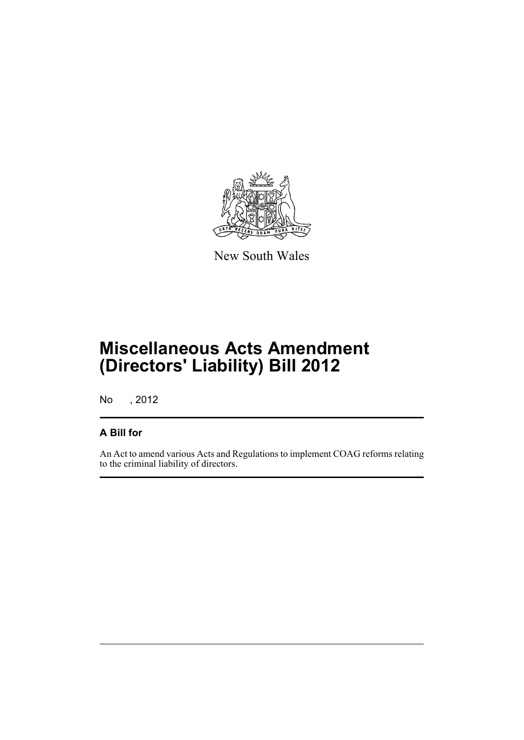New South Wales

# Miscellaneous Acts Amendment (Directors' Liability) Bill 2012

No , 2012

## A Bill for

An Act to amend various Acts and Regulations to implement COAG reforms relating to the criminal liability of directors.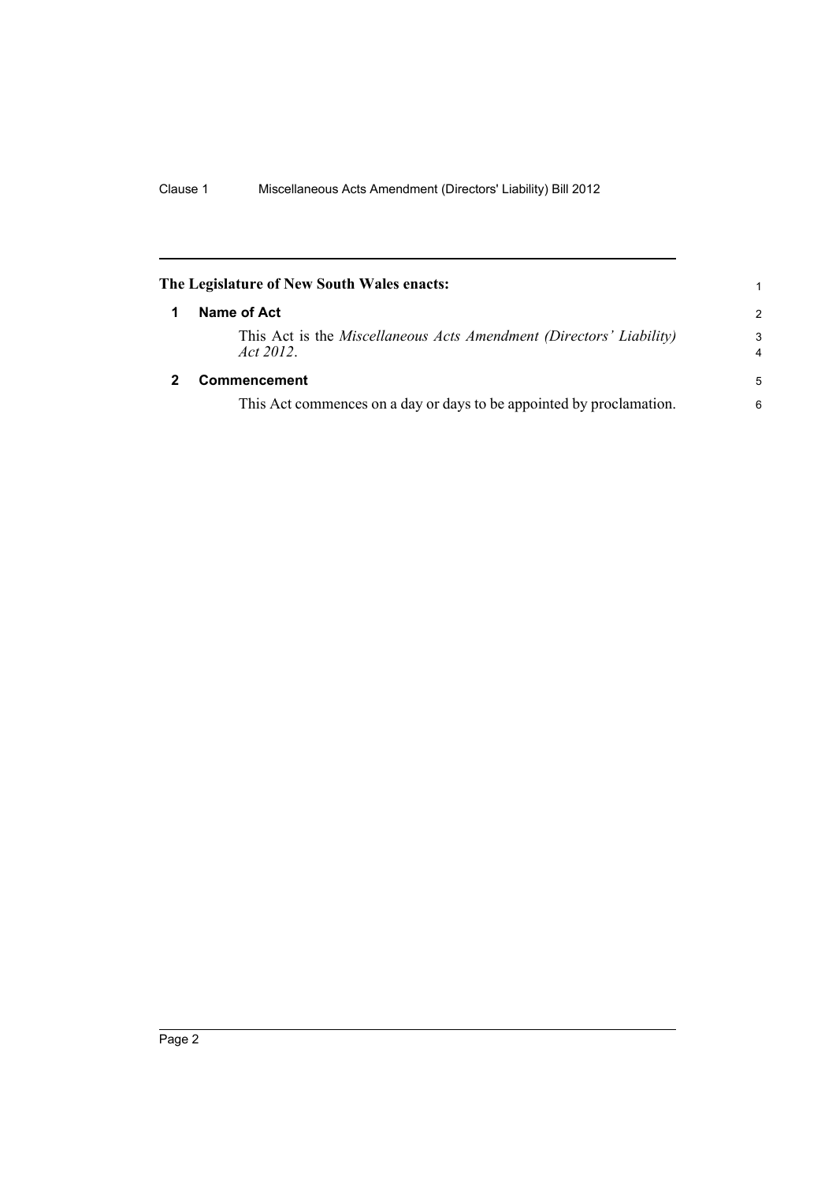**The Legislature of New South Wales enacts:**

## 1 Name of Act

This Act is the *Miscellaneous Acts Amendment (Directors' Liability) Act 2012*.

## 2 Commencement

This Act commences on a day or days to be appointed by proclamation.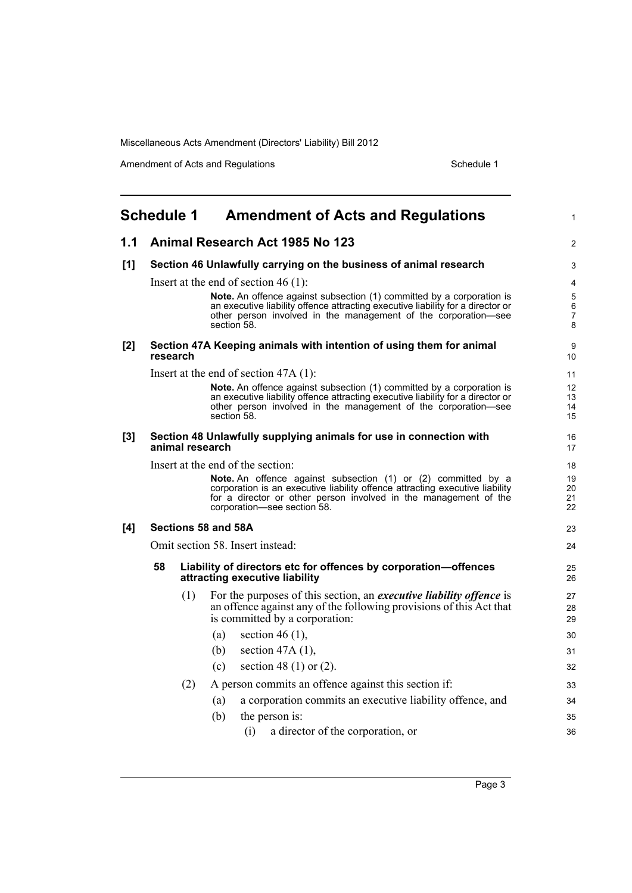## Schedule 1 Amendment of Acts and Regulations

### 1.1 Animal Research Act 1985 No 123

**[1] Section 46 Unlawfully carrying on the business of animal research**

Insert at the end of section 46 (1):

> **Note.** An offence against subsection (1) committed by a corporation is an executive liability offence attracting executive liability for a director or other person involved in the management of the corporation—see section 58.

**[2] Section 47A Keeping animals with intention of using them for animal research**

Insert at the end of section 47A (1):

> **Note.** An offence against subsection (1) committed by a corporation is an executive liability offence attracting executive liability for a director or other person involved in the management of the corporation—see section 58.

**[3] Section 48 Unlawfully supplying animals for use in connection with animal research**

Insert at the end of the section:

> **Note.** An offence against subsection (1) or (2) committed by a corporation is an executive liability offence attracting executive liability for a director or other person involved in the management of the corporation—see section 58.

**[4] Sections 58 and 58A**

Omit section 58. Insert instead:

**58 Liability of directors etc for offences by corporation—offences attracting executive liability**

(1) For the purposes of this section, an ***executive liability offence*** is an offence against any of the following provisions of this Act that is committed by a corporation:

(a) section 46 (1),

(b) section 47A (1),

(c) section 48 (1) or (2).

(2) A person commits an offence against this section if:

(a) a corporation commits an executive liability offence, and

(b) the person is:

(i) a director of the corporation, or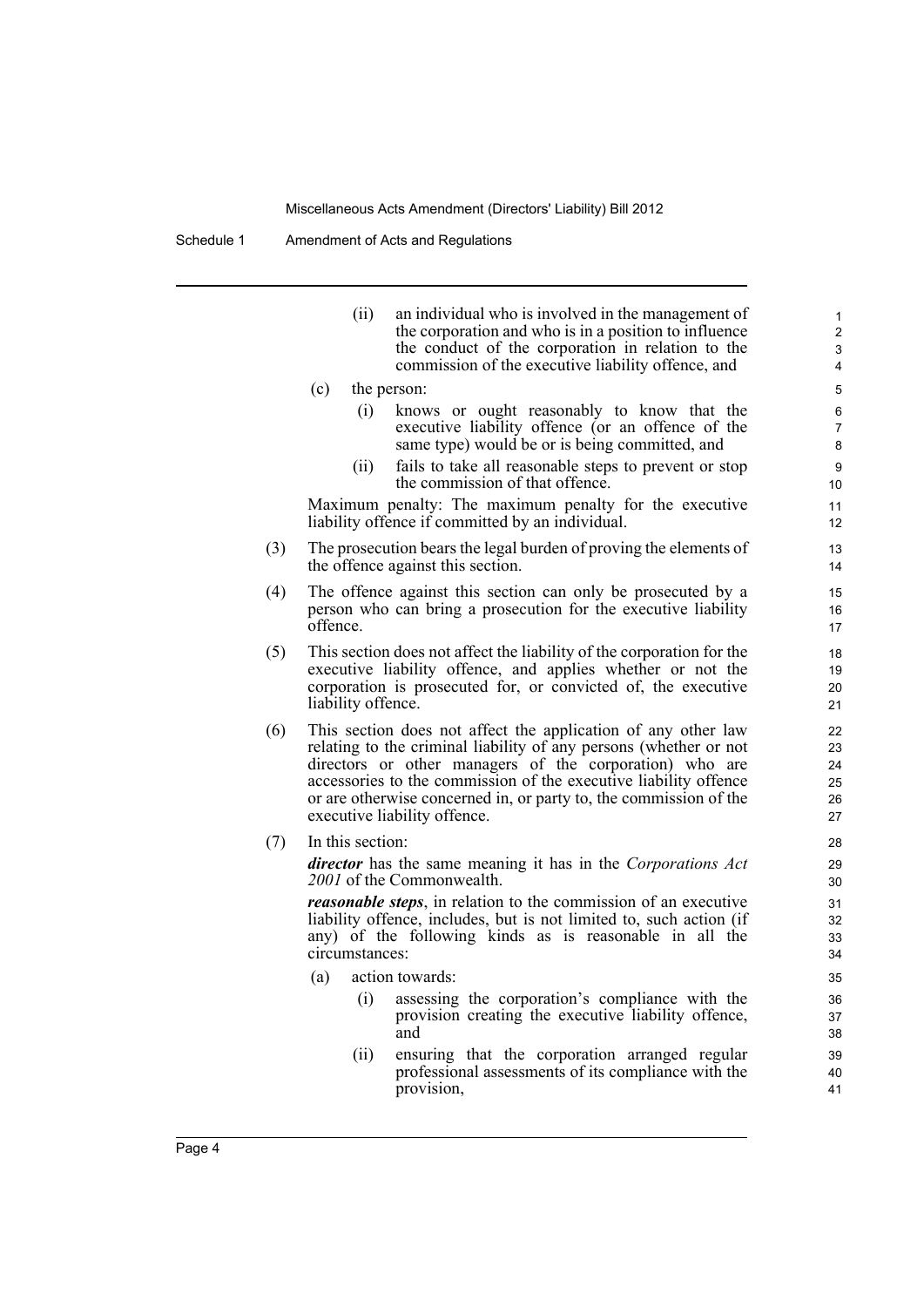(ii) an individual who is involved in the management of the corporation and who is in a position to influence the conduct of the corporation in relation to the commission of the executive liability offence, and

(c) the person:

(i) knows or ought reasonably to know that the executive liability offence (or an offence of the same type) would be or is being committed, and

(ii) fails to take all reasonable steps to prevent or stop the commission of that offence.

Maximum penalty: The maximum penalty for the executive liability offence if committed by an individual.

(3) The prosecution bears the legal burden of proving the elements of the offence against this section.

(4) The offence against this section can only be prosecuted by a person who can bring a prosecution for the executive liability offence.

(5) This section does not affect the liability of the corporation for the executive liability offence, and applies whether or not the corporation is prosecuted for, or convicted of, the executive liability offence.

(6) This section does not affect the application of any other law relating to the criminal liability of any persons (whether or not directors or other managers of the corporation) who are accessories to the commission of the executive liability offence or are otherwise concerned in, or party to, the commission of the executive liability offence.

(7) In this section:

***director*** has the same meaning it has in the *Corporations Act 2001* of the Commonwealth.

***reasonable steps***, in relation to the commission of an executive liability offence, includes, but is not limited to, such action (if any) of the following kinds as is reasonable in all the circumstances:

(a) action towards:

(i) assessing the corporation's compliance with the provision creating the executive liability offence, and

(ii) ensuring that the corporation arranged regular professional assessments of its compliance with the provision,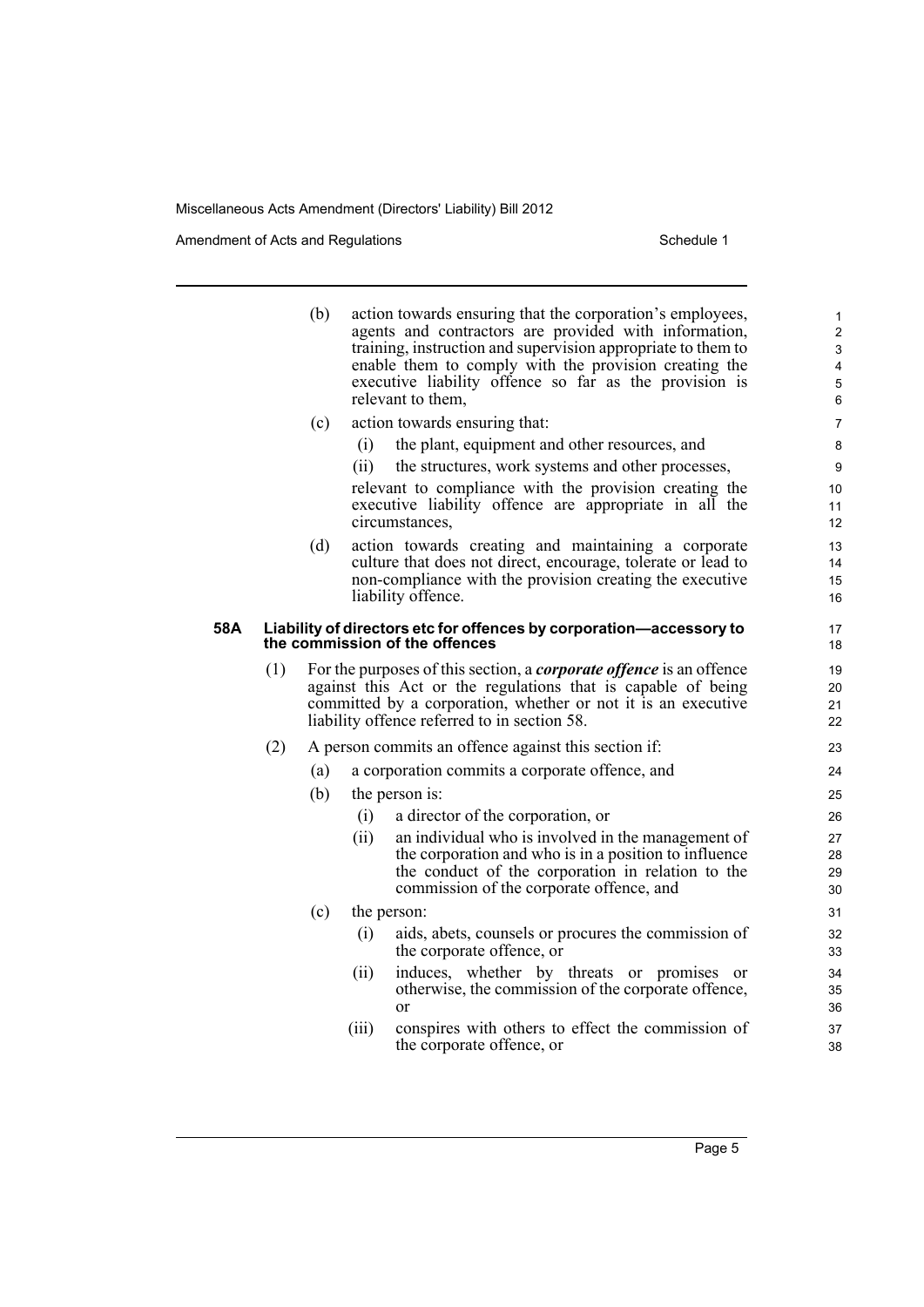(b) action towards ensuring that the corporation's employees, agents and contractors are provided with information, training, instruction and supervision appropriate to them to enable them to comply with the provision creating the executive liability offence so far as the provision is relevant to them,

(c) action towards ensuring that:

(i) the plant, equipment and other resources, and

(ii) the structures, work systems and other processes,

relevant to compliance with the provision creating the executive liability offence are appropriate in all the circumstances,

(d) action towards creating and maintaining a corporate culture that does not direct, encourage, tolerate or lead to non-compliance with the provision creating the executive liability offence.

**58A Liability of directors etc for offences by corporation—accessory to the commission of the offences**

(1) For the purposes of this section, a ***corporate offence*** is an offence against this Act or the regulations that is capable of being committed by a corporation, whether or not it is an executive liability offence referred to in section 58.

(2) A person commits an offence against this section if:

(a) a corporation commits a corporate offence, and

(b) the person is:

(i) a director of the corporation, or

(ii) an individual who is involved in the management of the corporation and who is in a position to influence the conduct of the corporation in relation to the commission of the corporate offence, and

(c) the person:

(i) aids, abets, counsels or procures the commission of the corporate offence, or

(ii) induces, whether by threats or promises or otherwise, the commission of the corporate offence, or

(iii) conspires with others to effect the commission of the corporate offence, or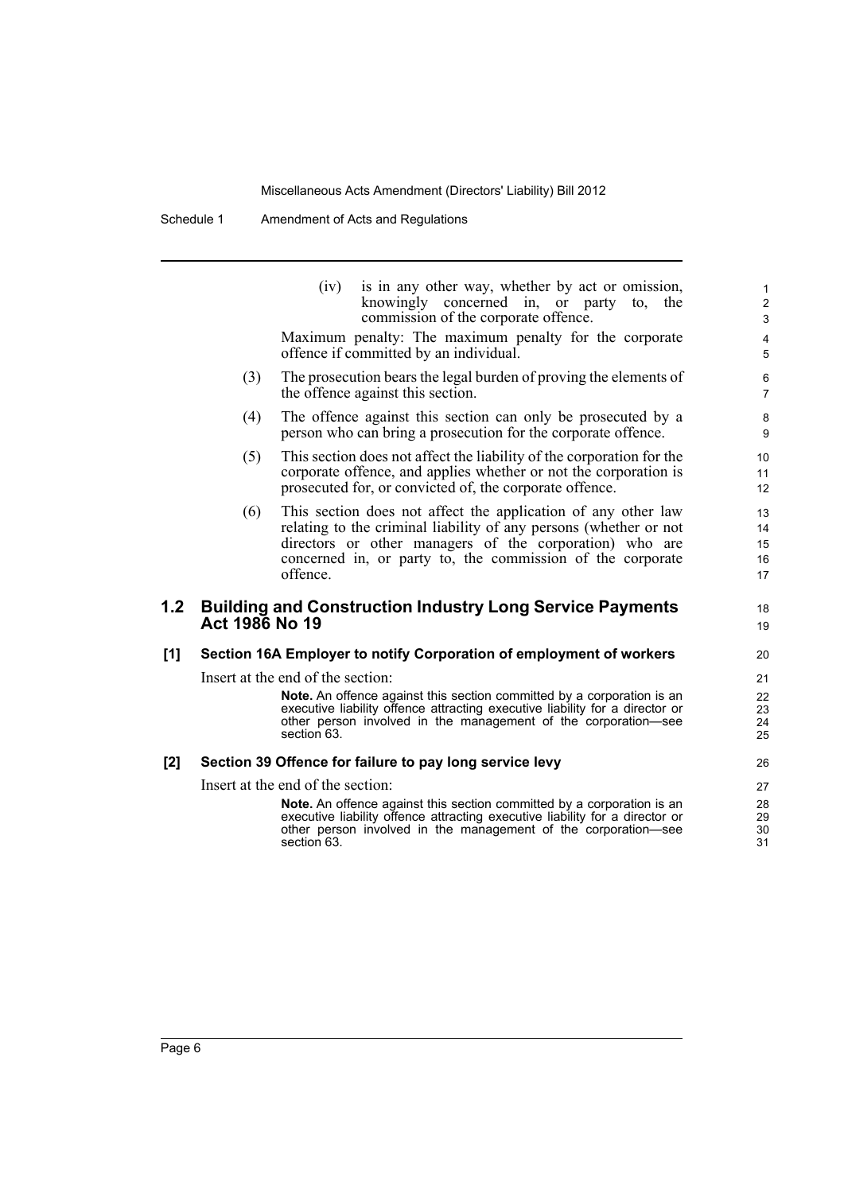(iv) is in any other way, whether by act or omission, knowingly concerned in, or party to, the commission of the corporate offence.

Maximum penalty: The maximum penalty for the corporate offence if committed by an individual.

(3) The prosecution bears the legal burden of proving the elements of the offence against this section.

(4) The offence against this section can only be prosecuted by a person who can bring a prosecution for the corporate offence.

(5) This section does not affect the liability of the corporation for the corporate offence, and applies whether or not the corporation is prosecuted for, or convicted of, the corporate offence.

(6) This section does not affect the application of any other law relating to the criminal liability of any persons (whether or not directors or other managers of the corporation) who are concerned in, or party to, the commission of the corporate offence.

## 1.2 Building and Construction Industry Long Service Payments Act 1986 No 19

### [1] Section 16A Employer to notify Corporation of employment of workers

Insert at the end of the section:

**Note.** An offence against this section committed by a corporation is an executive liability offence attracting executive liability for a director or other person involved in the management of the corporation—see section 63.

### [2] Section 39 Offence for failure to pay long service levy

Insert at the end of the section:

**Note.** An offence against this section committed by a corporation is an executive liability offence attracting executive liability for a director or other person involved in the management of the corporation—see section 63.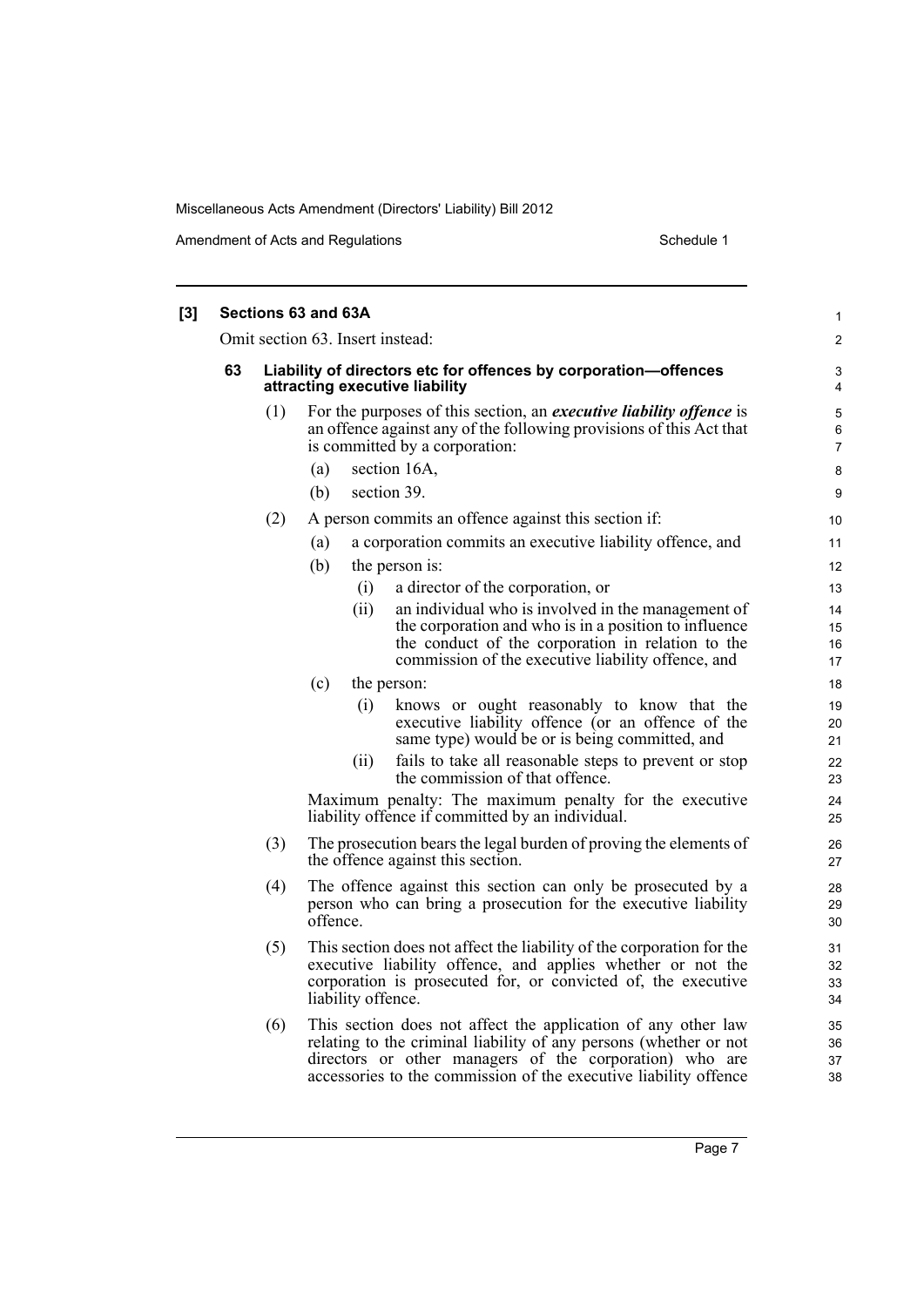## [3] Sections 63 and 63A

Omit section 63. Insert instead:

### 63 Liability of directors etc for offences by corporation—offences attracting executive liability

(1) For the purposes of this section, an ***executive liability offence*** is an offence against any of the following provisions of this Act that is committed by a corporation:

- (a) section 16A,
- (b) section 39.

(2) A person commits an offence against this section if:

- (a) a corporation commits an executive liability offence, and
- (b) the person is:
  - (i) a director of the corporation, or
  - (ii) an individual who is involved in the management of the corporation and who is in a position to influence the conduct of the corporation in relation to the commission of the executive liability offence, and
- (c) the person:
  - (i) knows or ought reasonably to know that the executive liability offence (or an offence of the same type) would be or is being committed, and
  - (ii) fails to take all reasonable steps to prevent or stop the commission of that offence.

Maximum penalty: The maximum penalty for the executive liability offence if committed by an individual.

(3) The prosecution bears the legal burden of proving the elements of the offence against this section.

(4) The offence against this section can only be prosecuted by a person who can bring a prosecution for the executive liability offence.

(5) This section does not affect the liability of the corporation for the executive liability offence, and applies whether or not the corporation is prosecuted for, or convicted of, the executive liability offence.

(6) This section does not affect the application of any other law relating to the criminal liability of any persons (whether or not directors or other managers of the corporation) who are accessories to the commission of the executive liability offence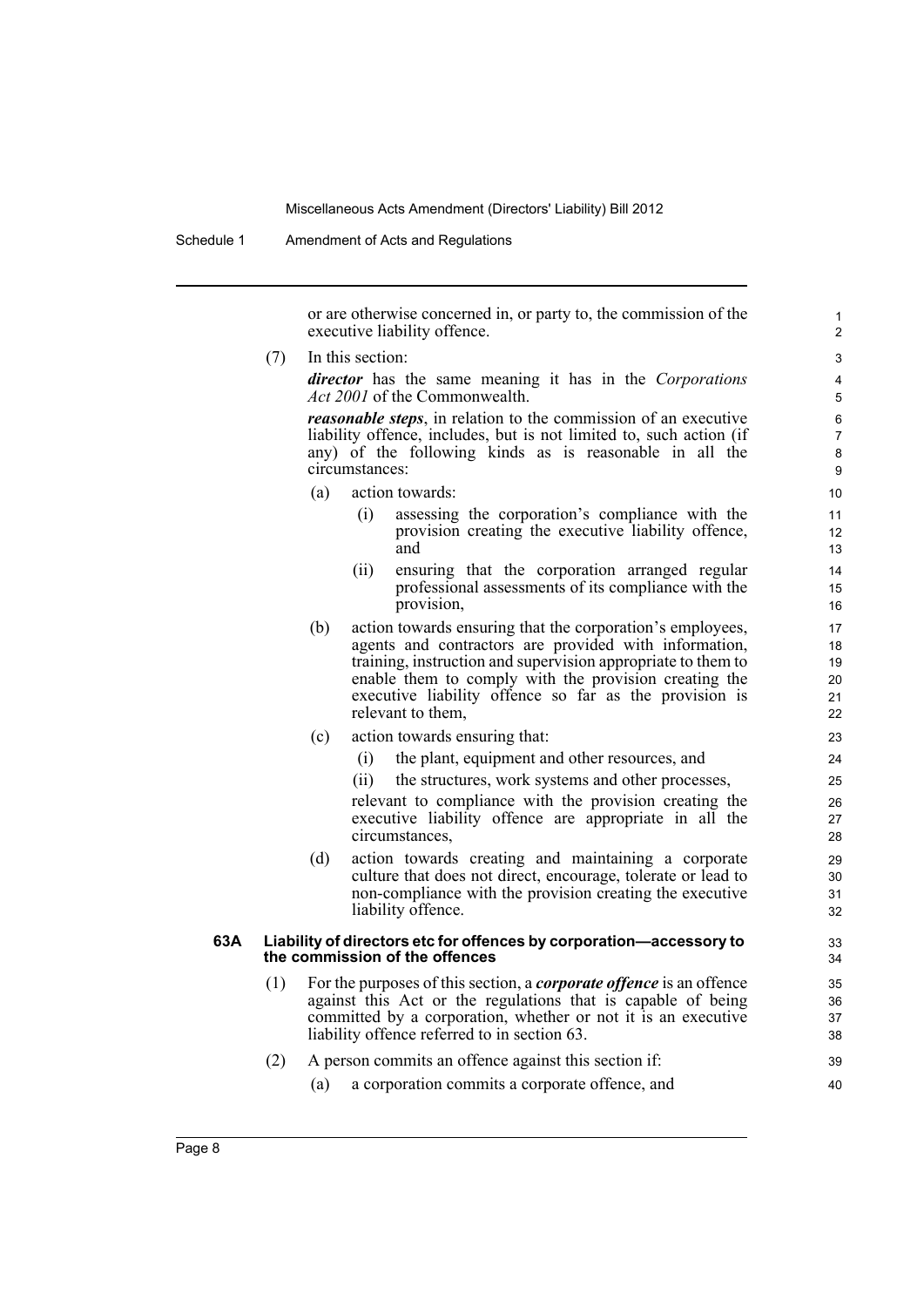or are otherwise concerned in, or party to, the commission of the executive liability offence.

(7) In this section:

***director*** has the same meaning it has in the *Corporations Act 2001* of the Commonwealth.

***reasonable steps***, in relation to the commission of an executive liability offence, includes, but is not limited to, such action (if any) of the following kinds as is reasonable in all the circumstances:

(a) action towards:

(i) assessing the corporation's compliance with the provision creating the executive liability offence, and

(ii) ensuring that the corporation arranged regular professional assessments of its compliance with the provision,

(b) action towards ensuring that the corporation's employees, agents and contractors are provided with information, training, instruction and supervision appropriate to them to enable them to comply with the provision creating the executive liability offence so far as the provision is relevant to them,

(c) action towards ensuring that:

(i) the plant, equipment and other resources, and

(ii) the structures, work systems and other processes,

relevant to compliance with the provision creating the executive liability offence are appropriate in all the circumstances,

(d) action towards creating and maintaining a corporate culture that does not direct, encourage, tolerate or lead to non-compliance with the provision creating the executive liability offence.

### 63A Liability of directors etc for offences by corporation—accessory to the commission of the offences

(1) For the purposes of this section, a ***corporate offence*** is an offence against this Act or the regulations that is capable of being committed by a corporation, whether or not it is an executive liability offence referred to in section 63.

(2) A person commits an offence against this section if:

(a) a corporation commits a corporate offence, and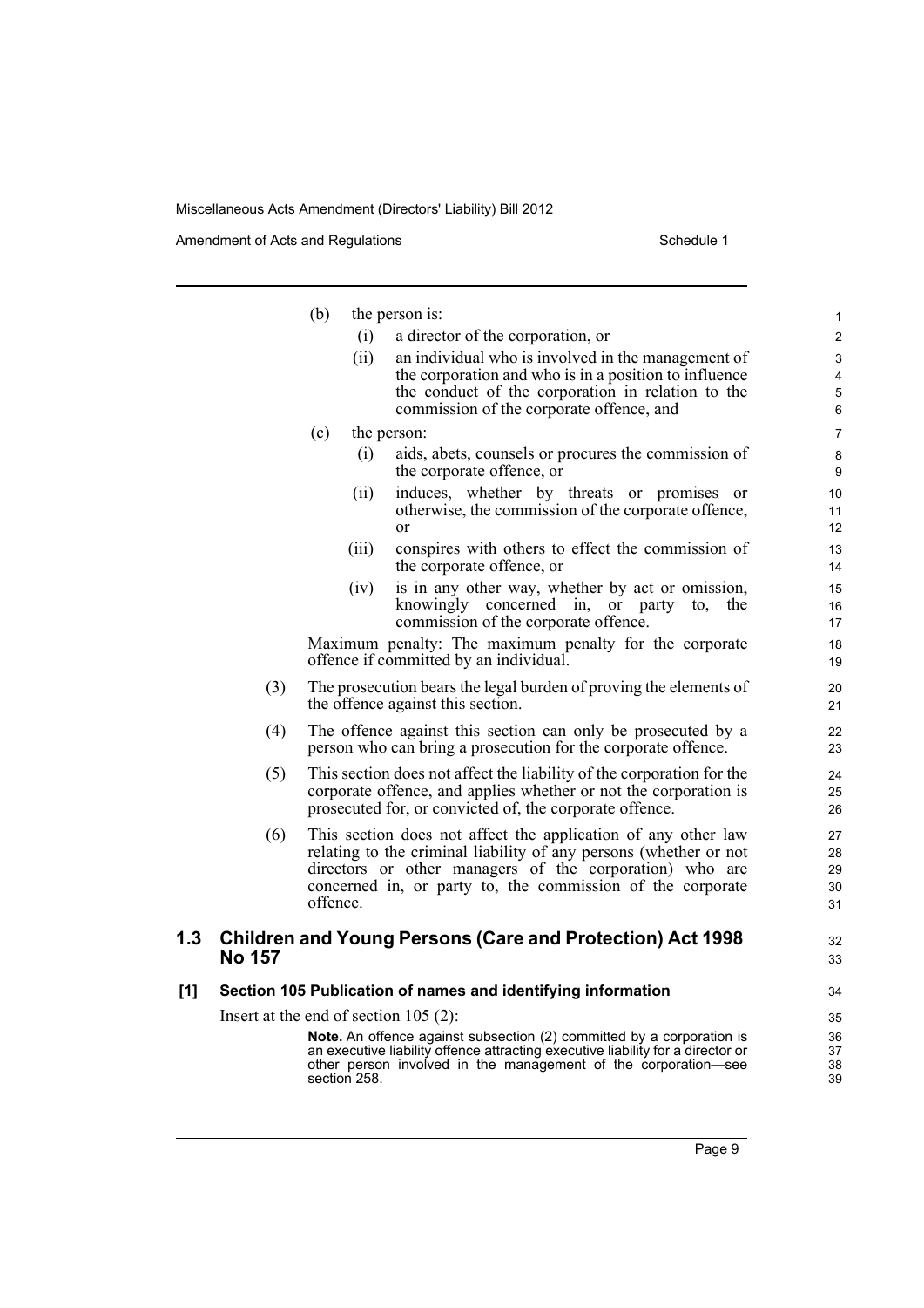(b) the person is:

(i) a director of the corporation, or

(ii) an individual who is involved in the management of the corporation and who is in a position to influence the conduct of the corporation in relation to the commission of the corporate offence, and

(c) the person:

(i) aids, abets, counsels or procures the commission of the corporate offence, or

(ii) induces, whether by threats or promises or otherwise, the commission of the corporate offence, or

(iii) conspires with others to effect the commission of the corporate offence, or

(iv) is in any other way, whether by act or omission, knowingly concerned in, or party to, the commission of the corporate offence.

Maximum penalty: The maximum penalty for the corporate offence if committed by an individual.

(3) The prosecution bears the legal burden of proving the elements of the offence against this section.

(4) The offence against this section can only be prosecuted by a person who can bring a prosecution for the corporate offence.

(5) This section does not affect the liability of the corporation for the corporate offence, and applies whether or not the corporation is prosecuted for, or convicted of, the corporate offence.

(6) This section does not affect the application of any other law relating to the criminal liability of any persons (whether or not directors or other managers of the corporation) who are concerned in, or party to, the commission of the corporate offence.

## 1.3 Children and Young Persons (Care and Protection) Act 1998 No 157

### [1] Section 105 Publication of names and identifying information

Insert at the end of section 105 (2):

**Note.** An offence against subsection (2) committed by a corporation is an executive liability offence attracting executive liability for a director or other person involved in the management of the corporation—see section 258.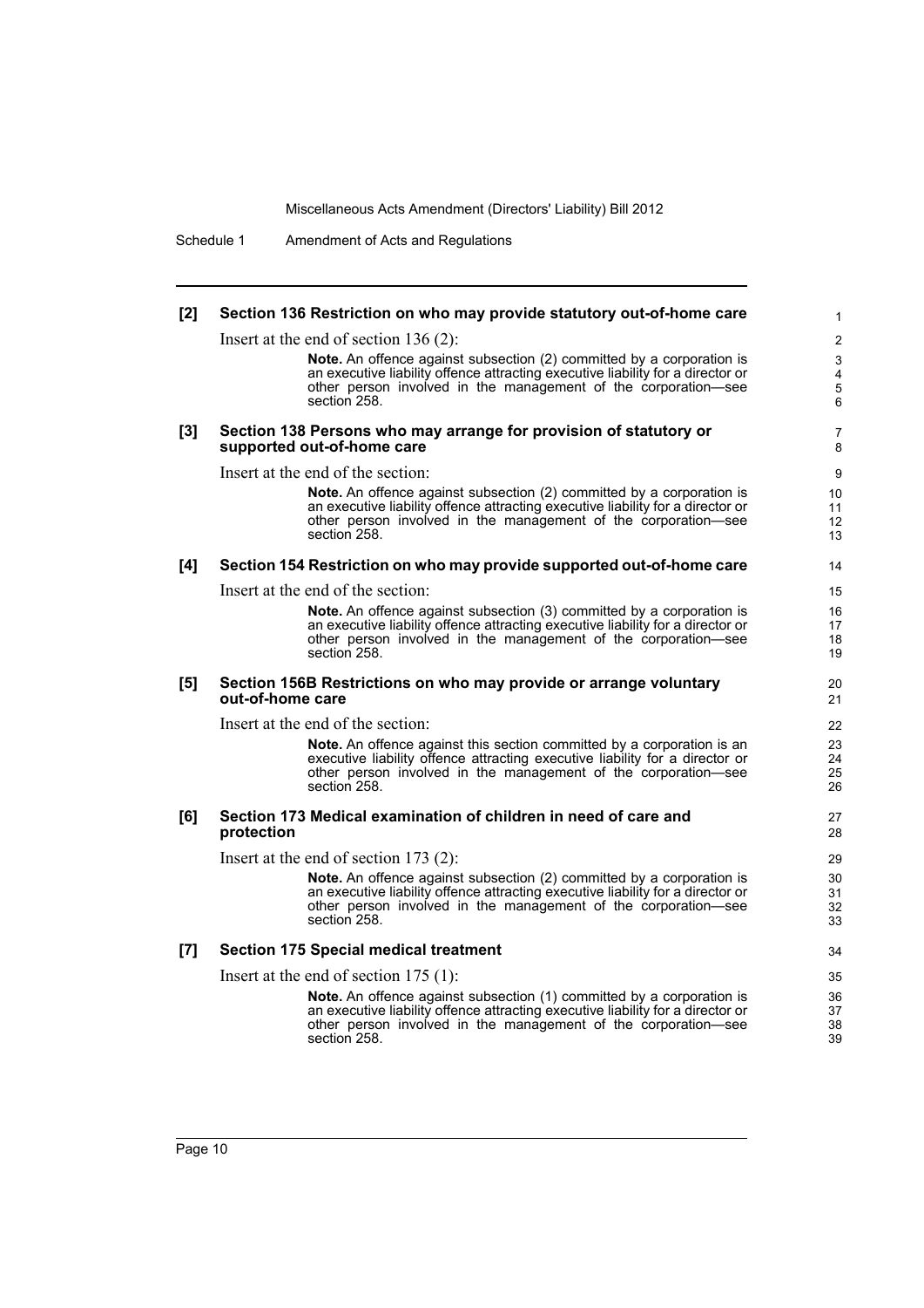**[2] Section 136 Restriction on who may provide statutory out-of-home care**

Insert at the end of section 136 (2):

> **Note.** An offence against subsection (2) committed by a corporation is an executive liability offence attracting executive liability for a director or other person involved in the management of the corporation—see section 258.

**[3] Section 138 Persons who may arrange for provision of statutory or supported out-of-home care**

Insert at the end of the section:

> **Note.** An offence against subsection (2) committed by a corporation is an executive liability offence attracting executive liability for a director or other person involved in the management of the corporation—see section 258.

**[4] Section 154 Restriction on who may provide supported out-of-home care**

Insert at the end of the section:

> **Note.** An offence against subsection (3) committed by a corporation is an executive liability offence attracting executive liability for a director or other person involved in the management of the corporation—see section 258.

**[5] Section 156B Restrictions on who may provide or arrange voluntary out-of-home care**

Insert at the end of the section:

> **Note.** An offence against this section committed by a corporation is an executive liability offence attracting executive liability for a director or other person involved in the management of the corporation—see section 258.

**[6] Section 173 Medical examination of children in need of care and protection**

Insert at the end of section 173 (2):

> **Note.** An offence against subsection (2) committed by a corporation is an executive liability offence attracting executive liability for a director or other person involved in the management of the corporation—see section 258.

**[7] Section 175 Special medical treatment**

Insert at the end of section 175 (1):

> **Note.** An offence against subsection (1) committed by a corporation is an executive liability offence attracting executive liability for a director or other person involved in the management of the corporation—see section 258.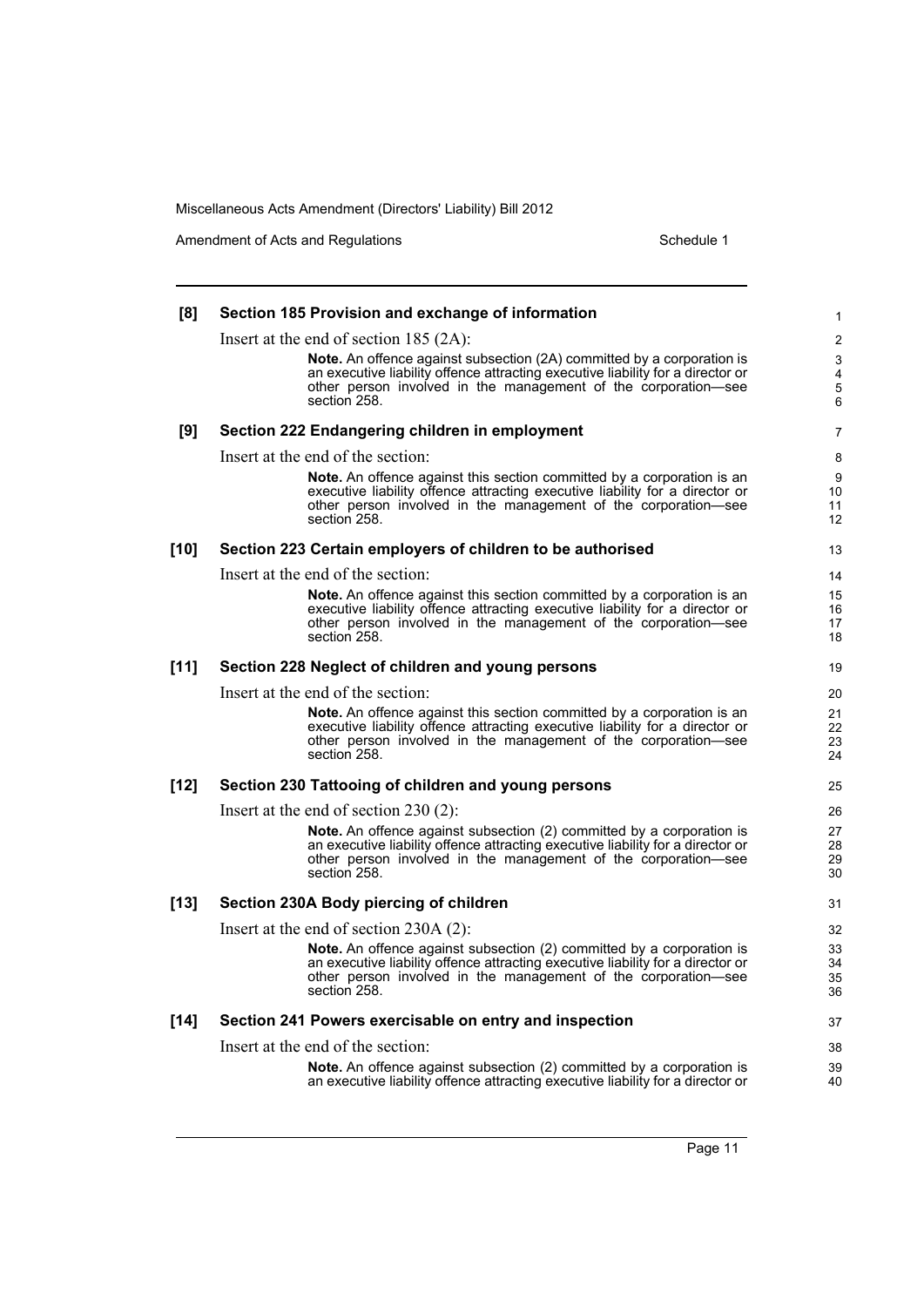**[8] Section 185 Provision and exchange of information**

Insert at the end of section 185 (2A):

> **Note.** An offence against subsection (2A) committed by a corporation is an executive liability offence attracting executive liability for a director or other person involved in the management of the corporation—see section 258.

**[9] Section 222 Endangering children in employment**

Insert at the end of the section:

> **Note.** An offence against this section committed by a corporation is an executive liability offence attracting executive liability for a director or other person involved in the management of the corporation—see section 258.

**[10] Section 223 Certain employers of children to be authorised**

Insert at the end of the section:

> **Note.** An offence against this section committed by a corporation is an executive liability offence attracting executive liability for a director or other person involved in the management of the corporation—see section 258.

**[11] Section 228 Neglect of children and young persons**

Insert at the end of the section:

> **Note.** An offence against this section committed by a corporation is an executive liability offence attracting executive liability for a director or other person involved in the management of the corporation—see section 258.

**[12] Section 230 Tattooing of children and young persons**

Insert at the end of section 230 (2):

> **Note.** An offence against subsection (2) committed by a corporation is an executive liability offence attracting executive liability for a director or other person involved in the management of the corporation—see section 258.

**[13] Section 230A Body piercing of children**

Insert at the end of section 230A (2):

> **Note.** An offence against subsection (2) committed by a corporation is an executive liability offence attracting executive liability for a director or other person involved in the management of the corporation—see section 258.

**[14] Section 241 Powers exercisable on entry and inspection**

Insert at the end of the section:

> **Note.** An offence against subsection (2) committed by a corporation is an executive liability offence attracting executive liability for a director or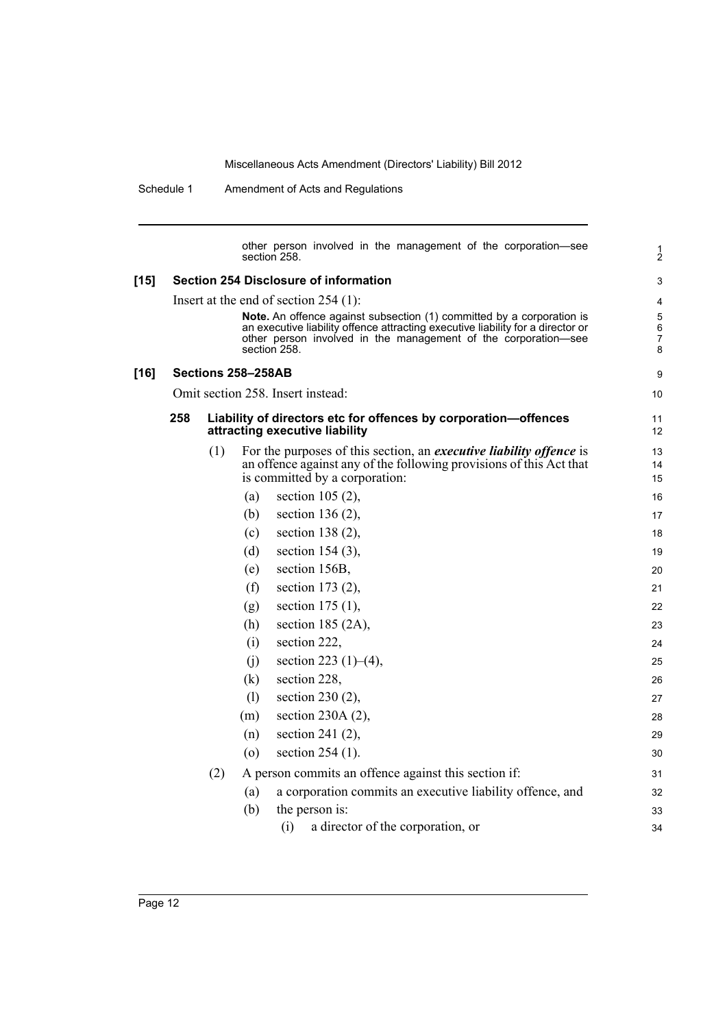other person involved in the management of the corporation—see section 258.

**[15] Section 254 Disclosure of information**

Insert at the end of section 254 (1):

**Note.** An offence against subsection (1) committed by a corporation is an executive liability offence attracting executive liability for a director or other person involved in the management of the corporation—see section 258.

**[16] Sections 258–258AB**

Omit section 258. Insert instead:

**258 Liability of directors etc for offences by corporation—offences attracting executive liability**

(1) For the purposes of this section, an ***executive liability offence*** is an offence against any of the following provisions of this Act that is committed by a corporation:

- (a) section 105 (2),
- (b) section 136 (2),
- (c) section 138 (2),
- (d) section 154 (3),
- (e) section 156B,
- (f) section 173 (2),
- (g) section 175 (1),
- (h) section 185 (2A),
- (i) section 222,
- (j) section 223 (1)–(4),
- (k) section 228,
- (l) section 230 (2),
- (m) section 230A (2),
- (n) section 241 (2),
- (o) section 254 (1).

(2) A person commits an offence against this section if:

- (a) a corporation commits an executive liability offence, and
- (b) the person is:
  - (i) a director of the corporation, or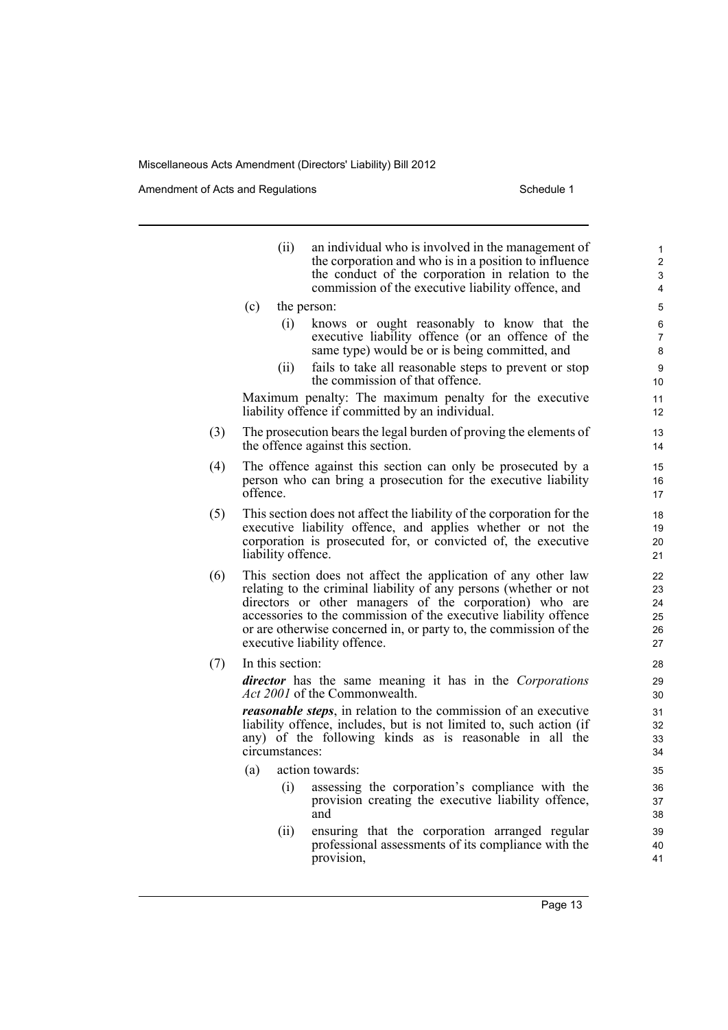(ii) an individual who is involved in the management of the corporation and who is in a position to influence the conduct of the corporation in relation to the commission of the executive liability offence, and

(c) the person:

(i) knows or ought reasonably to know that the executive liability offence (or an offence of the same type) would be or is being committed, and

(ii) fails to take all reasonable steps to prevent or stop the commission of that offence.

Maximum penalty: The maximum penalty for the executive liability offence if committed by an individual.

(3) The prosecution bears the legal burden of proving the elements of the offence against this section.

(4) The offence against this section can only be prosecuted by a person who can bring a prosecution for the executive liability offence.

(5) This section does not affect the liability of the corporation for the executive liability offence, and applies whether or not the corporation is prosecuted for, or convicted of, the executive liability offence.

(6) This section does not affect the application of any other law relating to the criminal liability of any persons (whether or not directors or other managers of the corporation) who are accessories to the commission of the executive liability offence or are otherwise concerned in, or party to, the commission of the executive liability offence.

(7) In this section:

***director*** has the same meaning it has in the *Corporations Act 2001* of the Commonwealth.

***reasonable steps***, in relation to the commission of an executive liability offence, includes, but is not limited to, such action (if any) of the following kinds as is reasonable in all the circumstances:

(a) action towards:

(i) assessing the corporation's compliance with the provision creating the executive liability offence, and

(ii) ensuring that the corporation arranged regular professional assessments of its compliance with the provision,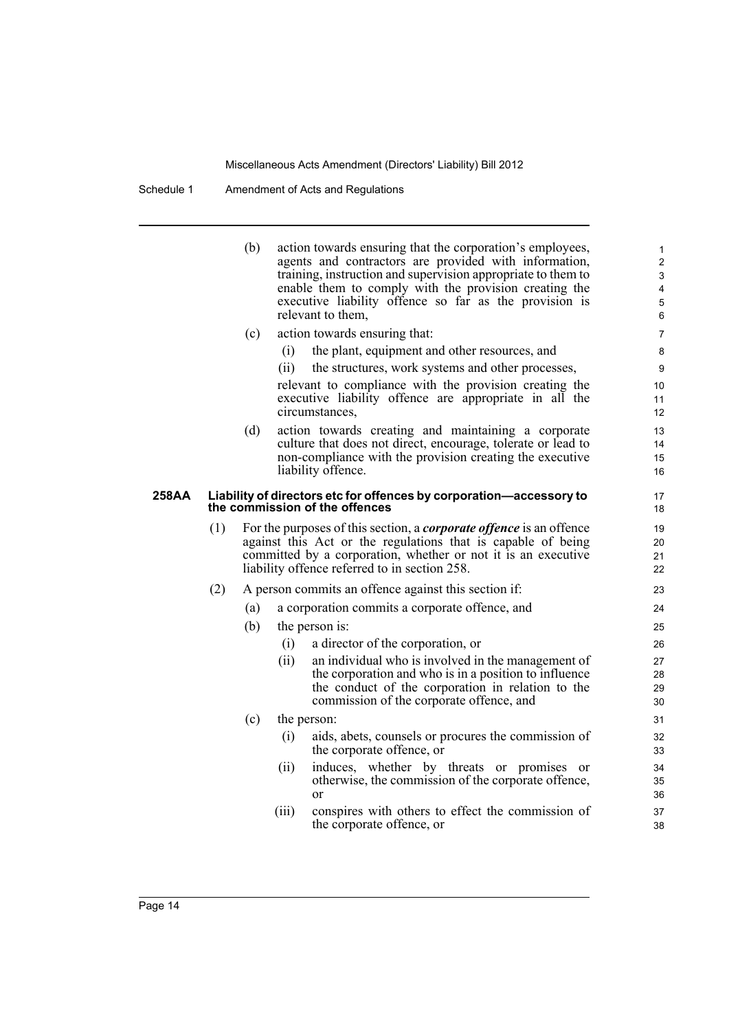(b) action towards ensuring that the corporation's employees, agents and contractors are provided with information, training, instruction and supervision appropriate to them to enable them to comply with the provision creating the executive liability offence so far as the provision is relevant to them,

(c) action towards ensuring that:

(i) the plant, equipment and other resources, and

(ii) the structures, work systems and other processes,

relevant to compliance with the provision creating the executive liability offence are appropriate in all the circumstances,

(d) action towards creating and maintaining a corporate culture that does not direct, encourage, tolerate or lead to non-compliance with the provision creating the executive liability offence.

**258AA Liability of directors etc for offences by corporation—accessory to the commission of the offences**

(1) For the purposes of this section, a ***corporate offence*** is an offence against this Act or the regulations that is capable of being committed by a corporation, whether or not it is an executive liability offence referred to in section 258.

(2) A person commits an offence against this section if:

(a) a corporation commits a corporate offence, and

(b) the person is:

(i) a director of the corporation, or

(ii) an individual who is involved in the management of the corporation and who is in a position to influence the conduct of the corporation in relation to the commission of the corporate offence, and

(c) the person:

(i) aids, abets, counsels or procures the commission of the corporate offence, or

(ii) induces, whether by threats or promises or otherwise, the commission of the corporate offence, or

(iii) conspires with others to effect the commission of the corporate offence, or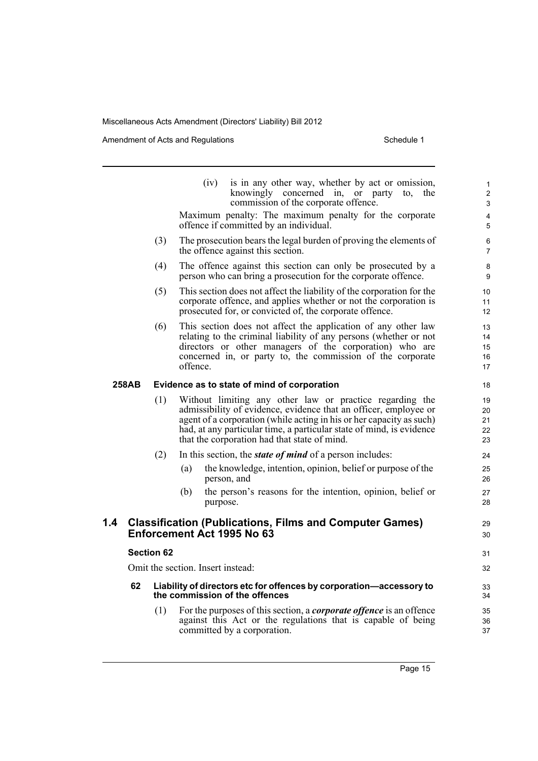(iv) is in any other way, whether by act or omission, knowingly concerned in, or party to, the commission of the corporate offence.

Maximum penalty: The maximum penalty for the corporate offence if committed by an individual.

(3) The prosecution bears the legal burden of proving the elements of the offence against this section.

(4) The offence against this section can only be prosecuted by a person who can bring a prosecution for the corporate offence.

(5) This section does not affect the liability of the corporation for the corporate offence, and applies whether or not the corporation is prosecuted for, or convicted of, the corporate offence.

(6) This section does not affect the application of any other law relating to the criminal liability of any persons (whether or not directors or other managers of the corporation) who are concerned in, or party to, the commission of the corporate offence.

**258AB Evidence as to state of mind of corporation**

(1) Without limiting any other law or practice regarding the admissibility of evidence, evidence that an officer, employee or agent of a corporation (while acting in his or her capacity as such) had, at any particular time, a particular state of mind, is evidence that the corporation had that state of mind.

(2) In this section, the ***state of mind*** of a person includes:

(a) the knowledge, intention, opinion, belief or purpose of the person, and

(b) the person's reasons for the intention, opinion, belief or purpose.

## 1.4 Classification (Publications, Films and Computer Games) Enforcement Act 1995 No 63

### Section 62

Omit the section. Insert instead:

**62 Liability of directors etc for offences by corporation—accessory to the commission of the offences**

(1) For the purposes of this section, a ***corporate offence*** is an offence against this Act or the regulations that is capable of being committed by a corporation.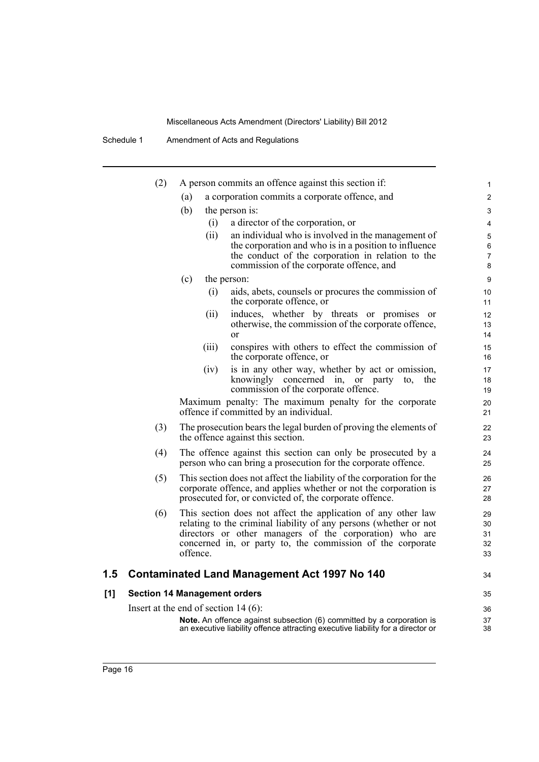(2) A person commits an offence against this section if:

(a) a corporation commits a corporate offence, and

(b) the person is:

(i) a director of the corporation, or

(ii) an individual who is involved in the management of the corporation and who is in a position to influence the conduct of the corporation in relation to the commission of the corporate offence, and

(c) the person:

(i) aids, abets, counsels or procures the commission of the corporate offence, or

(ii) induces, whether by threats or promises or otherwise, the commission of the corporate offence, or

(iii) conspires with others to effect the commission of the corporate offence, or

(iv) is in any other way, whether by act or omission, knowingly concerned in, or party to, the commission of the corporate offence.

Maximum penalty: The maximum penalty for the corporate offence if committed by an individual.

(3) The prosecution bears the legal burden of proving the elements of the offence against this section.

(4) The offence against this section can only be prosecuted by a person who can bring a prosecution for the corporate offence.

(5) This section does not affect the liability of the corporation for the corporate offence, and applies whether or not the corporation is prosecuted for, or convicted of, the corporate offence.

(6) This section does not affect the application of any other law relating to the criminal liability of any persons (whether or not directors or other managers of the corporation) who are concerned in, or party to, the commission of the corporate offence.

## 1.5 Contaminated Land Management Act 1997 No 140

### [1] Section 14 Management orders

Insert at the end of section 14 (6):

**Note.** An offence against subsection (6) committed by a corporation is an executive liability offence attracting executive liability for a director or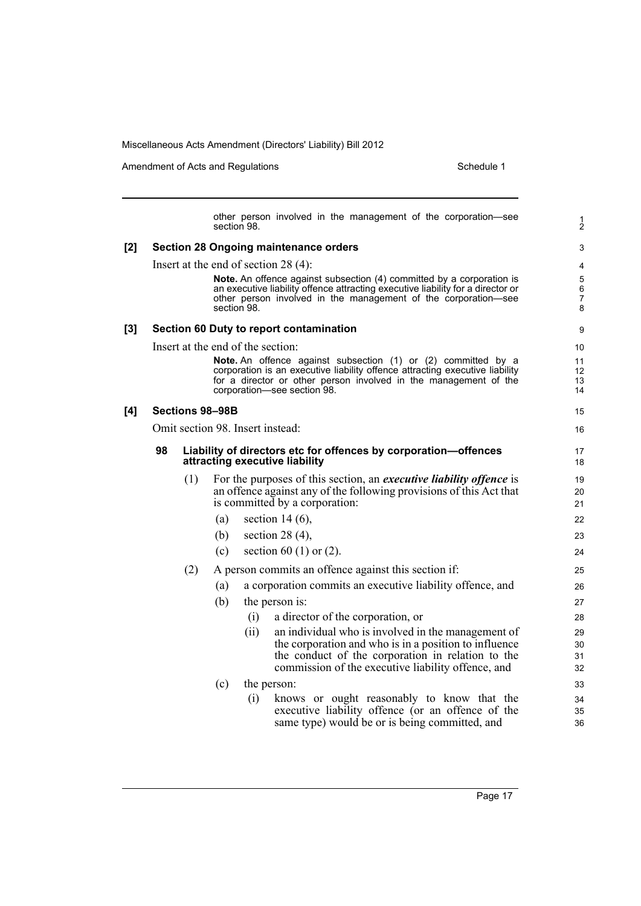other person involved in the management of the corporation—see section 98.

**[2] Section 28 Ongoing maintenance orders**

Insert at the end of section 28 (4):

**Note.** An offence against subsection (4) committed by a corporation is an executive liability offence attracting executive liability for a director or other person involved in the management of the corporation—see section 98.

**[3] Section 60 Duty to report contamination**

Insert at the end of the section:

**Note.** An offence against subsection (1) or (2) committed by a corporation is an executive liability offence attracting executive liability for a director or other person involved in the management of the corporation—see section 98.

**[4] Sections 98–98B**

Omit section 98. Insert instead:

**98 Liability of directors etc for offences by corporation—offences attracting executive liability**

(1) For the purposes of this section, an ***executive liability offence*** is an offence against any of the following provisions of this Act that is committed by a corporation:

- (a) section 14 (6),
- (b) section 28 (4),
- (c) section 60 (1) or (2).

(2) A person commits an offence against this section if:

- (a) a corporation commits an executive liability offence, and
- (b) the person is:
  - (i) a director of the corporation, or
  - (ii) an individual who is involved in the management of the corporation and who is in a position to influence the conduct of the corporation in relation to the commission of the executive liability offence, and
- (c) the person:
  - (i) knows or ought reasonably to know that the executive liability offence (or an offence of the same type) would be or is being committed, and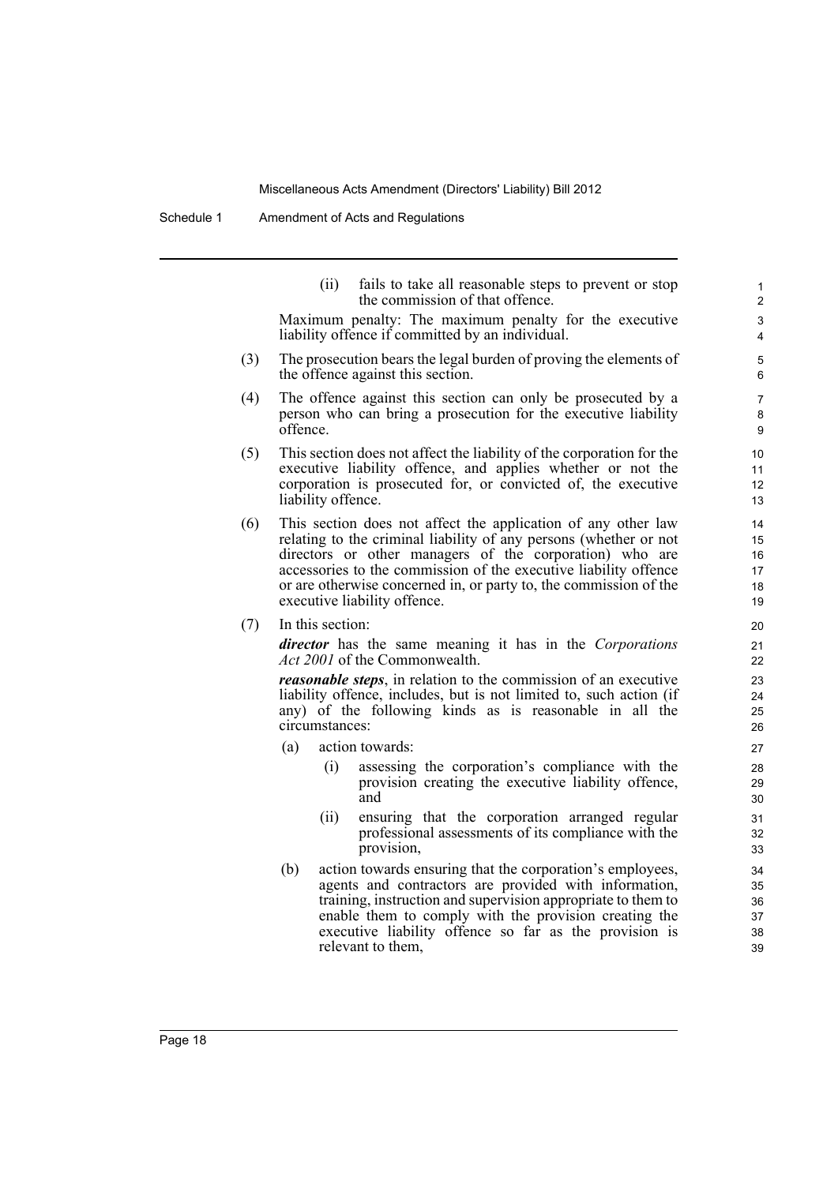(ii) fails to take all reasonable steps to prevent or stop the commission of that offence.

Maximum penalty: The maximum penalty for the executive liability offence if committed by an individual.

(3) The prosecution bears the legal burden of proving the elements of the offence against this section.

(4) The offence against this section can only be prosecuted by a person who can bring a prosecution for the executive liability offence.

(5) This section does not affect the liability of the corporation for the executive liability offence, and applies whether or not the corporation is prosecuted for, or convicted of, the executive liability offence.

(6) This section does not affect the application of any other law relating to the criminal liability of any persons (whether or not directors or other managers of the corporation) who are accessories to the commission of the executive liability offence or are otherwise concerned in, or party to, the commission of the executive liability offence.

(7) In this section:

***director*** has the same meaning it has in the *Corporations Act 2001* of the Commonwealth.

***reasonable steps***, in relation to the commission of an executive liability offence, includes, but is not limited to, such action (if any) of the following kinds as is reasonable in all the circumstances:

(a) action towards:

(i) assessing the corporation's compliance with the provision creating the executive liability offence, and

(ii) ensuring that the corporation arranged regular professional assessments of its compliance with the provision,

(b) action towards ensuring that the corporation's employees, agents and contractors are provided with information, training, instruction and supervision appropriate to them to enable them to comply with the provision creating the executive liability offence so far as the provision is relevant to them,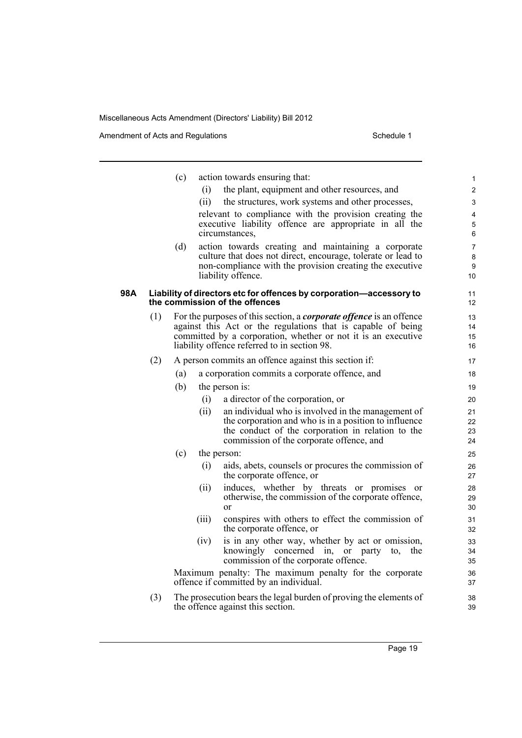(c) action towards ensuring that:

(i) the plant, equipment and other resources, and

(ii) the structures, work systems and other processes,

relevant to compliance with the provision creating the executive liability offence are appropriate in all the circumstances,

(d) action towards creating and maintaining a corporate culture that does not direct, encourage, tolerate or lead to non-compliance with the provision creating the executive liability offence.

**98A Liability of directors etc for offences by corporation—accessory to the commission of the offences**

(1) For the purposes of this section, a ***corporate offence*** is an offence against this Act or the regulations that is capable of being committed by a corporation, whether or not it is an executive liability offence referred to in section 98.

(2) A person commits an offence against this section if:

(a) a corporation commits a corporate offence, and

(b) the person is:

(i) a director of the corporation, or

(ii) an individual who is involved in the management of the corporation and who is in a position to influence the conduct of the corporation in relation to the commission of the corporate offence, and

(c) the person:

(i) aids, abets, counsels or procures the commission of the corporate offence, or

(ii) induces, whether by threats or promises or otherwise, the commission of the corporate offence, or

(iii) conspires with others to effect the commission of the corporate offence, or

(iv) is in any other way, whether by act or omission, knowingly concerned in, or party to, the commission of the corporate offence.

Maximum penalty: The maximum penalty for the corporate offence if committed by an individual.

(3) The prosecution bears the legal burden of proving the elements of the offence against this section.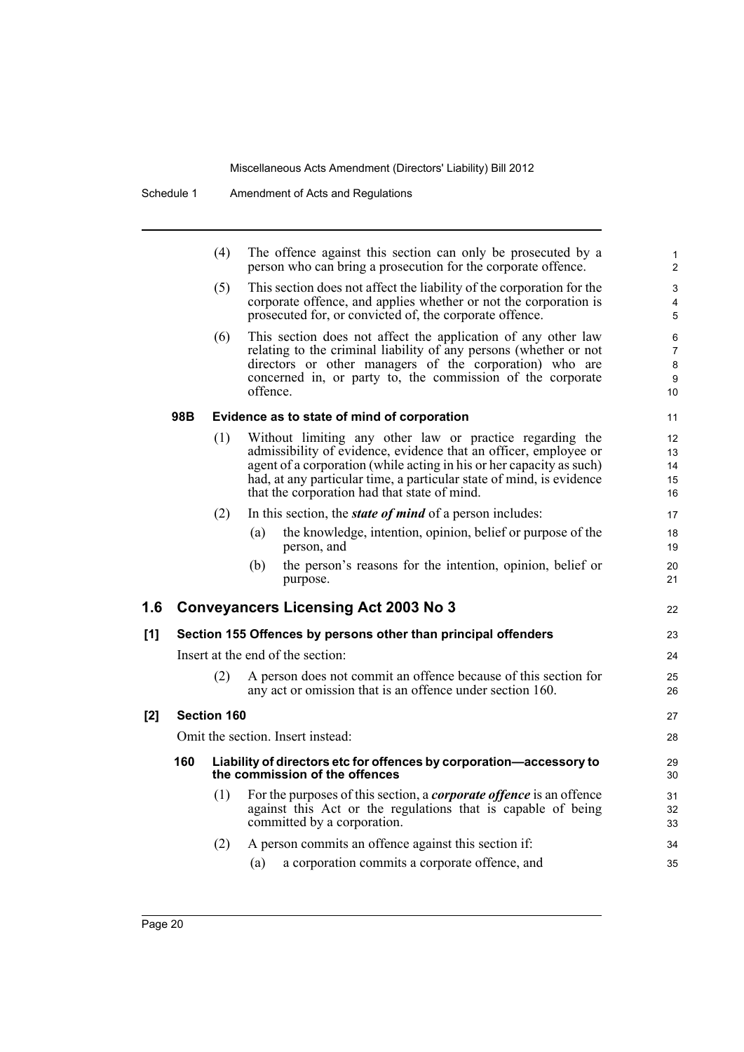(4) The offence against this section can only be prosecuted by a person who can bring a prosecution for the corporate offence.

(5) This section does not affect the liability of the corporation for the corporate offence, and applies whether or not the corporation is prosecuted for, or convicted of, the corporate offence.

(6) This section does not affect the application of any other law relating to the criminal liability of any persons (whether or not directors or other managers of the corporation) who are concerned in, or party to, the commission of the corporate offence.

**98B Evidence as to state of mind of corporation**

(1) Without limiting any other law or practice regarding the admissibility of evidence, evidence that an officer, employee or agent of a corporation (while acting in his or her capacity as such) had, at any particular time, a particular state of mind, is evidence that the corporation had that state of mind.

(2) In this section, the ***state of mind*** of a person includes:

(a) the knowledge, intention, opinion, belief or purpose of the person, and

(b) the person's reasons for the intention, opinion, belief or purpose.

## 1.6 Conveyancers Licensing Act 2003 No 3

**[1] Section 155 Offences by persons other than principal offenders**

Insert at the end of the section:

(2) A person does not commit an offence because of this section for any act or omission that is an offence under section 160.

**[2] Section 160**

Omit the section. Insert instead:

**160 Liability of directors etc for offences by corporation—accessory to the commission of the offences**

(1) For the purposes of this section, a ***corporate offence*** is an offence against this Act or the regulations that is capable of being committed by a corporation.

(2) A person commits an offence against this section if:

(a) a corporation commits a corporate offence, and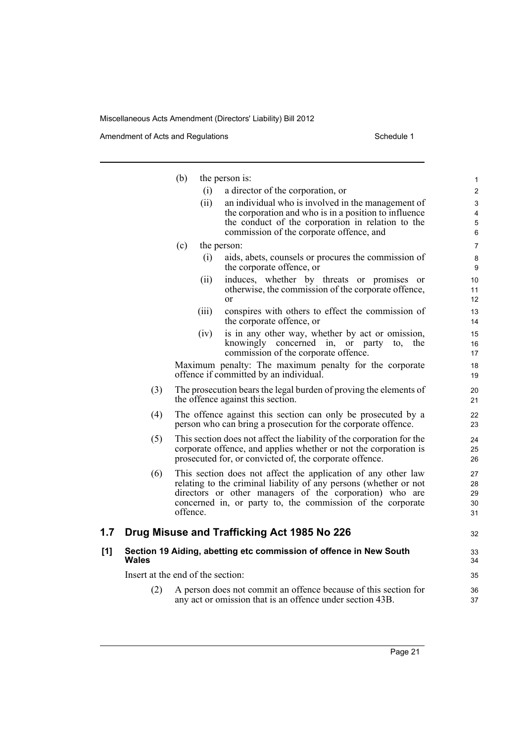(b) the person is:

(i) a director of the corporation, or

(ii) an individual who is involved in the management of the corporation and who is in a position to influence the conduct of the corporation in relation to the commission of the corporate offence, and

(c) the person:

(i) aids, abets, counsels or procures the commission of the corporate offence, or

(ii) induces, whether by threats or promises or otherwise, the commission of the corporate offence, or

(iii) conspires with others to effect the commission of the corporate offence, or

(iv) is in any other way, whether by act or omission, knowingly concerned in, or party to, the commission of the corporate offence.

Maximum penalty: The maximum penalty for the corporate offence if committed by an individual.

(3) The prosecution bears the legal burden of proving the elements of the offence against this section.

(4) The offence against this section can only be prosecuted by a person who can bring a prosecution for the corporate offence.

(5) This section does not affect the liability of the corporation for the corporate offence, and applies whether or not the corporation is prosecuted for, or convicted of, the corporate offence.

(6) This section does not affect the application of any other law relating to the criminal liability of any persons (whether or not directors or other managers of the corporation) who are concerned in, or party to, the commission of the corporate offence.

## 1.7 Drug Misuse and Trafficking Act 1985 No 226

### [1] Section 19 Aiding, abetting etc commission of offence in New South Wales

Insert at the end of the section:

(2) A person does not commit an offence because of this section for any act or omission that is an offence under section 43B.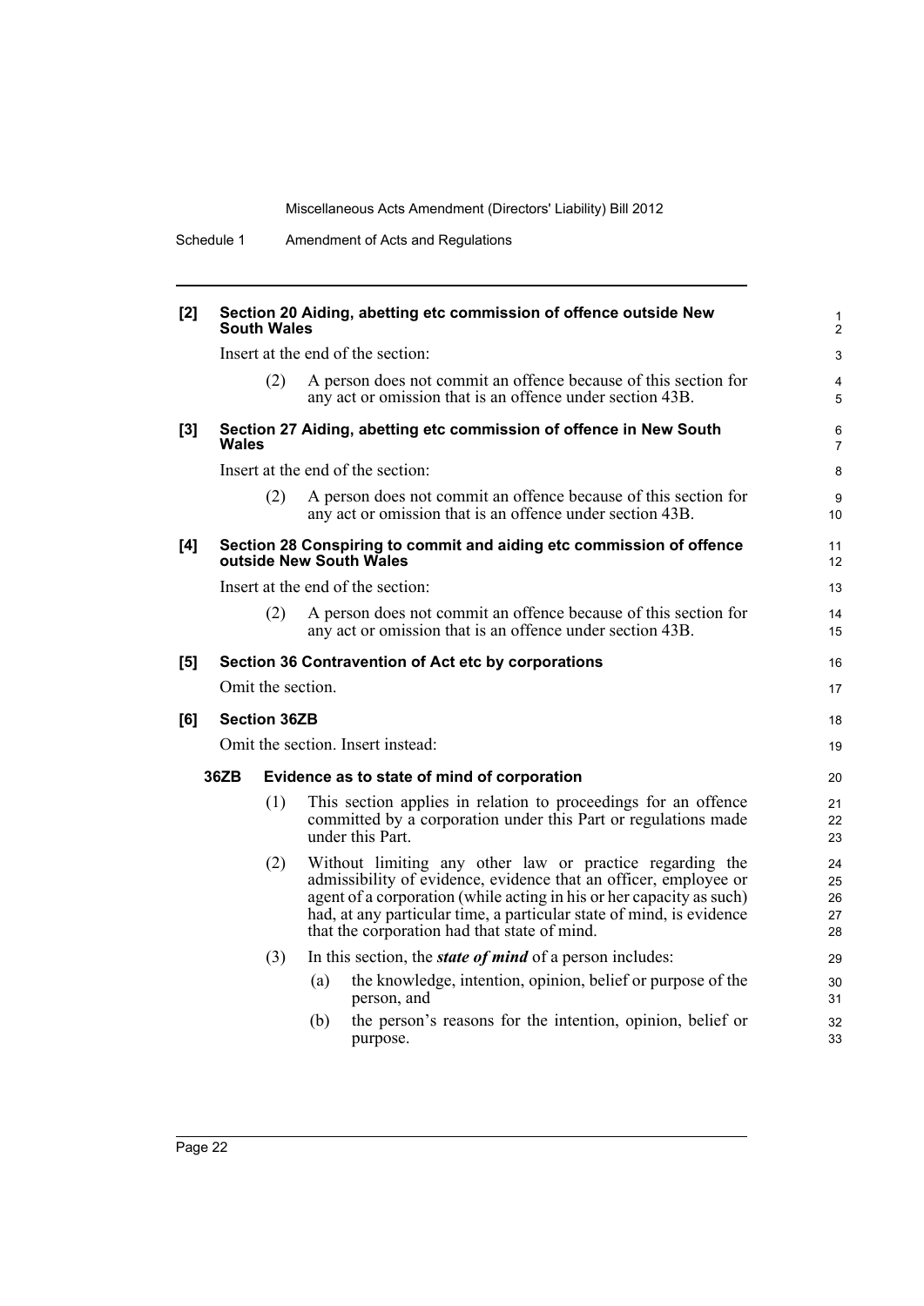**[2] Section 20 Aiding, abetting etc commission of offence outside New South Wales**

Insert at the end of the section:

(2) A person does not commit an offence because of this section for any act or omission that is an offence under section 43B.

**[3] Section 27 Aiding, abetting etc commission of offence in New South Wales**

Insert at the end of the section:

(2) A person does not commit an offence because of this section for any act or omission that is an offence under section 43B.

**[4] Section 28 Conspiring to commit and aiding etc commission of offence outside New South Wales**

Insert at the end of the section:

(2) A person does not commit an offence because of this section for any act or omission that is an offence under section 43B.

**[5] Section 36 Contravention of Act etc by corporations**

Omit the section.

**[6] Section 36ZB**

Omit the section. Insert instead:

**36ZB Evidence as to state of mind of corporation**

(1) This section applies in relation to proceedings for an offence committed by a corporation under this Part or regulations made under this Part.

(2) Without limiting any other law or practice regarding the admissibility of evidence, evidence that an officer, employee or agent of a corporation (while acting in his or her capacity as such) had, at any particular time, a particular state of mind, is evidence that the corporation had that state of mind.

(3) In this section, the ***state of mind*** of a person includes:

(a) the knowledge, intention, opinion, belief or purpose of the person, and

(b) the person's reasons for the intention, opinion, belief or purpose.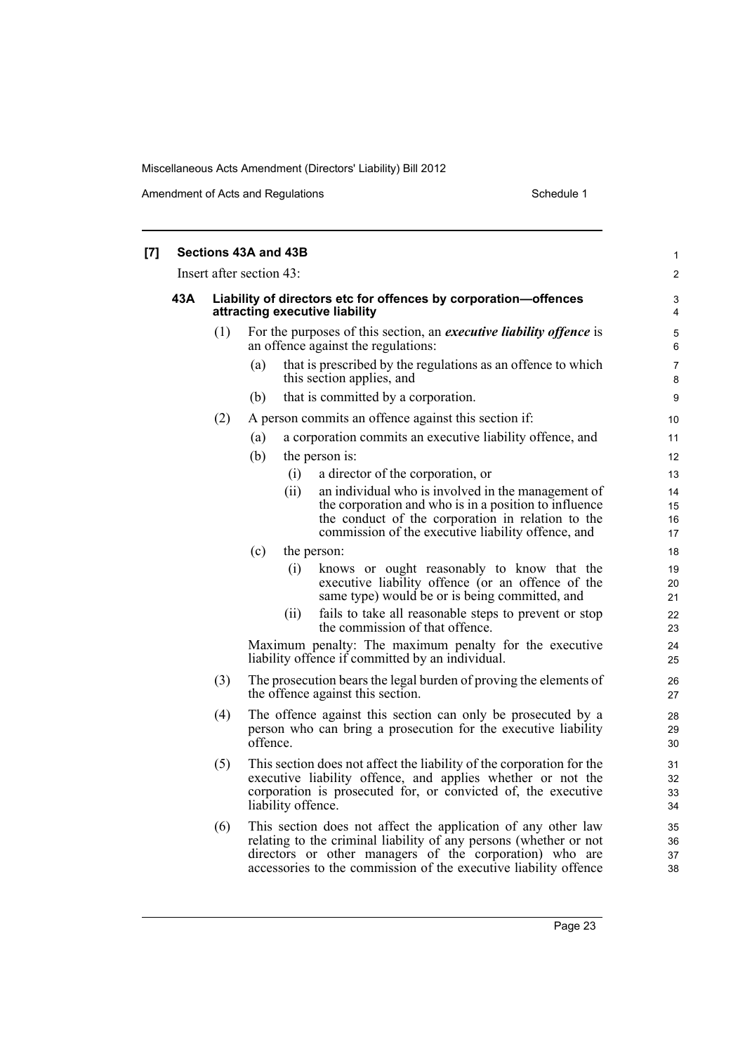**[7] Sections 43A and 43B**

Insert after section 43:

**43A Liability of directors etc for offences by corporation—offences attracting executive liability**

(1) For the purposes of this section, an ***executive liability offence*** is an offence against the regulations:

(a) that is prescribed by the regulations as an offence to which this section applies, and

(b) that is committed by a corporation.

(2) A person commits an offence against this section if:

(a) a corporation commits an executive liability offence, and

(b) the person is:

(i) a director of the corporation, or

(ii) an individual who is involved in the management of the corporation and who is in a position to influence the conduct of the corporation in relation to the commission of the executive liability offence, and

(c) the person:

(i) knows or ought reasonably to know that the executive liability offence (or an offence of the same type) would be or is being committed, and

(ii) fails to take all reasonable steps to prevent or stop the commission of that offence.

Maximum penalty: The maximum penalty for the executive liability offence if committed by an individual.

(3) The prosecution bears the legal burden of proving the elements of the offence against this section.

(4) The offence against this section can only be prosecuted by a person who can bring a prosecution for the executive liability offence.

(5) This section does not affect the liability of the corporation for the executive liability offence, and applies whether or not the corporation is prosecuted for, or convicted of, the executive liability offence.

(6) This section does not affect the application of any other law relating to the criminal liability of any persons (whether or not directors or other managers of the corporation) who are accessories to the commission of the executive liability offence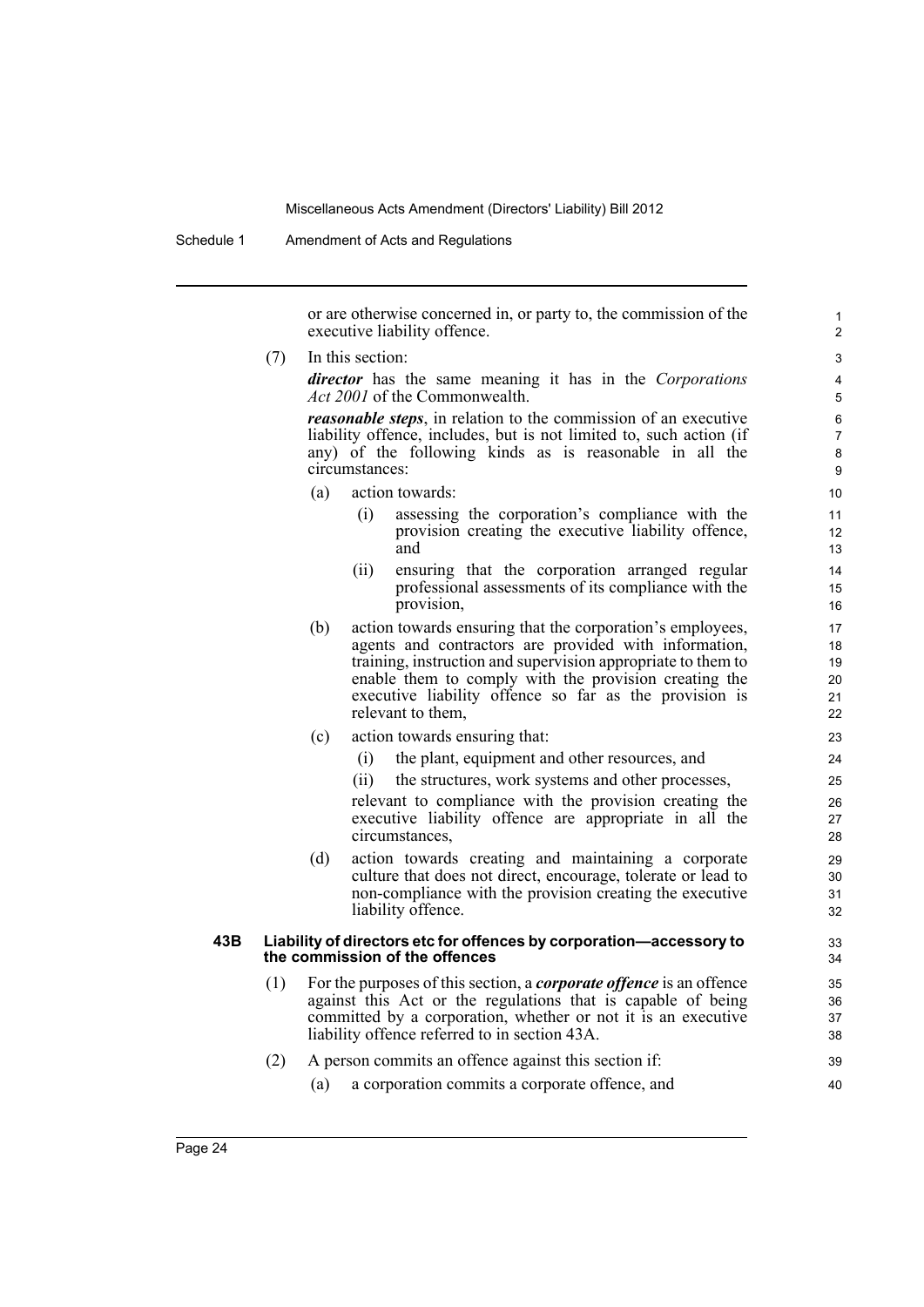or are otherwise concerned in, or party to, the commission of the executive liability offence.

(7) In this section:

***director*** has the same meaning it has in the *Corporations Act 2001* of the Commonwealth.

***reasonable steps***, in relation to the commission of an executive liability offence, includes, but is not limited to, such action (if any) of the following kinds as is reasonable in all the circumstances:

(a) action towards:

(i) assessing the corporation's compliance with the provision creating the executive liability offence, and

(ii) ensuring that the corporation arranged regular professional assessments of its compliance with the provision,

(b) action towards ensuring that the corporation's employees, agents and contractors are provided with information, training, instruction and supervision appropriate to them to enable them to comply with the provision creating the executive liability offence so far as the provision is relevant to them,

(c) action towards ensuring that:

(i) the plant, equipment and other resources, and

(ii) the structures, work systems and other processes,

relevant to compliance with the provision creating the executive liability offence are appropriate in all the circumstances,

(d) action towards creating and maintaining a corporate culture that does not direct, encourage, tolerate or lead to non-compliance with the provision creating the executive liability offence.

### 43B Liability of directors etc for offences by corporation—accessory to the commission of the offences

(1) For the purposes of this section, a ***corporate offence*** is an offence against this Act or the regulations that is capable of being committed by a corporation, whether or not it is an executive liability offence referred to in section 43A.

(2) A person commits an offence against this section if:

(a) a corporation commits a corporate offence, and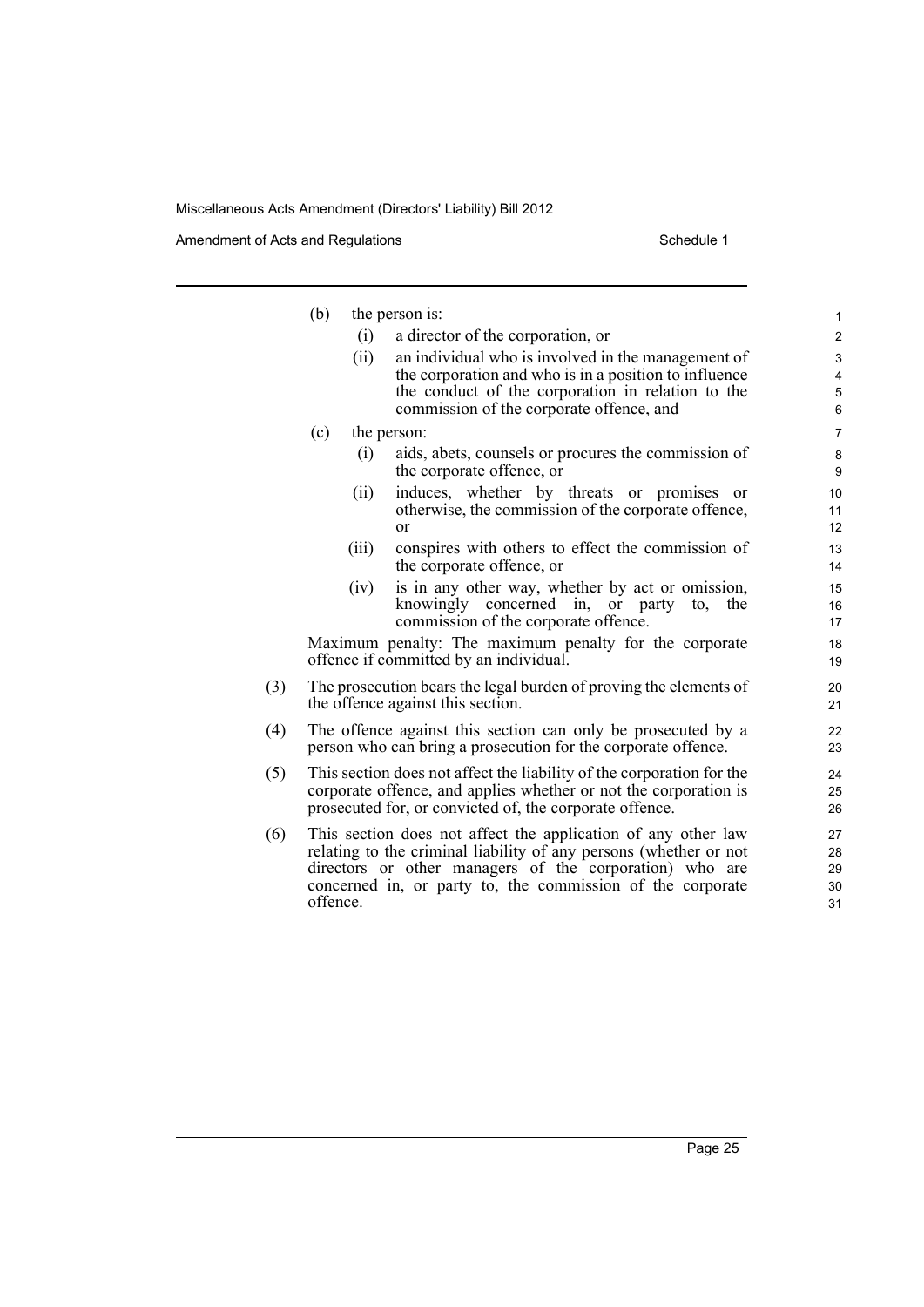(b) the person is:

(i) a director of the corporation, or

(ii) an individual who is involved in the management of the corporation and who is in a position to influence the conduct of the corporation in relation to the commission of the corporate offence, and

(c) the person:

(i) aids, abets, counsels or procures the commission of the corporate offence, or

(ii) induces, whether by threats or promises or otherwise, the commission of the corporate offence, or

(iii) conspires with others to effect the commission of the corporate offence, or

(iv) is in any other way, whether by act or omission, knowingly concerned in, or party to, the commission of the corporate offence.

Maximum penalty: The maximum penalty for the corporate offence if committed by an individual.

(3) The prosecution bears the legal burden of proving the elements of the offence against this section.

(4) The offence against this section can only be prosecuted by a person who can bring a prosecution for the corporate offence.

(5) This section does not affect the liability of the corporation for the corporate offence, and applies whether or not the corporation is prosecuted for, or convicted of, the corporate offence.

(6) This section does not affect the application of any other law relating to the criminal liability of any persons (whether or not directors or other managers of the corporation) who are concerned in, or party to, the commission of the corporate offence.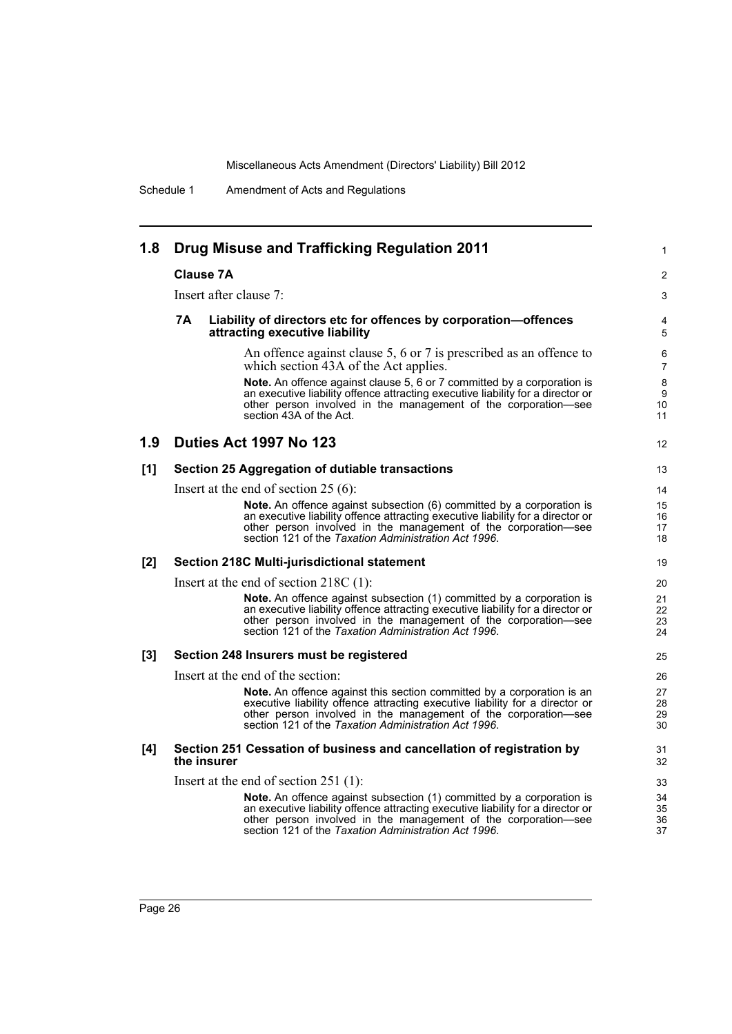## 1.8 Drug Misuse and Trafficking Regulation 2011

**Clause 7A**

Insert after clause 7:

### 7A Liability of directors etc for offences by corporation—offences attracting executive liability

An offence against clause 5, 6 or 7 is prescribed as an offence to which section 43A of the Act applies.

**Note.** An offence against clause 5, 6 or 7 committed by a corporation is an executive liability offence attracting executive liability for a director or other person involved in the management of the corporation—see section 43A of the Act.

## 1.9 Duties Act 1997 No 123

### [1] Section 25 Aggregation of dutiable transactions

Insert at the end of section 25 (6):

**Note.** An offence against subsection (6) committed by a corporation is an executive liability offence attracting executive liability for a director or other person involved in the management of the corporation—see section 121 of the *Taxation Administration Act 1996*.

### [2] Section 218C Multi-jurisdictional statement

Insert at the end of section 218C (1):

**Note.** An offence against subsection (1) committed by a corporation is an executive liability offence attracting executive liability for a director or other person involved in the management of the corporation—see section 121 of the *Taxation Administration Act 1996*.

### [3] Section 248 Insurers must be registered

Insert at the end of the section:

**Note.** An offence against this section committed by a corporation is an executive liability offence attracting executive liability for a director or other person involved in the management of the corporation—see section 121 of the *Taxation Administration Act 1996*.

### [4] Section 251 Cessation of business and cancellation of registration by the insurer

Insert at the end of section 251 (1):

**Note.** An offence against subsection (1) committed by a corporation is an executive liability offence attracting executive liability for a director or other person involved in the management of the corporation—see section 121 of the *Taxation Administration Act 1996*.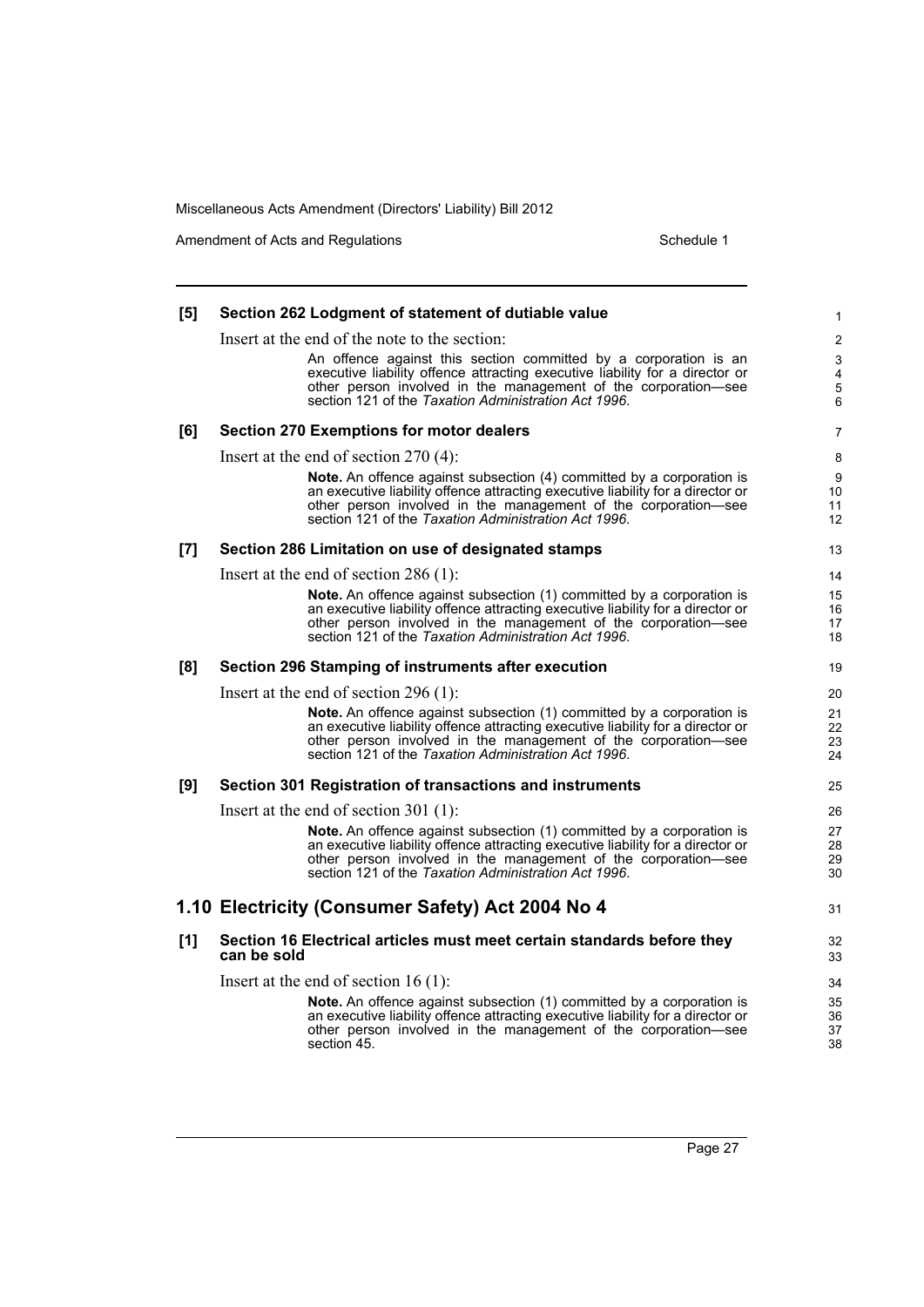**[5] Section 262 Lodgment of statement of dutiable value**

Insert at the end of the note to the section:

> An offence against this section committed by a corporation is an executive liability offence attracting executive liability for a director or other person involved in the management of the corporation—see section 121 of the *Taxation Administration Act 1996*.

**[6] Section 270 Exemptions for motor dealers**

Insert at the end of section 270 (4):

> **Note.** An offence against subsection (4) committed by a corporation is an executive liability offence attracting executive liability for a director or other person involved in the management of the corporation—see section 121 of the *Taxation Administration Act 1996*.

**[7] Section 286 Limitation on use of designated stamps**

Insert at the end of section 286 (1):

> **Note.** An offence against subsection (1) committed by a corporation is an executive liability offence attracting executive liability for a director or other person involved in the management of the corporation—see section 121 of the *Taxation Administration Act 1996*.

**[8] Section 296 Stamping of instruments after execution**

Insert at the end of section 296 (1):

> **Note.** An offence against subsection (1) committed by a corporation is an executive liability offence attracting executive liability for a director or other person involved in the management of the corporation—see section 121 of the *Taxation Administration Act 1996*.

**[9] Section 301 Registration of transactions and instruments**

Insert at the end of section 301 (1):

> **Note.** An offence against subsection (1) committed by a corporation is an executive liability offence attracting executive liability for a director or other person involved in the management of the corporation—see section 121 of the *Taxation Administration Act 1996*.

## 1.10 Electricity (Consumer Safety) Act 2004 No 4

**[1] Section 16 Electrical articles must meet certain standards before they can be sold**

Insert at the end of section 16 (1):

> **Note.** An offence against subsection (1) committed by a corporation is an executive liability offence attracting executive liability for a director or other person involved in the management of the corporation—see section 45.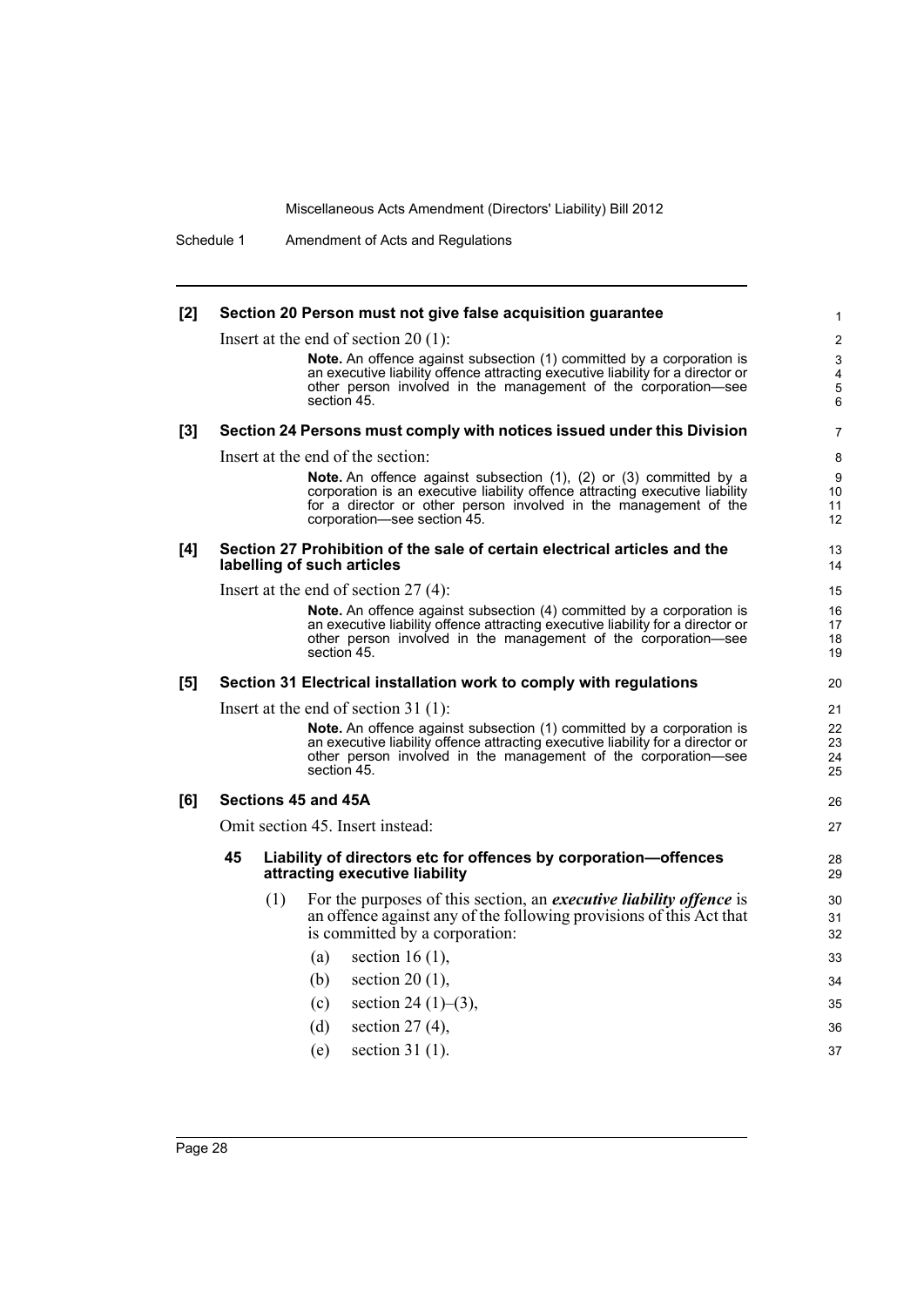**[2] Section 20 Person must not give false acquisition guarantee**

Insert at the end of section 20 (1):

> **Note.** An offence against subsection (1) committed by a corporation is an executive liability offence attracting executive liability for a director or other person involved in the management of the corporation—see section 45.

**[3] Section 24 Persons must comply with notices issued under this Division**

Insert at the end of the section:

> **Note.** An offence against subsection (1), (2) or (3) committed by a corporation is an executive liability offence attracting executive liability for a director or other person involved in the management of the corporation—see section 45.

**[4] Section 27 Prohibition of the sale of certain electrical articles and the labelling of such articles**

Insert at the end of section 27 (4):

> **Note.** An offence against subsection (4) committed by a corporation is an executive liability offence attracting executive liability for a director or other person involved in the management of the corporation—see section 45.

**[5] Section 31 Electrical installation work to comply with regulations**

Insert at the end of section 31 (1):

> **Note.** An offence against subsection (1) committed by a corporation is an executive liability offence attracting executive liability for a director or other person involved in the management of the corporation—see section 45.

**[6] Sections 45 and 45A**

Omit section 45. Insert instead:

**45 Liability of directors etc for offences by corporation—offences attracting executive liability**

(1) For the purposes of this section, an ***executive liability offence*** is an offence against any of the following provisions of this Act that is committed by a corporation:

(a) section 16 (1),

(b) section 20 (1),

(c) section 24 (1)–(3),

(d) section 27 (4),

(e) section 31 (1).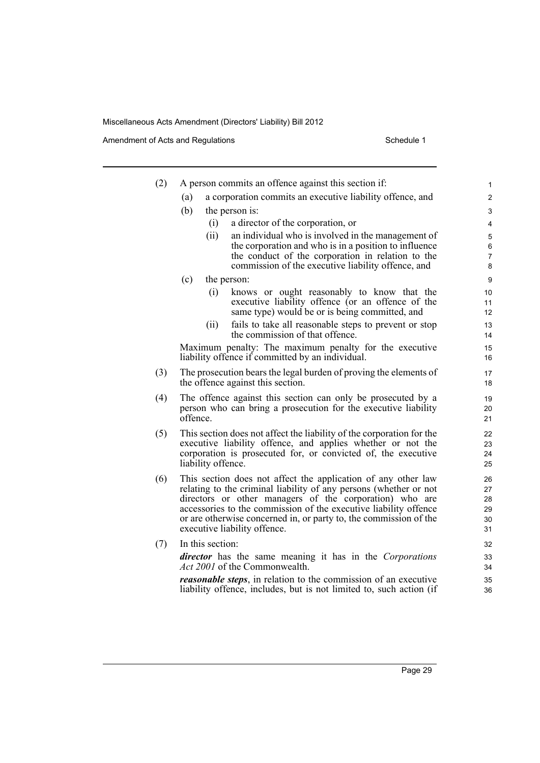(2) A person commits an offence against this section if:

(a) a corporation commits an executive liability offence, and

(b) the person is:

(i) a director of the corporation, or

(ii) an individual who is involved in the management of the corporation and who is in a position to influence the conduct of the corporation in relation to the commission of the executive liability offence, and

(c) the person:

(i) knows or ought reasonably to know that the executive liability offence (or an offence of the same type) would be or is being committed, and

(ii) fails to take all reasonable steps to prevent or stop the commission of that offence.

Maximum penalty: The maximum penalty for the executive liability offence if committed by an individual.

(3) The prosecution bears the legal burden of proving the elements of the offence against this section.

(4) The offence against this section can only be prosecuted by a person who can bring a prosecution for the executive liability offence.

(5) This section does not affect the liability of the corporation for the executive liability offence, and applies whether or not the corporation is prosecuted for, or convicted of, the executive liability offence.

(6) This section does not affect the application of any other law relating to the criminal liability of any persons (whether or not directors or other managers of the corporation) who are accessories to the commission of the executive liability offence or are otherwise concerned in, or party to, the commission of the executive liability offence.

(7) In this section:

***director*** has the same meaning it has in the *Corporations Act 2001* of the Commonwealth.

***reasonable steps***, in relation to the commission of an executive liability offence, includes, but is not limited to, such action (if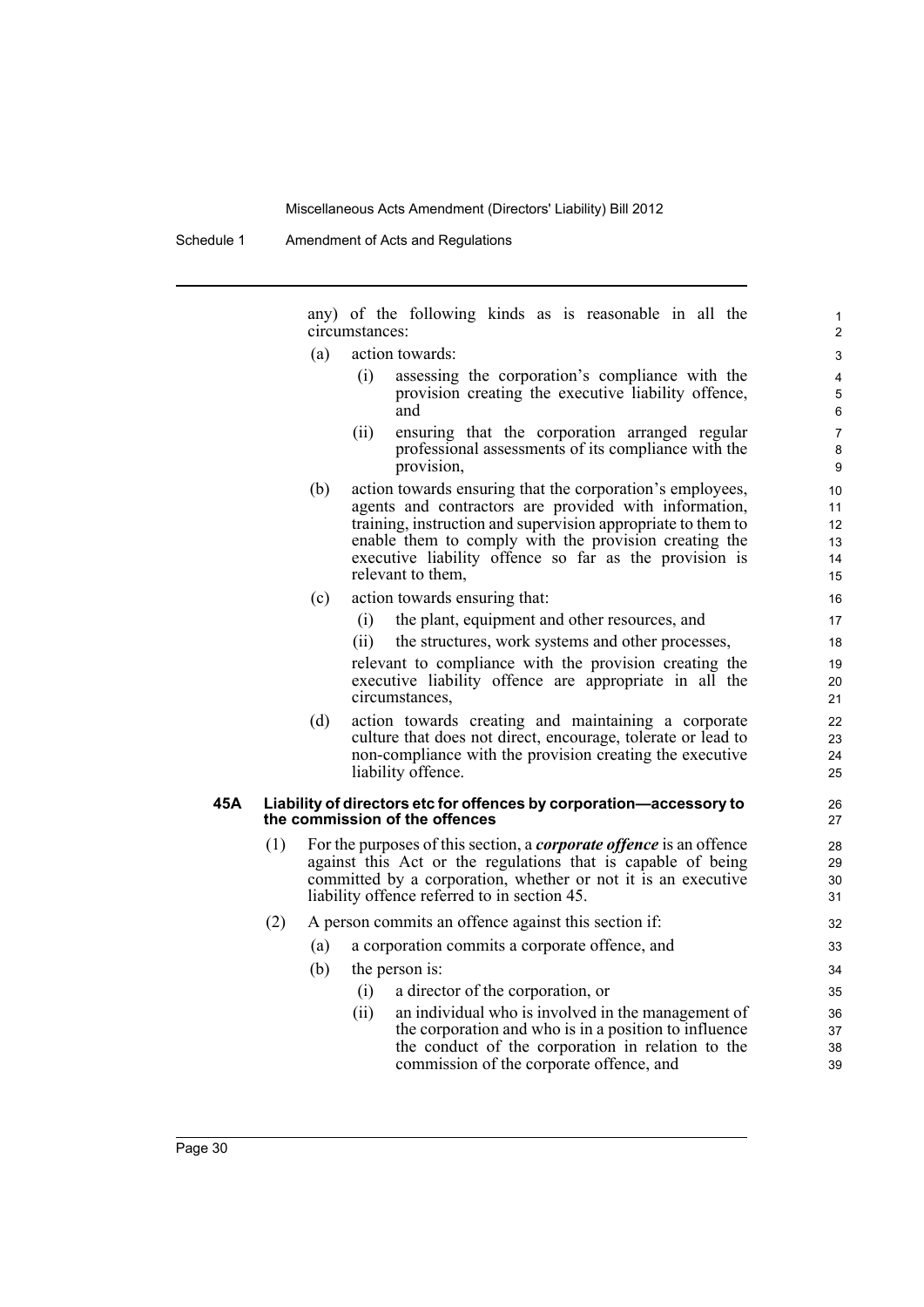any) of the following kinds as is reasonable in all the circumstances:

(a) action towards:

(i) assessing the corporation's compliance with the provision creating the executive liability offence, and

(ii) ensuring that the corporation arranged regular professional assessments of its compliance with the provision,

(b) action towards ensuring that the corporation's employees, agents and contractors are provided with information, training, instruction and supervision appropriate to them to enable them to comply with the provision creating the executive liability offence so far as the provision is relevant to them,

(c) action towards ensuring that:

(i) the plant, equipment and other resources, and

(ii) the structures, work systems and other processes,

relevant to compliance with the provision creating the executive liability offence are appropriate in all the circumstances,

(d) action towards creating and maintaining a corporate culture that does not direct, encourage, tolerate or lead to non-compliance with the provision creating the executive liability offence.

**45A Liability of directors etc for offences by corporation—accessory to the commission of the offences**

(1) For the purposes of this section, a ***corporate offence*** is an offence against this Act or the regulations that is capable of being committed by a corporation, whether or not it is an executive liability offence referred to in section 45.

(2) A person commits an offence against this section if:

(a) a corporation commits a corporate offence, and

(b) the person is:

(i) a director of the corporation, or

(ii) an individual who is involved in the management of the corporation and who is in a position to influence the conduct of the corporation in relation to the commission of the corporate offence, and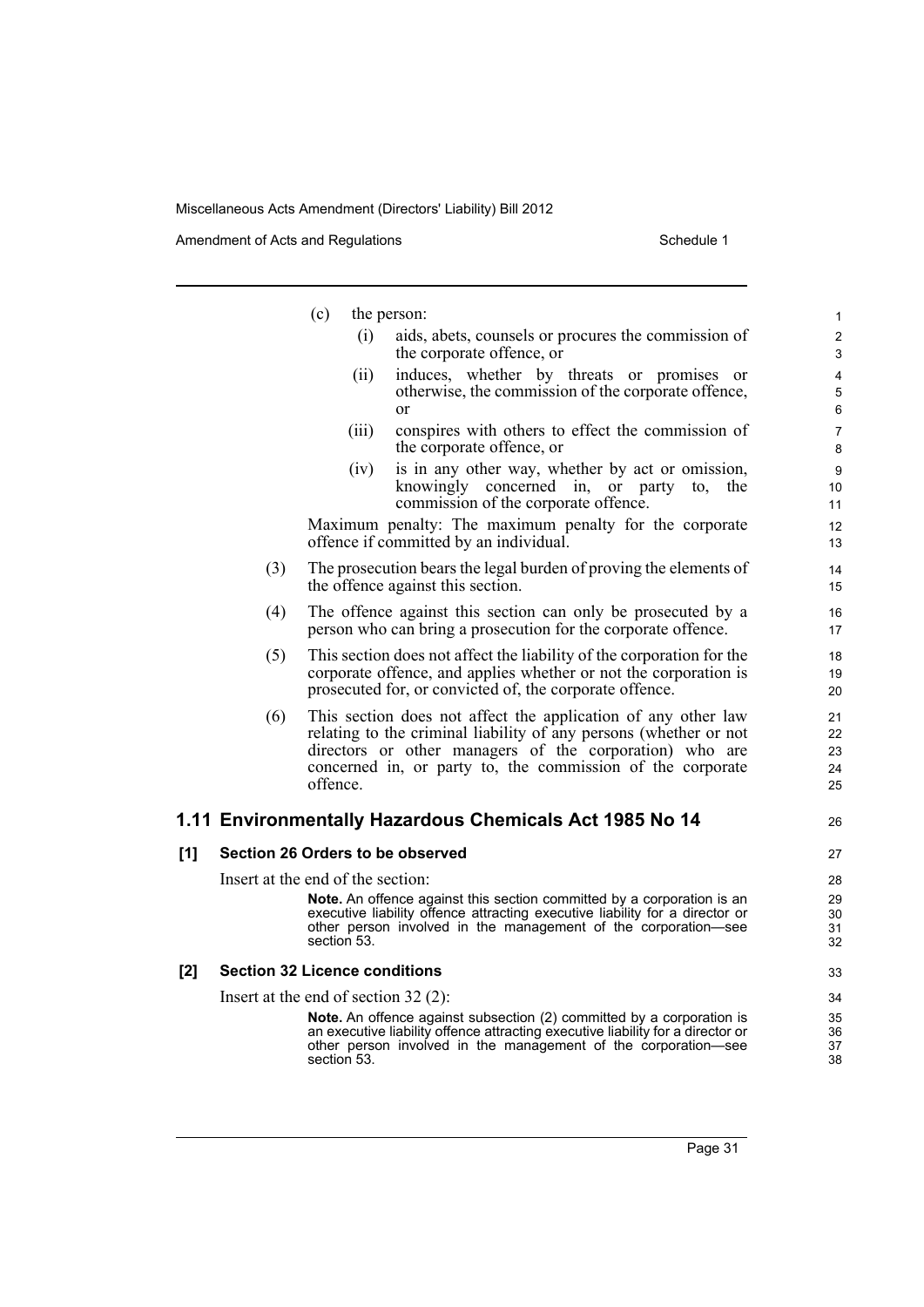(c) the person:

(i) aids, abets, counsels or procures the commission of the corporate offence, or

(ii) induces, whether by threats or promises or otherwise, the commission of the corporate offence, or

(iii) conspires with others to effect the commission of the corporate offence, or

(iv) is in any other way, whether by act or omission, knowingly concerned in, or party to, the commission of the corporate offence.

Maximum penalty: The maximum penalty for the corporate offence if committed by an individual.

(3) The prosecution bears the legal burden of proving the elements of the offence against this section.

(4) The offence against this section can only be prosecuted by a person who can bring a prosecution for the corporate offence.

(5) This section does not affect the liability of the corporation for the corporate offence, and applies whether or not the corporation is prosecuted for, or convicted of, the corporate offence.

(6) This section does not affect the application of any other law relating to the criminal liability of any persons (whether or not directors or other managers of the corporation) who are concerned in, or party to, the commission of the corporate offence.

## 1.11 Environmentally Hazardous Chemicals Act 1985 No 14

### [1] Section 26 Orders to be observed

Insert at the end of the section:

**Note.** An offence against this section committed by a corporation is an executive liability offence attracting executive liability for a director or other person involved in the management of the corporation—see section 53.

### [2] Section 32 Licence conditions

Insert at the end of section 32 (2):

**Note.** An offence against subsection (2) committed by a corporation is an executive liability offence attracting executive liability for a director or other person involved in the management of the corporation—see section 53.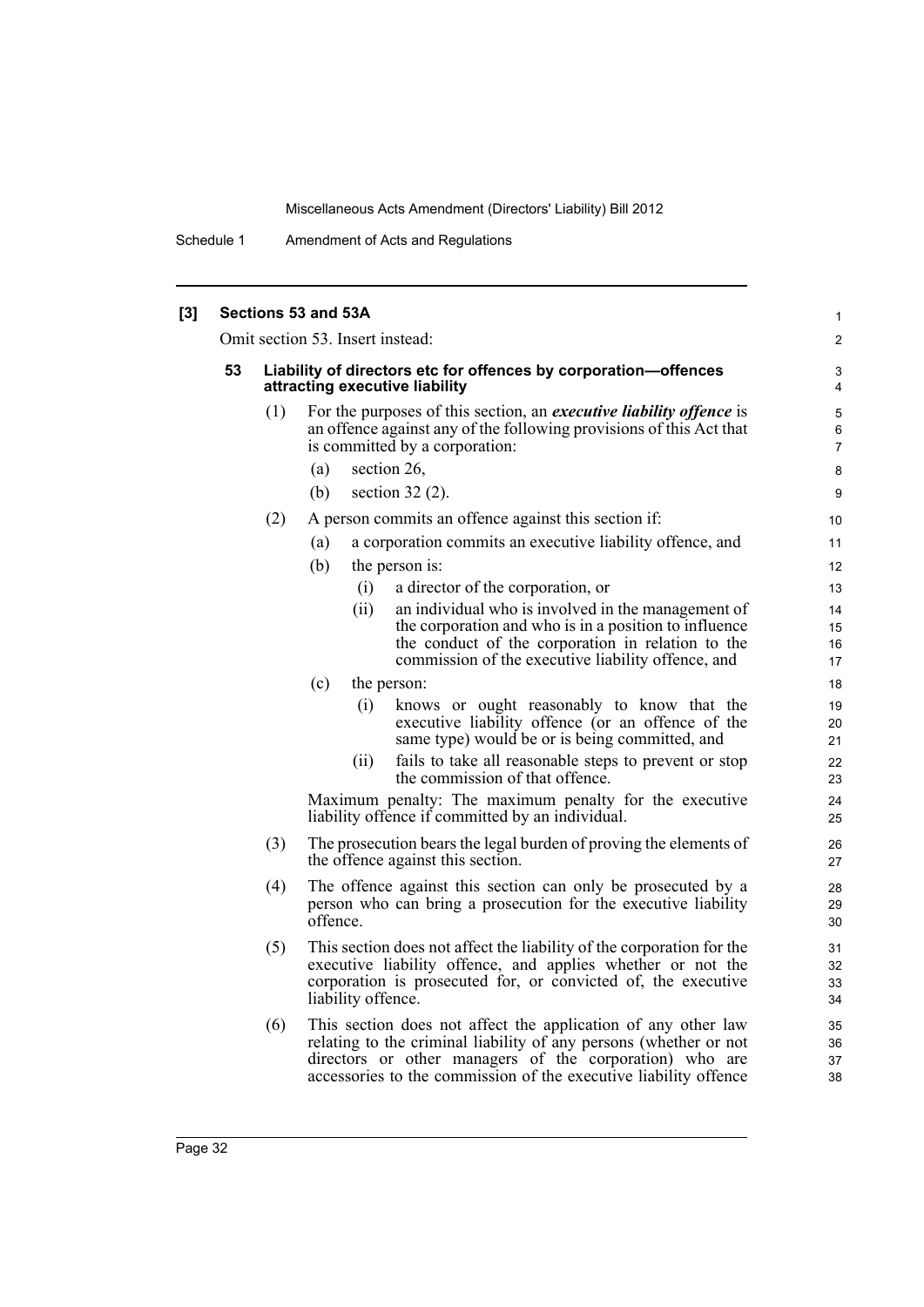**[3] Sections 53 and 53A**

Omit section 53. Insert instead:

**53 Liability of directors etc for offences by corporation—offences attracting executive liability**

(1) For the purposes of this section, an ***executive liability offence*** is an offence against any of the following provisions of this Act that is committed by a corporation:

(a) section 26,

(b) section 32 (2).

(2) A person commits an offence against this section if:

(a) a corporation commits an executive liability offence, and

(b) the person is:

(i) a director of the corporation, or

(ii) an individual who is involved in the management of the corporation and who is in a position to influence the conduct of the corporation in relation to the commission of the executive liability offence, and

(c) the person:

(i) knows or ought reasonably to know that the executive liability offence (or an offence of the same type) would be or is being committed, and

(ii) fails to take all reasonable steps to prevent or stop the commission of that offence.

Maximum penalty: The maximum penalty for the executive liability offence if committed by an individual.

(3) The prosecution bears the legal burden of proving the elements of the offence against this section.

(4) The offence against this section can only be prosecuted by a person who can bring a prosecution for the executive liability offence.

(5) This section does not affect the liability of the corporation for the executive liability offence, and applies whether or not the corporation is prosecuted for, or convicted of, the executive liability offence.

(6) This section does not affect the application of any other law relating to the criminal liability of any persons (whether or not directors or other managers of the corporation) who are accessories to the commission of the executive liability offence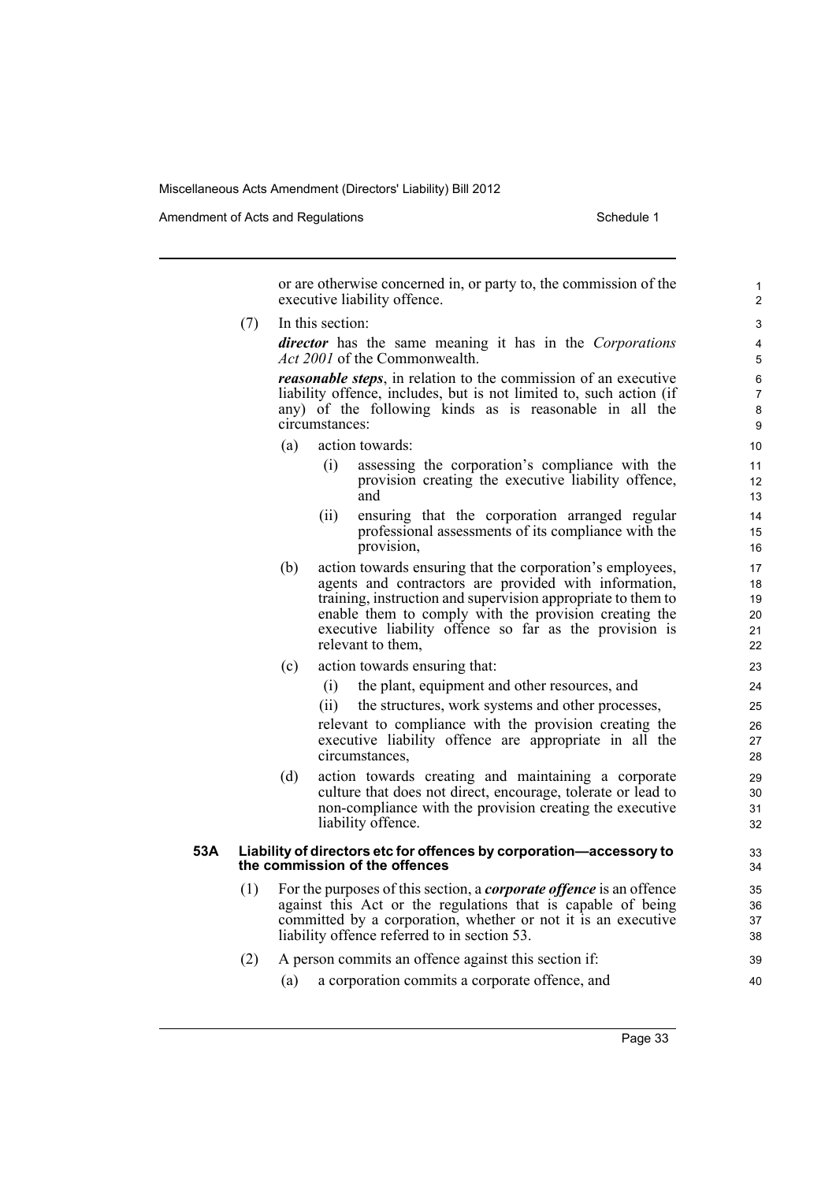or are otherwise concerned in, or party to, the commission of the executive liability offence.

(7) In this section:

***director*** has the same meaning it has in the *Corporations Act 2001* of the Commonwealth.

***reasonable steps***, in relation to the commission of an executive liability offence, includes, but is not limited to, such action (if any) of the following kinds as is reasonable in all the circumstances:

(a) action towards:

(i) assessing the corporation's compliance with the provision creating the executive liability offence, and

(ii) ensuring that the corporation arranged regular professional assessments of its compliance with the provision,

(b) action towards ensuring that the corporation's employees, agents and contractors are provided with information, training, instruction and supervision appropriate to them to enable them to comply with the provision creating the executive liability offence so far as the provision is relevant to them,

(c) action towards ensuring that:

(i) the plant, equipment and other resources, and

(ii) the structures, work systems and other processes,

relevant to compliance with the provision creating the executive liability offence are appropriate in all the circumstances,

(d) action towards creating and maintaining a corporate culture that does not direct, encourage, tolerate or lead to non-compliance with the provision creating the executive liability offence.

**53A Liability of directors etc for offences by corporation—accessory to the commission of the offences**

(1) For the purposes of this section, a ***corporate offence*** is an offence against this Act or the regulations that is capable of being committed by a corporation, whether or not it is an executive liability offence referred to in section 53.

(2) A person commits an offence against this section if:

(a) a corporation commits a corporate offence, and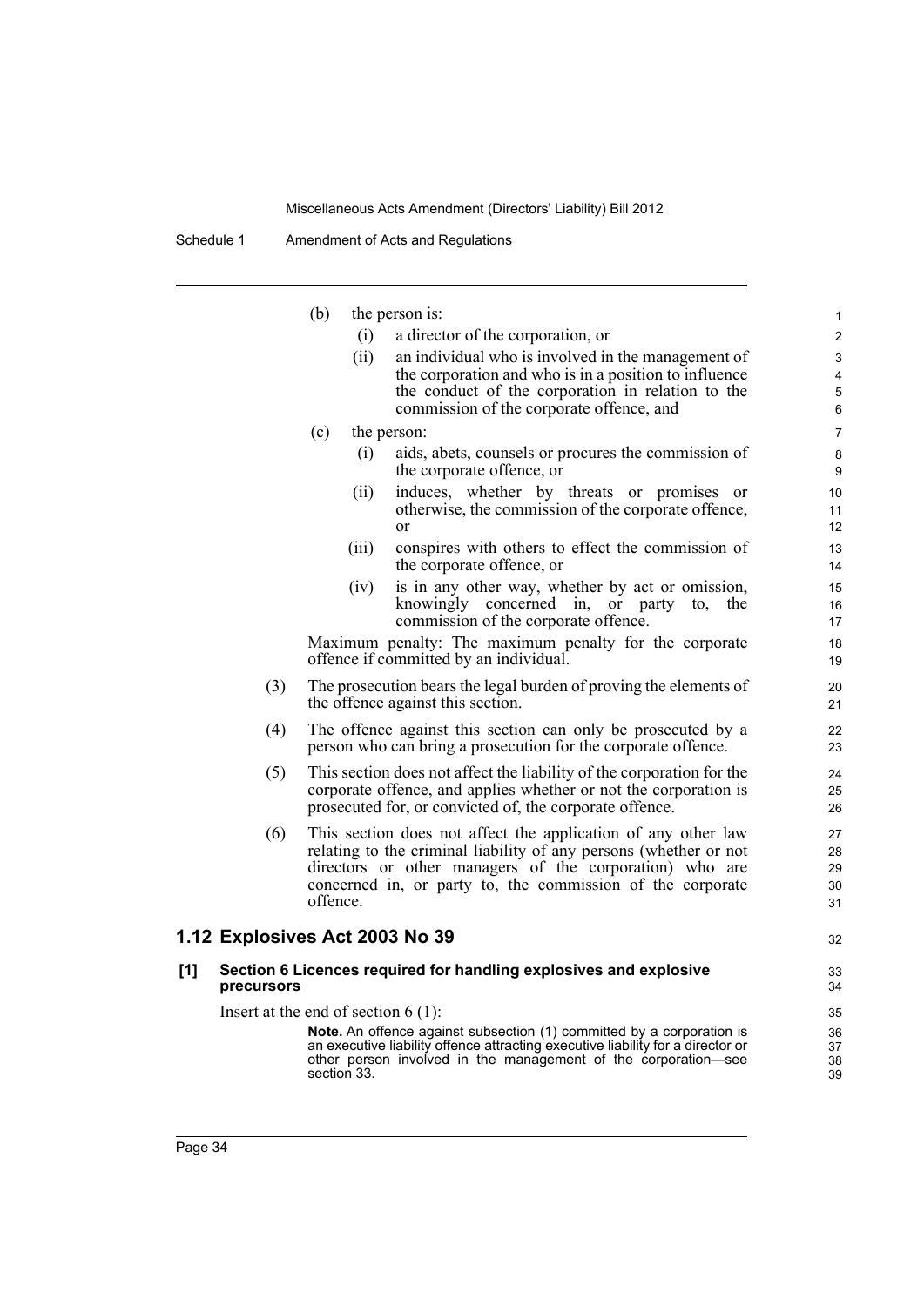(b) the person is:

(i) a director of the corporation, or

(ii) an individual who is involved in the management of the corporation and who is in a position to influence the conduct of the corporation in relation to the commission of the corporate offence, and

(c) the person:

(i) aids, abets, counsels or procures the commission of the corporate offence, or

(ii) induces, whether by threats or promises or otherwise, the commission of the corporate offence, or

(iii) conspires with others to effect the commission of the corporate offence, or

(iv) is in any other way, whether by act or omission, knowingly concerned in, or party to, the commission of the corporate offence.

Maximum penalty: The maximum penalty for the corporate offence if committed by an individual.

(3) The prosecution bears the legal burden of proving the elements of the offence against this section.

(4) The offence against this section can only be prosecuted by a person who can bring a prosecution for the corporate offence.

(5) This section does not affect the liability of the corporation for the corporate offence, and applies whether or not the corporation is prosecuted for, or convicted of, the corporate offence.

(6) This section does not affect the application of any other law relating to the criminal liability of any persons (whether or not directors or other managers of the corporation) who are concerned in, or party to, the commission of the corporate offence.

## 1.12 Explosives Act 2003 No 39

### [1] Section 6 Licences required for handling explosives and explosive precursors

Insert at the end of section 6 (1):

**Note.** An offence against subsection (1) committed by a corporation is an executive liability offence attracting executive liability for a director or other person involved in the management of the corporation—see section 33.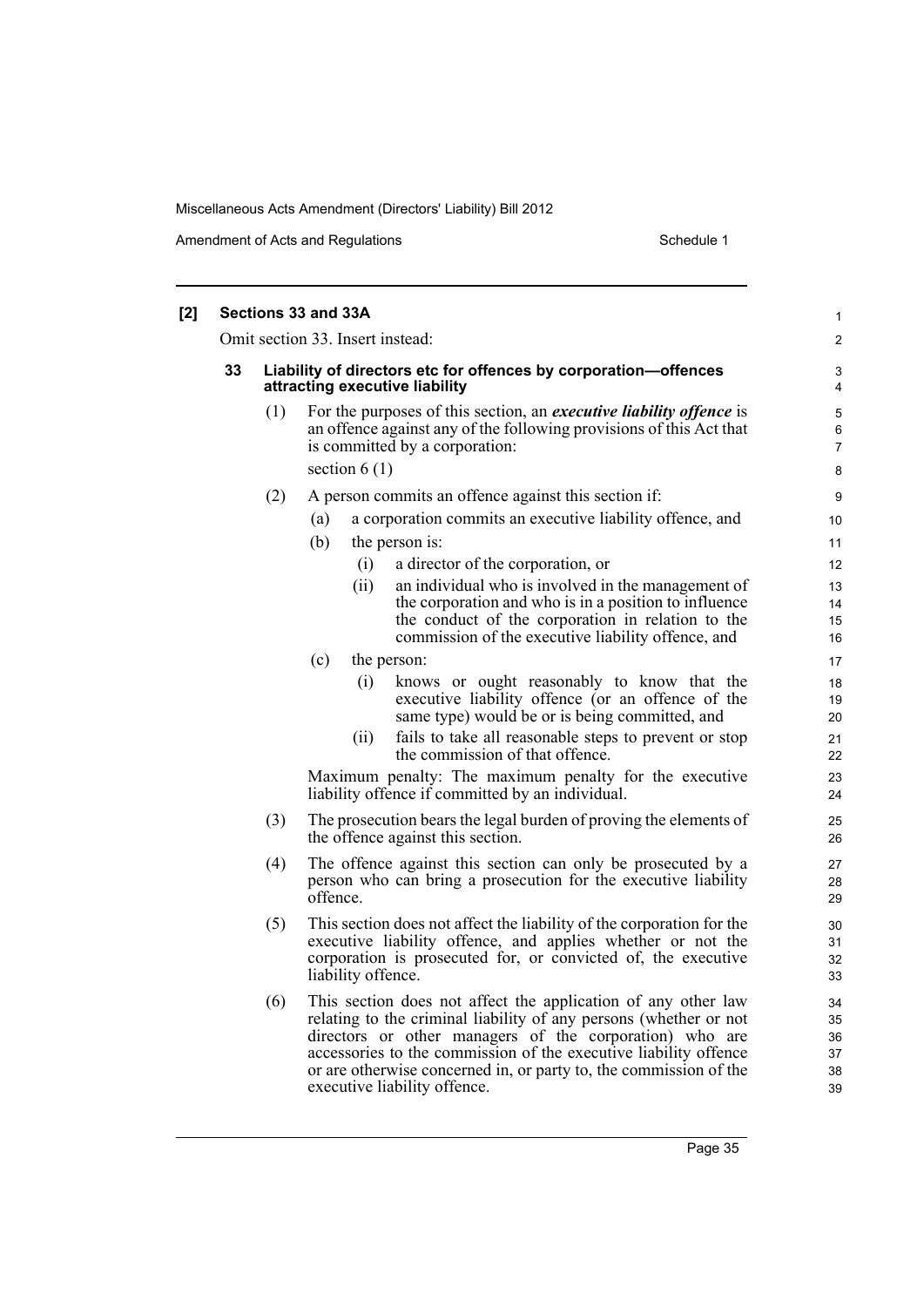**[2] Sections 33 and 33A**

Omit section 33. Insert instead:

**33 Liability of directors etc for offences by corporation—offences attracting executive liability**

(1) For the purposes of this section, an ***executive liability offence*** is an offence against any of the following provisions of this Act that is committed by a corporation:

section 6 (1)

(2) A person commits an offence against this section if:

(a) a corporation commits an executive liability offence, and

(b) the person is:

(i) a director of the corporation, or

(ii) an individual who is involved in the management of the corporation and who is in a position to influence the conduct of the corporation in relation to the commission of the executive liability offence, and

(c) the person:

(i) knows or ought reasonably to know that the executive liability offence (or an offence of the same type) would be or is being committed, and

(ii) fails to take all reasonable steps to prevent or stop the commission of that offence.

Maximum penalty: The maximum penalty for the executive liability offence if committed by an individual.

(3) The prosecution bears the legal burden of proving the elements of the offence against this section.

(4) The offence against this section can only be prosecuted by a person who can bring a prosecution for the executive liability offence.

(5) This section does not affect the liability of the corporation for the executive liability offence, and applies whether or not the corporation is prosecuted for, or convicted of, the executive liability offence.

(6) This section does not affect the application of any other law relating to the criminal liability of any persons (whether or not directors or other managers of the corporation) who are accessories to the commission of the executive liability offence or are otherwise concerned in, or party to, the commission of the executive liability offence.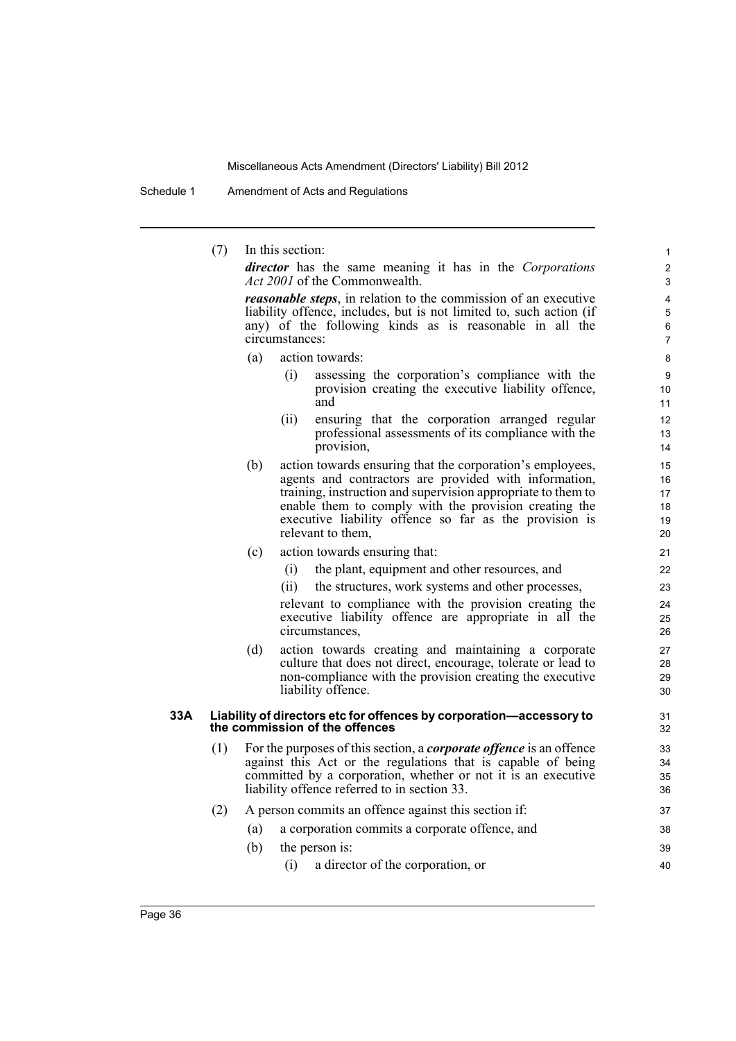(7) In this section:

***director*** has the same meaning it has in the *Corporations Act 2001* of the Commonwealth.

***reasonable steps***, in relation to the commission of an executive liability offence, includes, but is not limited to, such action (if any) of the following kinds as is reasonable in all the circumstances:

(a) action towards:

(i) assessing the corporation's compliance with the provision creating the executive liability offence, and

(ii) ensuring that the corporation arranged regular professional assessments of its compliance with the provision,

(b) action towards ensuring that the corporation's employees, agents and contractors are provided with information, training, instruction and supervision appropriate to them to enable them to comply with the provision creating the executive liability offence so far as the provision is relevant to them,

(c) action towards ensuring that:

(i) the plant, equipment and other resources, and

(ii) the structures, work systems and other processes,

relevant to compliance with the provision creating the executive liability offence are appropriate in all the circumstances,

(d) action towards creating and maintaining a corporate culture that does not direct, encourage, tolerate or lead to non-compliance with the provision creating the executive liability offence.

#### 33A Liability of directors etc for offences by corporation—accessory to the commission of the offences

(1) For the purposes of this section, a ***corporate offence*** is an offence against this Act or the regulations that is capable of being committed by a corporation, whether or not it is an executive liability offence referred to in section 33.

(2) A person commits an offence against this section if:

(a) a corporation commits a corporate offence, and

(b) the person is:

(i) a director of the corporation, or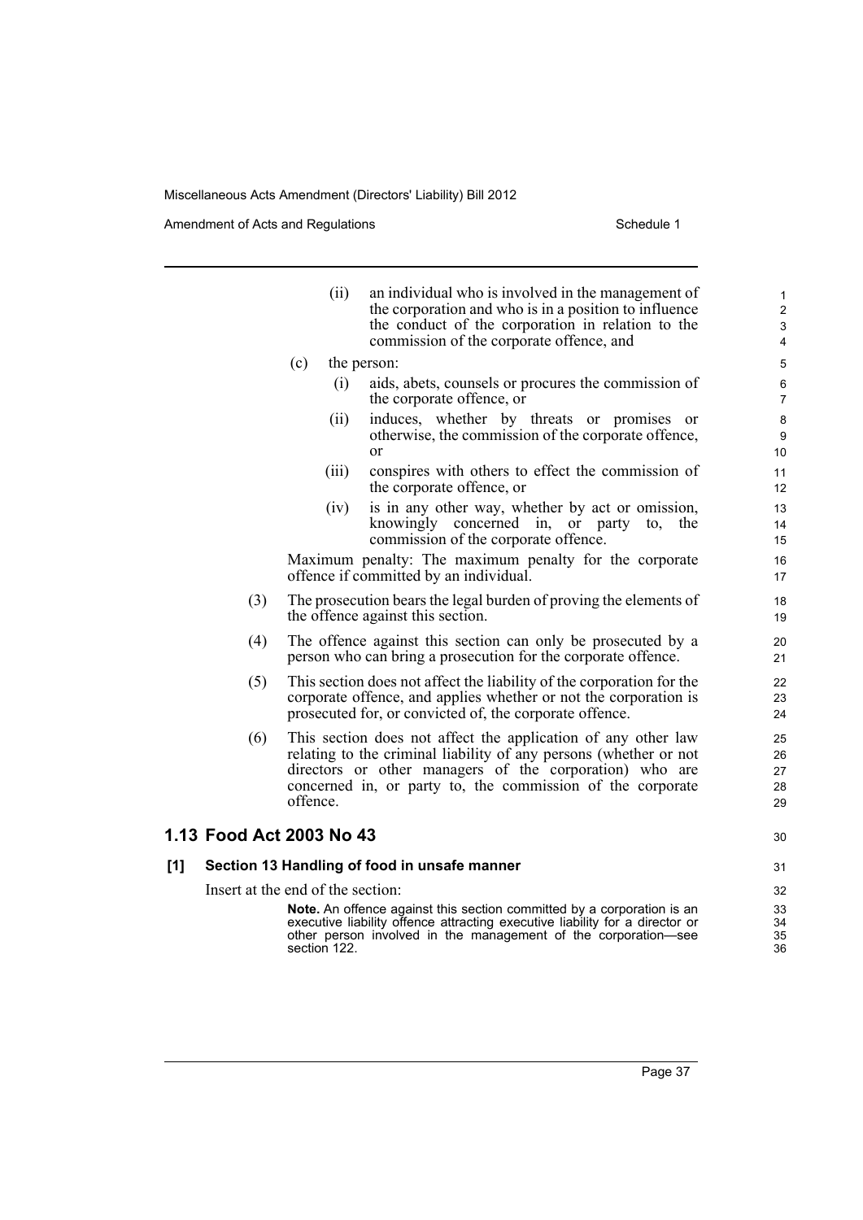(ii) an individual who is involved in the management of the corporation and who is in a position to influence the conduct of the corporation in relation to the commission of the corporate offence, and

(c) the person:

(i) aids, abets, counsels or procures the commission of the corporate offence, or

(ii) induces, whether by threats or promises or otherwise, the commission of the corporate offence, or

(iii) conspires with others to effect the commission of the corporate offence, or

(iv) is in any other way, whether by act or omission, knowingly concerned in, or party to, the commission of the corporate offence.

Maximum penalty: The maximum penalty for the corporate offence if committed by an individual.

(3) The prosecution bears the legal burden of proving the elements of the offence against this section.

(4) The offence against this section can only be prosecuted by a person who can bring a prosecution for the corporate offence.

(5) This section does not affect the liability of the corporation for the corporate offence, and applies whether or not the corporation is prosecuted for, or convicted of, the corporate offence.

(6) This section does not affect the application of any other law relating to the criminal liability of any persons (whether or not directors or other managers of the corporation) who are concerned in, or party to, the commission of the corporate offence.

## 1.13 Food Act 2003 No 43

### [1] Section 13 Handling of food in unsafe manner

Insert at the end of the section:

**Note.** An offence against this section committed by a corporation is an executive liability offence attracting executive liability for a director or other person involved in the management of the corporation—see section 122.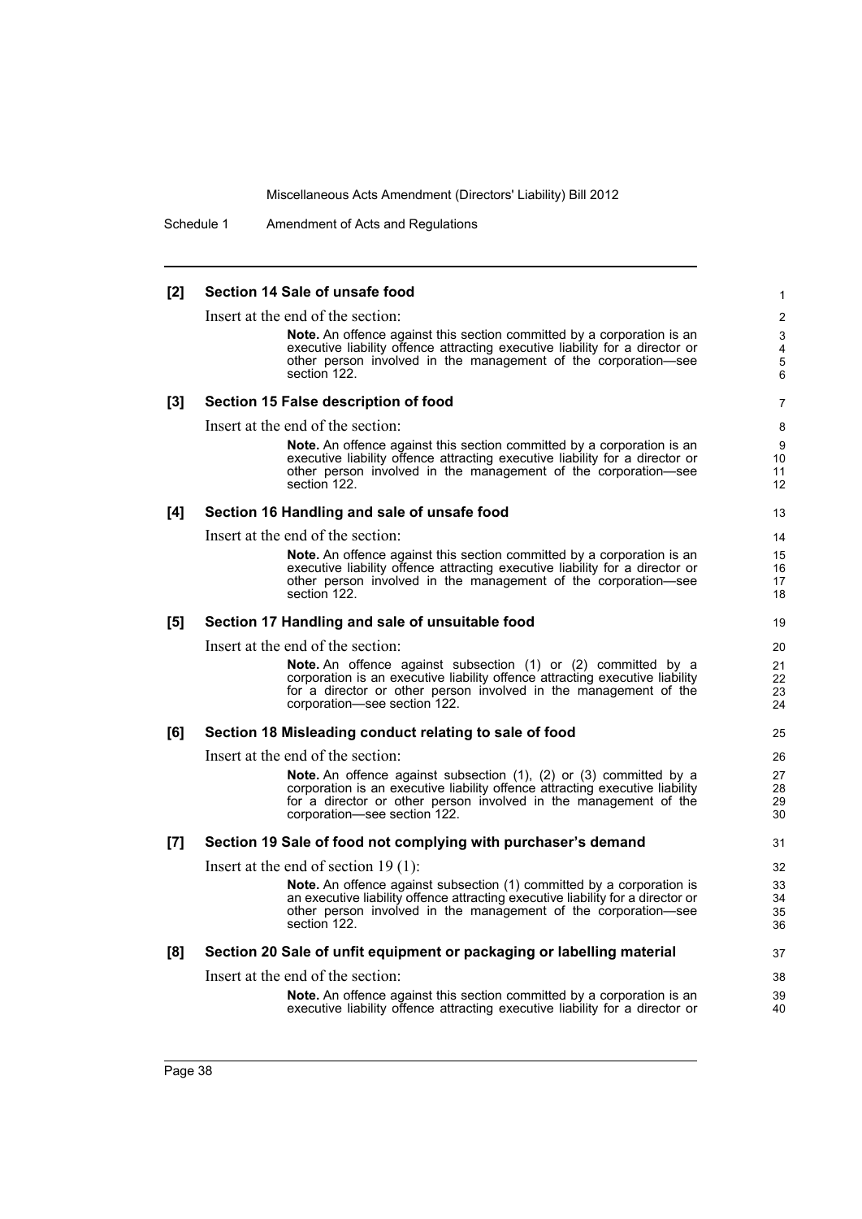### [2] Section 14 Sale of unsafe food

Insert at the end of the section:

> **Note.** An offence against this section committed by a corporation is an executive liability offence attracting executive liability for a director or other person involved in the management of the corporation—see section 122.

### [3] Section 15 False description of food

Insert at the end of the section:

> **Note.** An offence against this section committed by a corporation is an executive liability offence attracting executive liability for a director or other person involved in the management of the corporation—see section 122.

### [4] Section 16 Handling and sale of unsafe food

Insert at the end of the section:

> **Note.** An offence against this section committed by a corporation is an executive liability offence attracting executive liability for a director or other person involved in the management of the corporation—see section 122.

### [5] Section 17 Handling and sale of unsuitable food

Insert at the end of the section:

> **Note.** An offence against subsection (1) or (2) committed by a corporation is an executive liability offence attracting executive liability for a director or other person involved in the management of the corporation—see section 122.

### [6] Section 18 Misleading conduct relating to sale of food

Insert at the end of the section:

> **Note.** An offence against subsection (1), (2) or (3) committed by a corporation is an executive liability offence attracting executive liability for a director or other person involved in the management of the corporation—see section 122.

### [7] Section 19 Sale of food not complying with purchaser's demand

Insert at the end of section 19 (1):

> **Note.** An offence against subsection (1) committed by a corporation is an executive liability offence attracting executive liability for a director or other person involved in the management of the corporation—see section 122.

### [8] Section 20 Sale of unfit equipment or packaging or labelling material

Insert at the end of the section:

> **Note.** An offence against this section committed by a corporation is an executive liability offence attracting executive liability for a director or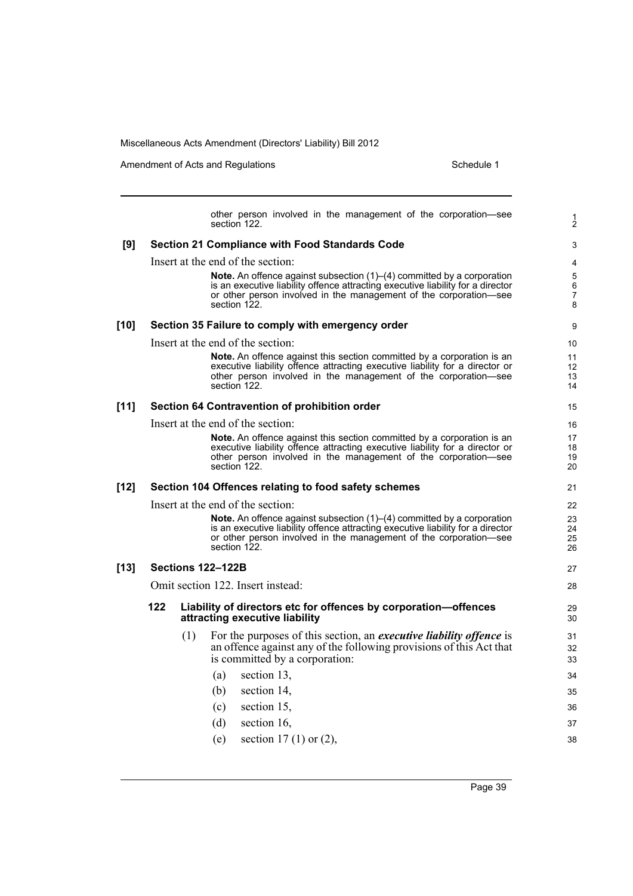other person involved in the management of the corporation—see section 122.

**[9] Section 21 Compliance with Food Standards Code**

Insert at the end of the section:

> **Note.** An offence against subsection (1)–(4) committed by a corporation is an executive liability offence attracting executive liability for a director or other person involved in the management of the corporation—see section 122.

**[10] Section 35 Failure to comply with emergency order**

Insert at the end of the section:

> **Note.** An offence against this section committed by a corporation is an executive liability offence attracting executive liability for a director or other person involved in the management of the corporation—see section 122.

**[11] Section 64 Contravention of prohibition order**

Insert at the end of the section:

> **Note.** An offence against this section committed by a corporation is an executive liability offence attracting executive liability for a director or other person involved in the management of the corporation—see section 122.

**[12] Section 104 Offences relating to food safety schemes**

Insert at the end of the section:

> **Note.** An offence against subsection (1)–(4) committed by a corporation is an executive liability offence attracting executive liability for a director or other person involved in the management of the corporation—see section 122.

**[13] Sections 122–122B**

Omit section 122. Insert instead:

**122 Liability of directors etc for offences by corporation—offences attracting executive liability**

(1) For the purposes of this section, an ***executive liability offence*** is an offence against any of the following provisions of this Act that is committed by a corporation:

- (a) section 13,
- (b) section 14,
- (c) section 15,
- (d) section 16,
- (e) section 17 (1) or (2),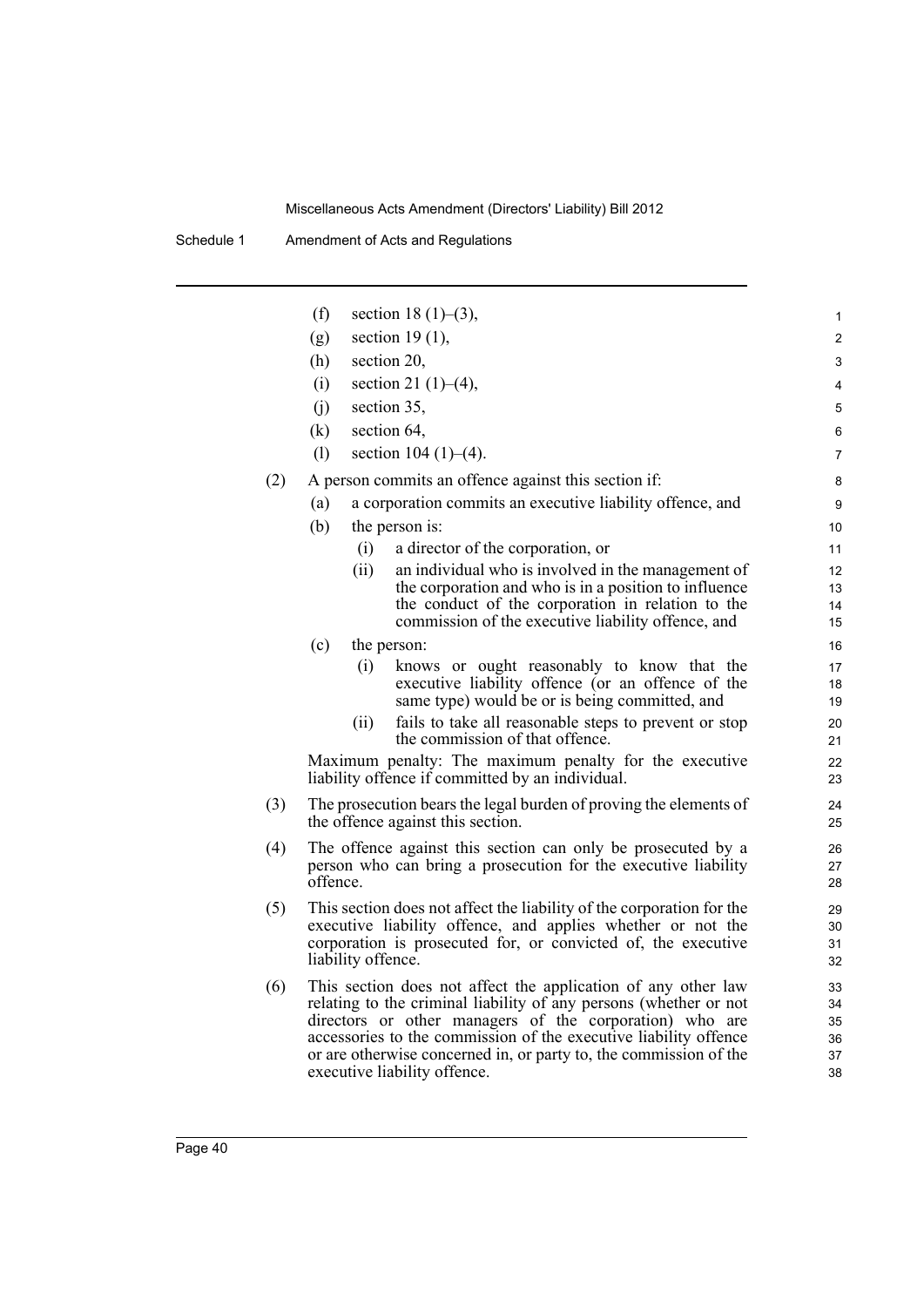(f) section 18 (1)–(3),

(g) section 19 (1),

(h) section 20,

(i) section 21 (1)–(4),

(j) section 35,

(k) section 64,

(l) section 104 (1)–(4).

(2) A person commits an offence against this section if:

(a) a corporation commits an executive liability offence, and

(b) the person is:

(i) a director of the corporation, or

(ii) an individual who is involved in the management of the corporation and who is in a position to influence the conduct of the corporation in relation to the commission of the executive liability offence, and

(c) the person:

(i) knows or ought reasonably to know that the executive liability offence (or an offence of the same type) would be or is being committed, and

(ii) fails to take all reasonable steps to prevent or stop the commission of that offence.

Maximum penalty: The maximum penalty for the executive liability offence if committed by an individual.

(3) The prosecution bears the legal burden of proving the elements of the offence against this section.

(4) The offence against this section can only be prosecuted by a person who can bring a prosecution for the executive liability offence.

(5) This section does not affect the liability of the corporation for the executive liability offence, and applies whether or not the corporation is prosecuted for, or convicted of, the executive liability offence.

(6) This section does not affect the application of any other law relating to the criminal liability of any persons (whether or not directors or other managers of the corporation) who are accessories to the commission of the executive liability offence or are otherwise concerned in, or party to, the commission of the executive liability offence.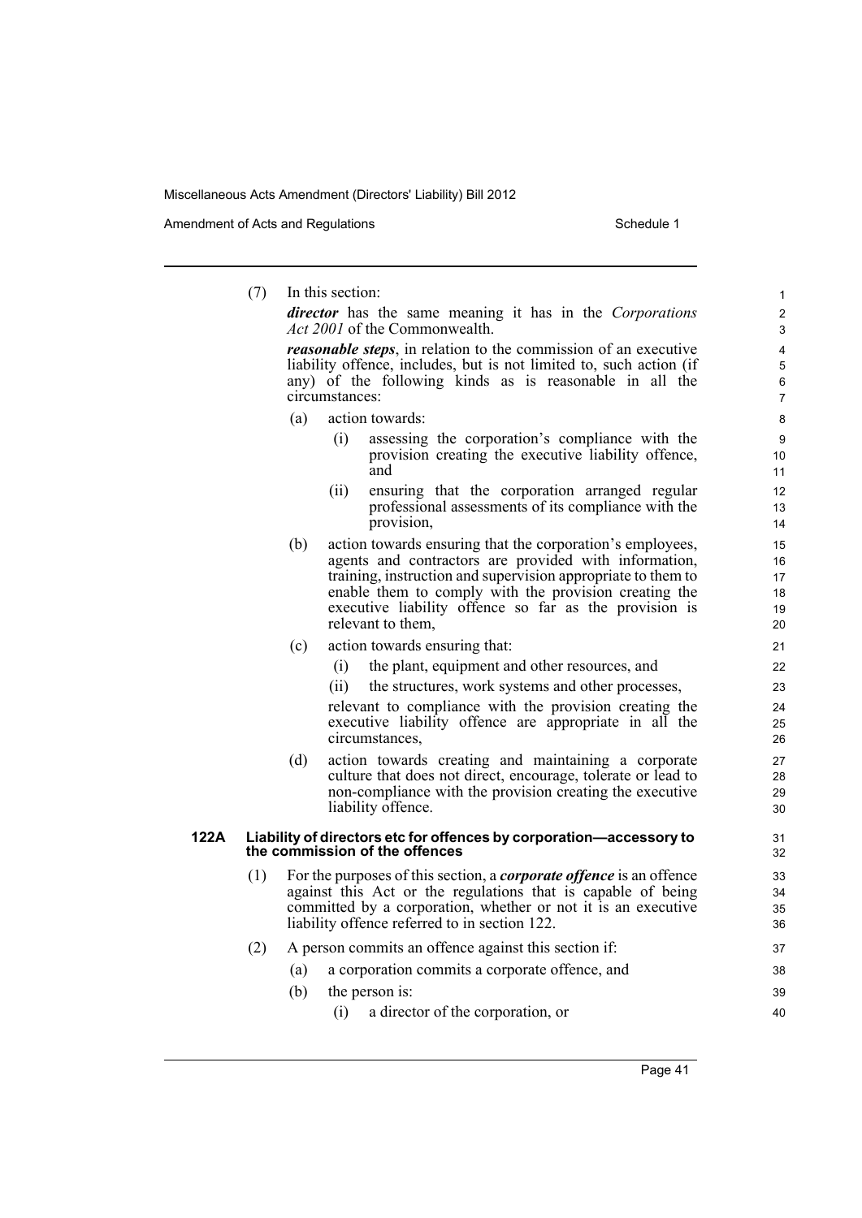(7) In this section:

***director*** has the same meaning it has in the *Corporations Act 2001* of the Commonwealth.

***reasonable steps***, in relation to the commission of an executive liability offence, includes, but is not limited to, such action (if any) of the following kinds as is reasonable in all the circumstances:

(a) action towards:

(i) assessing the corporation's compliance with the provision creating the executive liability offence, and

(ii) ensuring that the corporation arranged regular professional assessments of its compliance with the provision,

(b) action towards ensuring that the corporation's employees, agents and contractors are provided with information, training, instruction and supervision appropriate to them to enable them to comply with the provision creating the executive liability offence so far as the provision is relevant to them,

(c) action towards ensuring that:

(i) the plant, equipment and other resources, and

(ii) the structures, work systems and other processes,

relevant to compliance with the provision creating the executive liability offence are appropriate in all the circumstances,

(d) action towards creating and maintaining a corporate culture that does not direct, encourage, tolerate or lead to non-compliance with the provision creating the executive liability offence.

### 122A Liability of directors etc for offences by corporation—accessory to the commission of the offences

(1) For the purposes of this section, a ***corporate offence*** is an offence against this Act or the regulations that is capable of being committed by a corporation, whether or not it is an executive liability offence referred to in section 122.

(2) A person commits an offence against this section if:

(a) a corporation commits a corporate offence, and

(b) the person is:

(i) a director of the corporation, or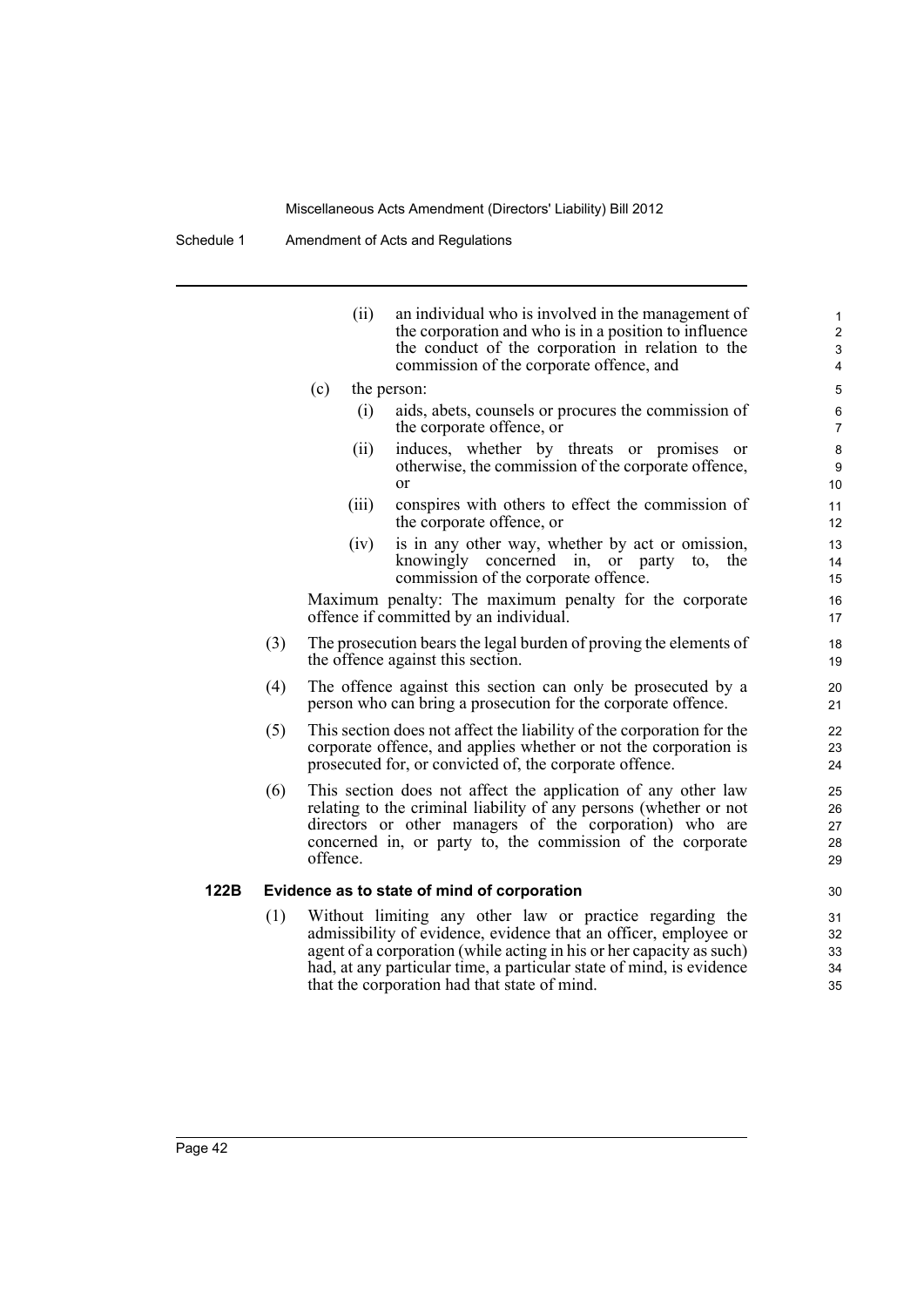(ii) an individual who is involved in the management of the corporation and who is in a position to influence the conduct of the corporation in relation to the commission of the corporate offence, and

(c) the person:

(i) aids, abets, counsels or procures the commission of the corporate offence, or

(ii) induces, whether by threats or promises or otherwise, the commission of the corporate offence, or

(iii) conspires with others to effect the commission of the corporate offence, or

(iv) is in any other way, whether by act or omission, knowingly concerned in, or party to, the commission of the corporate offence.

Maximum penalty: The maximum penalty for the corporate offence if committed by an individual.

(3) The prosecution bears the legal burden of proving the elements of the offence against this section.

(4) The offence against this section can only be prosecuted by a person who can bring a prosecution for the corporate offence.

(5) This section does not affect the liability of the corporation for the corporate offence, and applies whether or not the corporation is prosecuted for, or convicted of, the corporate offence.

(6) This section does not affect the application of any other law relating to the criminal liability of any persons (whether or not directors or other managers of the corporation) who are concerned in, or party to, the commission of the corporate offence.

**122B Evidence as to state of mind of corporation**

(1) Without limiting any other law or practice regarding the admissibility of evidence, evidence that an officer, employee or agent of a corporation (while acting in his or her capacity as such) had, at any particular time, a particular state of mind, is evidence that the corporation had that state of mind.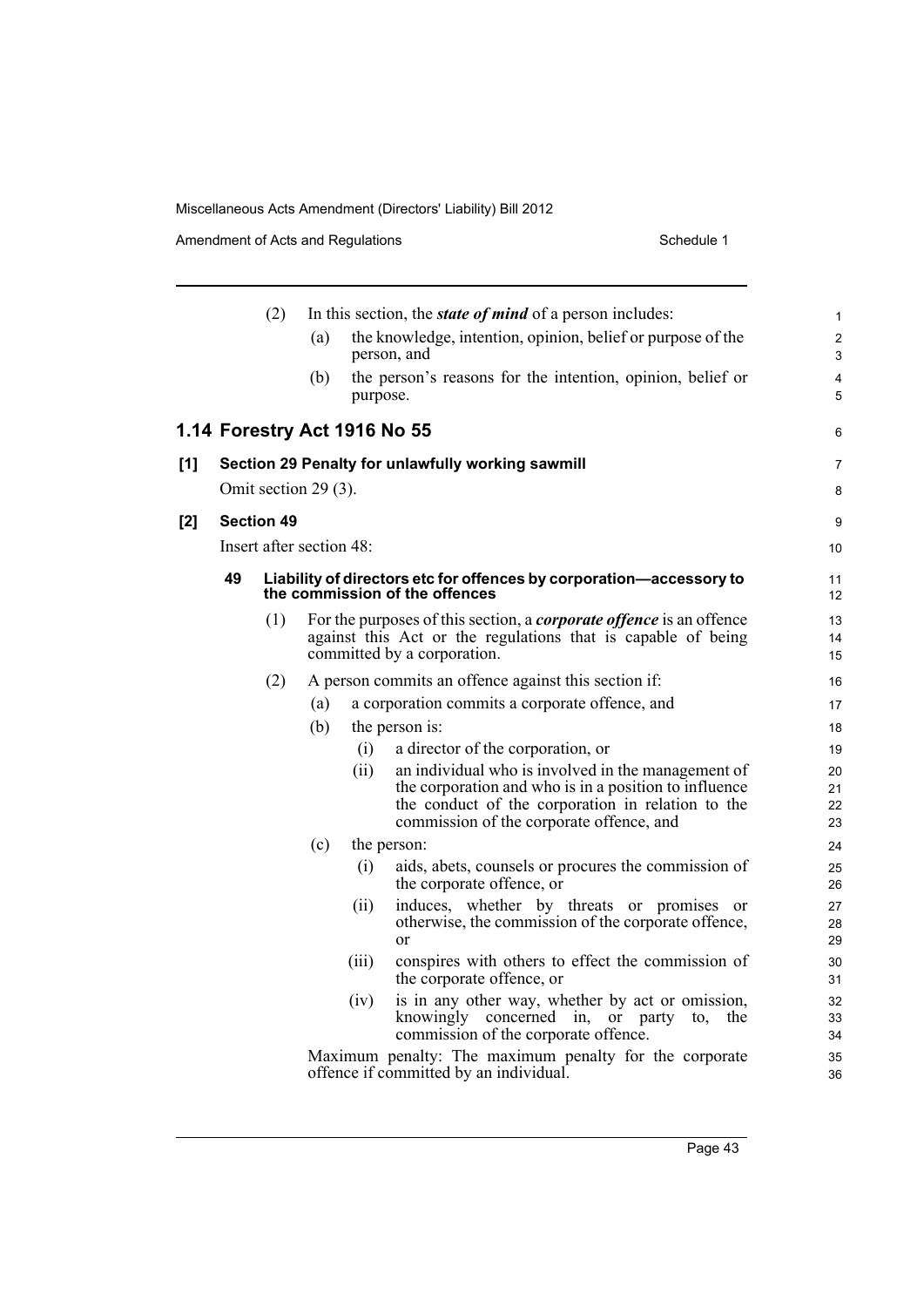(2) In this section, the ***state of mind*** of a person includes:

(a) the knowledge, intention, opinion, belief or purpose of the person, and

(b) the person's reasons for the intention, opinion, belief or purpose.

## 1.14 Forestry Act 1916 No 55

### [1] Section 29 Penalty for unlawfully working sawmill

Omit section 29 (3).

### [2] Section 49

Insert after section 48:

#### 49 Liability of directors etc for offences by corporation—accessory to the commission of the offences

(1) For the purposes of this section, a ***corporate offence*** is an offence against this Act or the regulations that is capable of being committed by a corporation.

(2) A person commits an offence against this section if:

(a) a corporation commits a corporate offence, and

(b) the person is:

(i) a director of the corporation, or

(ii) an individual who is involved in the management of the corporation and who is in a position to influence the conduct of the corporation in relation to the commission of the corporate offence, and

(c) the person:

(i) aids, abets, counsels or procures the commission of the corporate offence, or

(ii) induces, whether by threats or promises or otherwise, the commission of the corporate offence, or

(iii) conspires with others to effect the commission of the corporate offence, or

(iv) is in any other way, whether by act or omission, knowingly concerned in, or party to, the commission of the corporate offence.

Maximum penalty: The maximum penalty for the corporate offence if committed by an individual.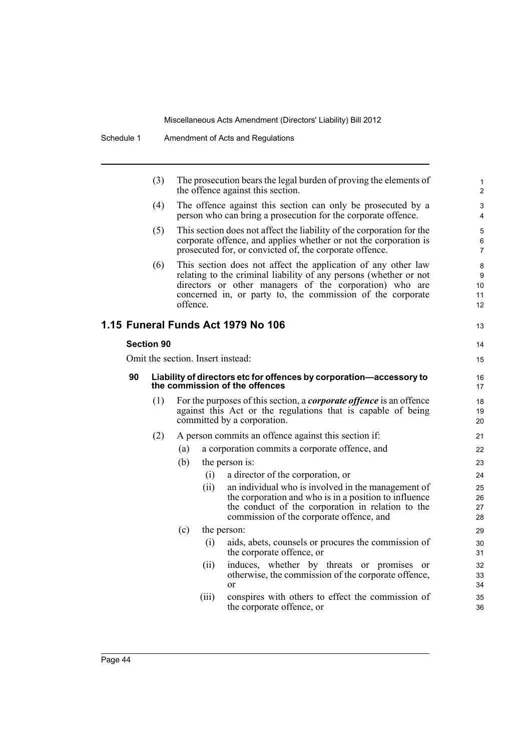(3) The prosecution bears the legal burden of proving the elements of the offence against this section.

(4) The offence against this section can only be prosecuted by a person who can bring a prosecution for the corporate offence.

(5) This section does not affect the liability of the corporation for the corporate offence, and applies whether or not the corporation is prosecuted for, or convicted of, the corporate offence.

(6) This section does not affect the application of any other law relating to the criminal liability of any persons (whether or not directors or other managers of the corporation) who are concerned in, or party to, the commission of the corporate offence.

## 1.15 Funeral Funds Act 1979 No 106

### Section 90

Omit the section. Insert instead:

**90 Liability of directors etc for offences by corporation—accessory to the commission of the offences**

(1) For the purposes of this section, a ***corporate offence*** is an offence against this Act or the regulations that is capable of being committed by a corporation.

(2) A person commits an offence against this section if:

- (a) a corporation commits a corporate offence, and
- (b) the person is:
  - (i) a director of the corporation, or
  - (ii) an individual who is involved in the management of the corporation and who is in a position to influence the conduct of the corporation in relation to the commission of the corporate offence, and
- (c) the person:
  - (i) aids, abets, counsels or procures the commission of the corporate offence, or
  - (ii) induces, whether by threats or promises or otherwise, the commission of the corporate offence, or
  - (iii) conspires with others to effect the commission of the corporate offence, or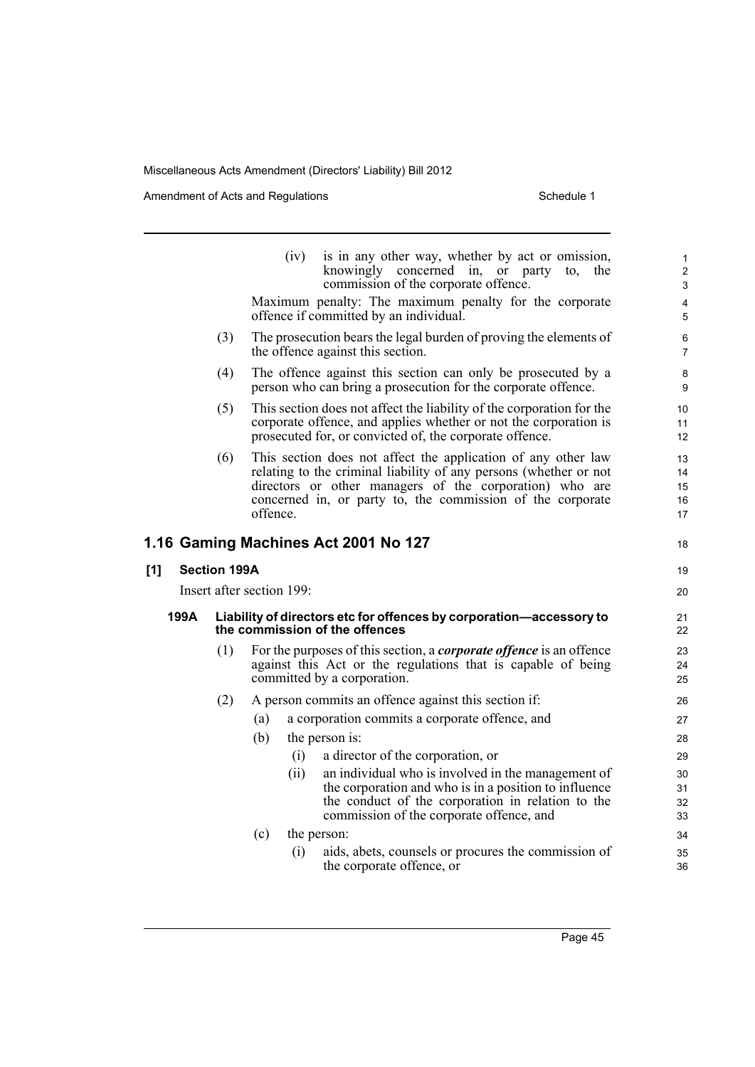(iv) is in any other way, whether by act or omission, knowingly concerned in, or party to, the commission of the corporate offence.

Maximum penalty: The maximum penalty for the corporate offence if committed by an individual.

(3) The prosecution bears the legal burden of proving the elements of the offence against this section.

(4) The offence against this section can only be prosecuted by a person who can bring a prosecution for the corporate offence.

(5) This section does not affect the liability of the corporation for the corporate offence, and applies whether or not the corporation is prosecuted for, or convicted of, the corporate offence.

(6) This section does not affect the application of any other law relating to the criminal liability of any persons (whether or not directors or other managers of the corporation) who are concerned in, or party to, the commission of the corporate offence.

## 1.16 Gaming Machines Act 2001 No 127

### [1] Section 199A

Insert after section 199:

#### 199A Liability of directors etc for offences by corporation—accessory to the commission of the offences

(1) For the purposes of this section, a ***corporate offence*** is an offence against this Act or the regulations that is capable of being committed by a corporation.

(2) A person commits an offence against this section if:

(a) a corporation commits a corporate offence, and

(b) the person is:

(i) a director of the corporation, or

(ii) an individual who is involved in the management of the corporation and who is in a position to influence the conduct of the corporation in relation to the commission of the corporate offence, and

(c) the person:

(i) aids, abets, counsels or procures the commission of the corporate offence, or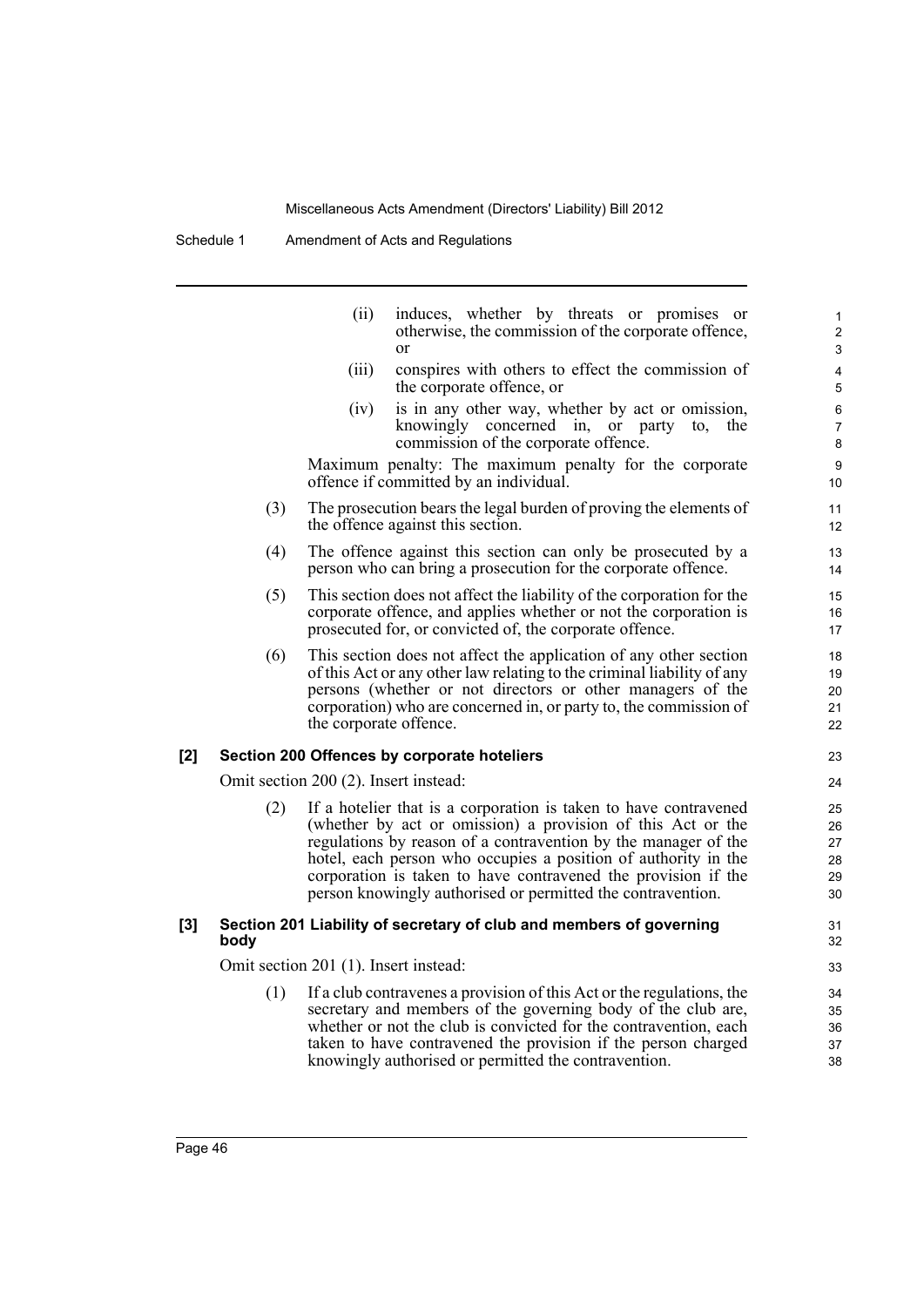(ii) induces, whether by threats or promises or otherwise, the commission of the corporate offence, or

(iii) conspires with others to effect the commission of the corporate offence, or

(iv) is in any other way, whether by act or omission, knowingly concerned in, or party to, the commission of the corporate offence.

Maximum penalty: The maximum penalty for the corporate offence if committed by an individual.

(3) The prosecution bears the legal burden of proving the elements of the offence against this section.

(4) The offence against this section can only be prosecuted by a person who can bring a prosecution for the corporate offence.

(5) This section does not affect the liability of the corporation for the corporate offence, and applies whether or not the corporation is prosecuted for, or convicted of, the corporate offence.

(6) This section does not affect the application of any other section of this Act or any other law relating to the criminal liability of any persons (whether or not directors or other managers of the corporation) who are concerned in, or party to, the commission of the corporate offence.

**[2] Section 200 Offences by corporate hoteliers**

Omit section 200 (2). Insert instead:

(2) If a hotelier that is a corporation is taken to have contravened (whether by act or omission) a provision of this Act or the regulations by reason of a contravention by the manager of the hotel, each person who occupies a position of authority in the corporation is taken to have contravened the provision if the person knowingly authorised or permitted the contravention.

**[3] Section 201 Liability of secretary of club and members of governing body**

Omit section 201 (1). Insert instead:

(1) If a club contravenes a provision of this Act or the regulations, the secretary and members of the governing body of the club are, whether or not the club is convicted for the contravention, each taken to have contravened the provision if the person charged knowingly authorised or permitted the contravention.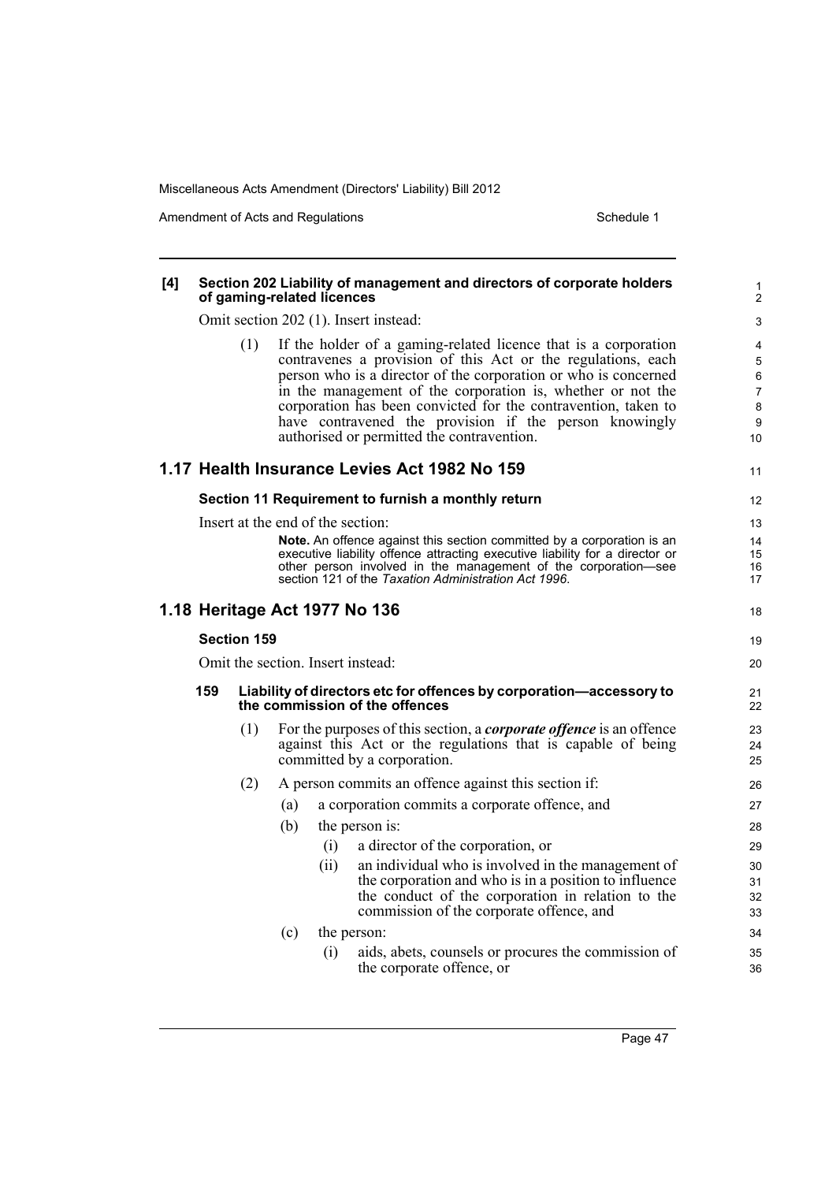**[4] Section 202 Liability of management and directors of corporate holders of gaming-related licences**

Omit section 202 (1). Insert instead:

(1) If the holder of a gaming-related licence that is a corporation contravenes a provision of this Act or the regulations, each person who is a director of the corporation or who is concerned in the management of the corporation is, whether or not the corporation has been convicted for the contravention, taken to have contravened the provision if the person knowingly authorised or permitted the contravention.

## 1.17 Health Insurance Levies Act 1982 No 159

### Section 11 Requirement to furnish a monthly return

Insert at the end of the section:

**Note.** An offence against this section committed by a corporation is an executive liability offence attracting executive liability for a director or other person involved in the management of the corporation—see section 121 of the *Taxation Administration Act 1996*.

## 1.18 Heritage Act 1977 No 136

### Section 159

Omit the section. Insert instead:

**159 Liability of directors etc for offences by corporation—accessory to the commission of the offences**

(1) For the purposes of this section, a ***corporate offence*** is an offence against this Act or the regulations that is capable of being committed by a corporation.

(2) A person commits an offence against this section if:

- (a) a corporation commits a corporate offence, and
- (b) the person is:
  - (i) a director of the corporation, or
  - (ii) an individual who is involved in the management of the corporation and who is in a position to influence the conduct of the corporation in relation to the commission of the corporate offence, and
- (c) the person:
  - (i) aids, abets, counsels or procures the commission of the corporate offence, or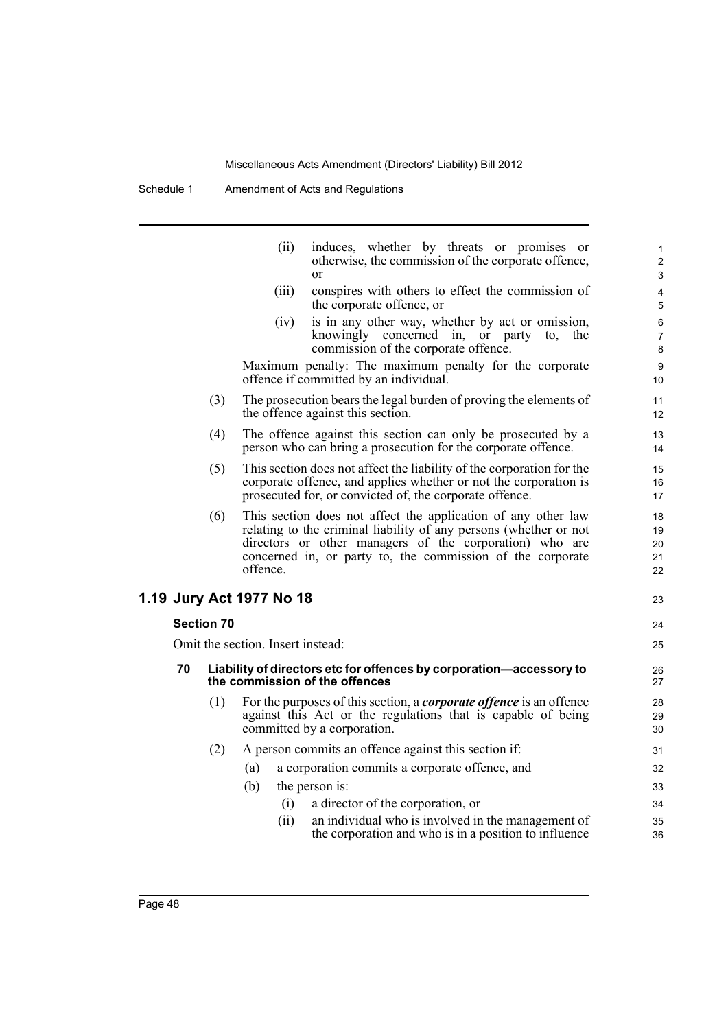(ii) induces, whether by threats or promises or otherwise, the commission of the corporate offence, or

(iii) conspires with others to effect the commission of the corporate offence, or

(iv) is in any other way, whether by act or omission, knowingly concerned in, or party to, the commission of the corporate offence.

Maximum penalty: The maximum penalty for the corporate offence if committed by an individual.

(3) The prosecution bears the legal burden of proving the elements of the offence against this section.

(4) The offence against this section can only be prosecuted by a person who can bring a prosecution for the corporate offence.

(5) This section does not affect the liability of the corporation for the corporate offence, and applies whether or not the corporation is prosecuted for, or convicted of, the corporate offence.

(6) This section does not affect the application of any other law relating to the criminal liability of any persons (whether or not directors or other managers of the corporation) who are concerned in, or party to, the commission of the corporate offence.

## 1.19 Jury Act 1977 No 18

### Section 70

Omit the section. Insert instead:

**70 Liability of directors etc for offences by corporation—accessory to the commission of the offences**

(1) For the purposes of this section, a ***corporate offence*** is an offence against this Act or the regulations that is capable of being committed by a corporation.

(2) A person commits an offence against this section if:

(a) a corporation commits a corporate offence, and

(b) the person is:

(i) a director of the corporation, or

(ii) an individual who is involved in the management of the corporation and who is in a position to influence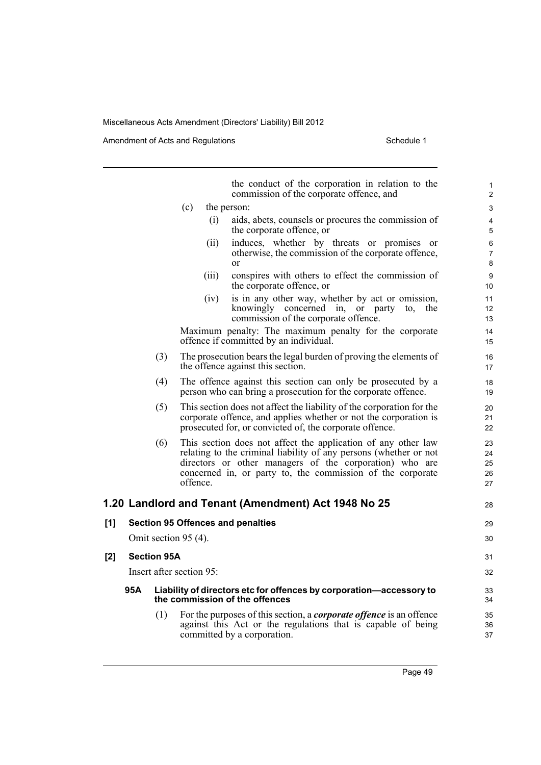the conduct of the corporation in relation to the commission of the corporate offence, and

(c) the person:

(i) aids, abets, counsels or procures the commission of the corporate offence, or

(ii) induces, whether by threats or promises or otherwise, the commission of the corporate offence, or

(iii) conspires with others to effect the commission of the corporate offence, or

(iv) is in any other way, whether by act or omission, knowingly concerned in, or party to, the commission of the corporate offence.

Maximum penalty: The maximum penalty for the corporate offence if committed by an individual.

(3) The prosecution bears the legal burden of proving the elements of the offence against this section.

(4) The offence against this section can only be prosecuted by a person who can bring a prosecution for the corporate offence.

(5) This section does not affect the liability of the corporation for the corporate offence, and applies whether or not the corporation is prosecuted for, or convicted of, the corporate offence.

(6) This section does not affect the application of any other law relating to the criminal liability of any persons (whether or not directors or other managers of the corporation) who are concerned in, or party to, the commission of the corporate offence.

## 1.20 Landlord and Tenant (Amendment) Act 1948 No 25

### [1] Section 95 Offences and penalties

Omit section 95 (4).

### [2] Section 95A

Insert after section 95:

#### 95A Liability of directors etc for offences by corporation—accessory to the commission of the offences

(1) For the purposes of this section, a ***corporate offence*** is an offence against this Act or the regulations that is capable of being committed by a corporation.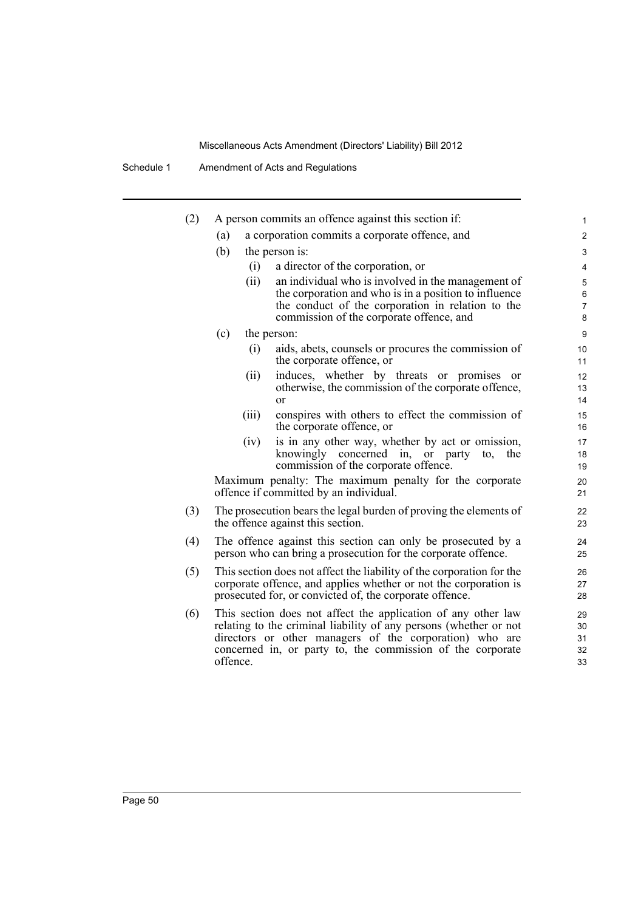(2) A person commits an offence against this section if:

  (a) a corporation commits a corporate offence, and

  (b) the person is:

    (i) a director of the corporation, or

    (ii) an individual who is involved in the management of the corporation and who is in a position to influence the conduct of the corporation in relation to the commission of the corporate offence, and

  (c) the person:

    (i) aids, abets, counsels or procures the commission of the corporate offence, or

    (ii) induces, whether by threats or promises or otherwise, the commission of the corporate offence, or

    (iii) conspires with others to effect the commission of the corporate offence, or

    (iv) is in any other way, whether by act or omission, knowingly concerned in, or party to, the commission of the corporate offence.

Maximum penalty: The maximum penalty for the corporate offence if committed by an individual.

(3) The prosecution bears the legal burden of proving the elements of the offence against this section.

(4) The offence against this section can only be prosecuted by a person who can bring a prosecution for the corporate offence.

(5) This section does not affect the liability of the corporation for the corporate offence, and applies whether or not the corporation is prosecuted for, or convicted of, the corporate offence.

(6) This section does not affect the application of any other law relating to the criminal liability of any persons (whether or not directors or other managers of the corporation) who are concerned in, or party to, the commission of the corporate offence.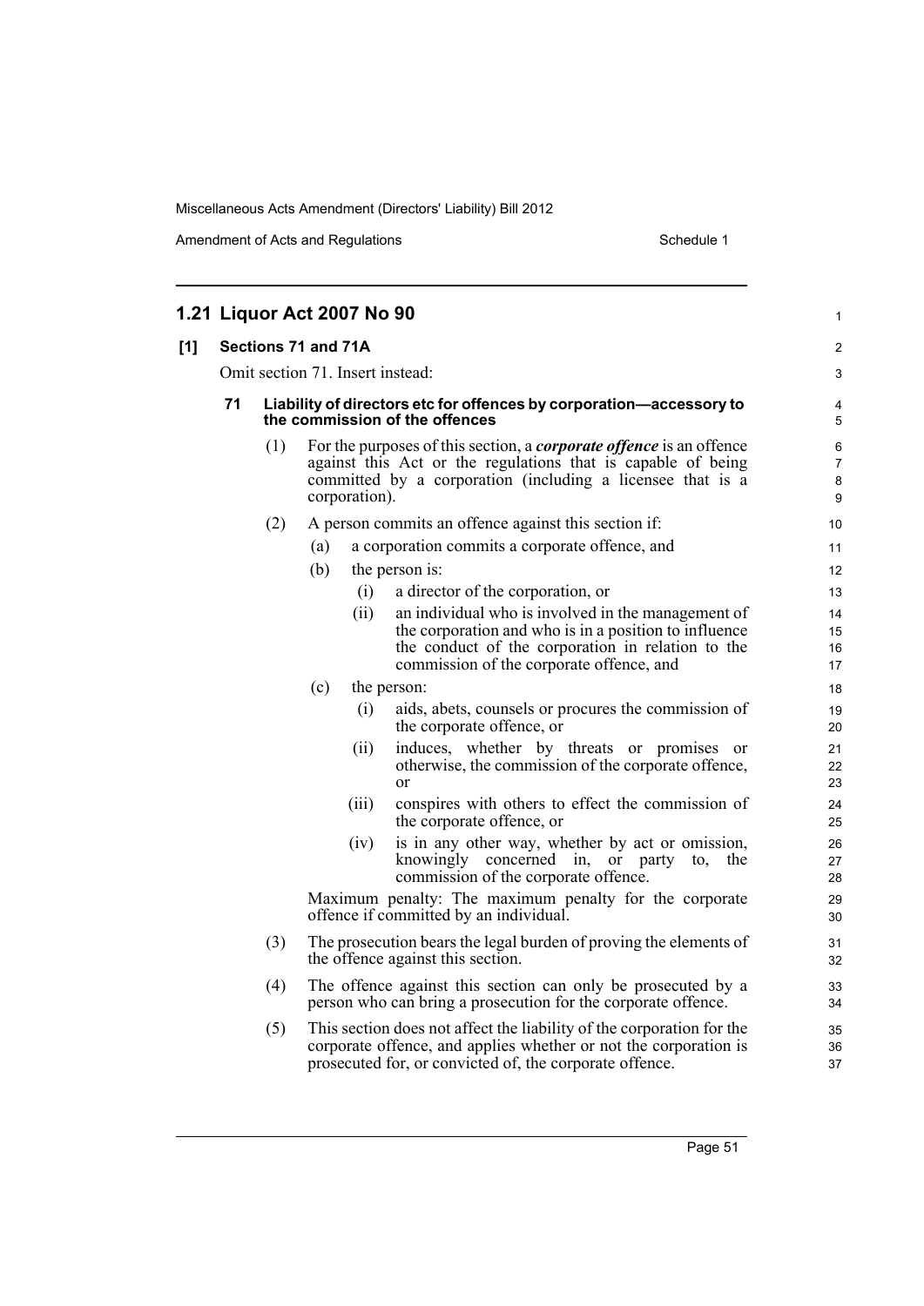## 1.21 Liquor Act 2007 No 90

### [1] Sections 71 and 71A

Omit section 71. Insert instead:

#### 71 Liability of directors etc for offences by corporation—accessory to the commission of the offences

(1) For the purposes of this section, a ***corporate offence*** is an offence against this Act or the regulations that is capable of being committed by a corporation (including a licensee that is a corporation).

(2) A person commits an offence against this section if:

(a) a corporation commits a corporate offence, and

(b) the person is:

(i) a director of the corporation, or

(ii) an individual who is involved in the management of the corporation and who is in a position to influence the conduct of the corporation in relation to the commission of the corporate offence, and

(c) the person:

(i) aids, abets, counsels or procures the commission of the corporate offence, or

(ii) induces, whether by threats or promises or otherwise, the commission of the corporate offence, or

(iii) conspires with others to effect the commission of the corporate offence, or

(iv) is in any other way, whether by act or omission, knowingly concerned in, or party to, the commission of the corporate offence.

Maximum penalty: The maximum penalty for the corporate offence if committed by an individual.

(3) The prosecution bears the legal burden of proving the elements of the offence against this section.

(4) The offence against this section can only be prosecuted by a person who can bring a prosecution for the corporate offence.

(5) This section does not affect the liability of the corporation for the corporate offence, and applies whether or not the corporation is prosecuted for, or convicted of, the corporate offence.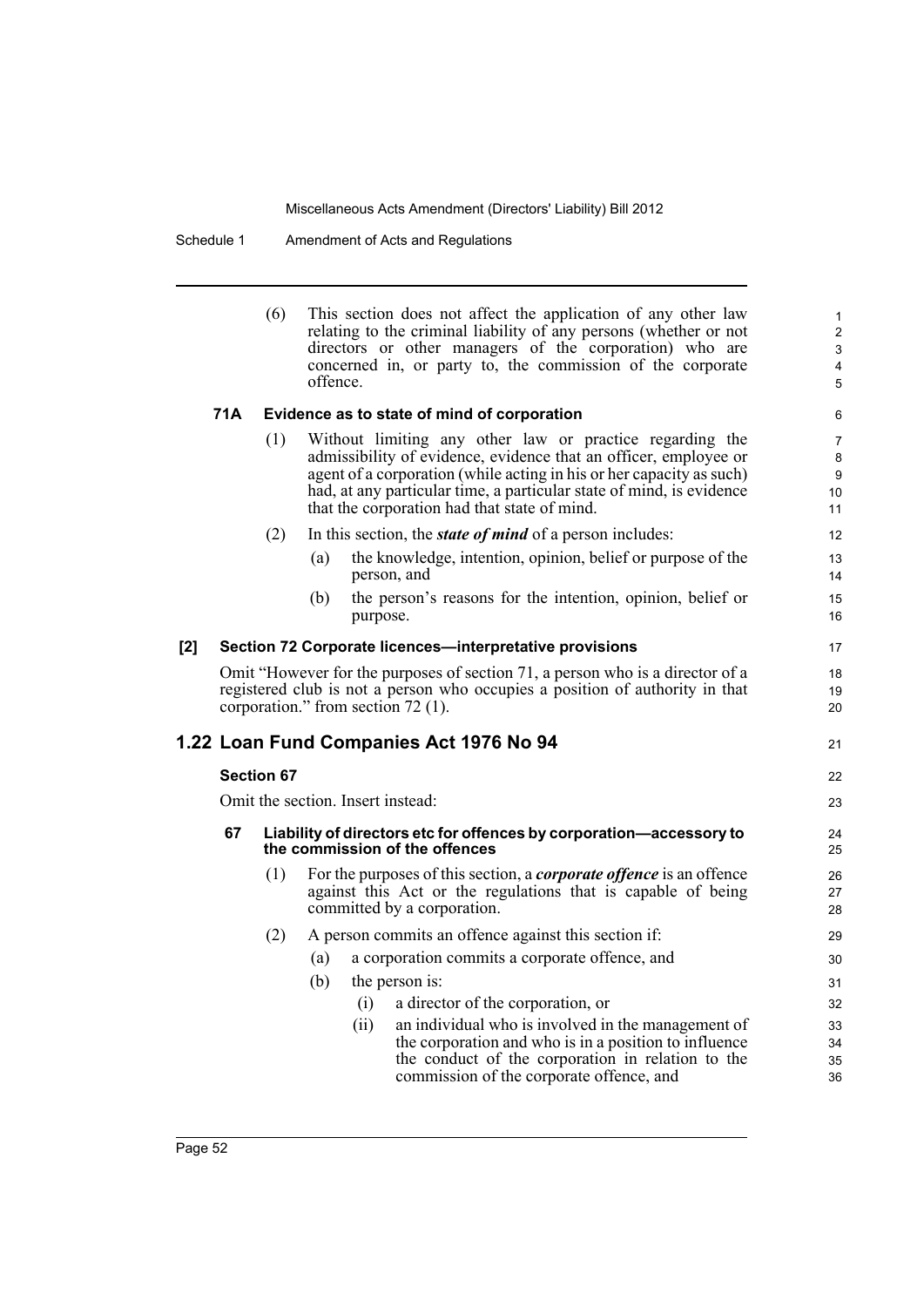(6) This section does not affect the application of any other law relating to the criminal liability of any persons (whether or not directors or other managers of the corporation) who are concerned in, or party to, the commission of the corporate offence.

#### 71A Evidence as to state of mind of corporation

(1) Without limiting any other law or practice regarding the admissibility of evidence, evidence that an officer, employee or agent of a corporation (while acting in his or her capacity as such) had, at any particular time, a particular state of mind, is evidence that the corporation had that state of mind.

(2) In this section, the ***state of mind*** of a person includes:

(a) the knowledge, intention, opinion, belief or purpose of the person, and

(b) the person's reasons for the intention, opinion, belief or purpose.

#### [2] Section 72 Corporate licences—interpretative provisions

Omit "However for the purposes of section 71, a person who is a director of a registered club is not a person who occupies a position of authority in that corporation." from section 72 (1).

## 1.22 Loan Fund Companies Act 1976 No 94

#### Section 67

Omit the section. Insert instead:

#### 67 Liability of directors etc for offences by corporation—accessory to the commission of the offences

(1) For the purposes of this section, a ***corporate offence*** is an offence against this Act or the regulations that is capable of being committed by a corporation.

(2) A person commits an offence against this section if:

(a) a corporation commits a corporate offence, and

(b) the person is:

(i) a director of the corporation, or

(ii) an individual who is involved in the management of the corporation and who is in a position to influence the conduct of the corporation in relation to the commission of the corporate offence, and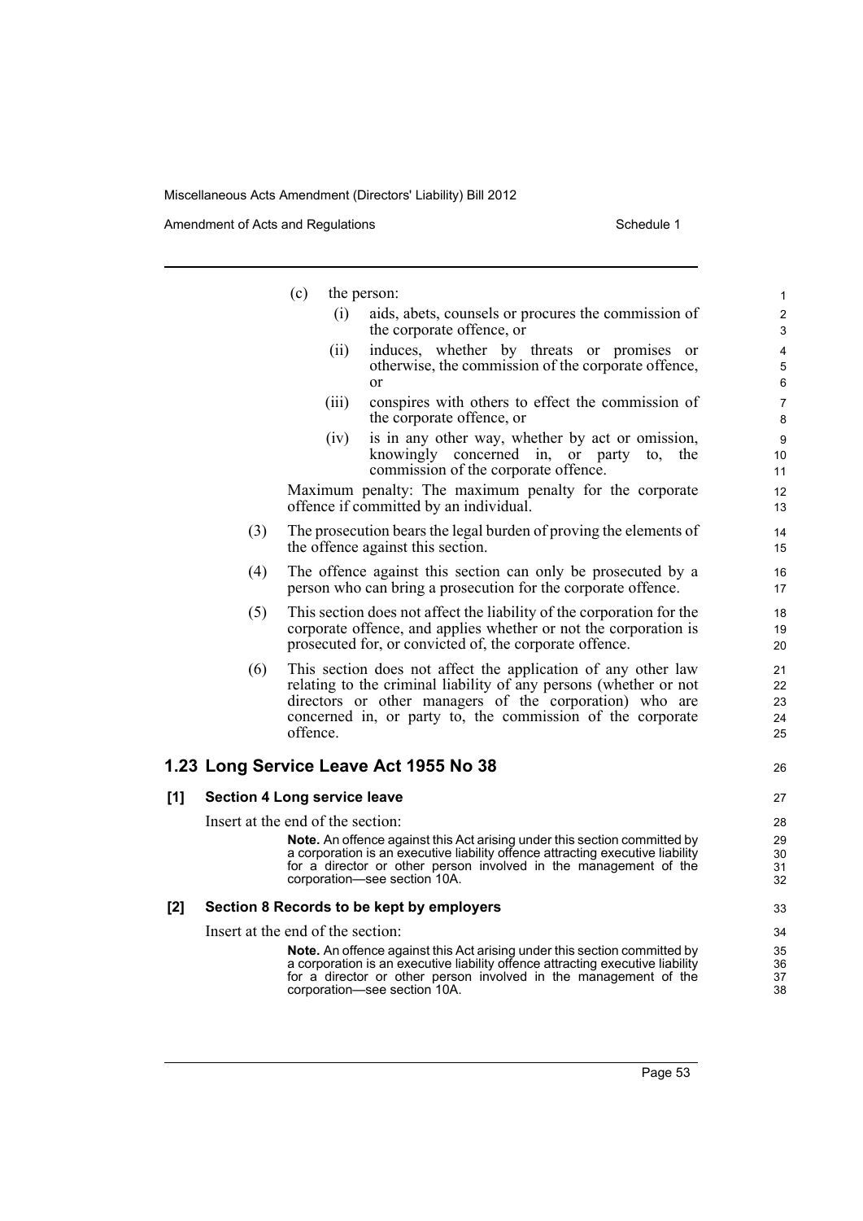(c) the person:

(i) aids, abets, counsels or procures the commission of the corporate offence, or

(ii) induces, whether by threats or promises or otherwise, the commission of the corporate offence, or

(iii) conspires with others to effect the commission of the corporate offence, or

(iv) is in any other way, whether by act or omission, knowingly concerned in, or party to, the commission of the corporate offence.

Maximum penalty: The maximum penalty for the corporate offence if committed by an individual.

(3) The prosecution bears the legal burden of proving the elements of the offence against this section.

(4) The offence against this section can only be prosecuted by a person who can bring a prosecution for the corporate offence.

(5) This section does not affect the liability of the corporation for the corporate offence, and applies whether or not the corporation is prosecuted for, or convicted of, the corporate offence.

(6) This section does not affect the application of any other law relating to the criminal liability of any persons (whether or not directors or other managers of the corporation) who are concerned in, or party to, the commission of the corporate offence.

## 1.23 Long Service Leave Act 1955 No 38

### [1] Section 4 Long service leave

Insert at the end of the section:

**Note.** An offence against this Act arising under this section committed by a corporation is an executive liability offence attracting executive liability for a director or other person involved in the management of the corporation—see section 10A.

### [2] Section 8 Records to be kept by employers

Insert at the end of the section:

**Note.** An offence against this Act arising under this section committed by a corporation is an executive liability offence attracting executive liability for a director or other person involved in the management of the corporation—see section 10A.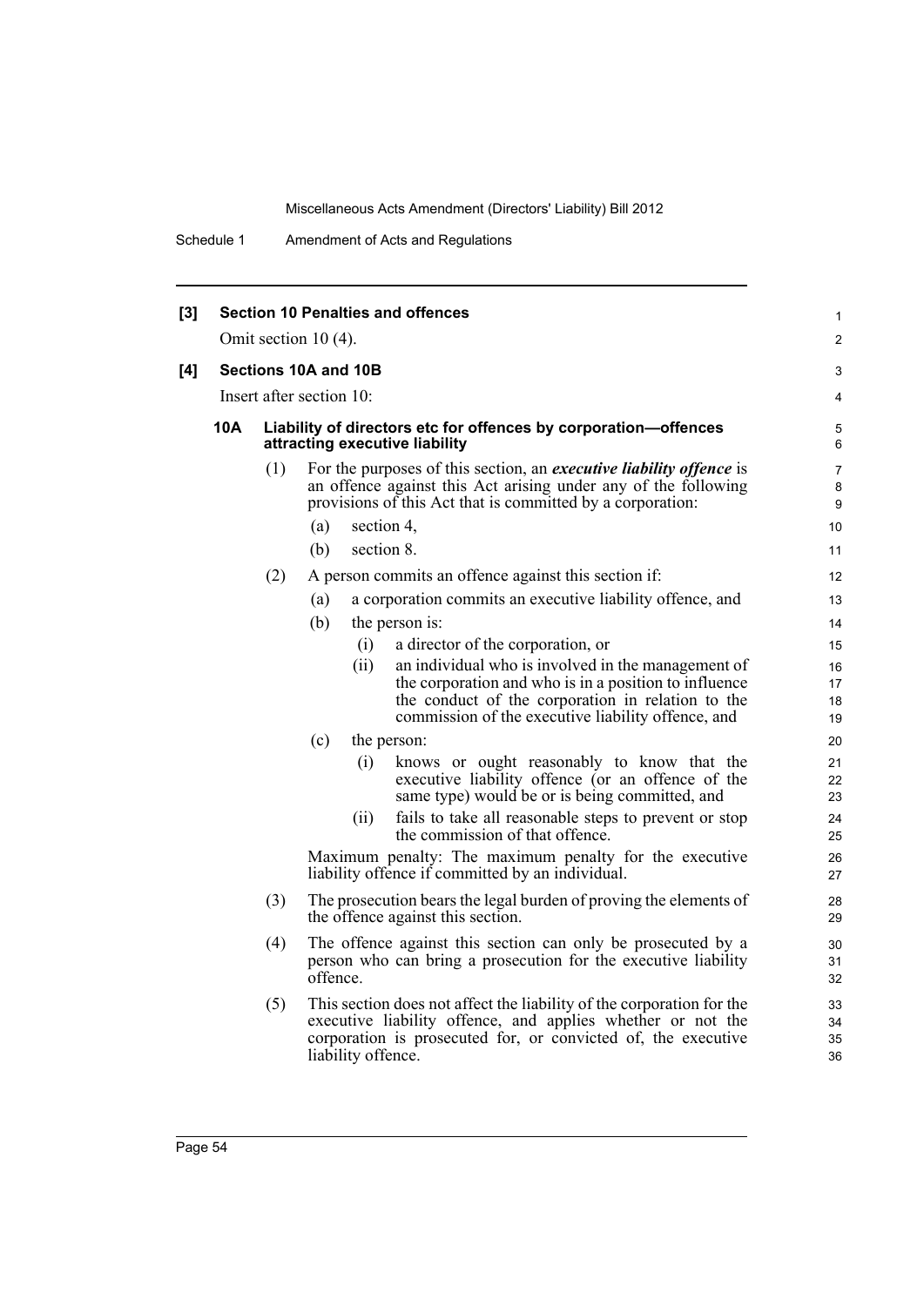**[3] Section 10 Penalties and offences**

Omit section 10 (4).

**[4] Sections 10A and 10B**

Insert after section 10:

**10A Liability of directors etc for offences by corporation—offences attracting executive liability**

(1) For the purposes of this section, an ***executive liability offence*** is an offence against this Act arising under any of the following provisions of this Act that is committed by a corporation:

(a) section 4,

(b) section 8.

(2) A person commits an offence against this section if:

(a) a corporation commits an executive liability offence, and

(b) the person is:

(i) a director of the corporation, or

(ii) an individual who is involved in the management of the corporation and who is in a position to influence the conduct of the corporation in relation to the commission of the executive liability offence, and

(c) the person:

(i) knows or ought reasonably to know that the executive liability offence (or an offence of the same type) would be or is being committed, and

(ii) fails to take all reasonable steps to prevent or stop the commission of that offence.

Maximum penalty: The maximum penalty for the executive liability offence if committed by an individual.

(3) The prosecution bears the legal burden of proving the elements of the offence against this section.

(4) The offence against this section can only be prosecuted by a person who can bring a prosecution for the executive liability offence.

(5) This section does not affect the liability of the corporation for the executive liability offence, and applies whether or not the corporation is prosecuted for, or convicted of, the executive liability offence.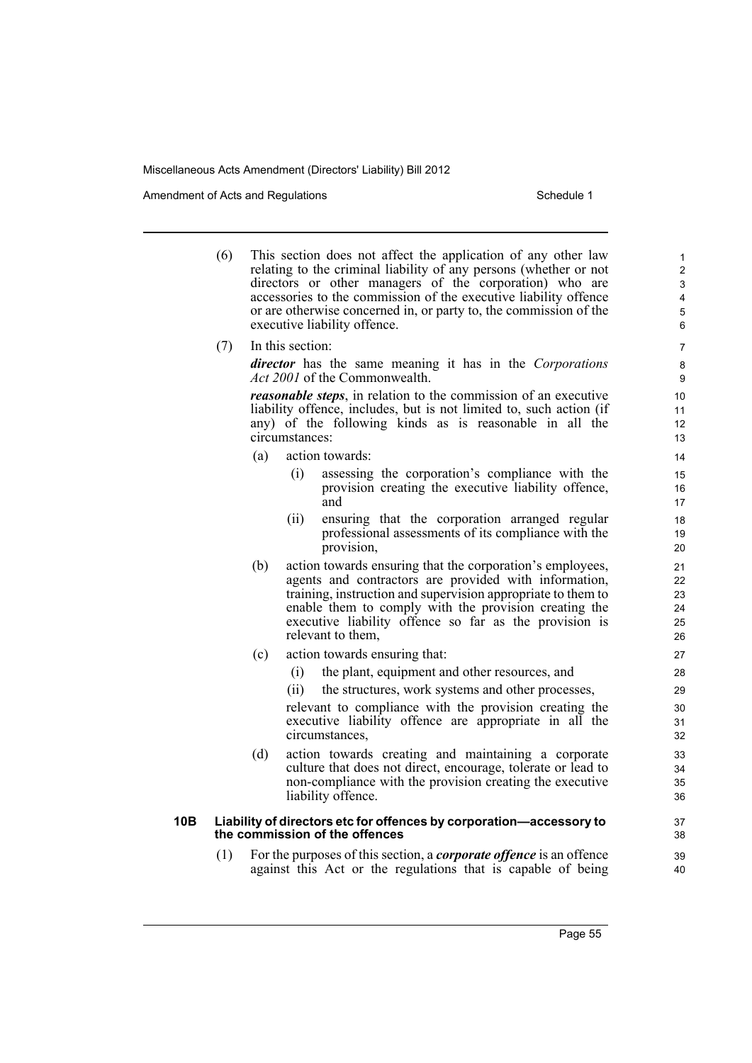(6) This section does not affect the application of any other law relating to the criminal liability of any persons (whether or not directors or other managers of the corporation) who are accessories to the commission of the executive liability offence or are otherwise concerned in, or party to, the commission of the executive liability offence.

(7) In this section:

***director*** has the same meaning it has in the *Corporations Act 2001* of the Commonwealth.

***reasonable steps***, in relation to the commission of an executive liability offence, includes, but is not limited to, such action (if any) of the following kinds as is reasonable in all the circumstances:

- (a) action towards:
  - (i) assessing the corporation's compliance with the provision creating the executive liability offence, and
  - (ii) ensuring that the corporation arranged regular professional assessments of its compliance with the provision,
- (b) action towards ensuring that the corporation's employees, agents and contractors are provided with information, training, instruction and supervision appropriate to them to enable them to comply with the provision creating the executive liability offence so far as the provision is relevant to them,
- (c) action towards ensuring that:
  - (i) the plant, equipment and other resources, and
  - (ii) the structures, work systems and other processes,

  relevant to compliance with the provision creating the executive liability offence are appropriate in all the circumstances,
- (d) action towards creating and maintaining a corporate culture that does not direct, encourage, tolerate or lead to non-compliance with the provision creating the executive liability offence.

### 10B Liability of directors etc for offences by corporation—accessory to the commission of the offences

(1) For the purposes of this section, a ***corporate offence*** is an offence against this Act or the regulations that is capable of being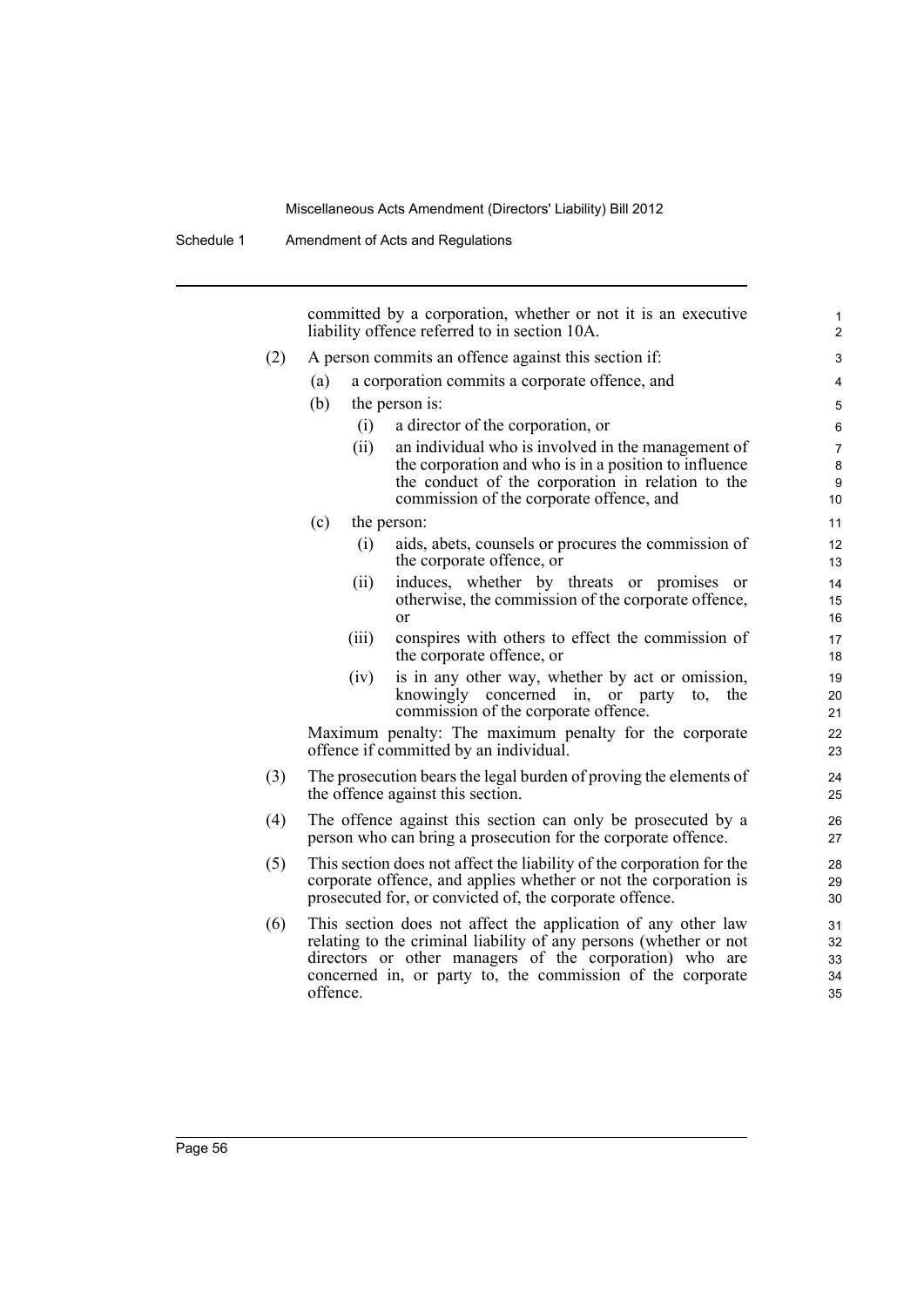committed by a corporation, whether or not it is an executive liability offence referred to in section 10A.

(2) A person commits an offence against this section if:

(a) a corporation commits a corporate offence, and

(b) the person is:

(i) a director of the corporation, or

(ii) an individual who is involved in the management of the corporation and who is in a position to influence the conduct of the corporation in relation to the commission of the corporate offence, and

(c) the person:

(i) aids, abets, counsels or procures the commission of the corporate offence, or

(ii) induces, whether by threats or promises or otherwise, the commission of the corporate offence, or

(iii) conspires with others to effect the commission of the corporate offence, or

(iv) is in any other way, whether by act or omission, knowingly concerned in, or party to, the commission of the corporate offence.

Maximum penalty: The maximum penalty for the corporate offence if committed by an individual.

(3) The prosecution bears the legal burden of proving the elements of the offence against this section.

(4) The offence against this section can only be prosecuted by a person who can bring a prosecution for the corporate offence.

(5) This section does not affect the liability of the corporation for the corporate offence, and applies whether or not the corporation is prosecuted for, or convicted of, the corporate offence.

(6) This section does not affect the application of any other law relating to the criminal liability of any persons (whether or not directors or other managers of the corporation) who are concerned in, or party to, the commission of the corporate offence.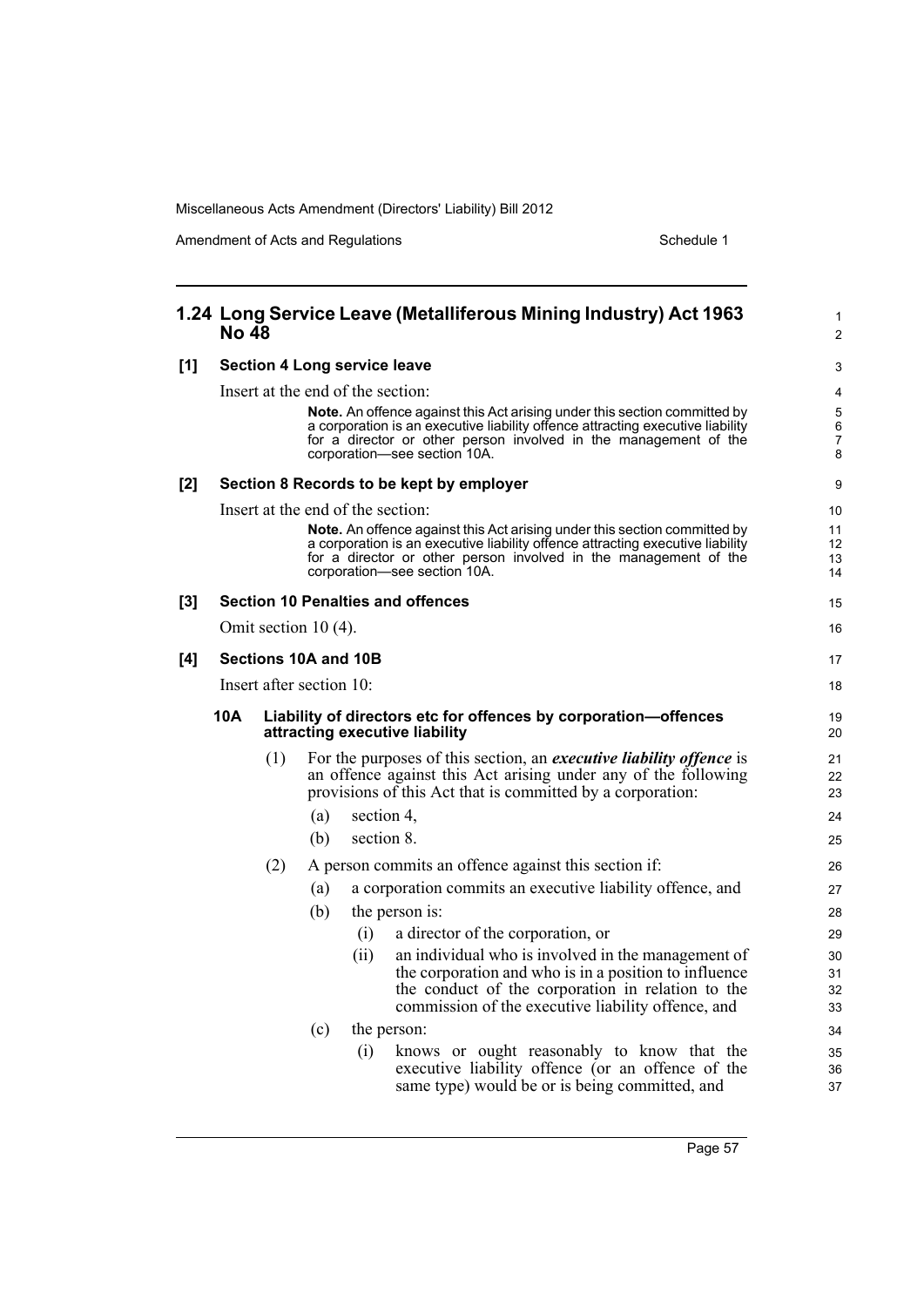## 1.24 Long Service Leave (Metalliferous Mining Industry) Act 1963 No 48

**[1] Section 4 Long service leave**

Insert at the end of the section:

> **Note.** An offence against this Act arising under this section committed by a corporation is an executive liability offence attracting executive liability for a director or other person involved in the management of the corporation—see section 10A.

**[2] Section 8 Records to be kept by employer**

Insert at the end of the section:

> **Note.** An offence against this Act arising under this section committed by a corporation is an executive liability offence attracting executive liability for a director or other person involved in the management of the corporation—see section 10A.

**[3] Section 10 Penalties and offences**

Omit section 10 (4).

**[4] Sections 10A and 10B**

Insert after section 10:

**10A Liability of directors etc for offences by corporation—offences attracting executive liability**

(1) For the purposes of this section, an ***executive liability offence*** is an offence against this Act arising under any of the following provisions of this Act that is committed by a corporation:

- (a) section 4,
- (b) section 8.

(2) A person commits an offence against this section if:

- (a) a corporation commits an executive liability offence, and
- (b) the person is:
  - (i) a director of the corporation, or
  - (ii) an individual who is involved in the management of the corporation and who is in a position to influence the conduct of the corporation in relation to the commission of the executive liability offence, and
- (c) the person:
  - (i) knows or ought reasonably to know that the executive liability offence (or an offence of the same type) would be or is being committed, and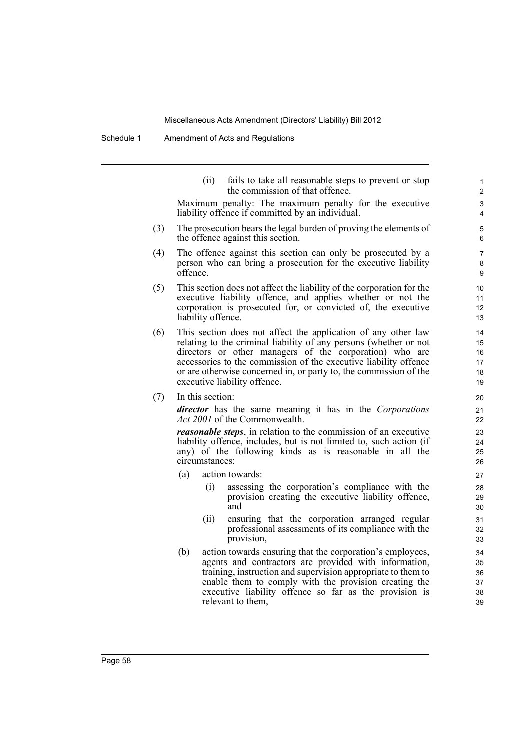(ii) fails to take all reasonable steps to prevent or stop the commission of that offence.

Maximum penalty: The maximum penalty for the executive liability offence if committed by an individual.

(3) The prosecution bears the legal burden of proving the elements of the offence against this section.

(4) The offence against this section can only be prosecuted by a person who can bring a prosecution for the executive liability offence.

(5) This section does not affect the liability of the corporation for the executive liability offence, and applies whether or not the corporation is prosecuted for, or convicted of, the executive liability offence.

(6) This section does not affect the application of any other law relating to the criminal liability of any persons (whether or not directors or other managers of the corporation) who are accessories to the commission of the executive liability offence or are otherwise concerned in, or party to, the commission of the executive liability offence.

(7) In this section:

***director*** has the same meaning it has in the *Corporations Act 2001* of the Commonwealth.

***reasonable steps***, in relation to the commission of an executive liability offence, includes, but is not limited to, such action (if any) of the following kinds as is reasonable in all the circumstances:

(a) action towards:

(i) assessing the corporation's compliance with the provision creating the executive liability offence, and

(ii) ensuring that the corporation arranged regular professional assessments of its compliance with the provision,

(b) action towards ensuring that the corporation's employees, agents and contractors are provided with information, training, instruction and supervision appropriate to them to enable them to comply with the provision creating the executive liability offence so far as the provision is relevant to them,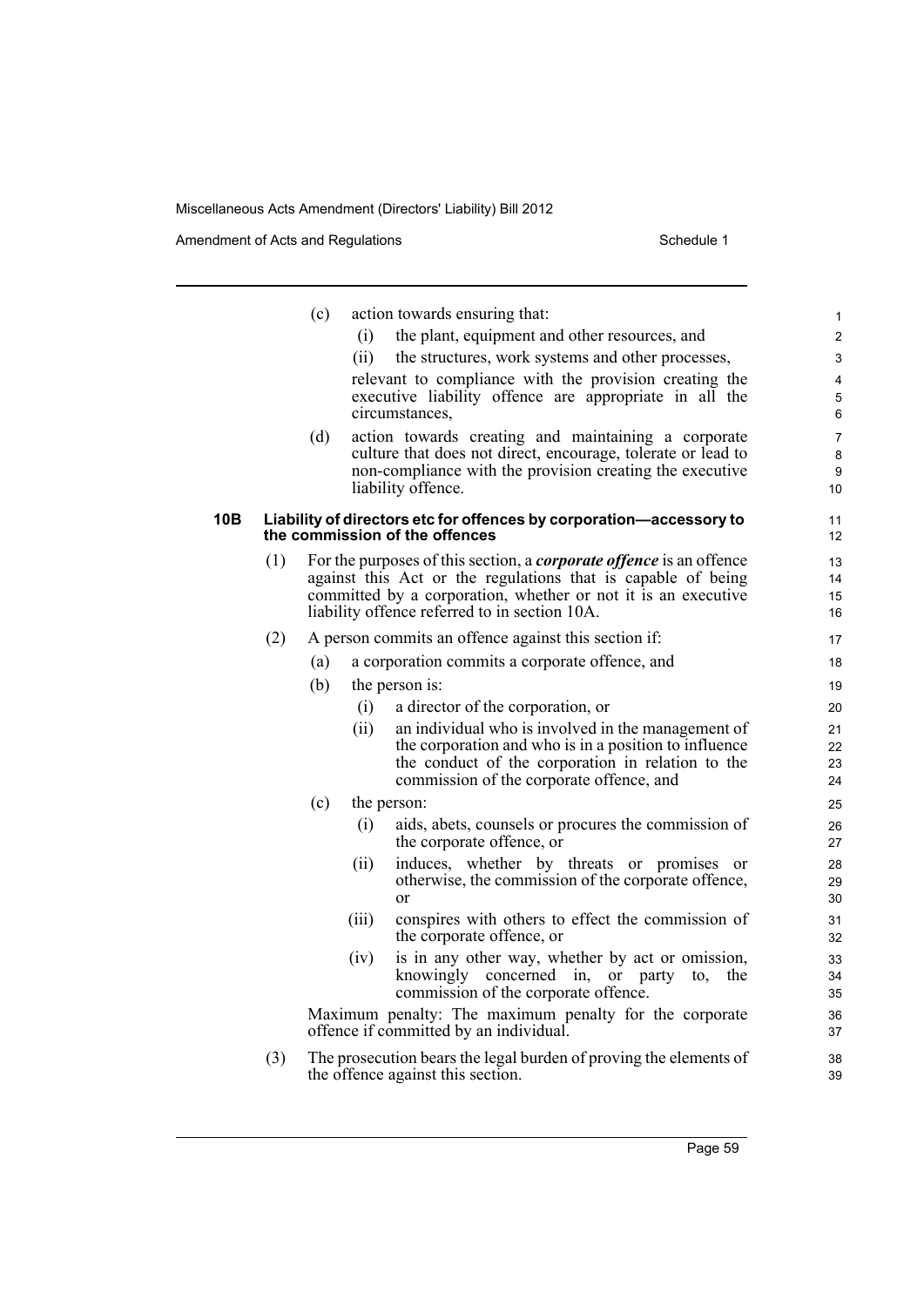(c) action towards ensuring that:

(i) the plant, equipment and other resources, and

(ii) the structures, work systems and other processes,

relevant to compliance with the provision creating the executive liability offence are appropriate in all the circumstances,

(d) action towards creating and maintaining a corporate culture that does not direct, encourage, tolerate or lead to non-compliance with the provision creating the executive liability offence.

### 10B Liability of directors etc for offences by corporation—accessory to the commission of the offences

(1) For the purposes of this section, a ***corporate offence*** is an offence against this Act or the regulations that is capable of being committed by a corporation, whether or not it is an executive liability offence referred to in section 10A.

(2) A person commits an offence against this section if:

(a) a corporation commits a corporate offence, and

(b) the person is:

(i) a director of the corporation, or

(ii) an individual who is involved in the management of the corporation and who is in a position to influence the conduct of the corporation in relation to the commission of the corporate offence, and

(c) the person:

(i) aids, abets, counsels or procures the commission of the corporate offence, or

(ii) induces, whether by threats or promises or otherwise, the commission of the corporate offence, or

(iii) conspires with others to effect the commission of the corporate offence, or

(iv) is in any other way, whether by act or omission, knowingly concerned in, or party to, the commission of the corporate offence.

Maximum penalty: The maximum penalty for the corporate offence if committed by an individual.

(3) The prosecution bears the legal burden of proving the elements of the offence against this section.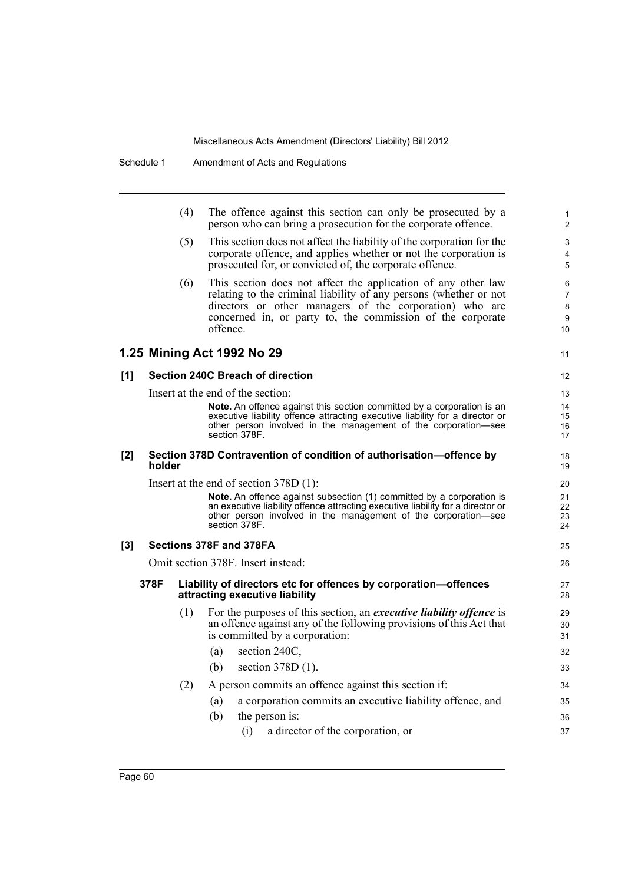(4) The offence against this section can only be prosecuted by a person who can bring a prosecution for the corporate offence.

(5) This section does not affect the liability of the corporation for the corporate offence, and applies whether or not the corporation is prosecuted for, or convicted of, the corporate offence.

(6) This section does not affect the application of any other law relating to the criminal liability of any persons (whether or not directors or other managers of the corporation) who are concerned in, or party to, the commission of the corporate offence.

## 1.25 Mining Act 1992 No 29

### [1] Section 240C Breach of direction

Insert at the end of the section:

**Note.** An offence against this section committed by a corporation is an executive liability offence attracting executive liability for a director or other person involved in the management of the corporation—see section 378F.

### [2] Section 378D Contravention of condition of authorisation—offence by holder

Insert at the end of section 378D (1):

**Note.** An offence against subsection (1) committed by a corporation is an executive liability offence attracting executive liability for a director or other person involved in the management of the corporation—see section 378F.

### [3] Sections 378F and 378FA

Omit section 378F. Insert instead:

**378F Liability of directors etc for offences by corporation—offences attracting executive liability**

(1) For the purposes of this section, an ***executive liability offence*** is an offence against any of the following provisions of this Act that is committed by a corporation:

(a) section 240C,

(b) section 378D (1).

(2) A person commits an offence against this section if:

(a) a corporation commits an executive liability offence, and

(b) the person is:

(i) a director of the corporation, or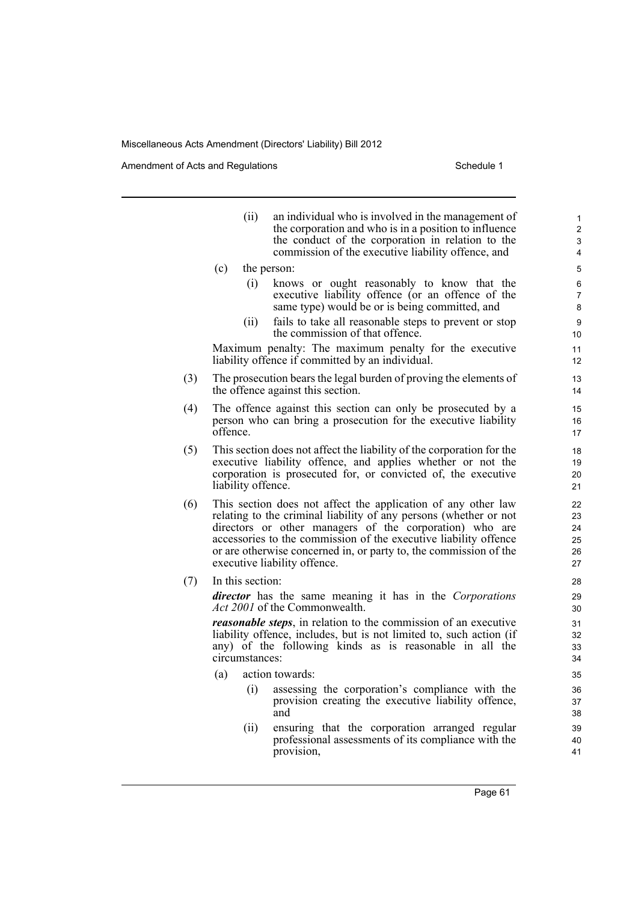(ii) an individual who is involved in the management of the corporation and who is in a position to influence the conduct of the corporation in relation to the commission of the executive liability offence, and

(c) the person:

(i) knows or ought reasonably to know that the executive liability offence (or an offence of the same type) would be or is being committed, and

(ii) fails to take all reasonable steps to prevent or stop the commission of that offence.

Maximum penalty: The maximum penalty for the executive liability offence if committed by an individual.

(3) The prosecution bears the legal burden of proving the elements of the offence against this section.

(4) The offence against this section can only be prosecuted by a person who can bring a prosecution for the executive liability offence.

(5) This section does not affect the liability of the corporation for the executive liability offence, and applies whether or not the corporation is prosecuted for, or convicted of, the executive liability offence.

(6) This section does not affect the application of any other law relating to the criminal liability of any persons (whether or not directors or other managers of the corporation) who are accessories to the commission of the executive liability offence or are otherwise concerned in, or party to, the commission of the executive liability offence.

(7) In this section:

***director*** has the same meaning it has in the *Corporations Act 2001* of the Commonwealth.

***reasonable steps***, in relation to the commission of an executive liability offence, includes, but is not limited to, such action (if any) of the following kinds as is reasonable in all the circumstances:

(a) action towards:

(i) assessing the corporation's compliance with the provision creating the executive liability offence, and

(ii) ensuring that the corporation arranged regular professional assessments of its compliance with the provision,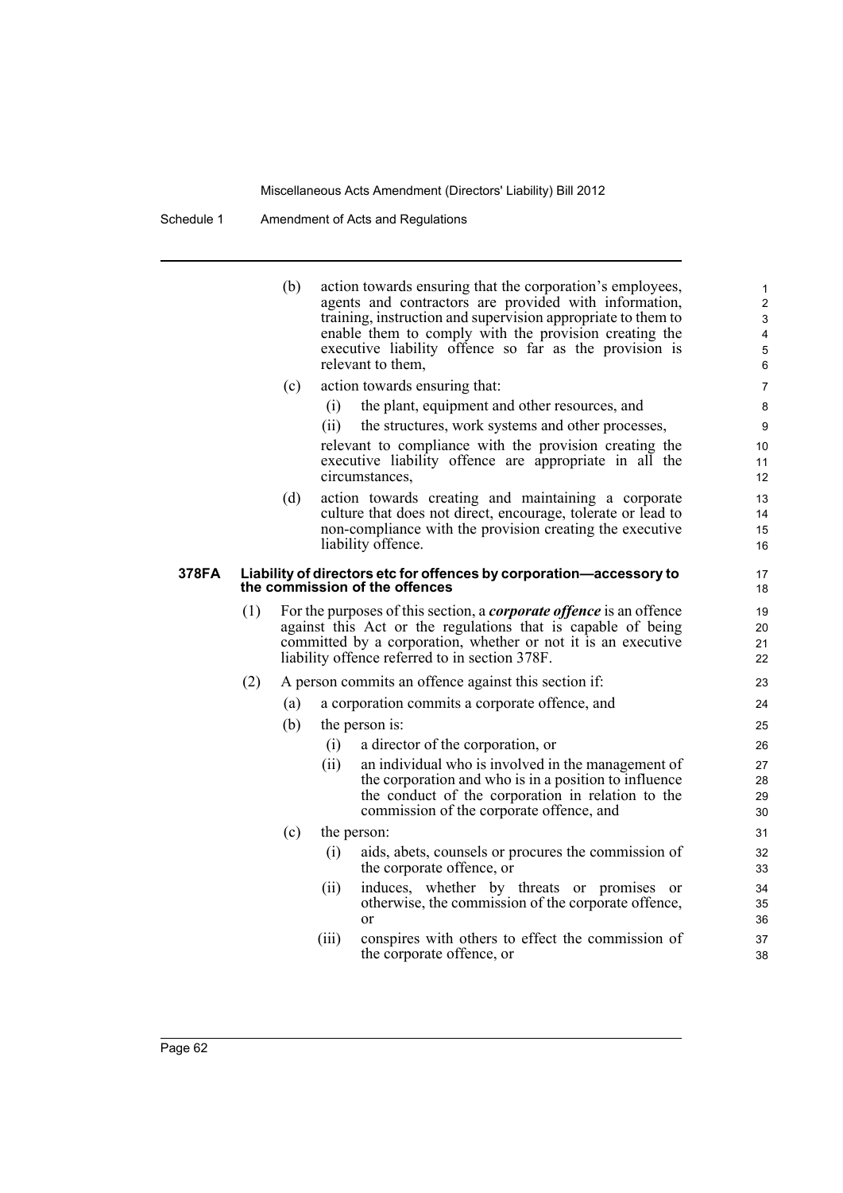(b) action towards ensuring that the corporation's employees, agents and contractors are provided with information, training, instruction and supervision appropriate to them to enable them to comply with the provision creating the executive liability offence so far as the provision is relevant to them,

(c) action towards ensuring that:

(i) the plant, equipment and other resources, and

(ii) the structures, work systems and other processes,

relevant to compliance with the provision creating the executive liability offence are appropriate in all the circumstances,

(d) action towards creating and maintaining a corporate culture that does not direct, encourage, tolerate or lead to non-compliance with the provision creating the executive liability offence.

**378FA Liability of directors etc for offences by corporation—accessory to the commission of the offences**

(1) For the purposes of this section, a ***corporate offence*** is an offence against this Act or the regulations that is capable of being committed by a corporation, whether or not it is an executive liability offence referred to in section 378F.

(2) A person commits an offence against this section if:

(a) a corporation commits a corporate offence, and

(b) the person is:

(i) a director of the corporation, or

(ii) an individual who is involved in the management of the corporation and who is in a position to influence the conduct of the corporation in relation to the commission of the corporate offence, and

(c) the person:

(i) aids, abets, counsels or procures the commission of the corporate offence, or

(ii) induces, whether by threats or promises or otherwise, the commission of the corporate offence, or

(iii) conspires with others to effect the commission of the corporate offence, or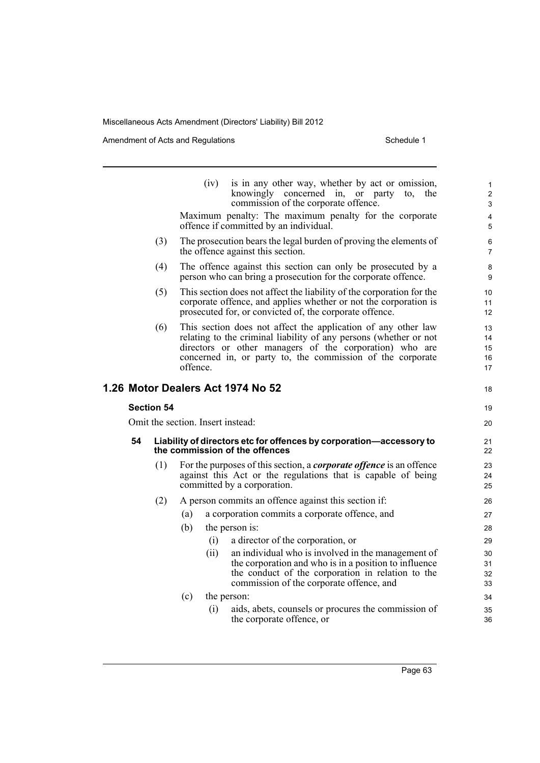(iv) is in any other way, whether by act or omission, knowingly concerned in, or party to, the commission of the corporate offence.

Maximum penalty: The maximum penalty for the corporate offence if committed by an individual.

(3) The prosecution bears the legal burden of proving the elements of the offence against this section.

(4) The offence against this section can only be prosecuted by a person who can bring a prosecution for the corporate offence.

(5) This section does not affect the liability of the corporation for the corporate offence, and applies whether or not the corporation is prosecuted for, or convicted of, the corporate offence.

(6) This section does not affect the application of any other law relating to the criminal liability of any persons (whether or not directors or other managers of the corporation) who are concerned in, or party to, the commission of the corporate offence.

## 1.26 Motor Dealers Act 1974 No 52

### Section 54

Omit the section. Insert instead:

#### 54 Liability of directors etc for offences by corporation—accessory to the commission of the offences

(1) For the purposes of this section, a ***corporate offence*** is an offence against this Act or the regulations that is capable of being committed by a corporation.

(2) A person commits an offence against this section if:

(a) a corporation commits a corporate offence, and

(b) the person is:

(i) a director of the corporation, or

(ii) an individual who is involved in the management of the corporation and who is in a position to influence the conduct of the corporation in relation to the commission of the corporate offence, and

(c) the person:

(i) aids, abets, counsels or procures the commission of the corporate offence, or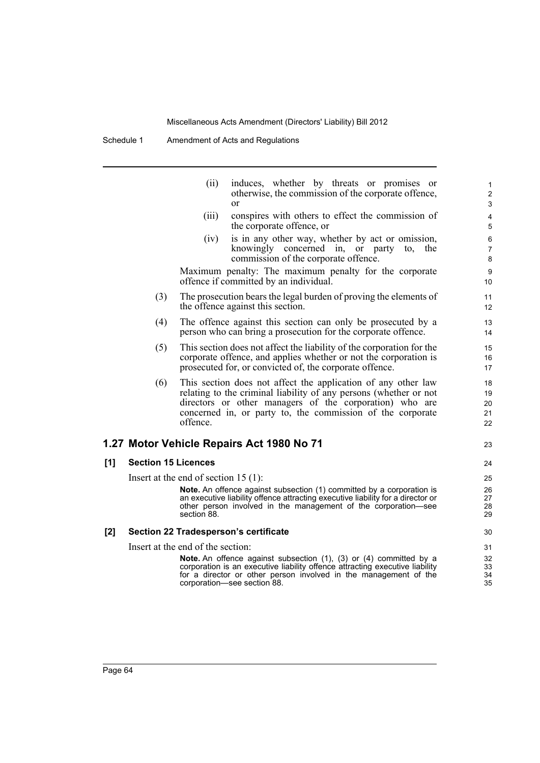(ii) induces, whether by threats or promises or otherwise, the commission of the corporate offence, or

(iii) conspires with others to effect the commission of the corporate offence, or

(iv) is in any other way, whether by act or omission, knowingly concerned in, or party to, the commission of the corporate offence.

Maximum penalty: The maximum penalty for the corporate offence if committed by an individual.

(3) The prosecution bears the legal burden of proving the elements of the offence against this section.

(4) The offence against this section can only be prosecuted by a person who can bring a prosecution for the corporate offence.

(5) This section does not affect the liability of the corporation for the corporate offence, and applies whether or not the corporation is prosecuted for, or convicted of, the corporate offence.

(6) This section does not affect the application of any other law relating to the criminal liability of any persons (whether or not directors or other managers of the corporation) who are concerned in, or party to, the commission of the corporate offence.

## 1.27 Motor Vehicle Repairs Act 1980 No 71

### [1] Section 15 Licences

Insert at the end of section 15 (1):

**Note.** An offence against subsection (1) committed by a corporation is an executive liability offence attracting executive liability for a director or other person involved in the management of the corporation—see section 88.

### [2] Section 22 Tradesperson's certificate

Insert at the end of the section:

**Note.** An offence against subsection (1), (3) or (4) committed by a corporation is an executive liability offence attracting executive liability for a director or other person involved in the management of the corporation—see section 88.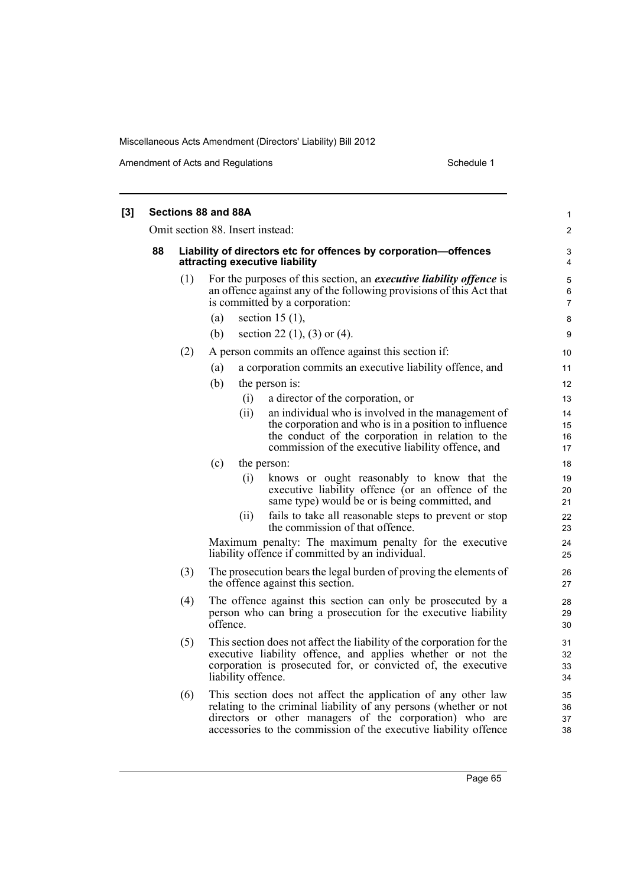**[3] Sections 88 and 88A**

Omit section 88. Insert instead:

**88 Liability of directors etc for offences by corporation—offences attracting executive liability**

(1) For the purposes of this section, an ***executive liability offence*** is an offence against any of the following provisions of this Act that is committed by a corporation:

(a) section 15 (1),

(b) section 22 (1), (3) or (4).

(2) A person commits an offence against this section if:

(a) a corporation commits an executive liability offence, and

(b) the person is:

(i) a director of the corporation, or

(ii) an individual who is involved in the management of the corporation and who is in a position to influence the conduct of the corporation in relation to the commission of the executive liability offence, and

(c) the person:

(i) knows or ought reasonably to know that the executive liability offence (or an offence of the same type) would be or is being committed, and

(ii) fails to take all reasonable steps to prevent or stop the commission of that offence.

Maximum penalty: The maximum penalty for the executive liability offence if committed by an individual.

(3) The prosecution bears the legal burden of proving the elements of the offence against this section.

(4) The offence against this section can only be prosecuted by a person who can bring a prosecution for the executive liability offence.

(5) This section does not affect the liability of the corporation for the executive liability offence, and applies whether or not the corporation is prosecuted for, or convicted of, the executive liability offence.

(6) This section does not affect the application of any other law relating to the criminal liability of any persons (whether or not directors or other managers of the corporation) who are accessories to the commission of the executive liability offence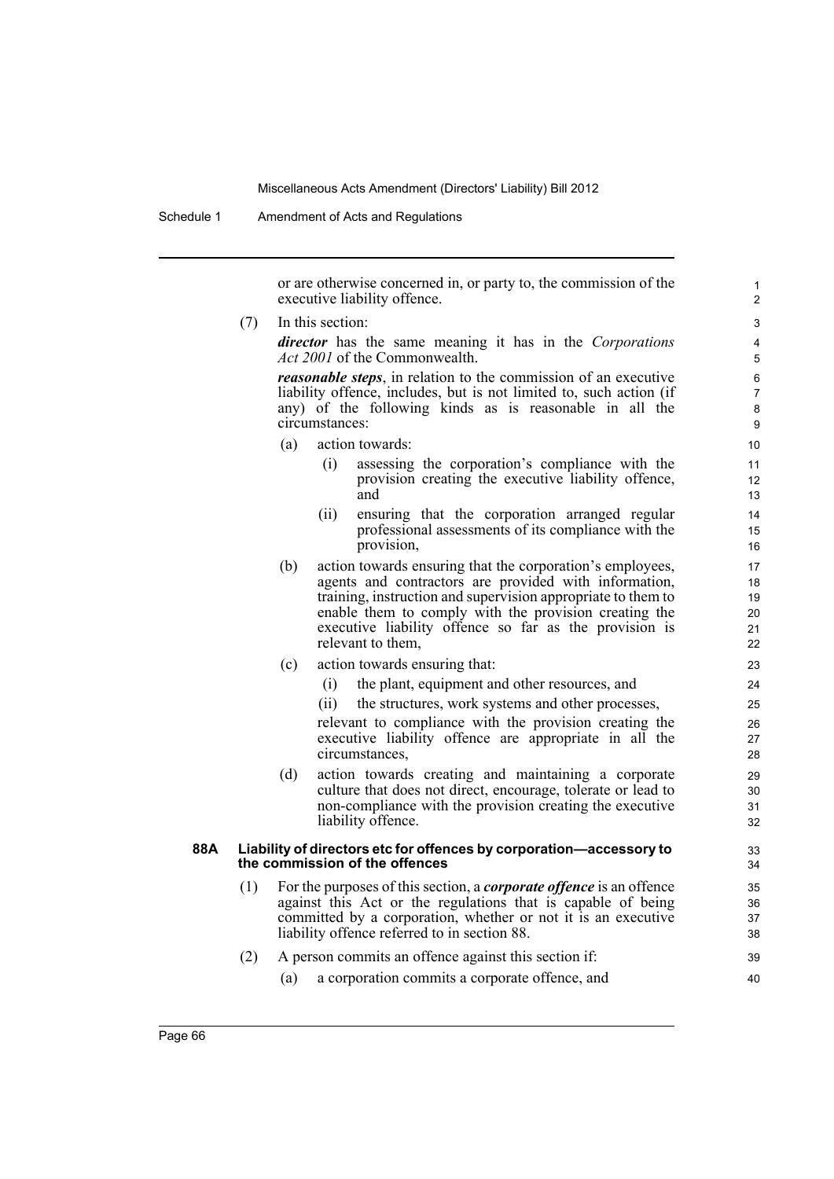or are otherwise concerned in, or party to, the commission of the executive liability offence.

(7) In this section:

***director*** has the same meaning it has in the *Corporations Act 2001* of the Commonwealth.

***reasonable steps***, in relation to the commission of an executive liability offence, includes, but is not limited to, such action (if any) of the following kinds as is reasonable in all the circumstances:

(a) action towards:

(i) assessing the corporation's compliance with the provision creating the executive liability offence, and

(ii) ensuring that the corporation arranged regular professional assessments of its compliance with the provision,

(b) action towards ensuring that the corporation's employees, agents and contractors are provided with information, training, instruction and supervision appropriate to them to enable them to comply with the provision creating the executive liability offence so far as the provision is relevant to them,

(c) action towards ensuring that:

(i) the plant, equipment and other resources, and

(ii) the structures, work systems and other processes,

relevant to compliance with the provision creating the executive liability offence are appropriate in all the circumstances,

(d) action towards creating and maintaining a corporate culture that does not direct, encourage, tolerate or lead to non-compliance with the provision creating the executive liability offence.

**88A Liability of directors etc for offences by corporation—accessory to the commission of the offences**

(1) For the purposes of this section, a ***corporate offence*** is an offence against this Act or the regulations that is capable of being committed by a corporation, whether or not it is an executive liability offence referred to in section 88.

(2) A person commits an offence against this section if:

(a) a corporation commits a corporate offence, and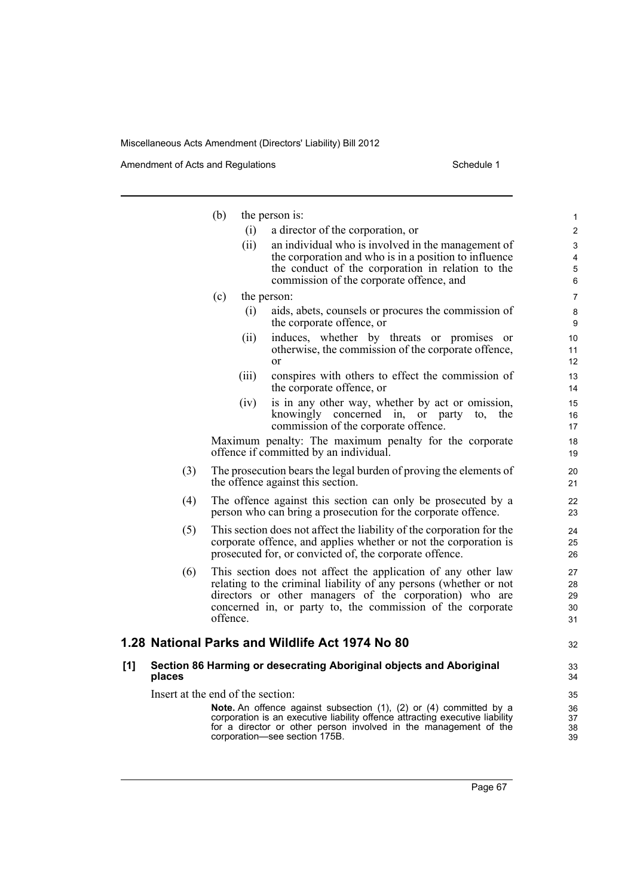(b) the person is:

(i) a director of the corporation, or

(ii) an individual who is involved in the management of the corporation and who is in a position to influence the conduct of the corporation in relation to the commission of the corporate offence, and

(c) the person:

(i) aids, abets, counsels or procures the commission of the corporate offence, or

(ii) induces, whether by threats or promises or otherwise, the commission of the corporate offence, or

(iii) conspires with others to effect the commission of the corporate offence, or

(iv) is in any other way, whether by act or omission, knowingly concerned in, or party to, the commission of the corporate offence.

Maximum penalty: The maximum penalty for the corporate offence if committed by an individual.

(3) The prosecution bears the legal burden of proving the elements of the offence against this section.

(4) The offence against this section can only be prosecuted by a person who can bring a prosecution for the corporate offence.

(5) This section does not affect the liability of the corporation for the corporate offence, and applies whether or not the corporation is prosecuted for, or convicted of, the corporate offence.

(6) This section does not affect the application of any other law relating to the criminal liability of any persons (whether or not directors or other managers of the corporation) who are concerned in, or party to, the commission of the corporate offence.

## 1.28 National Parks and Wildlife Act 1974 No 80

### [1] Section 86 Harming or desecrating Aboriginal objects and Aboriginal places

Insert at the end of the section:

**Note.** An offence against subsection (1), (2) or (4) committed by a corporation is an executive liability offence attracting executive liability for a director or other person involved in the management of the corporation—see section 175B.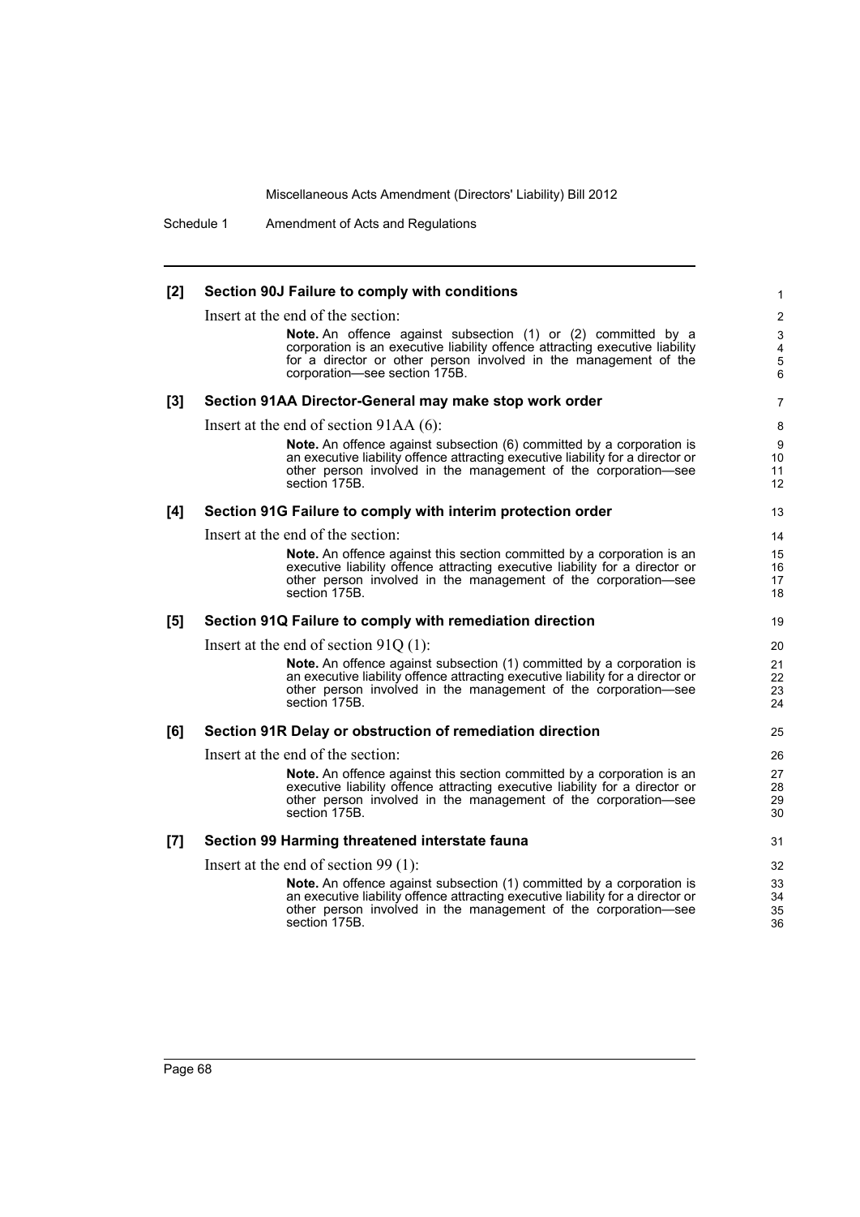**[2] Section 90J Failure to comply with conditions**

Insert at the end of the section:

> **Note.** An offence against subsection (1) or (2) committed by a corporation is an executive liability offence attracting executive liability for a director or other person involved in the management of the corporation—see section 175B.

**[3] Section 91AA Director-General may make stop work order**

Insert at the end of section 91AA (6):

> **Note.** An offence against subsection (6) committed by a corporation is an executive liability offence attracting executive liability for a director or other person involved in the management of the corporation—see section 175B.

**[4] Section 91G Failure to comply with interim protection order**

Insert at the end of the section:

> **Note.** An offence against this section committed by a corporation is an executive liability offence attracting executive liability for a director or other person involved in the management of the corporation—see section 175B.

**[5] Section 91Q Failure to comply with remediation direction**

Insert at the end of section 91Q (1):

> **Note.** An offence against subsection (1) committed by a corporation is an executive liability offence attracting executive liability for a director or other person involved in the management of the corporation—see section 175B.

**[6] Section 91R Delay or obstruction of remediation direction**

Insert at the end of the section:

> **Note.** An offence against this section committed by a corporation is an executive liability offence attracting executive liability for a director or other person involved in the management of the corporation—see section 175B.

**[7] Section 99 Harming threatened interstate fauna**

Insert at the end of section 99 (1):

> **Note.** An offence against subsection (1) committed by a corporation is an executive liability offence attracting executive liability for a director or other person involved in the management of the corporation—see section 175B.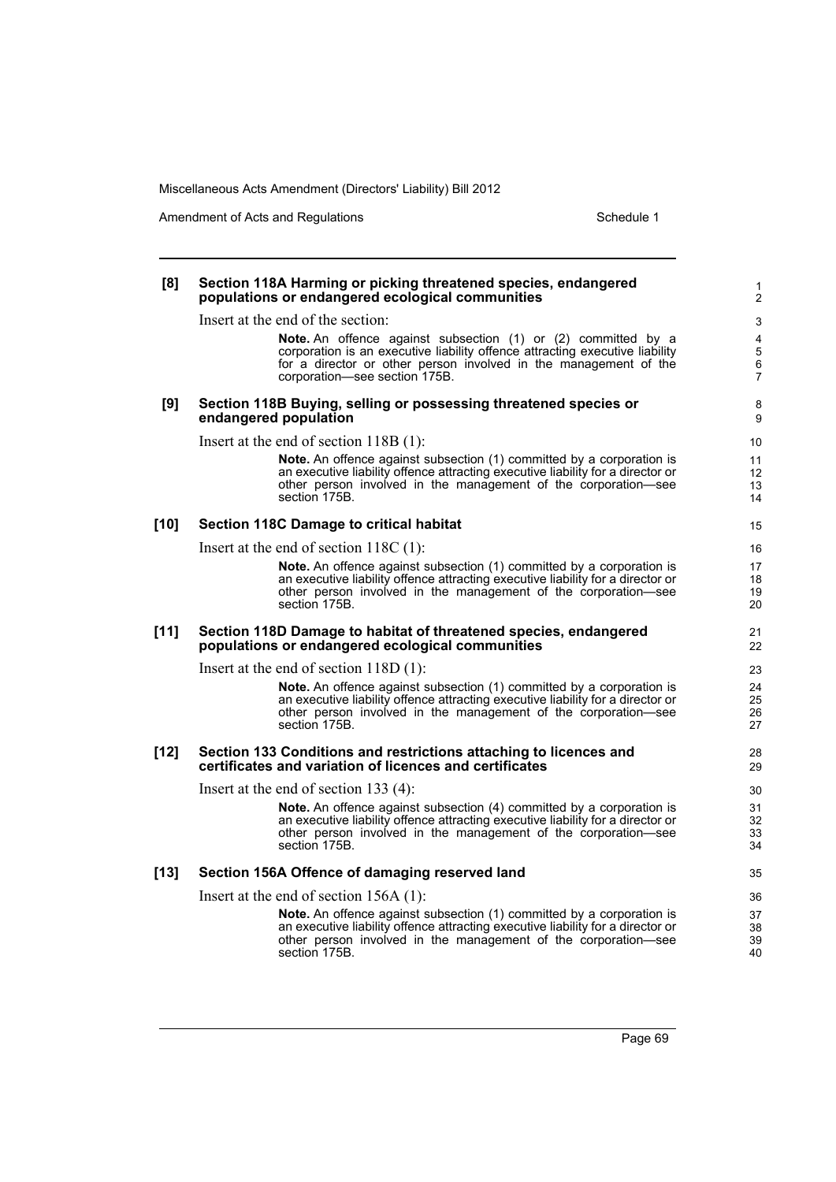**[8] Section 118A Harming or picking threatened species, endangered populations or endangered ecological communities**

Insert at the end of the section:

> **Note.** An offence against subsection (1) or (2) committed by a corporation is an executive liability offence attracting executive liability for a director or other person involved in the management of the corporation—see section 175B.

**[9] Section 118B Buying, selling or possessing threatened species or endangered population**

Insert at the end of section 118B (1):

> **Note.** An offence against subsection (1) committed by a corporation is an executive liability offence attracting executive liability for a director or other person involved in the management of the corporation—see section 175B.

**[10] Section 118C Damage to critical habitat**

Insert at the end of section 118C (1):

> **Note.** An offence against subsection (1) committed by a corporation is an executive liability offence attracting executive liability for a director or other person involved in the management of the corporation—see section 175B.

**[11] Section 118D Damage to habitat of threatened species, endangered populations or endangered ecological communities**

Insert at the end of section 118D (1):

> **Note.** An offence against subsection (1) committed by a corporation is an executive liability offence attracting executive liability for a director or other person involved in the management of the corporation—see section 175B.

**[12] Section 133 Conditions and restrictions attaching to licences and certificates and variation of licences and certificates**

Insert at the end of section 133 (4):

> **Note.** An offence against subsection (4) committed by a corporation is an executive liability offence attracting executive liability for a director or other person involved in the management of the corporation—see section 175B.

**[13] Section 156A Offence of damaging reserved land**

Insert at the end of section 156A (1):

> **Note.** An offence against subsection (1) committed by a corporation is an executive liability offence attracting executive liability for a director or other person involved in the management of the corporation—see section 175B.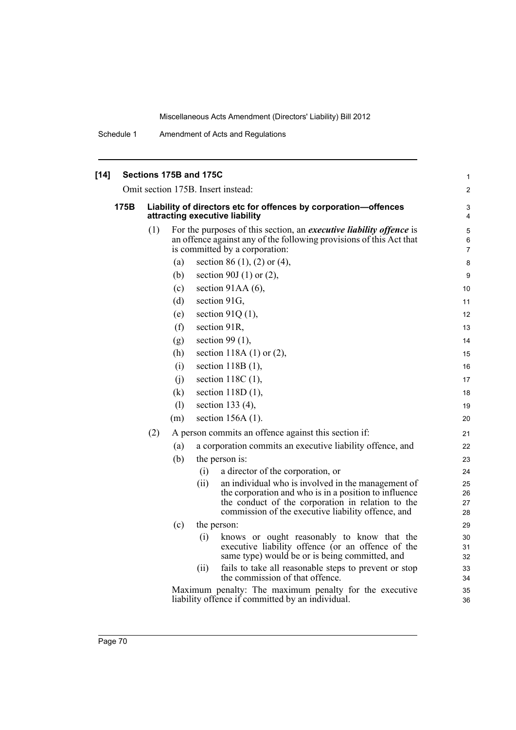## [14] Sections 175B and 175C

Omit section 175B. Insert instead:

### 175B Liability of directors etc for offences by corporation—offences attracting executive liability

(1) For the purposes of this section, an ***executive liability offence*** is an offence against any of the following provisions of this Act that is committed by a corporation:

- (a) section 86 (1), (2) or (4),
- (b) section 90J (1) or (2),
- (c) section 91AA (6),
- (d) section 91G,
- (e) section 91Q (1),
- (f) section 91R,
- (g) section 99 (1),
- (h) section 118A (1) or (2),
- (i) section 118B (1),
- (j) section 118C (1),
- (k) section 118D (1),
- (l) section 133 (4),
- (m) section 156A (1).

(2) A person commits an offence against this section if:

- (a) a corporation commits an executive liability offence, and
- (b) the person is:
  - (i) a director of the corporation, or
  - (ii) an individual who is involved in the management of the corporation and who is in a position to influence the conduct of the corporation in relation to the commission of the executive liability offence, and
- (c) the person:
  - (i) knows or ought reasonably to know that the executive liability offence (or an offence of the same type) would be or is being committed, and
  - (ii) fails to take all reasonable steps to prevent or stop the commission of that offence.

Maximum penalty: The maximum penalty for the executive liability offence if committed by an individual.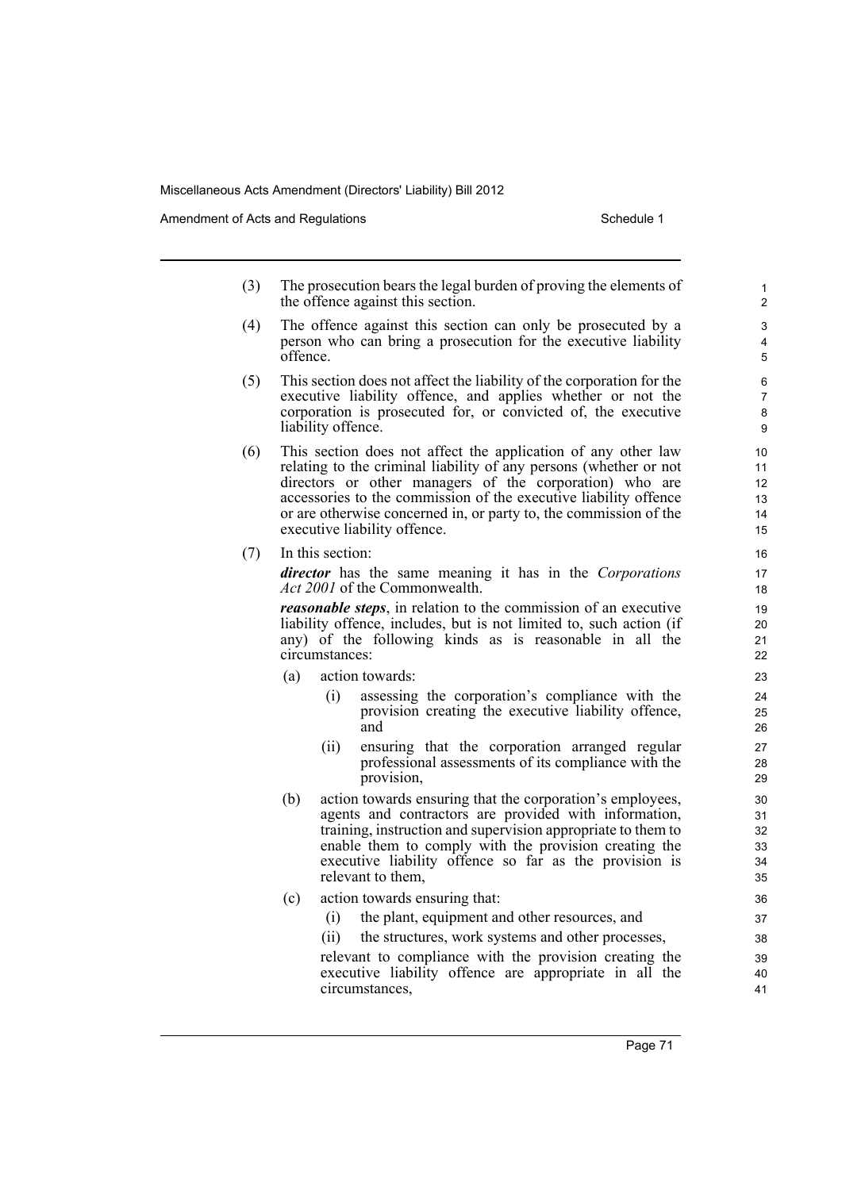(3) The prosecution bears the legal burden of proving the elements of the offence against this section.

(4) The offence against this section can only be prosecuted by a person who can bring a prosecution for the executive liability offence.

(5) This section does not affect the liability of the corporation for the executive liability offence, and applies whether or not the corporation is prosecuted for, or convicted of, the executive liability offence.

(6) This section does not affect the application of any other law relating to the criminal liability of any persons (whether or not directors or other managers of the corporation) who are accessories to the commission of the executive liability offence or are otherwise concerned in, or party to, the commission of the executive liability offence.

(7) In this section:

***director*** has the same meaning it has in the *Corporations Act 2001* of the Commonwealth.

***reasonable steps***, in relation to the commission of an executive liability offence, includes, but is not limited to, such action (if any) of the following kinds as is reasonable in all the circumstances:

- (a) action towards:
  - (i) assessing the corporation's compliance with the provision creating the executive liability offence, and
  - (ii) ensuring that the corporation arranged regular professional assessments of its compliance with the provision,
- (b) action towards ensuring that the corporation's employees, agents and contractors are provided with information, training, instruction and supervision appropriate to them to enable them to comply with the provision creating the executive liability offence so far as the provision is relevant to them,
- (c) action towards ensuring that:
  - (i) the plant, equipment and other resources, and
  - (ii) the structures, work systems and other processes,

  relevant to compliance with the provision creating the executive liability offence are appropriate in all the circumstances,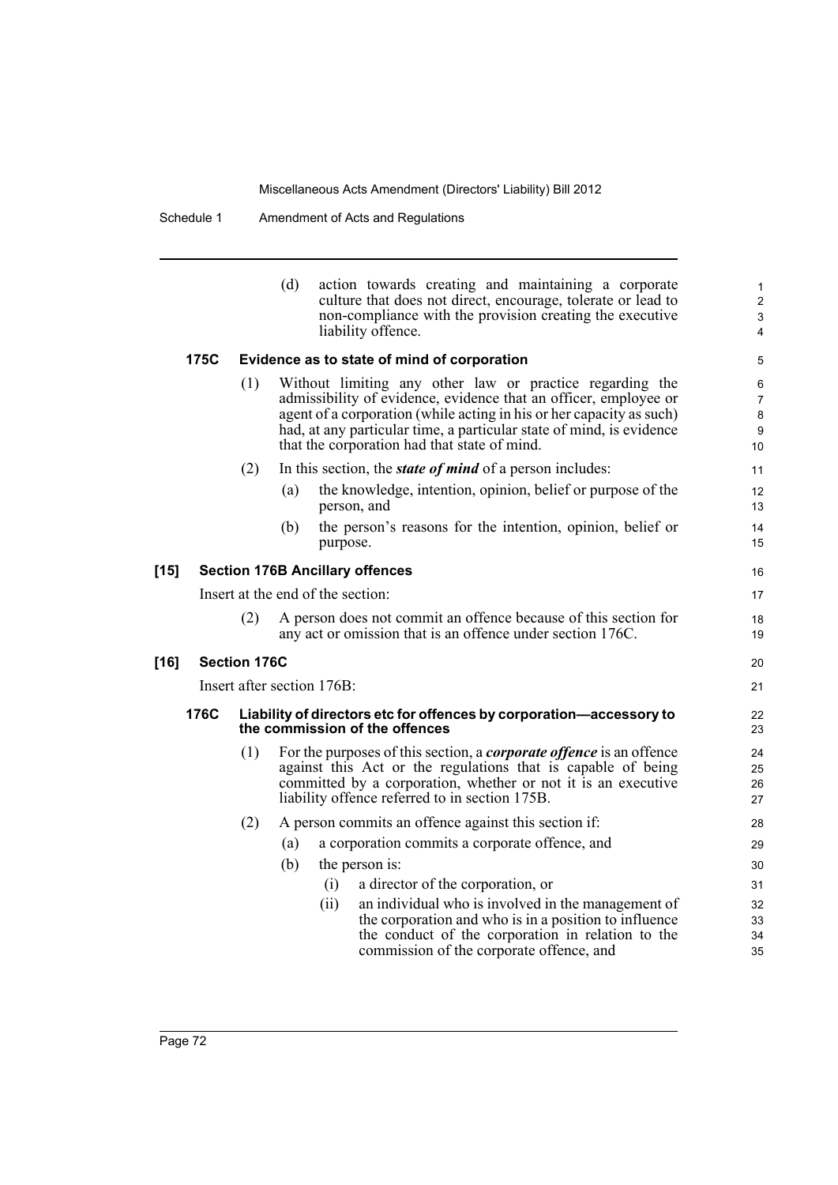(d) action towards creating and maintaining a corporate culture that does not direct, encourage, tolerate or lead to non-compliance with the provision creating the executive liability offence.

**175C Evidence as to state of mind of corporation**

(1) Without limiting any other law or practice regarding the admissibility of evidence, evidence that an officer, employee or agent of a corporation (while acting in his or her capacity as such) had, at any particular time, a particular state of mind, is evidence that the corporation had that state of mind.

(2) In this section, the ***state of mind*** of a person includes:

(a) the knowledge, intention, opinion, belief or purpose of the person, and

(b) the person's reasons for the intention, opinion, belief or purpose.

**[15] Section 176B Ancillary offences**

Insert at the end of the section:

(2) A person does not commit an offence because of this section for any act or omission that is an offence under section 176C.

**[16] Section 176C**

Insert after section 176B:

**176C Liability of directors etc for offences by corporation—accessory to the commission of the offences**

(1) For the purposes of this section, a ***corporate offence*** is an offence against this Act or the regulations that is capable of being committed by a corporation, whether or not it is an executive liability offence referred to in section 175B.

(2) A person commits an offence against this section if:

(a) a corporation commits a corporate offence, and

(b) the person is:

(i) a director of the corporation, or

(ii) an individual who is involved in the management of the corporation and who is in a position to influence the conduct of the corporation in relation to the commission of the corporate offence, and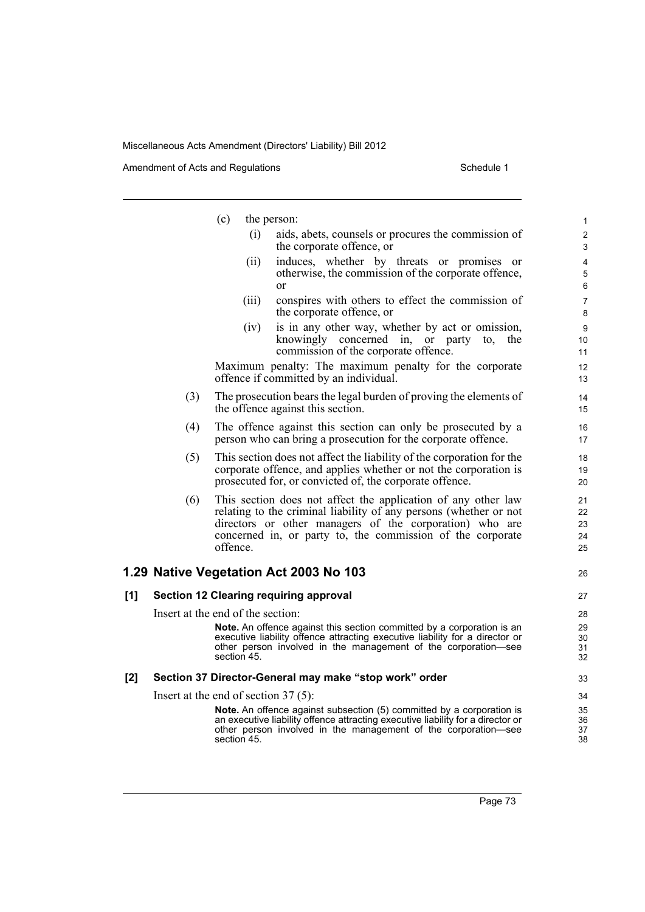(c) the person:

(i) aids, abets, counsels or procures the commission of the corporate offence, or

(ii) induces, whether by threats or promises or otherwise, the commission of the corporate offence, or

(iii) conspires with others to effect the commission of the corporate offence, or

(iv) is in any other way, whether by act or omission, knowingly concerned in, or party to, the commission of the corporate offence.

Maximum penalty: The maximum penalty for the corporate offence if committed by an individual.

(3) The prosecution bears the legal burden of proving the elements of the offence against this section.

(4) The offence against this section can only be prosecuted by a person who can bring a prosecution for the corporate offence.

(5) This section does not affect the liability of the corporation for the corporate offence, and applies whether or not the corporation is prosecuted for, or convicted of, the corporate offence.

(6) This section does not affect the application of any other law relating to the criminal liability of any persons (whether or not directors or other managers of the corporation) who are concerned in, or party to, the commission of the corporate offence.

## 1.29 Native Vegetation Act 2003 No 103

### [1] Section 12 Clearing requiring approval

Insert at the end of the section:

**Note.** An offence against this section committed by a corporation is an executive liability offence attracting executive liability for a director or other person involved in the management of the corporation—see section 45.

### [2] Section 37 Director-General may make "stop work" order

Insert at the end of section 37 (5):

**Note.** An offence against subsection (5) committed by a corporation is an executive liability offence attracting executive liability for a director or other person involved in the management of the corporation—see section 45.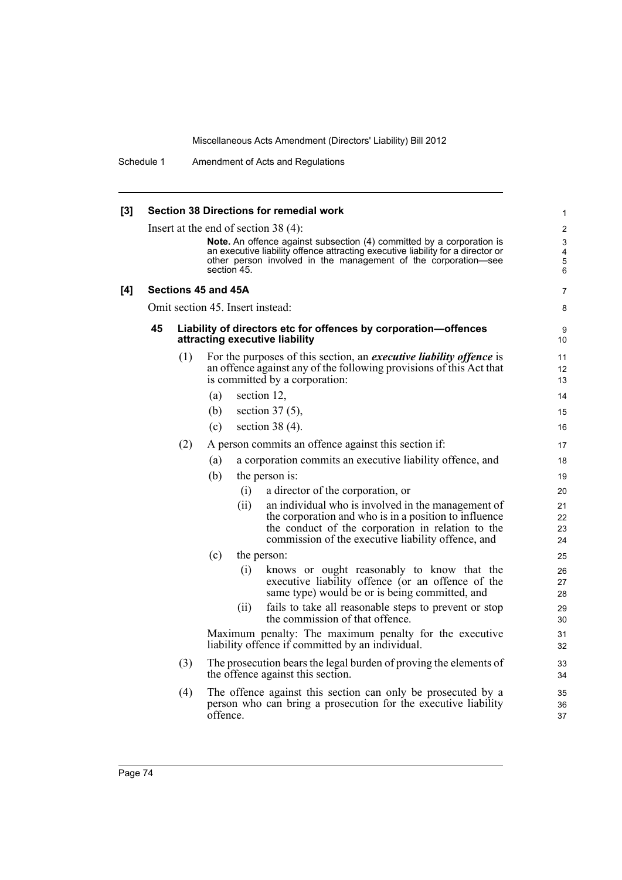**[3] Section 38 Directions for remedial work**

Insert at the end of section 38 (4):

> **Note.** An offence against subsection (4) committed by a corporation is an executive liability offence attracting executive liability for a director or other person involved in the management of the corporation—see section 45.

**[4] Sections 45 and 45A**

Omit section 45. Insert instead:

**45 Liability of directors etc for offences by corporation—offences attracting executive liability**

(1) For the purposes of this section, an ***executive liability offence*** is an offence against any of the following provisions of this Act that is committed by a corporation:

- (a) section 12,
- (b) section 37 (5),
- (c) section 38 (4).

(2) A person commits an offence against this section if:

- (a) a corporation commits an executive liability offence, and
- (b) the person is:
  - (i) a director of the corporation, or
  - (ii) an individual who is involved in the management of the corporation and who is in a position to influence the conduct of the corporation in relation to the commission of the executive liability offence, and
- (c) the person:
  - (i) knows or ought reasonably to know that the executive liability offence (or an offence of the same type) would be or is being committed, and
  - (ii) fails to take all reasonable steps to prevent or stop the commission of that offence.

Maximum penalty: The maximum penalty for the executive liability offence if committed by an individual.

(3) The prosecution bears the legal burden of proving the elements of the offence against this section.

(4) The offence against this section can only be prosecuted by a person who can bring a prosecution for the executive liability offence.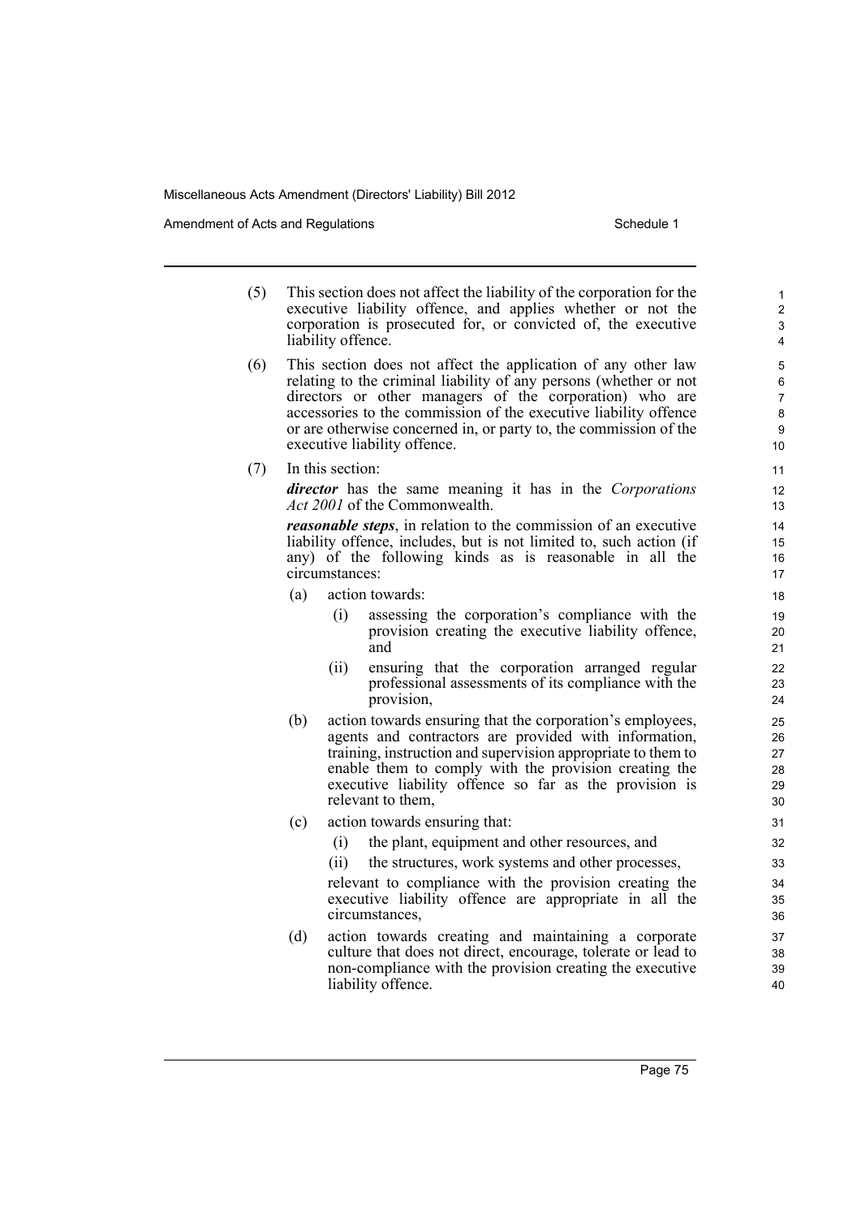(5) This section does not affect the liability of the corporation for the executive liability offence, and applies whether or not the corporation is prosecuted for, or convicted of, the executive liability offence.

(6) This section does not affect the application of any other law relating to the criminal liability of any persons (whether or not directors or other managers of the corporation) who are accessories to the commission of the executive liability offence or are otherwise concerned in, or party to, the commission of the executive liability offence.

(7) In this section:

***director*** has the same meaning it has in the *Corporations Act 2001* of the Commonwealth.

***reasonable steps***, in relation to the commission of an executive liability offence, includes, but is not limited to, such action (if any) of the following kinds as is reasonable in all the circumstances:

- (a) action towards:
  - (i) assessing the corporation's compliance with the provision creating the executive liability offence, and
  - (ii) ensuring that the corporation arranged regular professional assessments of its compliance with the provision,
- (b) action towards ensuring that the corporation's employees, agents and contractors are provided with information, training, instruction and supervision appropriate to them to enable them to comply with the provision creating the executive liability offence so far as the provision is relevant to them,
- (c) action towards ensuring that:
  - (i) the plant, equipment and other resources, and
  - (ii) the structures, work systems and other processes,

  relevant to compliance with the provision creating the executive liability offence are appropriate in all the circumstances,
- (d) action towards creating and maintaining a corporate culture that does not direct, encourage, tolerate or lead to non-compliance with the provision creating the executive liability offence.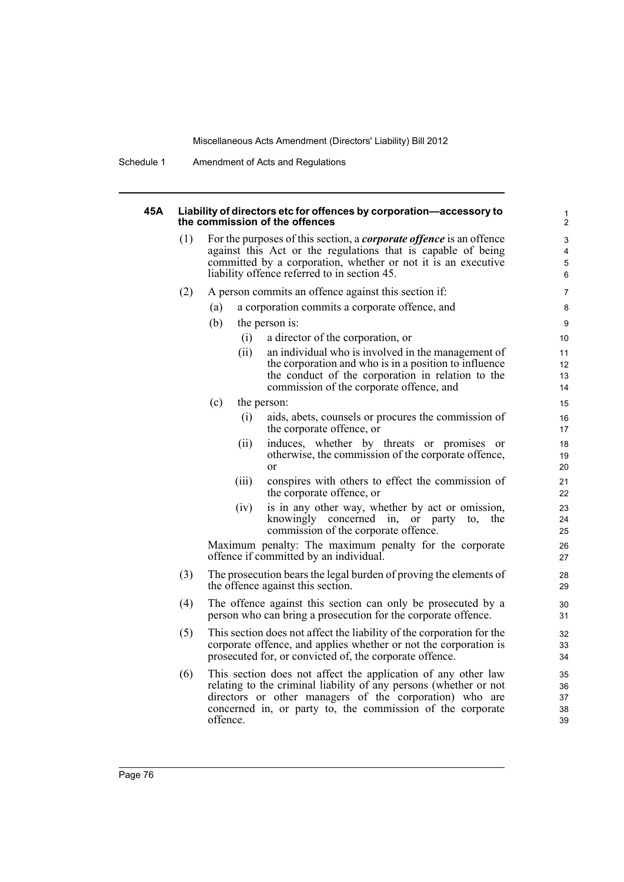#### 45A Liability of directors etc for offences by corporation—accessory to the commission of the offences

(1) For the purposes of this section, a ***corporate offence*** is an offence against this Act or the regulations that is capable of being committed by a corporation, whether or not it is an executive liability offence referred to in section 45.

(2) A person commits an offence against this section if:

- (a) a corporation commits a corporate offence, and
- (b) the person is:
  - (i) a director of the corporation, or
  - (ii) an individual who is involved in the management of the corporation and who is in a position to influence the conduct of the corporation in relation to the commission of the corporate offence, and
- (c) the person:
  - (i) aids, abets, counsels or procures the commission of the corporate offence, or
  - (ii) induces, whether by threats or promises or otherwise, the commission of the corporate offence, or
  - (iii) conspires with others to effect the commission of the corporate offence, or
  - (iv) is in any other way, whether by act or omission, knowingly concerned in, or party to, the commission of the corporate offence.

Maximum penalty: The maximum penalty for the corporate offence if committed by an individual.

(3) The prosecution bears the legal burden of proving the elements of the offence against this section.

(4) The offence against this section can only be prosecuted by a person who can bring a prosecution for the corporate offence.

(5) This section does not affect the liability of the corporation for the corporate offence, and applies whether or not the corporation is prosecuted for, or convicted of, the corporate offence.

(6) This section does not affect the application of any other law relating to the criminal liability of any persons (whether or not directors or other managers of the corporation) who are concerned in, or party to, the commission of the corporate offence.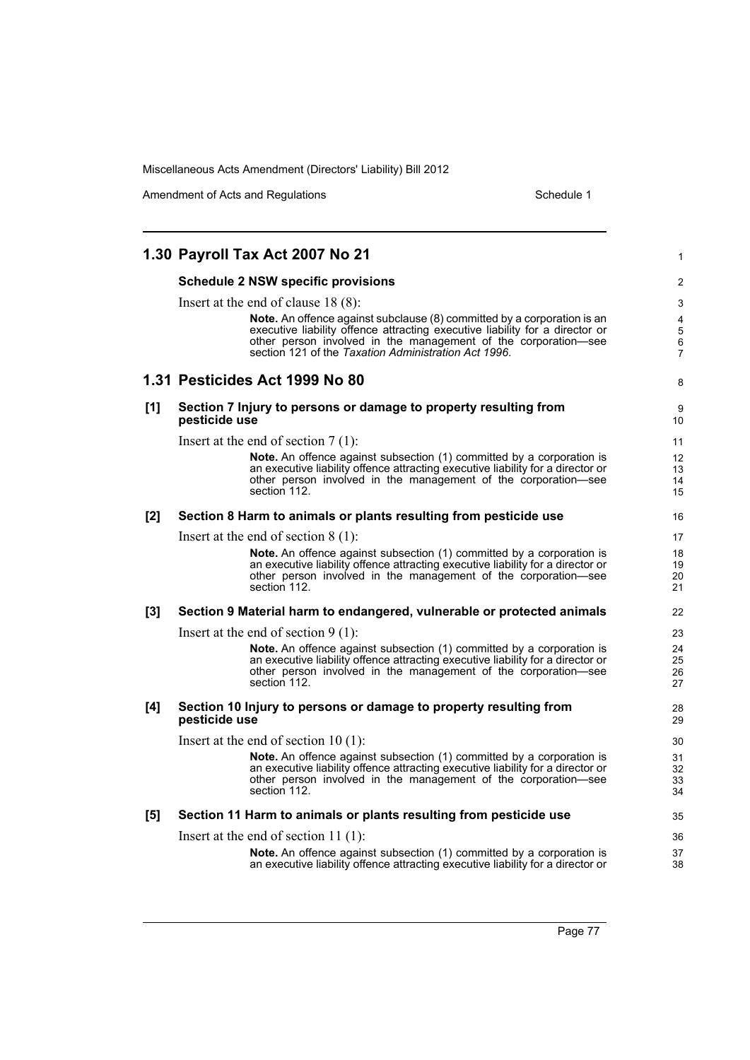## 1.30 Payroll Tax Act 2007 No 21

### Schedule 2 NSW specific provisions

Insert at the end of clause 18 (8):

> **Note.** An offence against subclause (8) committed by a corporation is an executive liability offence attracting executive liability for a director or other person involved in the management of the corporation—see section 121 of the *Taxation Administration Act 1996*.

## 1.31 Pesticides Act 1999 No 80

### [1] Section 7 Injury to persons or damage to property resulting from pesticide use

Insert at the end of section 7 (1):

> **Note.** An offence against subsection (1) committed by a corporation is an executive liability offence attracting executive liability for a director or other person involved in the management of the corporation—see section 112.

### [2] Section 8 Harm to animals or plants resulting from pesticide use

Insert at the end of section 8 (1):

> **Note.** An offence against subsection (1) committed by a corporation is an executive liability offence attracting executive liability for a director or other person involved in the management of the corporation—see section 112.

### [3] Section 9 Material harm to endangered, vulnerable or protected animals

Insert at the end of section 9 (1):

> **Note.** An offence against subsection (1) committed by a corporation is an executive liability offence attracting executive liability for a director or other person involved in the management of the corporation—see section 112.

### [4] Section 10 Injury to persons or damage to property resulting from pesticide use

Insert at the end of section 10 (1):

> **Note.** An offence against subsection (1) committed by a corporation is an executive liability offence attracting executive liability for a director or other person involved in the management of the corporation—see section 112.

### [5] Section 11 Harm to animals or plants resulting from pesticide use

Insert at the end of section 11 (1):

> **Note.** An offence against subsection (1) committed by a corporation is an executive liability offence attracting executive liability for a director or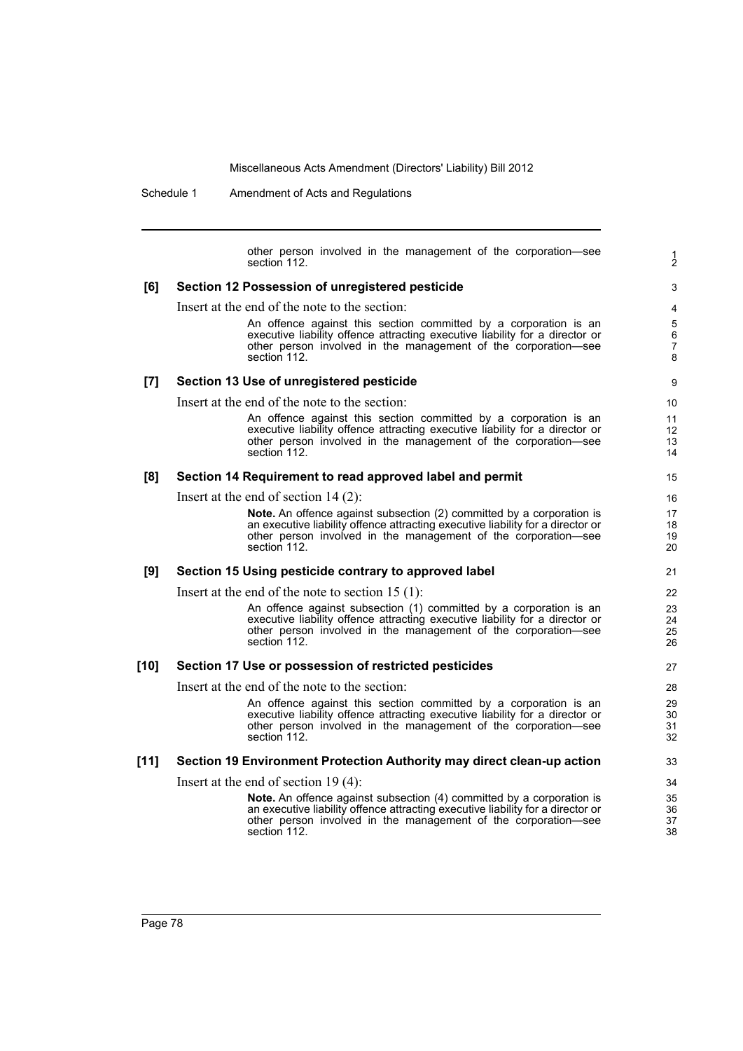other person involved in the management of the corporation—see section 112.

**[6] Section 12 Possession of unregistered pesticide**

Insert at the end of the note to the section:

An offence against this section committed by a corporation is an executive liability offence attracting executive liability for a director or other person involved in the management of the corporation—see section 112.

**[7] Section 13 Use of unregistered pesticide**

Insert at the end of the note to the section:

An offence against this section committed by a corporation is an executive liability offence attracting executive liability for a director or other person involved in the management of the corporation—see section 112.

**[8] Section 14 Requirement to read approved label and permit**

Insert at the end of section 14 (2):

**Note.** An offence against subsection (2) committed by a corporation is an executive liability offence attracting executive liability for a director or other person involved in the management of the corporation—see section 112.

**[9] Section 15 Using pesticide contrary to approved label**

Insert at the end of the note to section 15 (1):

An offence against subsection (1) committed by a corporation is an executive liability offence attracting executive liability for a director or other person involved in the management of the corporation—see section 112.

**[10] Section 17 Use or possession of restricted pesticides**

Insert at the end of the note to the section:

An offence against this section committed by a corporation is an executive liability offence attracting executive liability for a director or other person involved in the management of the corporation—see section 112.

**[11] Section 19 Environment Protection Authority may direct clean-up action**

Insert at the end of section 19 (4):

**Note.** An offence against subsection (4) committed by a corporation is an executive liability offence attracting executive liability for a director or other person involved in the management of the corporation—see section 112.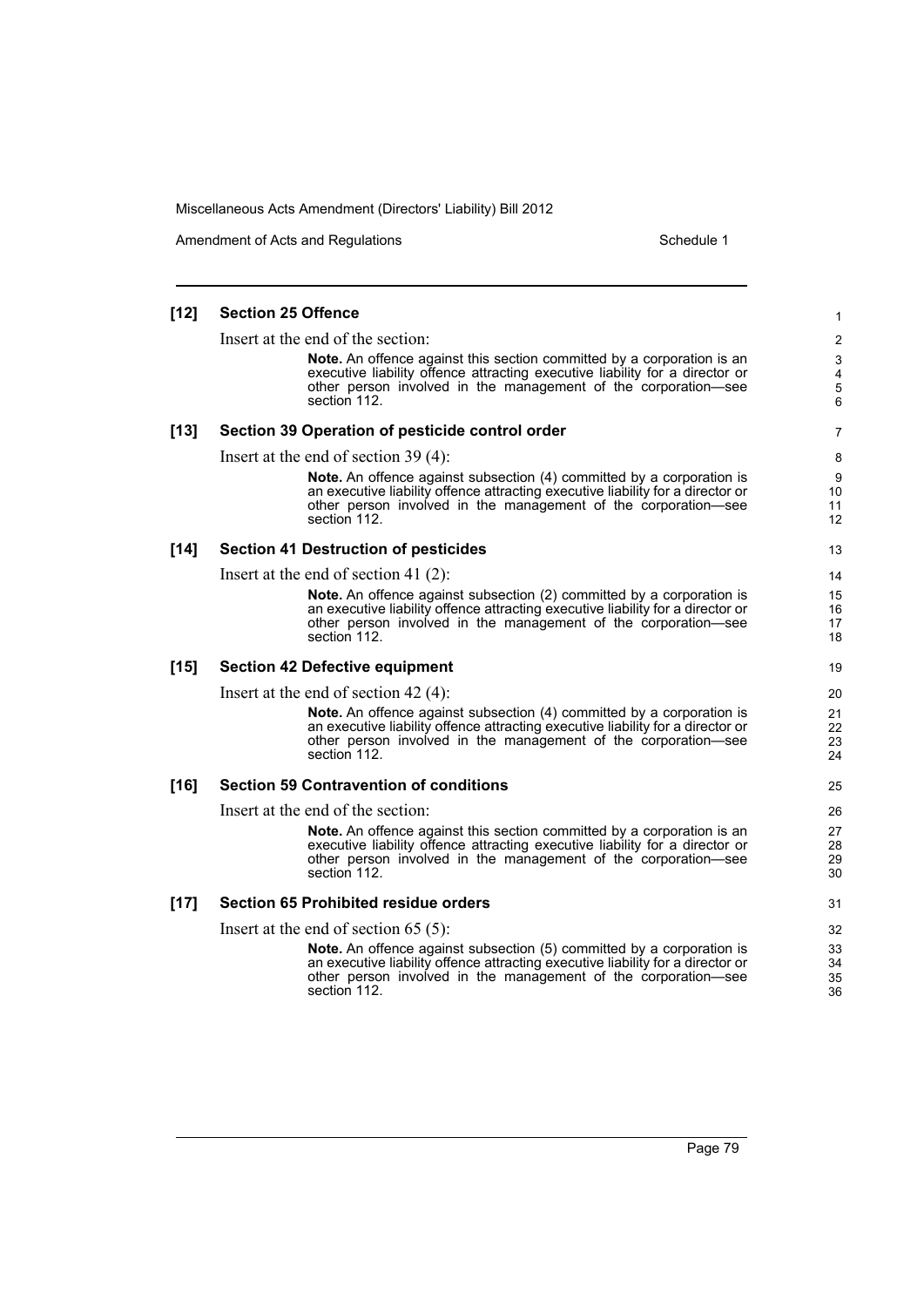**[12] Section 25 Offence**

Insert at the end of the section:

> **Note.** An offence against this section committed by a corporation is an executive liability offence attracting executive liability for a director or other person involved in the management of the corporation—see section 112.

**[13] Section 39 Operation of pesticide control order**

Insert at the end of section 39 (4):

> **Note.** An offence against subsection (4) committed by a corporation is an executive liability offence attracting executive liability for a director or other person involved in the management of the corporation—see section 112.

**[14] Section 41 Destruction of pesticides**

Insert at the end of section 41 (2):

> **Note.** An offence against subsection (2) committed by a corporation is an executive liability offence attracting executive liability for a director or other person involved in the management of the corporation—see section 112.

**[15] Section 42 Defective equipment**

Insert at the end of section 42 (4):

> **Note.** An offence against subsection (4) committed by a corporation is an executive liability offence attracting executive liability for a director or other person involved in the management of the corporation—see section 112.

**[16] Section 59 Contravention of conditions**

Insert at the end of the section:

> **Note.** An offence against this section committed by a corporation is an executive liability offence attracting executive liability for a director or other person involved in the management of the corporation—see section 112.

**[17] Section 65 Prohibited residue orders**

Insert at the end of section 65 (5):

> **Note.** An offence against subsection (5) committed by a corporation is an executive liability offence attracting executive liability for a director or other person involved in the management of the corporation—see section 112.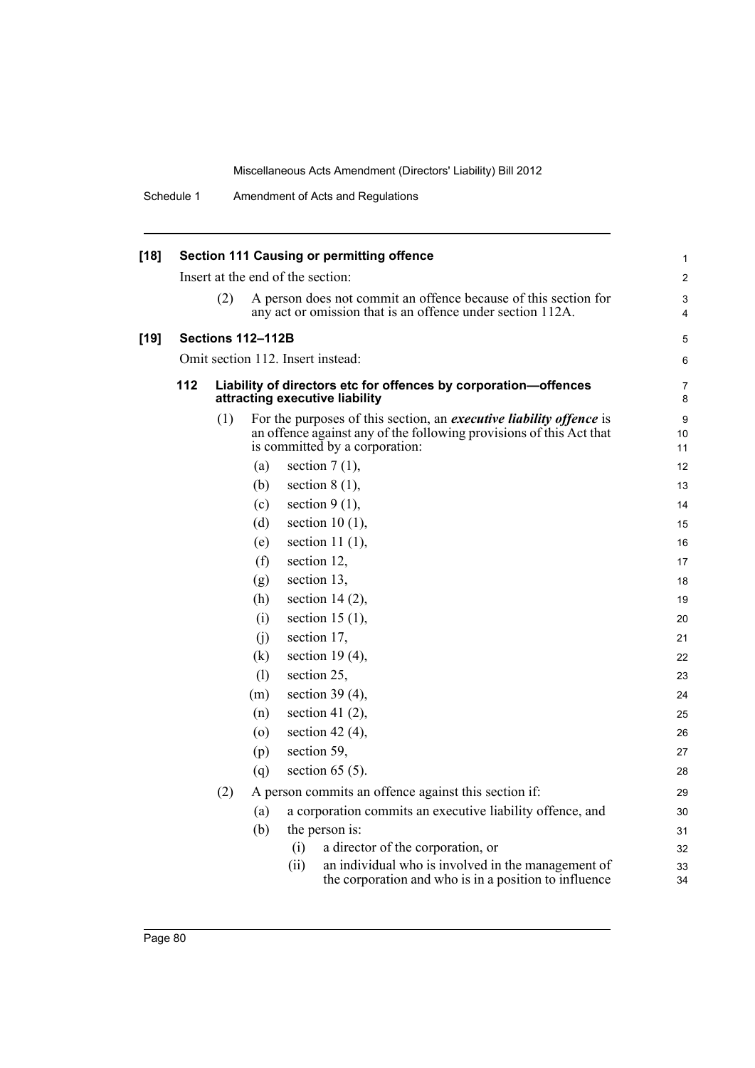**[18] Section 111 Causing or permitting offence**

Insert at the end of the section:

(2) A person does not commit an offence because of this section for any act or omission that is an offence under section 112A.

**[19] Sections 112–112B**

Omit section 112. Insert instead:

**112 Liability of directors etc for offences by corporation—offences attracting executive liability**

(1) For the purposes of this section, an ***executive liability offence*** is an offence against any of the following provisions of this Act that is committed by a corporation:

- (a) section 7 (1),
- (b) section 8 (1),
- (c) section 9 (1),
- (d) section 10 (1),
- (e) section 11 (1),
- (f) section 12,
- (g) section 13,
- (h) section 14 (2),
- (i) section 15 (1),
- (j) section 17,
- (k) section 19 (4),
- (l) section 25,
- (m) section 39 (4),
- (n) section 41 (2),
- (o) section 42 (4),
- (p) section 59,
- (q) section 65 (5).

(2) A person commits an offence against this section if:

- (a) a corporation commits an executive liability offence, and
- (b) the person is:
  - (i) a director of the corporation, or
  - (ii) an individual who is involved in the management of the corporation and who is in a position to influence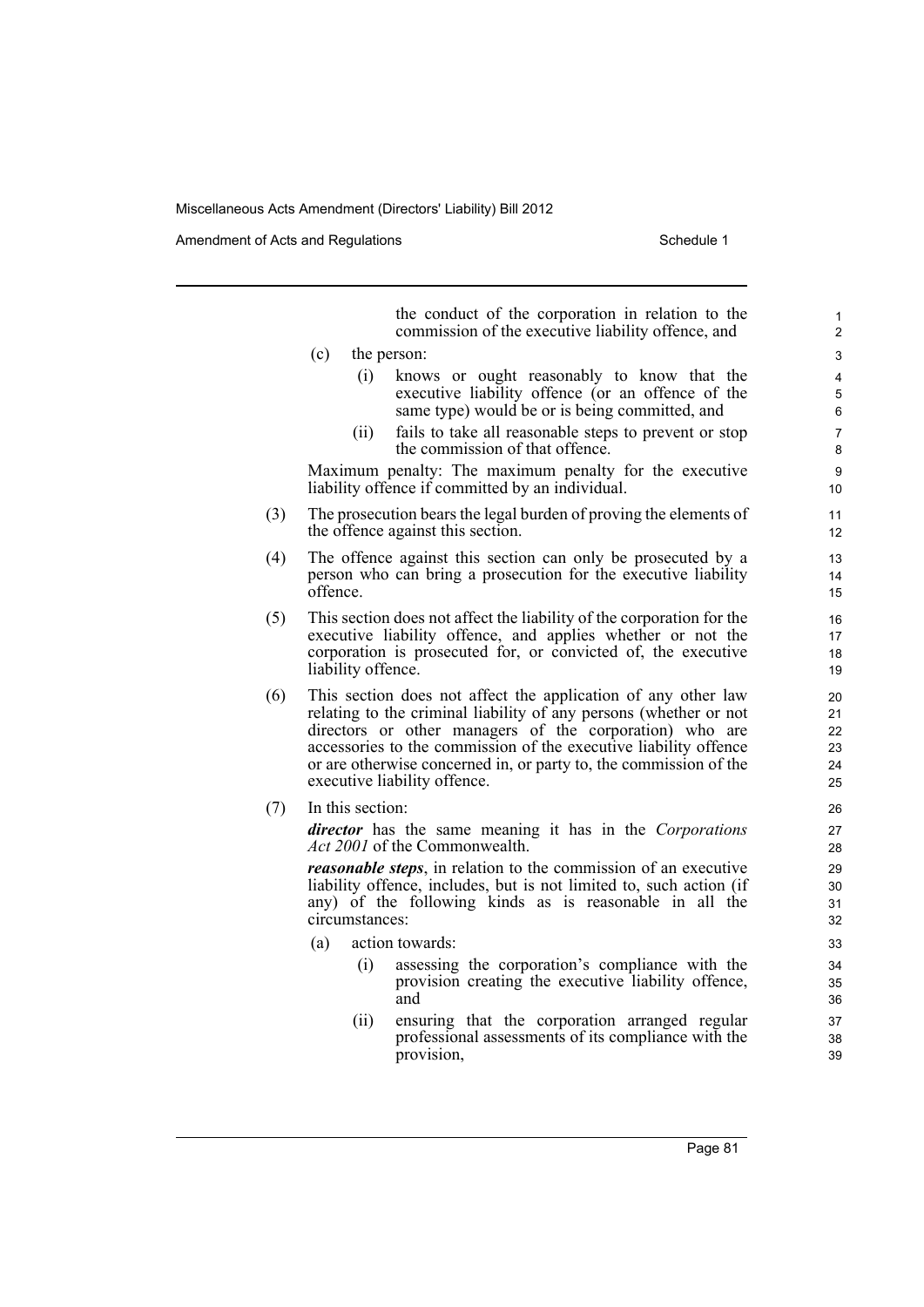the conduct of the corporation in relation to the commission of the executive liability offence, and

(c) the person:

(i) knows or ought reasonably to know that the executive liability offence (or an offence of the same type) would be or is being committed, and

(ii) fails to take all reasonable steps to prevent or stop the commission of that offence.

Maximum penalty: The maximum penalty for the executive liability offence if committed by an individual.

(3) The prosecution bears the legal burden of proving the elements of the offence against this section.

(4) The offence against this section can only be prosecuted by a person who can bring a prosecution for the executive liability offence.

(5) This section does not affect the liability of the corporation for the executive liability offence, and applies whether or not the corporation is prosecuted for, or convicted of, the executive liability offence.

(6) This section does not affect the application of any other law relating to the criminal liability of any persons (whether or not directors or other managers of the corporation) who are accessories to the commission of the executive liability offence or are otherwise concerned in, or party to, the commission of the executive liability offence.

(7) In this section:

***director*** has the same meaning it has in the *Corporations Act 2001* of the Commonwealth.

***reasonable steps***, in relation to the commission of an executive liability offence, includes, but is not limited to, such action (if any) of the following kinds as is reasonable in all the circumstances:

(a) action towards:

(i) assessing the corporation's compliance with the provision creating the executive liability offence, and

(ii) ensuring that the corporation arranged regular professional assessments of its compliance with the provision,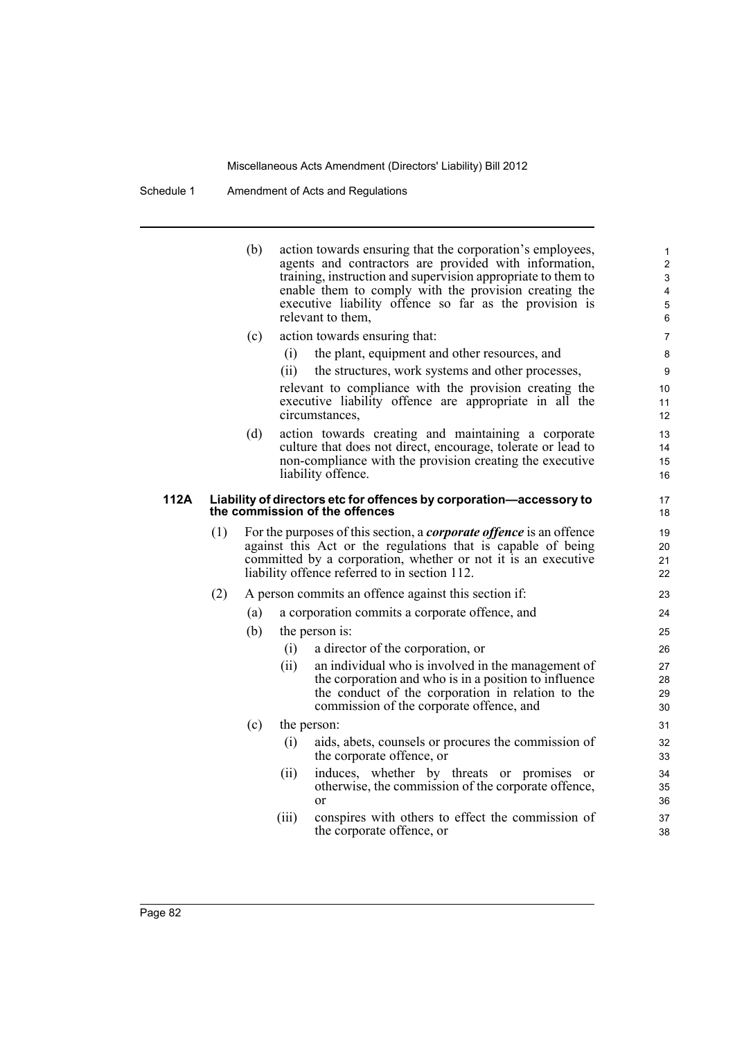(b) action towards ensuring that the corporation's employees, agents and contractors are provided with information, training, instruction and supervision appropriate to them to enable them to comply with the provision creating the executive liability offence so far as the provision is relevant to them,

(c) action towards ensuring that:

(i) the plant, equipment and other resources, and

(ii) the structures, work systems and other processes,

relevant to compliance with the provision creating the executive liability offence are appropriate in all the circumstances,

(d) action towards creating and maintaining a corporate culture that does not direct, encourage, tolerate or lead to non-compliance with the provision creating the executive liability offence.

### 112A Liability of directors etc for offences by corporation—accessory to the commission of the offences

(1) For the purposes of this section, a ***corporate offence*** is an offence against this Act or the regulations that is capable of being committed by a corporation, whether or not it is an executive liability offence referred to in section 112.

(2) A person commits an offence against this section if:

(a) a corporation commits a corporate offence, and

(b) the person is:

(i) a director of the corporation, or

(ii) an individual who is involved in the management of the corporation and who is in a position to influence the conduct of the corporation in relation to the commission of the corporate offence, and

(c) the person:

(i) aids, abets, counsels or procures the commission of the corporate offence, or

(ii) induces, whether by threats or promises or otherwise, the commission of the corporate offence, or

(iii) conspires with others to effect the commission of the corporate offence, or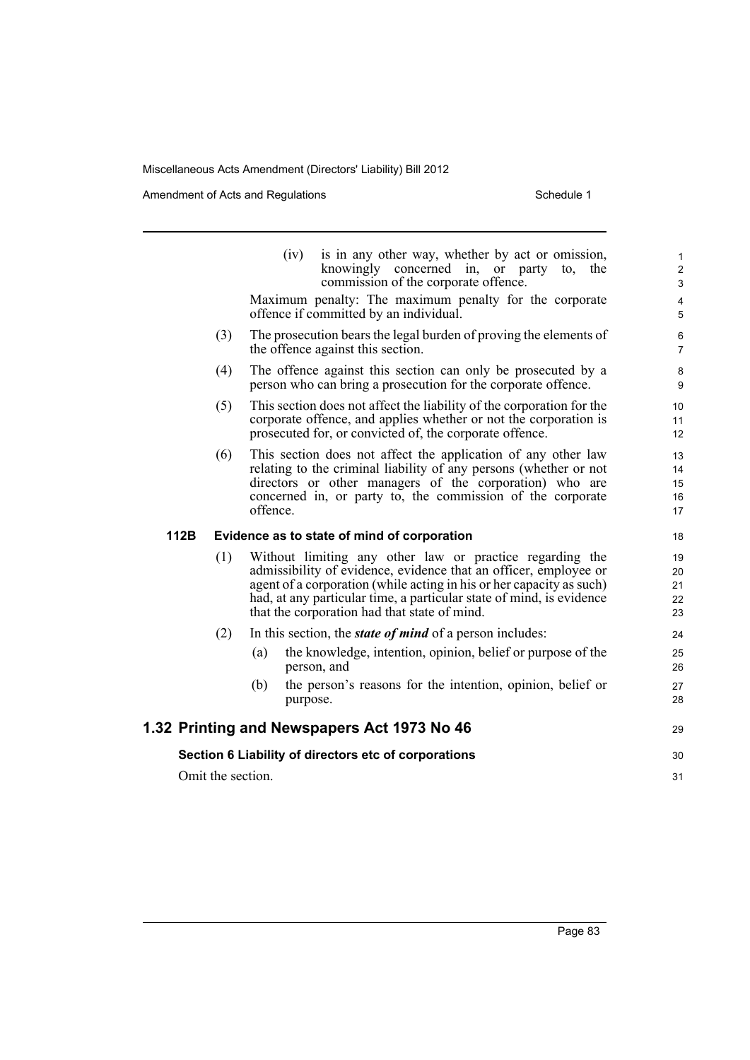(iv) is in any other way, whether by act or omission, knowingly concerned in, or party to, the commission of the corporate offence.

Maximum penalty: The maximum penalty for the corporate offence if committed by an individual.

(3) The prosecution bears the legal burden of proving the elements of the offence against this section.

(4) The offence against this section can only be prosecuted by a person who can bring a prosecution for the corporate offence.

(5) This section does not affect the liability of the corporation for the corporate offence, and applies whether or not the corporation is prosecuted for, or convicted of, the corporate offence.

(6) This section does not affect the application of any other law relating to the criminal liability of any persons (whether or not directors or other managers of the corporation) who are concerned in, or party to, the commission of the corporate offence.

### 112B Evidence as to state of mind of corporation

(1) Without limiting any other law or practice regarding the admissibility of evidence, evidence that an officer, employee or agent of a corporation (while acting in his or her capacity as such) had, at any particular time, a particular state of mind, is evidence that the corporation had that state of mind.

(2) In this section, the ***state of mind*** of a person includes:

(a) the knowledge, intention, opinion, belief or purpose of the person, and

(b) the person's reasons for the intention, opinion, belief or purpose.

## 1.32 Printing and Newspapers Act 1973 No 46

#### Section 6 Liability of directors etc of corporations

Omit the section.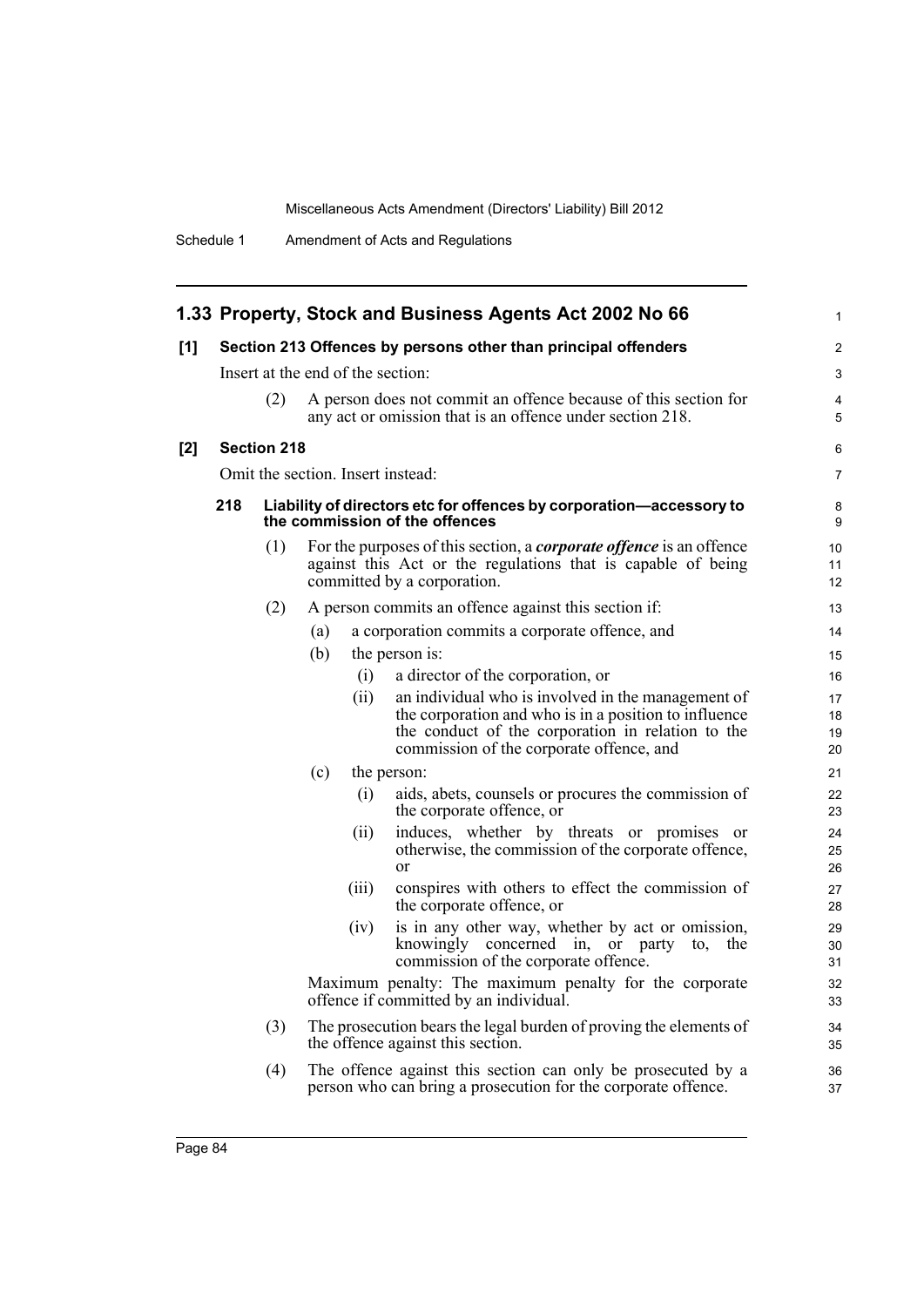## 1.33 Property, Stock and Business Agents Act 2002 No 66

**[1] Section 213 Offences by persons other than principal offenders**

Insert at the end of the section:

(2) A person does not commit an offence because of this section for any act or omission that is an offence under section 218.

**[2] Section 218**

Omit the section. Insert instead:

**218 Liability of directors etc for offences by corporation—accessory to the commission of the offences**

(1) For the purposes of this section, a ***corporate offence*** is an offence against this Act or the regulations that is capable of being committed by a corporation.

(2) A person commits an offence against this section if:

- (a) a corporation commits a corporate offence, and
- (b) the person is:
  - (i) a director of the corporation, or
  - (ii) an individual who is involved in the management of the corporation and who is in a position to influence the conduct of the corporation in relation to the commission of the corporate offence, and
- (c) the person:
  - (i) aids, abets, counsels or procures the commission of the corporate offence, or
  - (ii) induces, whether by threats or promises or otherwise, the commission of the corporate offence, or
  - (iii) conspires with others to effect the commission of the corporate offence, or
  - (iv) is in any other way, whether by act or omission, knowingly concerned in, or party to, the commission of the corporate offence.

Maximum penalty: The maximum penalty for the corporate offence if committed by an individual.

(3) The prosecution bears the legal burden of proving the elements of the offence against this section.

(4) The offence against this section can only be prosecuted by a person who can bring a prosecution for the corporate offence.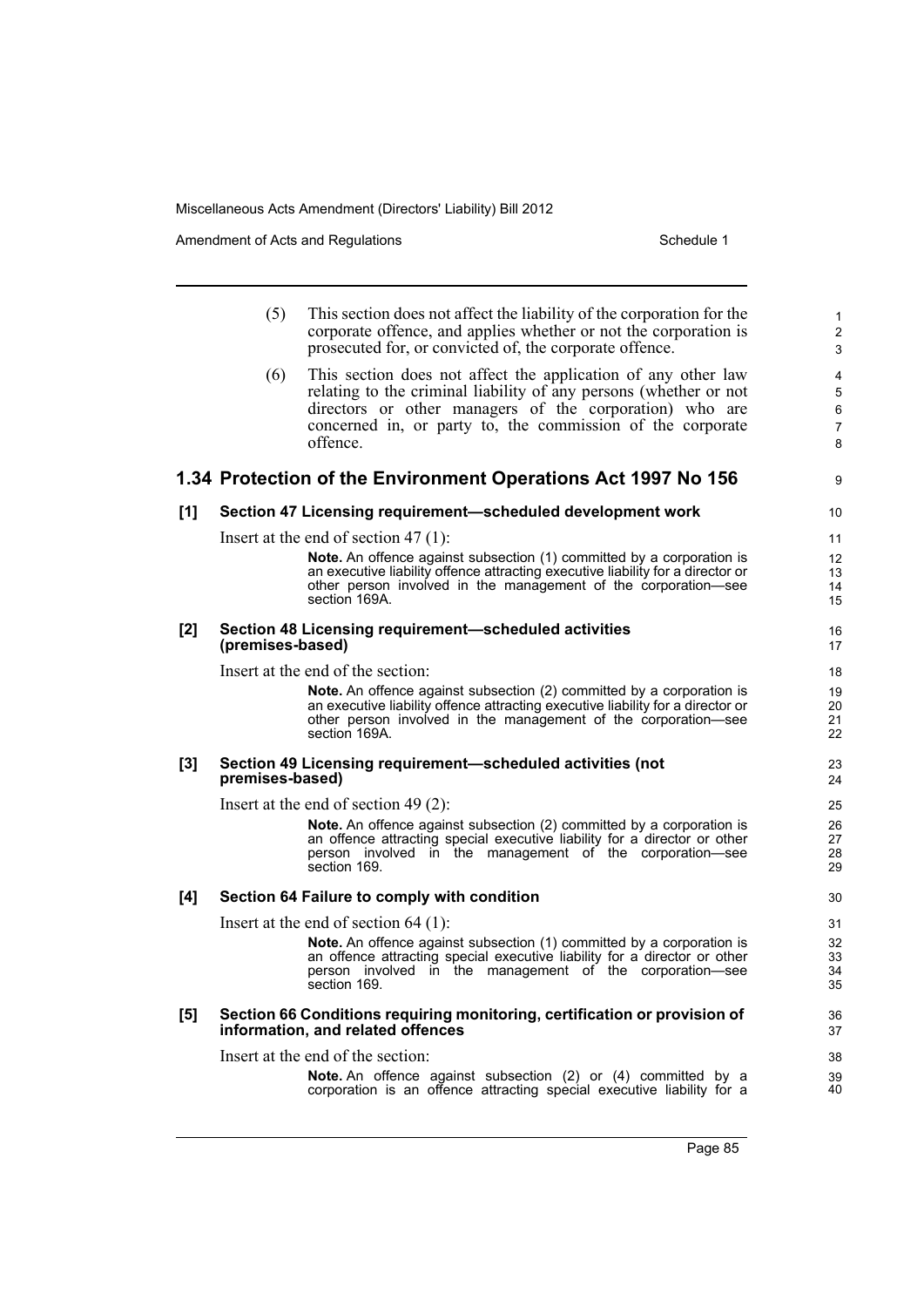(5) This section does not affect the liability of the corporation for the corporate offence, and applies whether or not the corporation is prosecuted for, or convicted of, the corporate offence.

(6) This section does not affect the application of any other law relating to the criminal liability of any persons (whether or not directors or other managers of the corporation) who are concerned in, or party to, the commission of the corporate offence.

## 1.34 Protection of the Environment Operations Act 1997 No 156

### [1] Section 47 Licensing requirement—scheduled development work

Insert at the end of section 47 (1):

> **Note.** An offence against subsection (1) committed by a corporation is an executive liability offence attracting executive liability for a director or other person involved in the management of the corporation—see section 169A.

### [2] Section 48 Licensing requirement—scheduled activities (premises-based)

Insert at the end of the section:

> **Note.** An offence against subsection (2) committed by a corporation is an executive liability offence attracting executive liability for a director or other person involved in the management of the corporation—see section 169A.

### [3] Section 49 Licensing requirement—scheduled activities (not premises-based)

Insert at the end of section 49 (2):

> **Note.** An offence against subsection (2) committed by a corporation is an offence attracting special executive liability for a director or other person involved in the management of the corporation—see section 169.

### [4] Section 64 Failure to comply with condition

Insert at the end of section 64 (1):

> **Note.** An offence against subsection (1) committed by a corporation is an offence attracting special executive liability for a director or other person involved in the management of the corporation—see section 169.

### [5] Section 66 Conditions requiring monitoring, certification or provision of information, and related offences

Insert at the end of the section:

> **Note.** An offence against subsection (2) or (4) committed by a corporation is an offence attracting special executive liability for a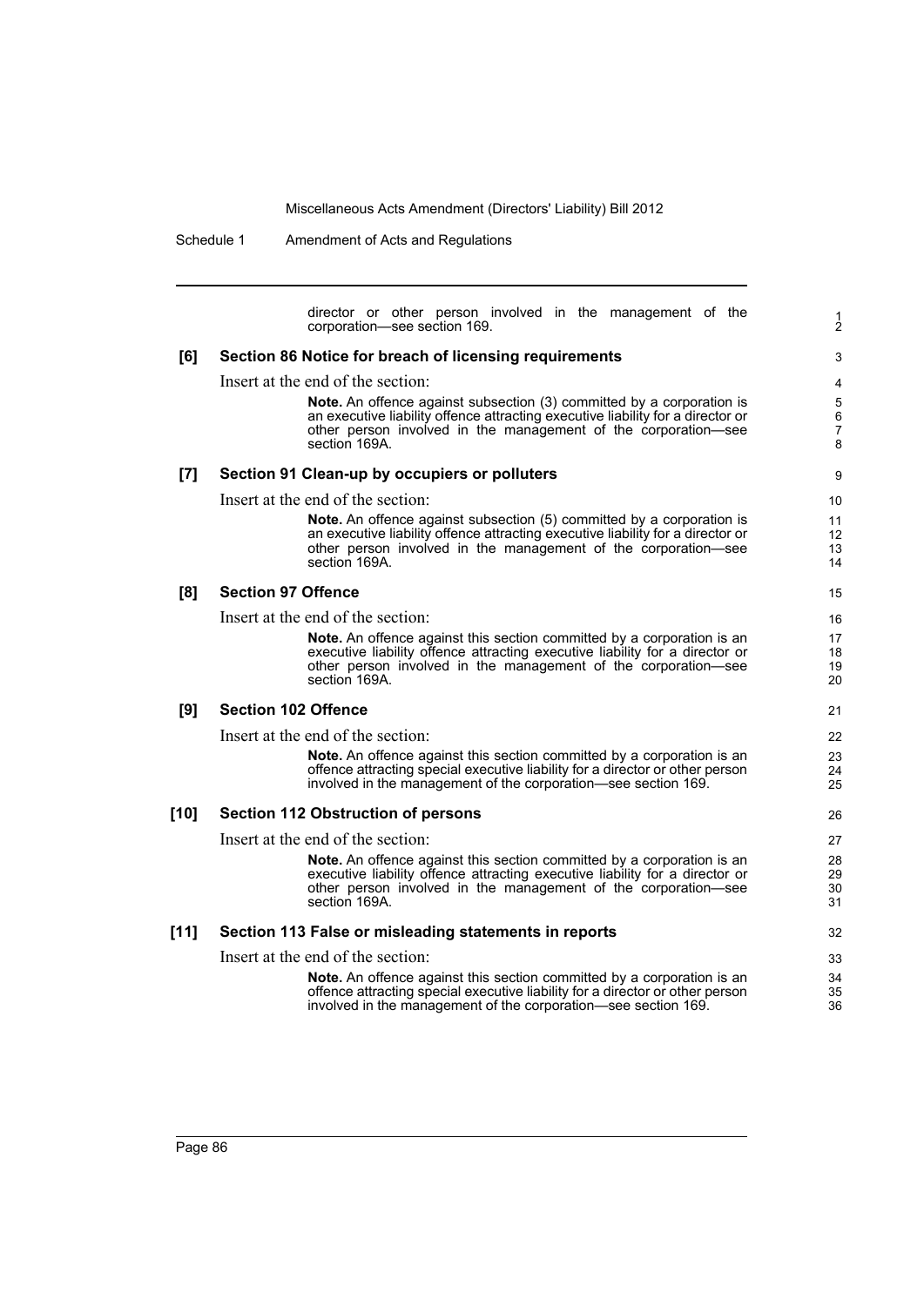director or other person involved in the management of the corporation—see section 169.

**[6] Section 86 Notice for breach of licensing requirements**

Insert at the end of the section:

**Note.** An offence against subsection (3) committed by a corporation is an executive liability offence attracting executive liability for a director or other person involved in the management of the corporation—see section 169A.

**[7] Section 91 Clean-up by occupiers or polluters**

Insert at the end of the section:

**Note.** An offence against subsection (5) committed by a corporation is an executive liability offence attracting executive liability for a director or other person involved in the management of the corporation—see section 169A.

**[8] Section 97 Offence**

Insert at the end of the section:

**Note.** An offence against this section committed by a corporation is an executive liability offence attracting executive liability for a director or other person involved in the management of the corporation—see section 169A.

**[9] Section 102 Offence**

Insert at the end of the section:

**Note.** An offence against this section committed by a corporation is an offence attracting special executive liability for a director or other person involved in the management of the corporation—see section 169.

**[10] Section 112 Obstruction of persons**

Insert at the end of the section:

**Note.** An offence against this section committed by a corporation is an executive liability offence attracting executive liability for a director or other person involved in the management of the corporation—see section 169A.

**[11] Section 113 False or misleading statements in reports**

Insert at the end of the section:

**Note.** An offence against this section committed by a corporation is an offence attracting special executive liability for a director or other person involved in the management of the corporation—see section 169.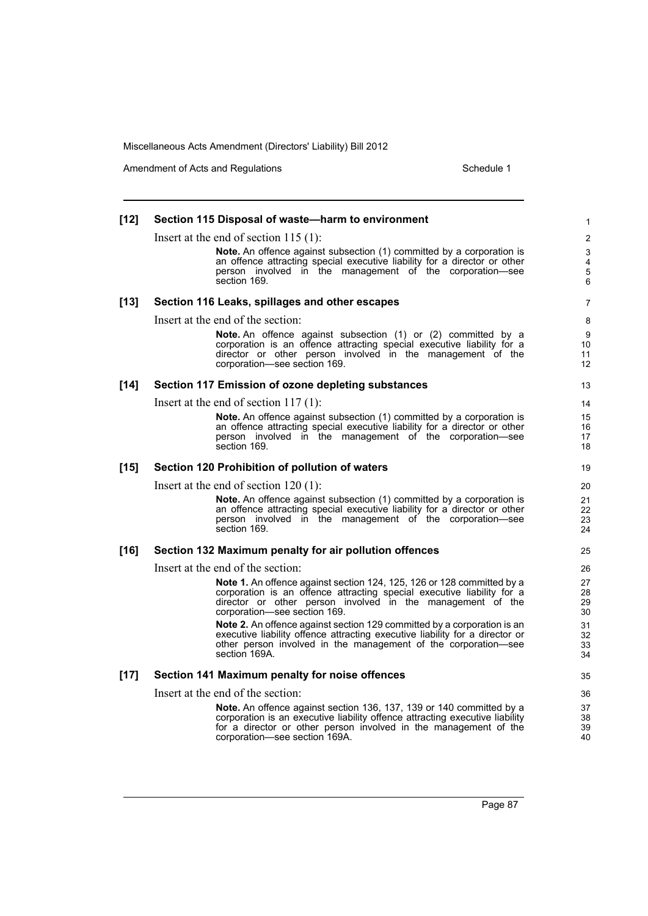**[12] Section 115 Disposal of waste—harm to environment**

Insert at the end of section 115 (1):

> **Note.** An offence against subsection (1) committed by a corporation is an offence attracting special executive liability for a director or other person involved in the management of the corporation—see section 169.

**[13] Section 116 Leaks, spillages and other escapes**

Insert at the end of the section:

> **Note.** An offence against subsection (1) or (2) committed by a corporation is an offence attracting special executive liability for a director or other person involved in the management of the corporation—see section 169.

**[14] Section 117 Emission of ozone depleting substances**

Insert at the end of section 117 (1):

> **Note.** An offence against subsection (1) committed by a corporation is an offence attracting special executive liability for a director or other person involved in the management of the corporation—see section 169.

**[15] Section 120 Prohibition of pollution of waters**

Insert at the end of section 120 (1):

> **Note.** An offence against subsection (1) committed by a corporation is an offence attracting special executive liability for a director or other person involved in the management of the corporation—see section 169.

**[16] Section 132 Maximum penalty for air pollution offences**

Insert at the end of the section:

> **Note 1.** An offence against section 124, 125, 126 or 128 committed by a corporation is an offence attracting special executive liability for a director or other person involved in the management of the corporation—see section 169.
>
> **Note 2.** An offence against section 129 committed by a corporation is an executive liability offence attracting executive liability for a director or other person involved in the management of the corporation—see section 169A.

**[17] Section 141 Maximum penalty for noise offences**

Insert at the end of the section:

> **Note.** An offence against section 136, 137, 139 or 140 committed by a corporation is an executive liability offence attracting executive liability for a director or other person involved in the management of the corporation—see section 169A.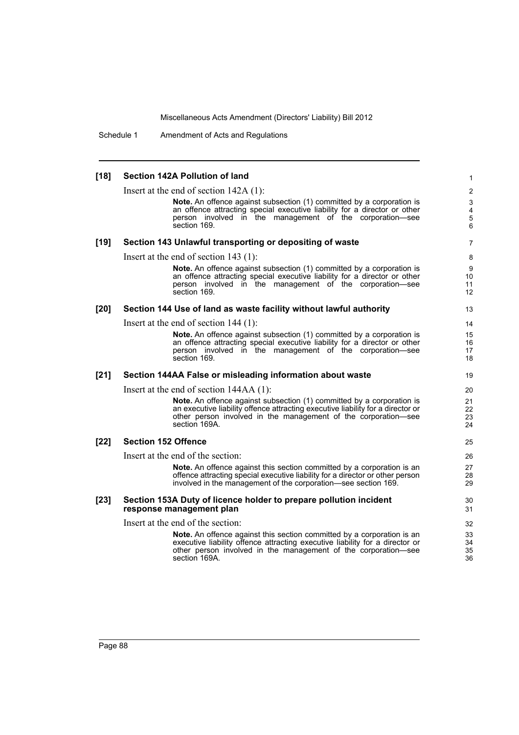**[18] Section 142A Pollution of land**

Insert at the end of section 142A (1):

> **Note.** An offence against subsection (1) committed by a corporation is an offence attracting special executive liability for a director or other person involved in the management of the corporation—see section 169.

**[19] Section 143 Unlawful transporting or depositing of waste**

Insert at the end of section 143 (1):

> **Note.** An offence against subsection (1) committed by a corporation is an offence attracting special executive liability for a director or other person involved in the management of the corporation—see section 169.

**[20] Section 144 Use of land as waste facility without lawful authority**

Insert at the end of section 144 (1):

> **Note.** An offence against subsection (1) committed by a corporation is an offence attracting special executive liability for a director or other person involved in the management of the corporation—see section 169.

**[21] Section 144AA False or misleading information about waste**

Insert at the end of section 144AA (1):

> **Note.** An offence against subsection (1) committed by a corporation is an executive liability offence attracting executive liability for a director or other person involved in the management of the corporation—see section 169A.

**[22] Section 152 Offence**

Insert at the end of the section:

> **Note.** An offence against this section committed by a corporation is an offence attracting special executive liability for a director or other person involved in the management of the corporation—see section 169.

**[23] Section 153A Duty of licence holder to prepare pollution incident response management plan**

Insert at the end of the section:

> **Note.** An offence against this section committed by a corporation is an executive liability offence attracting executive liability for a director or other person involved in the management of the corporation—see section 169A.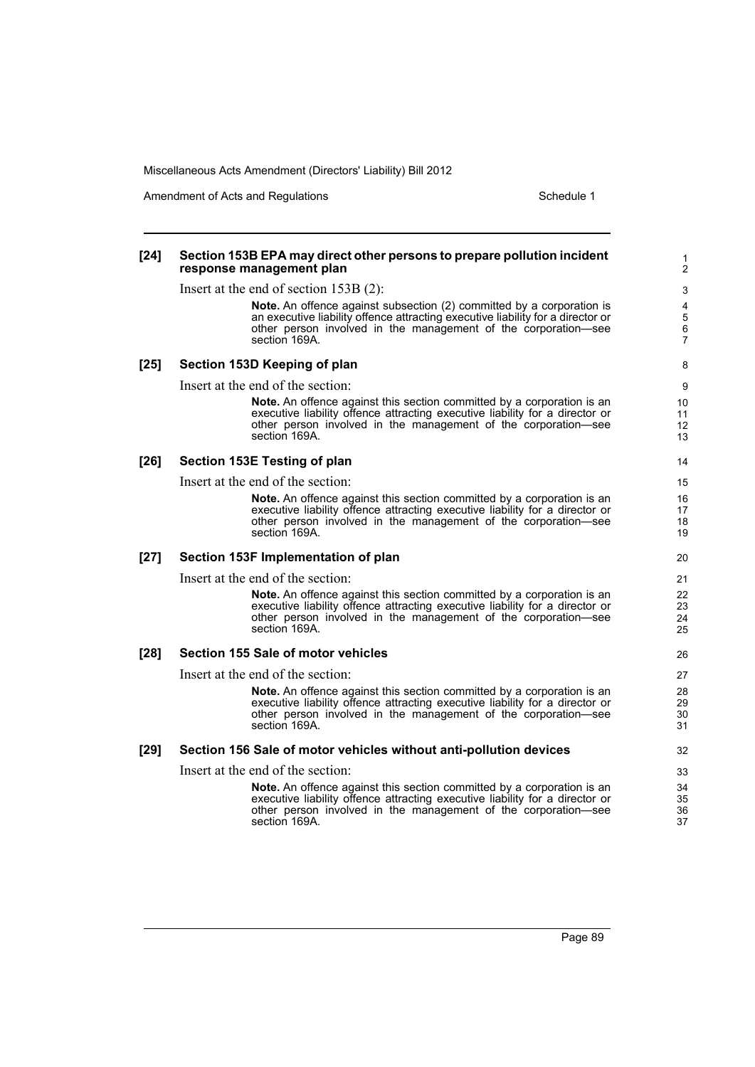**[24] Section 153B EPA may direct other persons to prepare pollution incident response management plan**

Insert at the end of section 153B (2):

> **Note.** An offence against subsection (2) committed by a corporation is an executive liability offence attracting executive liability for a director or other person involved in the management of the corporation—see section 169A.

**[25] Section 153D Keeping of plan**

Insert at the end of the section:

> **Note.** An offence against this section committed by a corporation is an executive liability offence attracting executive liability for a director or other person involved in the management of the corporation—see section 169A.

**[26] Section 153E Testing of plan**

Insert at the end of the section:

> **Note.** An offence against this section committed by a corporation is an executive liability offence attracting executive liability for a director or other person involved in the management of the corporation—see section 169A.

**[27] Section 153F Implementation of plan**

Insert at the end of the section:

> **Note.** An offence against this section committed by a corporation is an executive liability offence attracting executive liability for a director or other person involved in the management of the corporation—see section 169A.

**[28] Section 155 Sale of motor vehicles**

Insert at the end of the section:

> **Note.** An offence against this section committed by a corporation is an executive liability offence attracting executive liability for a director or other person involved in the management of the corporation—see section 169A.

**[29] Section 156 Sale of motor vehicles without anti-pollution devices**

Insert at the end of the section:

> **Note.** An offence against this section committed by a corporation is an executive liability offence attracting executive liability for a director or other person involved in the management of the corporation—see section 169A.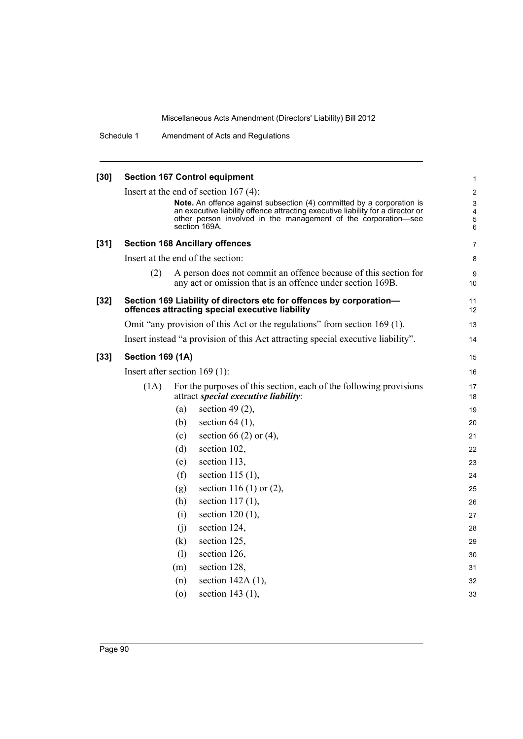### [30] Section 167 Control equipment

Insert at the end of section 167 (4):

**Note.** An offence against subsection (4) committed by a corporation is an executive liability offence attracting executive liability for a director or other person involved in the management of the corporation—see section 169A.

### [31] Section 168 Ancillary offences

Insert at the end of the section:

(2) A person does not commit an offence because of this section for any act or omission that is an offence under section 169B.

### [32] Section 169 Liability of directors etc for offences by corporation—offences attracting special executive liability

Omit "any provision of this Act or the regulations" from section 169 (1).

Insert instead "a provision of this Act attracting special executive liability".

### [33] Section 169 (1A)

Insert after section 169 (1):

(1A) For the purposes of this section, each of the following provisions attract ***special executive liability***:

- (a) section 49 (2),
- (b) section 64 (1),
- (c) section 66 (2) or (4),
- (d) section 102,
- (e) section 113,
- (f) section 115 (1),
- (g) section 116 (1) or (2),
- (h) section 117 (1),
- (i) section 120 (1),
- (j) section 124,
- (k) section 125,
- (l) section 126,
- (m) section 128,
- (n) section 142A (1),
- (o) section 143 (1),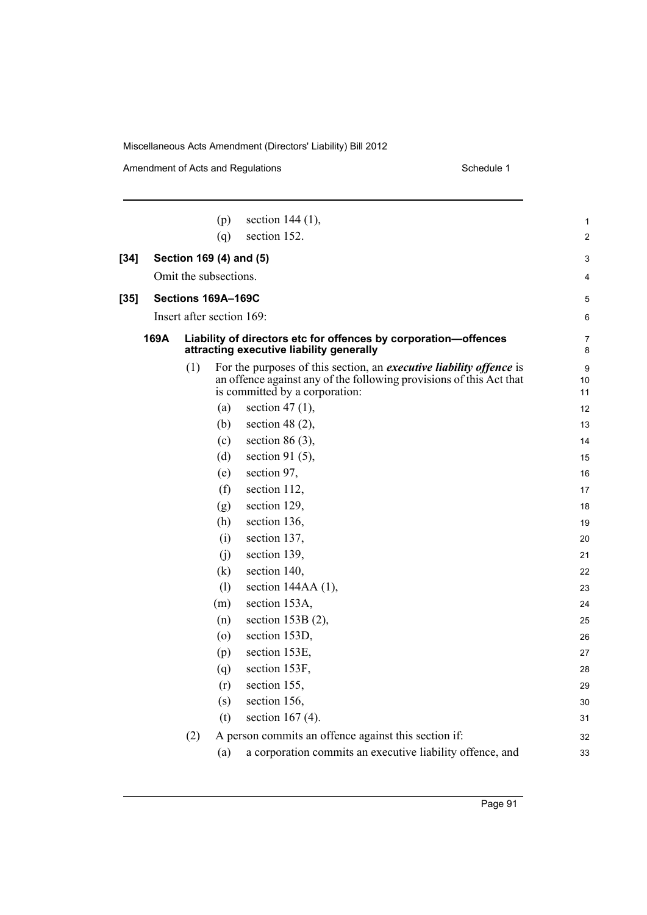(p) section 144 (1),

(q) section 152.

**[34] Section 169 (4) and (5)**

Omit the subsections.

**[35] Sections 169A–169C**

Insert after section 169:

**169A Liability of directors etc for offences by corporation—offences attracting executive liability generally**

(1) For the purposes of this section, an ***executive liability offence*** is an offence against any of the following provisions of this Act that is committed by a corporation:

(a) section 47 (1),

(b) section 48 (2),

(c) section 86 (3),

(d) section 91 (5),

(e) section 97,

(f) section 112,

(g) section 129,

(h) section 136,

(i) section 137,

(j) section 139,

(k) section 140,

(l) section 144AA (1),

(m) section 153A,

(n) section 153B (2),

(o) section 153D,

(p) section 153E,

(q) section 153F,

(r) section 155,

(s) section 156,

(t) section 167 (4).

(2) A person commits an offence against this section if:

(a) a corporation commits an executive liability offence, and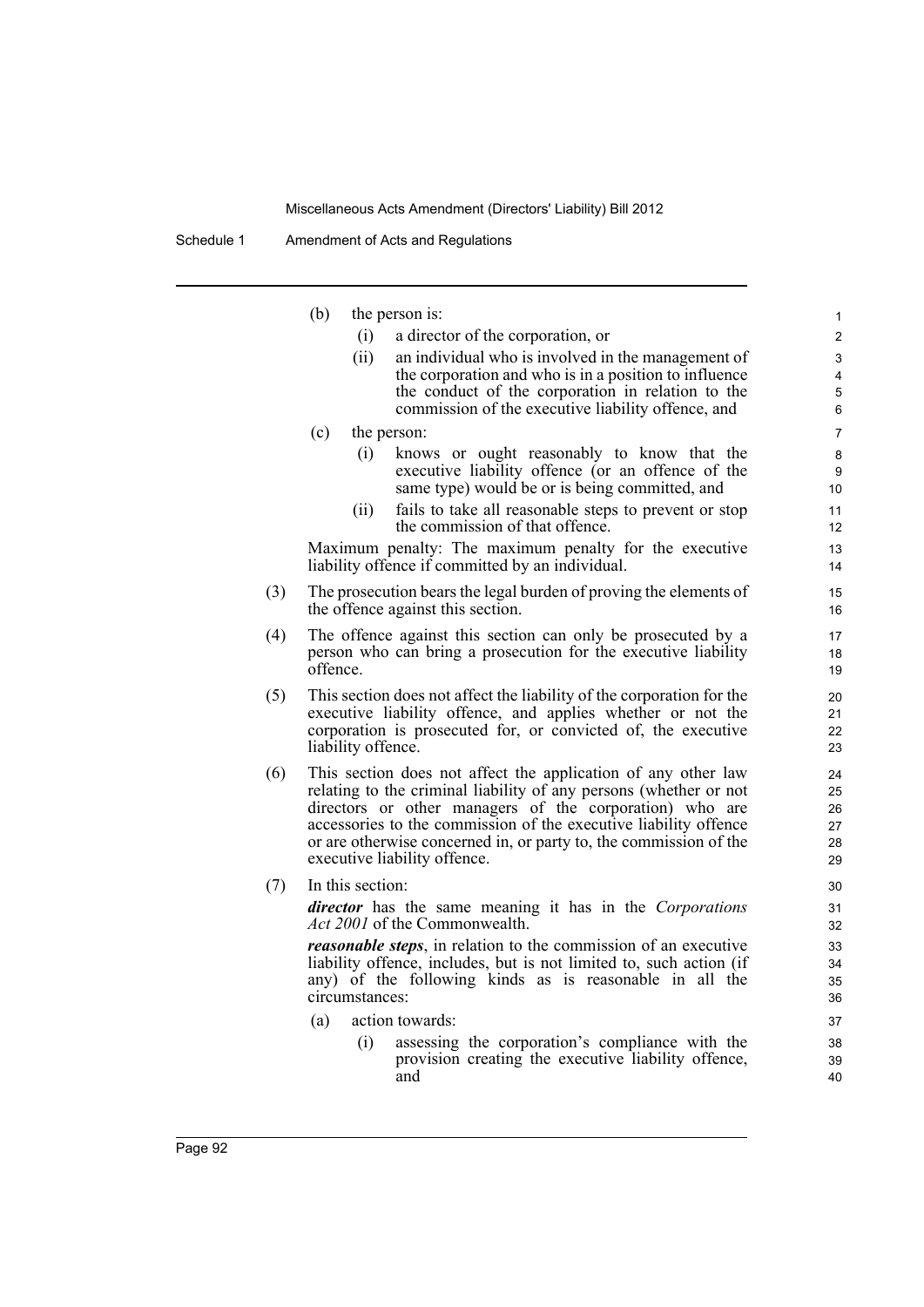(b) the person is:

(i) a director of the corporation, or

(ii) an individual who is involved in the management of the corporation and who is in a position to influence the conduct of the corporation in relation to the commission of the executive liability offence, and

(c) the person:

(i) knows or ought reasonably to know that the executive liability offence (or an offence of the same type) would be or is being committed, and

(ii) fails to take all reasonable steps to prevent or stop the commission of that offence.

Maximum penalty: The maximum penalty for the executive liability offence if committed by an individual.

(3) The prosecution bears the legal burden of proving the elements of the offence against this section.

(4) The offence against this section can only be prosecuted by a person who can bring a prosecution for the executive liability offence.

(5) This section does not affect the liability of the corporation for the executive liability offence, and applies whether or not the corporation is prosecuted for, or convicted of, the executive liability offence.

(6) This section does not affect the application of any other law relating to the criminal liability of any persons (whether or not directors or other managers of the corporation) who are accessories to the commission of the executive liability offence or are otherwise concerned in, or party to, the commission of the executive liability offence.

(7) In this section:

***director*** has the same meaning it has in the *Corporations Act 2001* of the Commonwealth.

***reasonable steps***, in relation to the commission of an executive liability offence, includes, but is not limited to, such action (if any) of the following kinds as is reasonable in all the circumstances:

(a) action towards:

(i) assessing the corporation's compliance with the provision creating the executive liability offence, and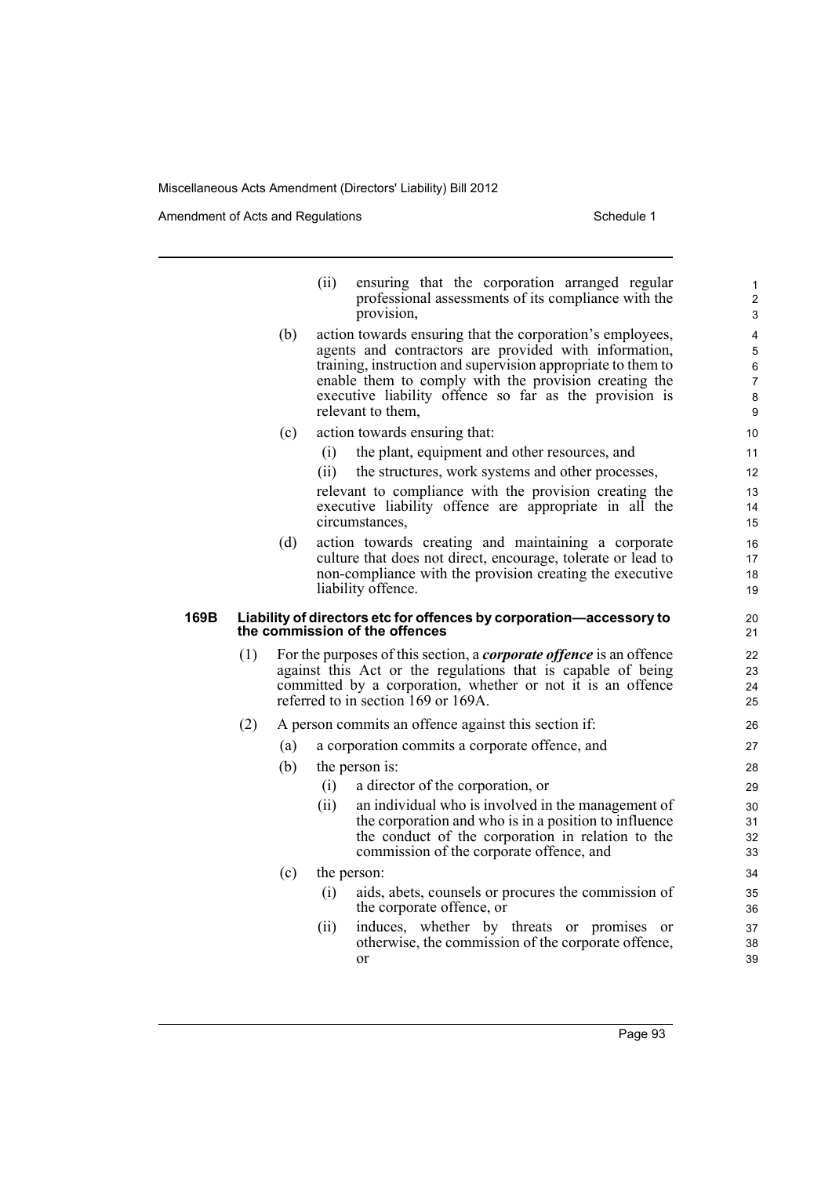(ii) ensuring that the corporation arranged regular professional assessments of its compliance with the provision,

(b) action towards ensuring that the corporation's employees, agents and contractors are provided with information, training, instruction and supervision appropriate to them to enable them to comply with the provision creating the executive liability offence so far as the provision is relevant to them,

(c) action towards ensuring that:

(i) the plant, equipment and other resources, and

(ii) the structures, work systems and other processes,

relevant to compliance with the provision creating the executive liability offence are appropriate in all the circumstances,

(d) action towards creating and maintaining a corporate culture that does not direct, encourage, tolerate or lead to non-compliance with the provision creating the executive liability offence.

### 169B Liability of directors etc for offences by corporation—accessory to the commission of the offences

(1) For the purposes of this section, a ***corporate offence*** is an offence against this Act or the regulations that is capable of being committed by a corporation, whether or not it is an offence referred to in section 169 or 169A.

(2) A person commits an offence against this section if:

(a) a corporation commits a corporate offence, and

(b) the person is:

(i) a director of the corporation, or

(ii) an individual who is involved in the management of the corporation and who is in a position to influence the conduct of the corporation in relation to the commission of the corporate offence, and

(c) the person:

(i) aids, abets, counsels or procures the commission of the corporate offence, or

(ii) induces, whether by threats or promises or otherwise, the commission of the corporate offence, or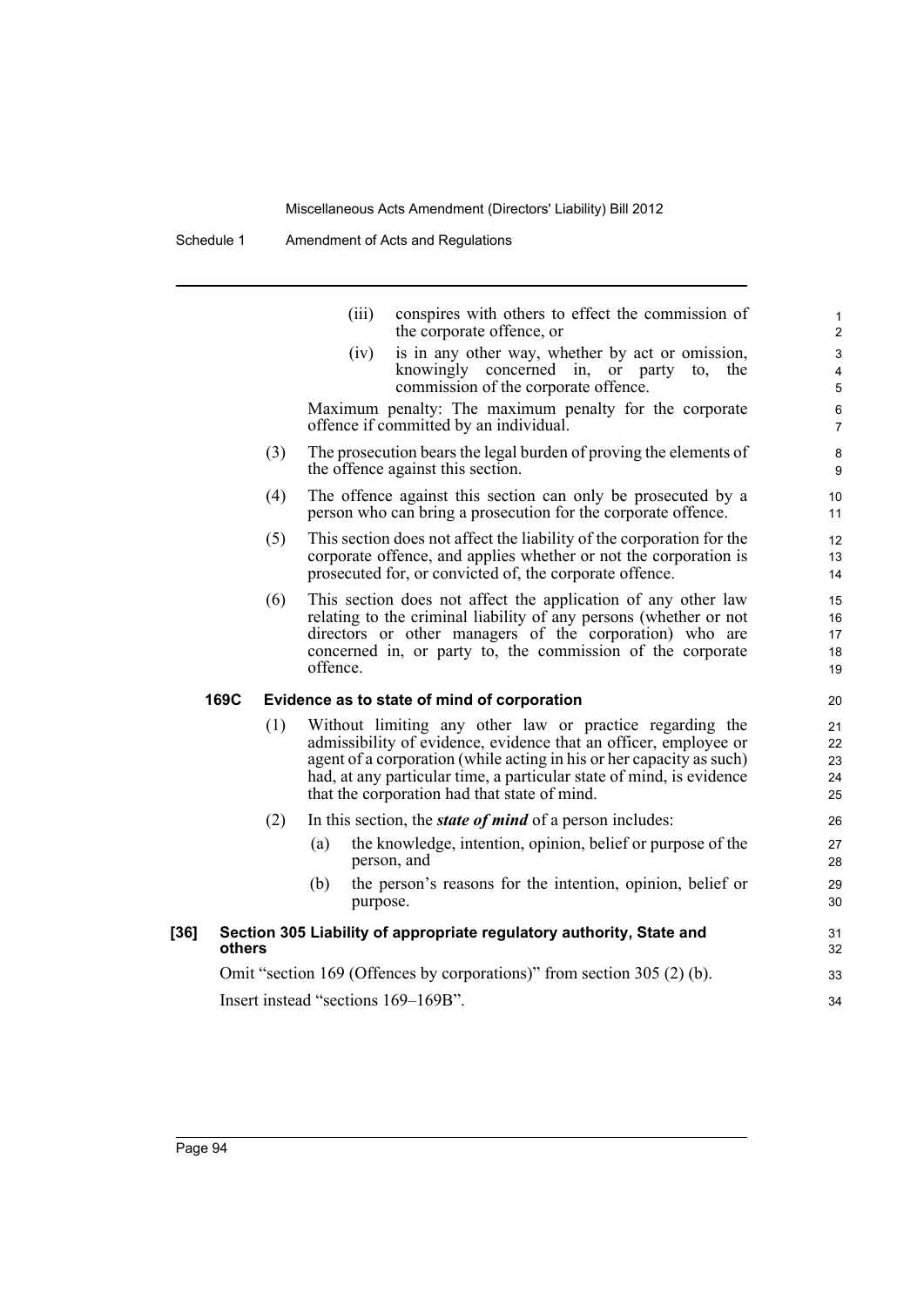(iii) conspires with others to effect the commission of the corporate offence, or

(iv) is in any other way, whether by act or omission, knowingly concerned in, or party to, the commission of the corporate offence.

Maximum penalty: The maximum penalty for the corporate offence if committed by an individual.

(3) The prosecution bears the legal burden of proving the elements of the offence against this section.

(4) The offence against this section can only be prosecuted by a person who can bring a prosecution for the corporate offence.

(5) This section does not affect the liability of the corporation for the corporate offence, and applies whether or not the corporation is prosecuted for, or convicted of, the corporate offence.

(6) This section does not affect the application of any other law relating to the criminal liability of any persons (whether or not directors or other managers of the corporation) who are concerned in, or party to, the commission of the corporate offence.

**169C Evidence as to state of mind of corporation**

(1) Without limiting any other law or practice regarding the admissibility of evidence, evidence that an officer, employee or agent of a corporation (while acting in his or her capacity as such) had, at any particular time, a particular state of mind, is evidence that the corporation had that state of mind.

(2) In this section, the ***state of mind*** of a person includes:

(a) the knowledge, intention, opinion, belief or purpose of the person, and

(b) the person's reasons for the intention, opinion, belief or purpose.

**[36] Section 305 Liability of appropriate regulatory authority, State and others**

Omit "section 169 (Offences by corporations)" from section 305 (2) (b).

Insert instead "sections 169–169B".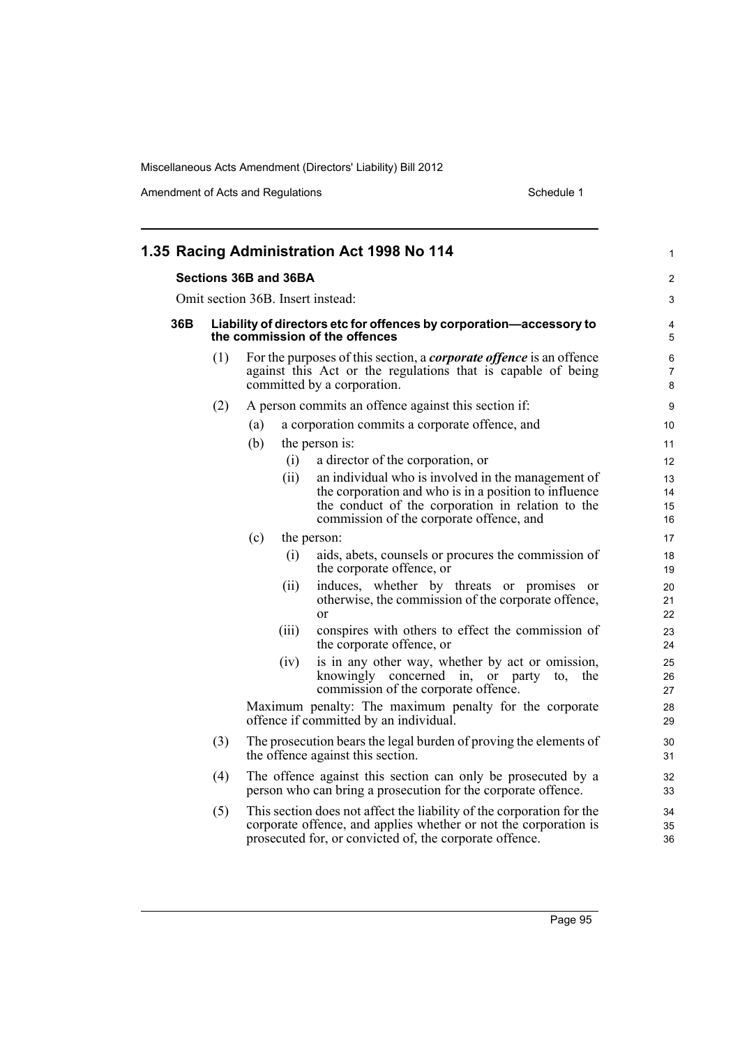## 1.35 Racing Administration Act 1998 No 114

### Sections 36B and 36BA

Omit section 36B. Insert instead:

#### 36B Liability of directors etc for offences by corporation—accessory to the commission of the offences

(1) For the purposes of this section, a ***corporate offence*** is an offence against this Act or the regulations that is capable of being committed by a corporation.

(2) A person commits an offence against this section if:

- (a) a corporation commits a corporate offence, and
- (b) the person is:
  - (i) a director of the corporation, or
  - (ii) an individual who is involved in the management of the corporation and who is in a position to influence the conduct of the corporation in relation to the commission of the corporate offence, and
- (c) the person:
  - (i) aids, abets, counsels or procures the commission of the corporate offence, or
  - (ii) induces, whether by threats or promises or otherwise, the commission of the corporate offence, or
  - (iii) conspires with others to effect the commission of the corporate offence, or
  - (iv) is in any other way, whether by act or omission, knowingly concerned in, or party to, the commission of the corporate offence.

Maximum penalty: The maximum penalty for the corporate offence if committed by an individual.

(3) The prosecution bears the legal burden of proving the elements of the offence against this section.

(4) The offence against this section can only be prosecuted by a person who can bring a prosecution for the corporate offence.

(5) This section does not affect the liability of the corporation for the corporate offence, and applies whether or not the corporation is prosecuted for, or convicted of, the corporate offence.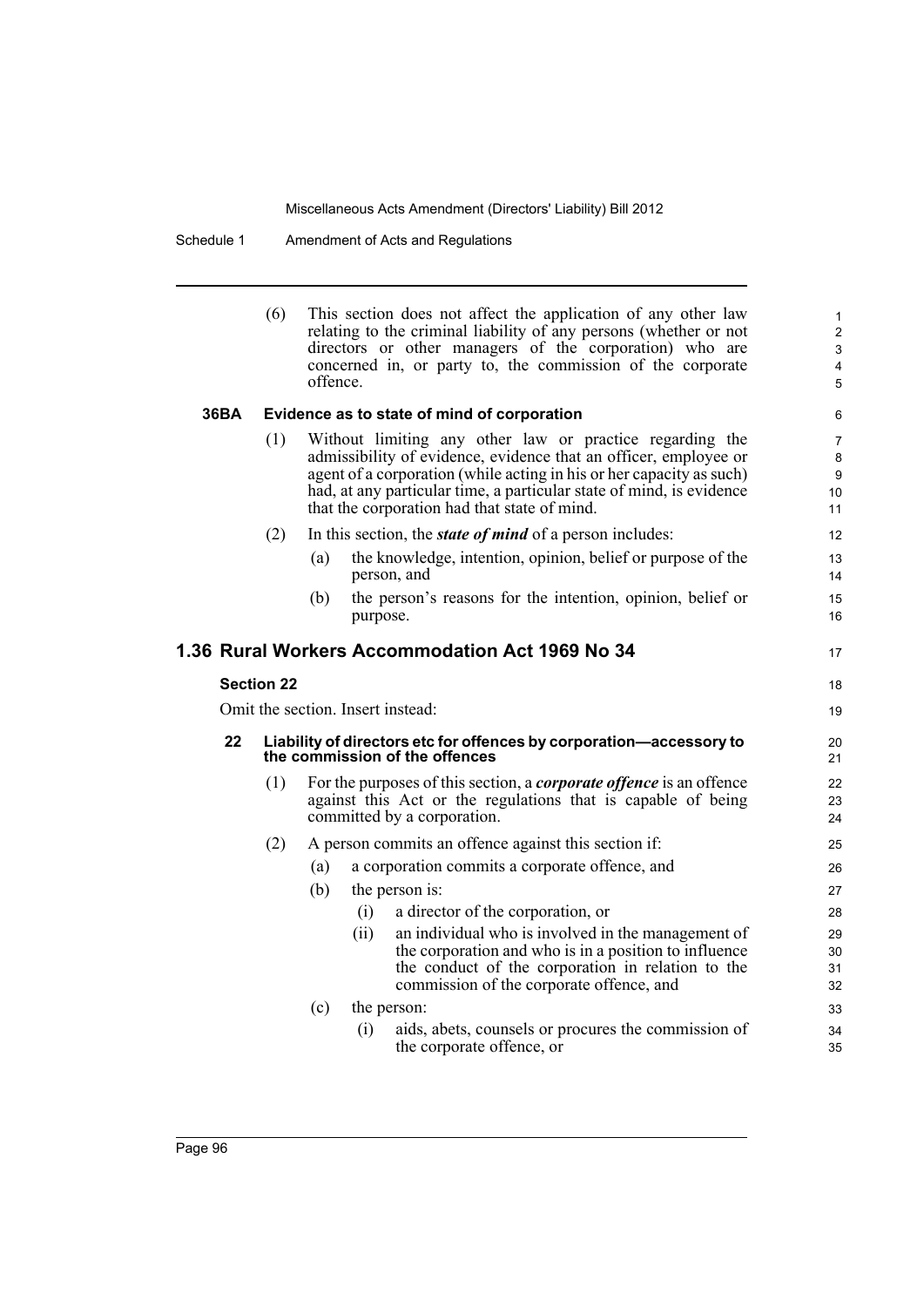(6) This section does not affect the application of any other law relating to the criminal liability of any persons (whether or not directors or other managers of the corporation) who are concerned in, or party to, the commission of the corporate offence.

**36BA Evidence as to state of mind of corporation**

(1) Without limiting any other law or practice regarding the admissibility of evidence, evidence that an officer, employee or agent of a corporation (while acting in his or her capacity as such) had, at any particular time, a particular state of mind, is evidence that the corporation had that state of mind.

(2) In this section, the ***state of mind*** of a person includes:

(a) the knowledge, intention, opinion, belief or purpose of the person, and

(b) the person's reasons for the intention, opinion, belief or purpose.

## 1.36 Rural Workers Accommodation Act 1969 No 34

### Section 22

Omit the section. Insert instead:

**22 Liability of directors etc for offences by corporation—accessory to the commission of the offences**

(1) For the purposes of this section, a ***corporate offence*** is an offence against this Act or the regulations that is capable of being committed by a corporation.

(2) A person commits an offence against this section if:

(a) a corporation commits a corporate offence, and

(b) the person is:

(i) a director of the corporation, or

(ii) an individual who is involved in the management of the corporation and who is in a position to influence the conduct of the corporation in relation to the commission of the corporate offence, and

(c) the person:

(i) aids, abets, counsels or procures the commission of the corporate offence, or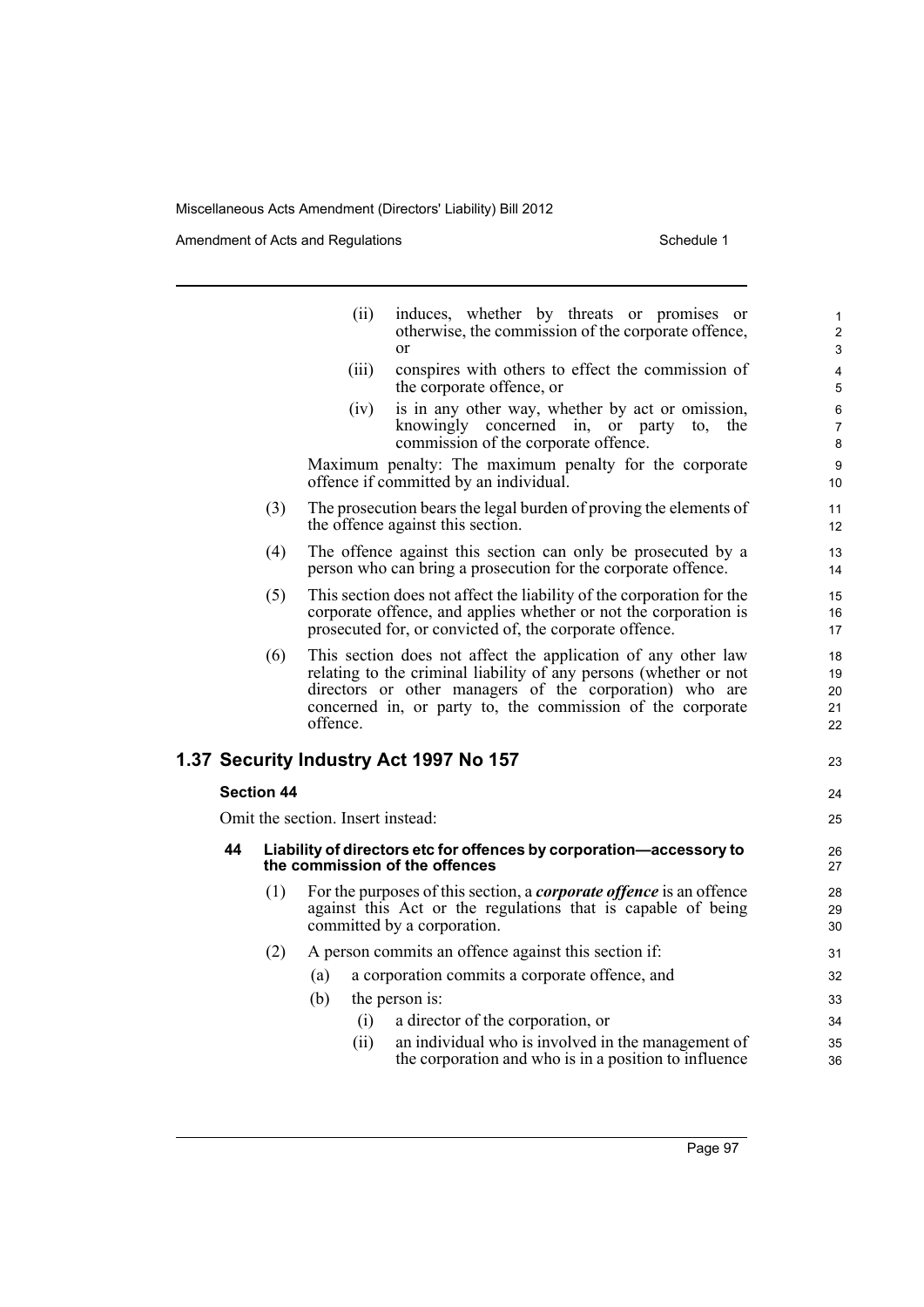(ii) induces, whether by threats or promises or otherwise, the commission of the corporate offence, or

(iii) conspires with others to effect the commission of the corporate offence, or

(iv) is in any other way, whether by act or omission, knowingly concerned in, or party to, the commission of the corporate offence.

Maximum penalty: The maximum penalty for the corporate offence if committed by an individual.

(3) The prosecution bears the legal burden of proving the elements of the offence against this section.

(4) The offence against this section can only be prosecuted by a person who can bring a prosecution for the corporate offence.

(5) This section does not affect the liability of the corporation for the corporate offence, and applies whether or not the corporation is prosecuted for, or convicted of, the corporate offence.

(6) This section does not affect the application of any other law relating to the criminal liability of any persons (whether or not directors or other managers of the corporation) who are concerned in, or party to, the commission of the corporate offence.

## 1.37 Security Industry Act 1997 No 157

### Section 44

Omit the section. Insert instead:

#### 44 Liability of directors etc for offences by corporation—accessory to the commission of the offences

(1) For the purposes of this section, a ***corporate offence*** is an offence against this Act or the regulations that is capable of being committed by a corporation.

(2) A person commits an offence against this section if:

(a) a corporation commits a corporate offence, and

(b) the person is:

(i) a director of the corporation, or

(ii) an individual who is involved in the management of the corporation and who is in a position to influence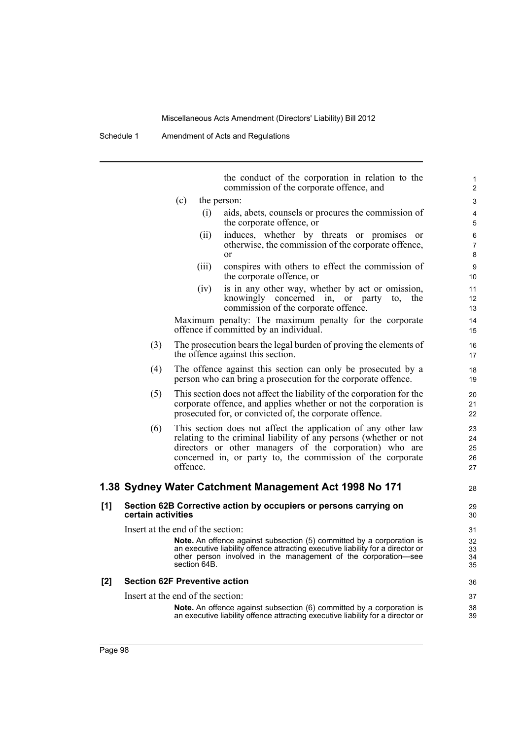the conduct of the corporation in relation to the commission of the corporate offence, and

(c) the person:

(i) aids, abets, counsels or procures the commission of the corporate offence, or

(ii) induces, whether by threats or promises or otherwise, the commission of the corporate offence, or

(iii) conspires with others to effect the commission of the corporate offence, or

(iv) is in any other way, whether by act or omission, knowingly concerned in, or party to, the commission of the corporate offence.

Maximum penalty: The maximum penalty for the corporate offence if committed by an individual.

(3) The prosecution bears the legal burden of proving the elements of the offence against this section.

(4) The offence against this section can only be prosecuted by a person who can bring a prosecution for the corporate offence.

(5) This section does not affect the liability of the corporation for the corporate offence, and applies whether or not the corporation is prosecuted for, or convicted of, the corporate offence.

(6) This section does not affect the application of any other law relating to the criminal liability of any persons (whether or not directors or other managers of the corporation) who are concerned in, or party to, the commission of the corporate offence.

## 1.38 Sydney Water Catchment Management Act 1998 No 171

### [1] Section 62B Corrective action by occupiers or persons carrying on certain activities

Insert at the end of the section:

**Note.** An offence against subsection (5) committed by a corporation is an executive liability offence attracting executive liability for a director or other person involved in the management of the corporation—see section 64B.

### [2] Section 62F Preventive action

Insert at the end of the section:

**Note.** An offence against subsection (6) committed by a corporation is an executive liability offence attracting executive liability for a director or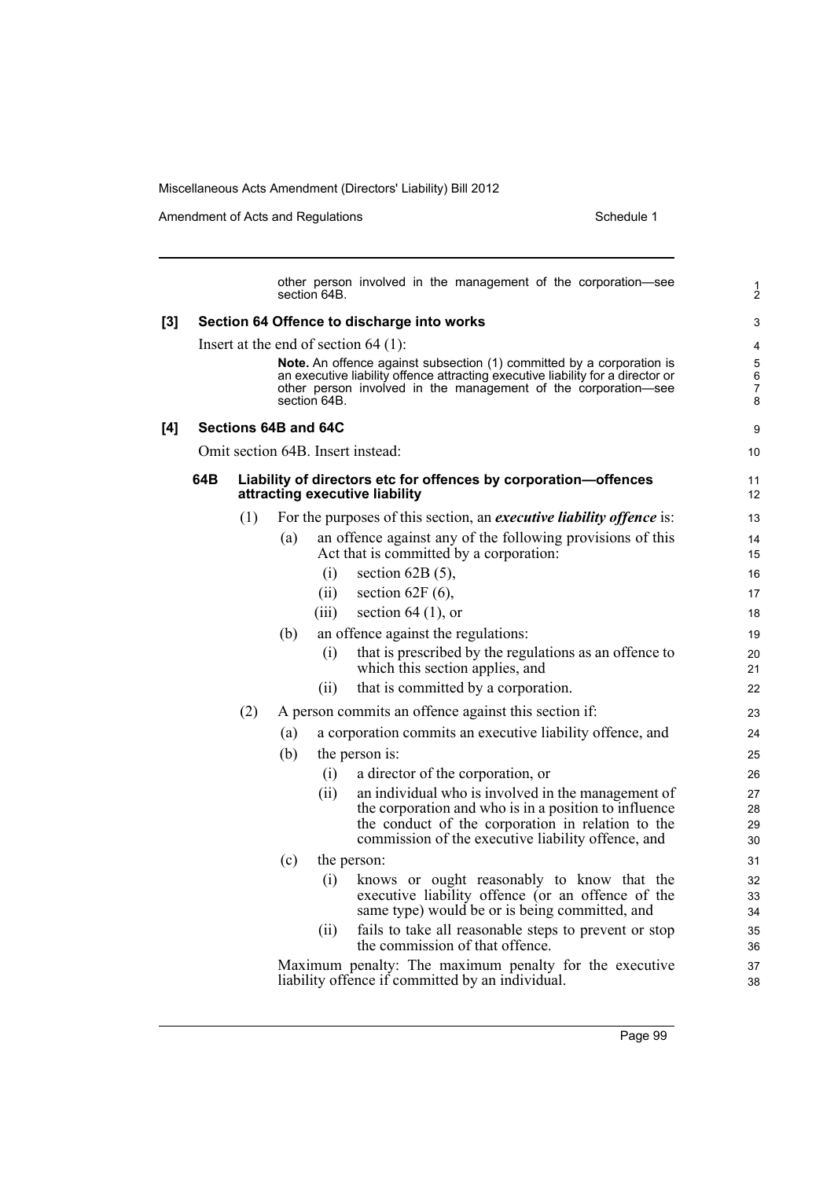other person involved in the management of the corporation—see section 64B.

**[3] Section 64 Offence to discharge into works**

Insert at the end of section 64 (1):

**Note.** An offence against subsection (1) committed by a corporation is an executive liability offence attracting executive liability for a director or other person involved in the management of the corporation—see section 64B.

**[4] Sections 64B and 64C**

Omit section 64B. Insert instead:

**64B Liability of directors etc for offences by corporation—offences attracting executive liability**

(1) For the purposes of this section, an ***executive liability offence*** is:

- (a) an offence against any of the following provisions of this Act that is committed by a corporation:
  - (i) section 62B (5),
  - (ii) section 62F (6),
  - (iii) section 64 (1), or
- (b) an offence against the regulations:
  - (i) that is prescribed by the regulations as an offence to which this section applies, and
  - (ii) that is committed by a corporation.

(2) A person commits an offence against this section if:

- (a) a corporation commits an executive liability offence, and
- (b) the person is:
  - (i) a director of the corporation, or
  - (ii) an individual who is involved in the management of the corporation and who is in a position to influence the conduct of the corporation in relation to the commission of the executive liability offence, and
- (c) the person:
  - (i) knows or ought reasonably to know that the executive liability offence (or an offence of the same type) would be or is being committed, and
  - (ii) fails to take all reasonable steps to prevent or stop the commission of that offence.

Maximum penalty: The maximum penalty for the executive liability offence if committed by an individual.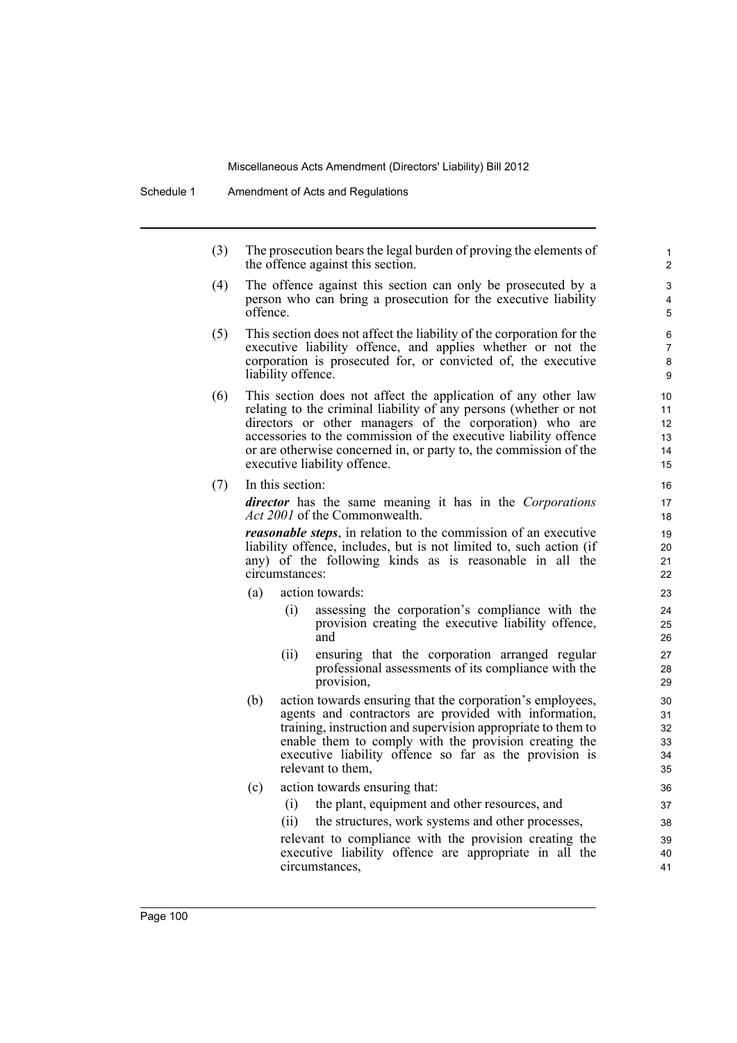(3) The prosecution bears the legal burden of proving the elements of the offence against this section.

(4) The offence against this section can only be prosecuted by a person who can bring a prosecution for the executive liability offence.

(5) This section does not affect the liability of the corporation for the executive liability offence, and applies whether or not the corporation is prosecuted for, or convicted of, the executive liability offence.

(6) This section does not affect the application of any other law relating to the criminal liability of any persons (whether or not directors or other managers of the corporation) who are accessories to the commission of the executive liability offence or are otherwise concerned in, or party to, the commission of the executive liability offence.

(7) In this section:

***director*** has the same meaning it has in the *Corporations Act 2001* of the Commonwealth.

***reasonable steps***, in relation to the commission of an executive liability offence, includes, but is not limited to, such action (if any) of the following kinds as is reasonable in all the circumstances:

- (a) action towards:
  - (i) assessing the corporation's compliance with the provision creating the executive liability offence, and
  - (ii) ensuring that the corporation arranged regular professional assessments of its compliance with the provision,
- (b) action towards ensuring that the corporation's employees, agents and contractors are provided with information, training, instruction and supervision appropriate to them to enable them to comply with the provision creating the executive liability offence so far as the provision is relevant to them,
- (c) action towards ensuring that:
  - (i) the plant, equipment and other resources, and
  - (ii) the structures, work systems and other processes,

  relevant to compliance with the provision creating the executive liability offence are appropriate in all the circumstances,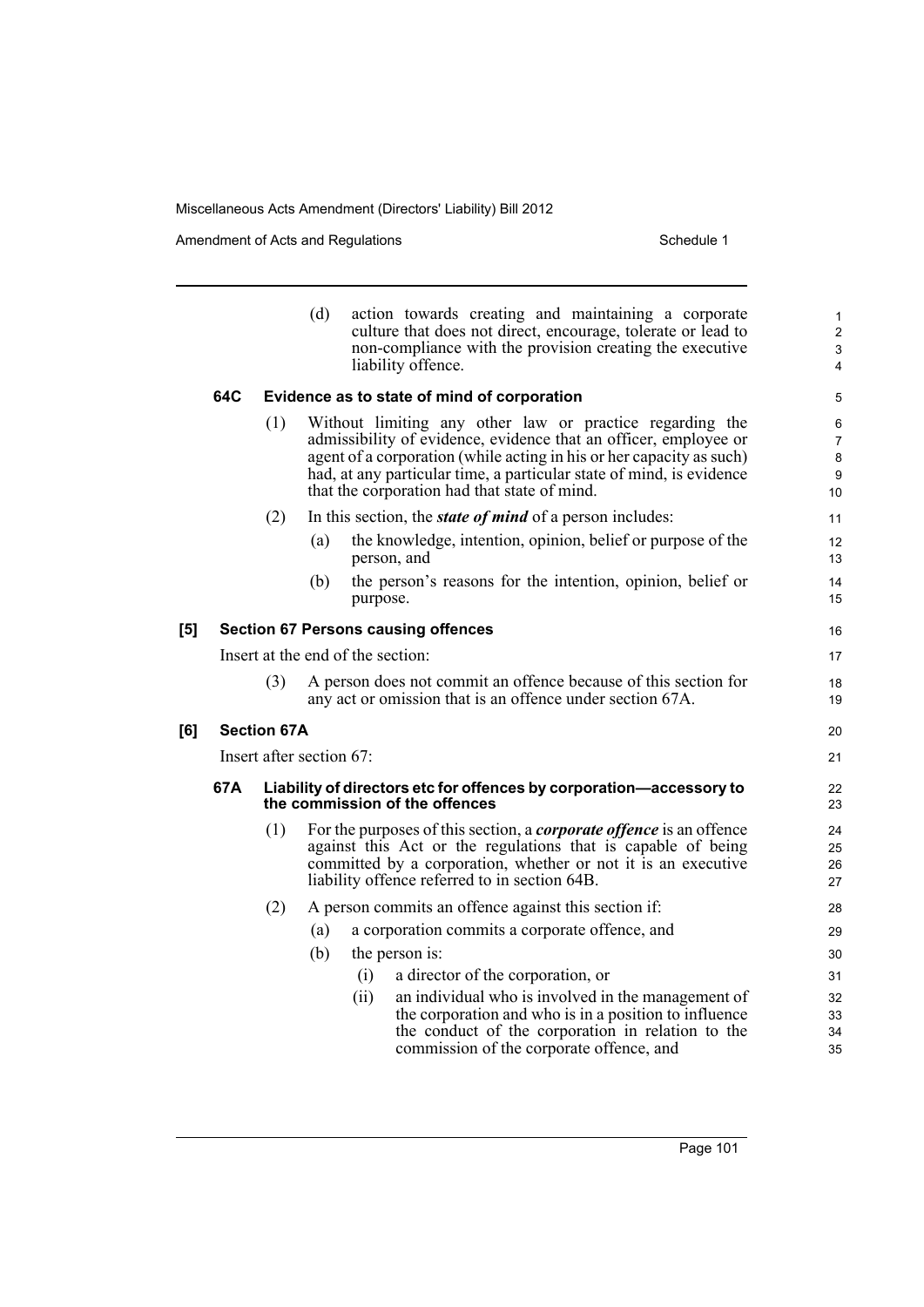(d) action towards creating and maintaining a corporate culture that does not direct, encourage, tolerate or lead to non-compliance with the provision creating the executive liability offence.

**64C Evidence as to state of mind of corporation**

(1) Without limiting any other law or practice regarding the admissibility of evidence, evidence that an officer, employee or agent of a corporation (while acting in his or her capacity as such) had, at any particular time, a particular state of mind, is evidence that the corporation had that state of mind.

(2) In this section, the ***state of mind*** of a person includes:

(a) the knowledge, intention, opinion, belief or purpose of the person, and

(b) the person's reasons for the intention, opinion, belief or purpose.

**[5] Section 67 Persons causing offences**

Insert at the end of the section:

(3) A person does not commit an offence because of this section for any act or omission that is an offence under section 67A.

**[6] Section 67A**

Insert after section 67:

**67A Liability of directors etc for offences by corporation—accessory to the commission of the offences**

(1) For the purposes of this section, a ***corporate offence*** is an offence against this Act or the regulations that is capable of being committed by a corporation, whether or not it is an executive liability offence referred to in section 64B.

(2) A person commits an offence against this section if:

(a) a corporation commits a corporate offence, and

(b) the person is:

(i) a director of the corporation, or

(ii) an individual who is involved in the management of the corporation and who is in a position to influence the conduct of the corporation in relation to the commission of the corporate offence, and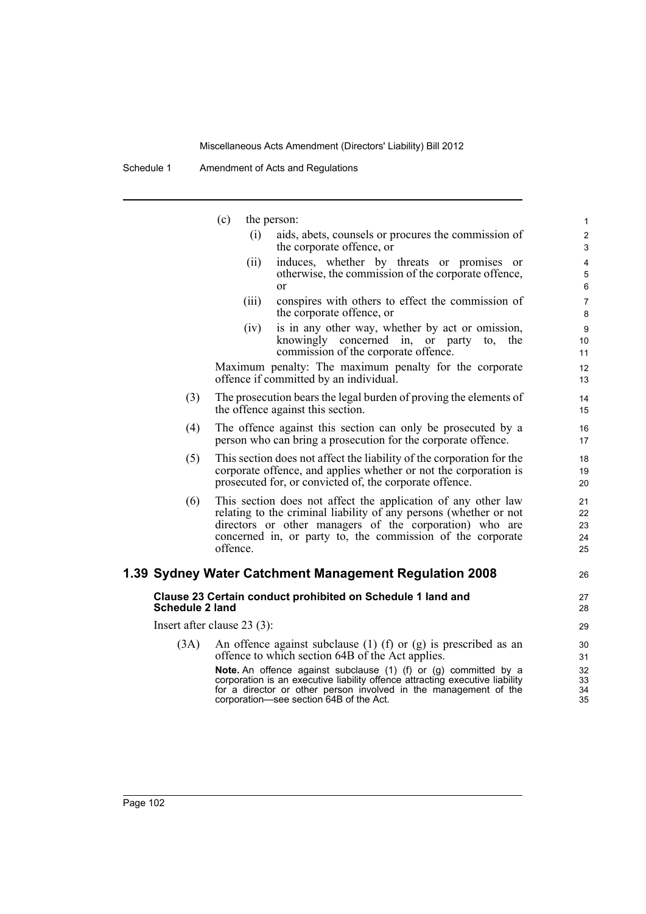(c) the person:

(i) aids, abets, counsels or procures the commission of the corporate offence, or

(ii) induces, whether by threats or promises or otherwise, the commission of the corporate offence, or

(iii) conspires with others to effect the commission of the corporate offence, or

(iv) is in any other way, whether by act or omission, knowingly concerned in, or party to, the commission of the corporate offence.

Maximum penalty: The maximum penalty for the corporate offence if committed by an individual.

(3) The prosecution bears the legal burden of proving the elements of the offence against this section.

(4) The offence against this section can only be prosecuted by a person who can bring a prosecution for the corporate offence.

(5) This section does not affect the liability of the corporation for the corporate offence, and applies whether or not the corporation is prosecuted for, or convicted of, the corporate offence.

(6) This section does not affect the application of any other law relating to the criminal liability of any persons (whether or not directors or other managers of the corporation) who are concerned in, or party to, the commission of the corporate offence.

## 1.39 Sydney Water Catchment Management Regulation 2008

**Clause 23 Certain conduct prohibited on Schedule 1 land and Schedule 2 land**

Insert after clause 23 (3):

(3A) An offence against subclause (1) (f) or (g) is prescribed as an offence to which section 64B of the Act applies.

**Note.** An offence against subclause (1) (f) or (g) committed by a corporation is an executive liability offence attracting executive liability for a director or other person involved in the management of the corporation—see section 64B of the Act.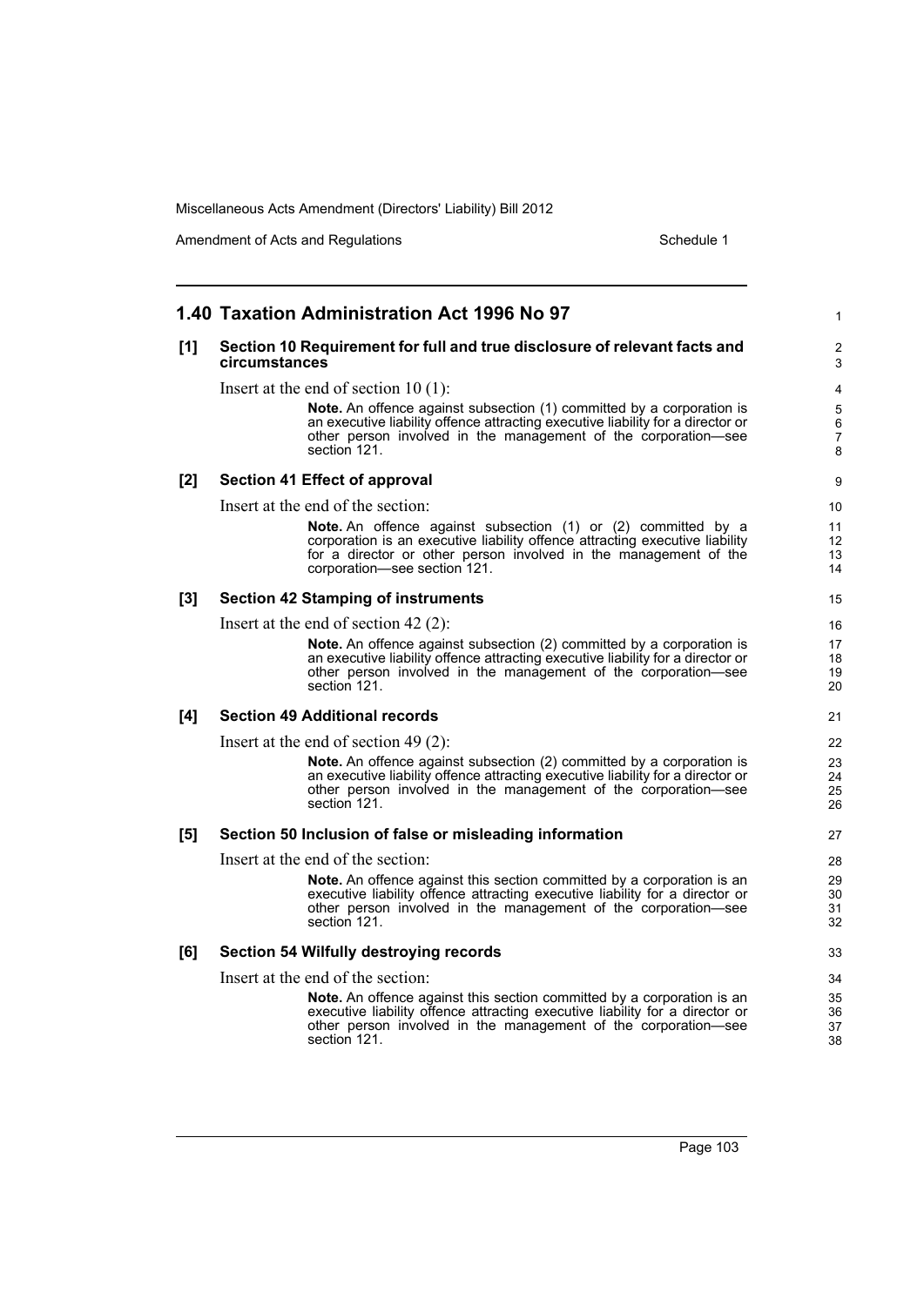## 1.40 Taxation Administration Act 1996 No 97

**[1] Section 10 Requirement for full and true disclosure of relevant facts and circumstances**

Insert at the end of section 10 (1):

> **Note.** An offence against subsection (1) committed by a corporation is an executive liability offence attracting executive liability for a director or other person involved in the management of the corporation—see section 121.

**[2] Section 41 Effect of approval**

Insert at the end of the section:

> **Note.** An offence against subsection (1) or (2) committed by a corporation is an executive liability offence attracting executive liability for a director or other person involved in the management of the corporation—see section 121.

**[3] Section 42 Stamping of instruments**

Insert at the end of section 42 (2):

> **Note.** An offence against subsection (2) committed by a corporation is an executive liability offence attracting executive liability for a director or other person involved in the management of the corporation—see section 121.

**[4] Section 49 Additional records**

Insert at the end of section 49 (2):

> **Note.** An offence against subsection (2) committed by a corporation is an executive liability offence attracting executive liability for a director or other person involved in the management of the corporation—see section 121.

**[5] Section 50 Inclusion of false or misleading information**

Insert at the end of the section:

> **Note.** An offence against this section committed by a corporation is an executive liability offence attracting executive liability for a director or other person involved in the management of the corporation—see section 121.

**[6] Section 54 Wilfully destroying records**

Insert at the end of the section:

> **Note.** An offence against this section committed by a corporation is an executive liability offence attracting executive liability for a director or other person involved in the management of the corporation—see section 121.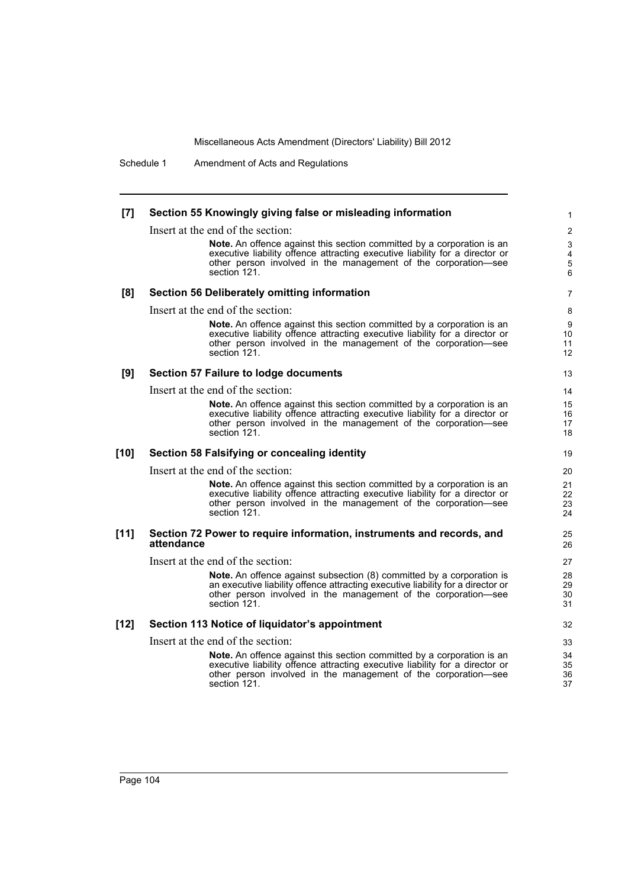**[7] Section 55 Knowingly giving false or misleading information**

Insert at the end of the section:

> **Note.** An offence against this section committed by a corporation is an executive liability offence attracting executive liability for a director or other person involved in the management of the corporation—see section 121.

**[8] Section 56 Deliberately omitting information**

Insert at the end of the section:

> **Note.** An offence against this section committed by a corporation is an executive liability offence attracting executive liability for a director or other person involved in the management of the corporation—see section 121.

**[9] Section 57 Failure to lodge documents**

Insert at the end of the section:

> **Note.** An offence against this section committed by a corporation is an executive liability offence attracting executive liability for a director or other person involved in the management of the corporation—see section 121.

**[10] Section 58 Falsifying or concealing identity**

Insert at the end of the section:

> **Note.** An offence against this section committed by a corporation is an executive liability offence attracting executive liability for a director or other person involved in the management of the corporation—see section 121.

**[11] Section 72 Power to require information, instruments and records, and attendance**

Insert at the end of the section:

> **Note.** An offence against subsection (8) committed by a corporation is an executive liability offence attracting executive liability for a director or other person involved in the management of the corporation—see section 121.

**[12] Section 113 Notice of liquidator's appointment**

Insert at the end of the section:

> **Note.** An offence against this section committed by a corporation is an executive liability offence attracting executive liability for a director or other person involved in the management of the corporation—see section 121.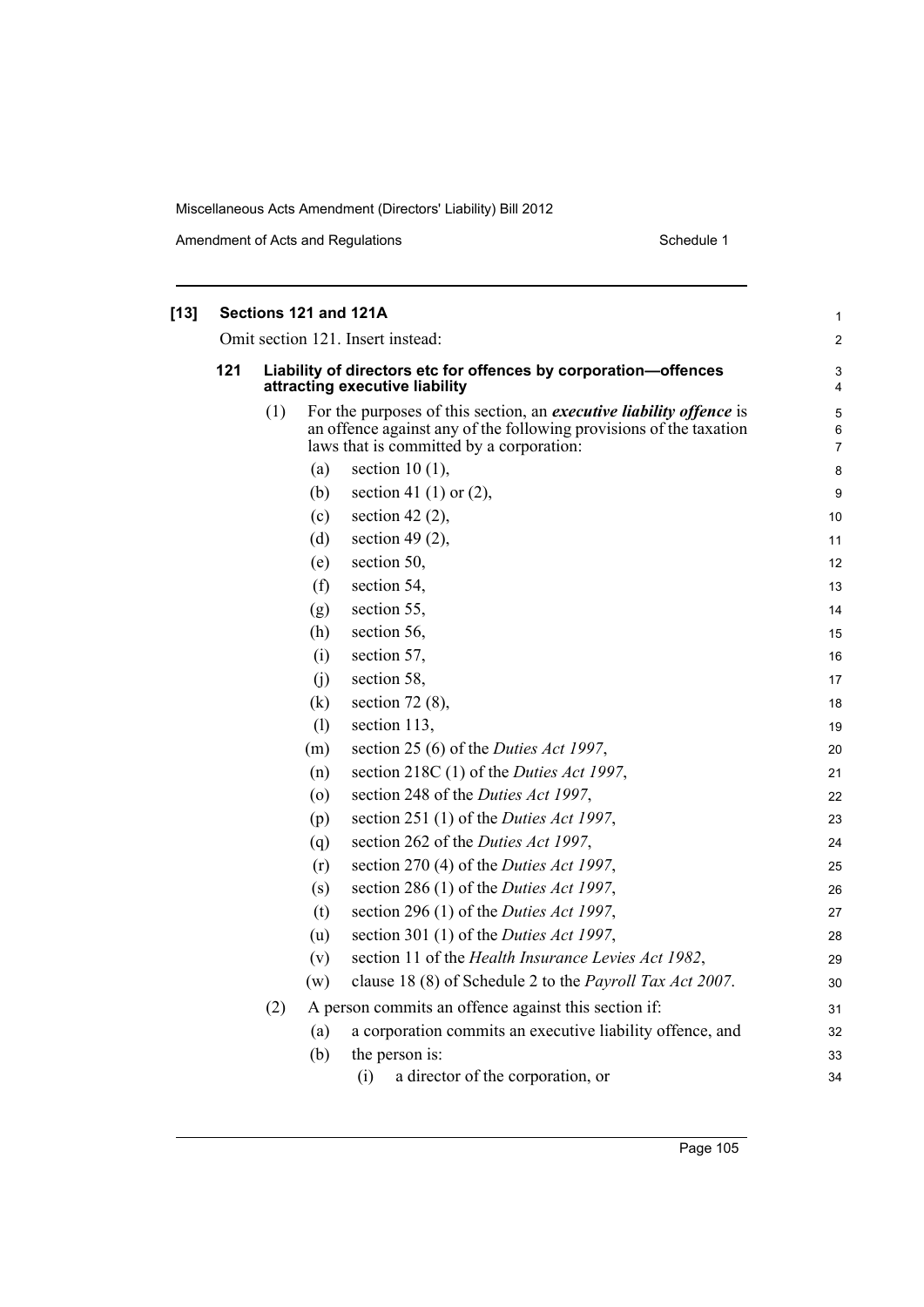**[13] Sections 121 and 121A**

Omit section 121. Insert instead:

**121 Liability of directors etc for offences by corporation—offences attracting executive liability**

(1) For the purposes of this section, an ***executive liability offence*** is an offence against any of the following provisions of the taxation laws that is committed by a corporation:

- (a) section 10 (1),
- (b) section 41 (1) or (2),
- (c) section 42 (2),
- (d) section 49 (2),
- (e) section 50,
- (f) section 54,
- (g) section 55,
- (h) section 56,
- (i) section 57,
- (j) section 58,
- (k) section 72 (8),
- (l) section 113,
- (m) section 25 (6) of the *Duties Act 1997*,
- (n) section 218C (1) of the *Duties Act 1997*,
- (o) section 248 of the *Duties Act 1997*,
- (p) section 251 (1) of the *Duties Act 1997*,
- (q) section 262 of the *Duties Act 1997*,
- (r) section 270 (4) of the *Duties Act 1997*,
- (s) section 286 (1) of the *Duties Act 1997*,
- (t) section 296 (1) of the *Duties Act 1997*,
- (u) section 301 (1) of the *Duties Act 1997*,
- (v) section 11 of the *Health Insurance Levies Act 1982*,
- (w) clause 18 (8) of Schedule 2 to the *Payroll Tax Act 2007*.

(2) A person commits an offence against this section if:

- (a) a corporation commits an executive liability offence, and
- (b) the person is:
  - (i) a director of the corporation, or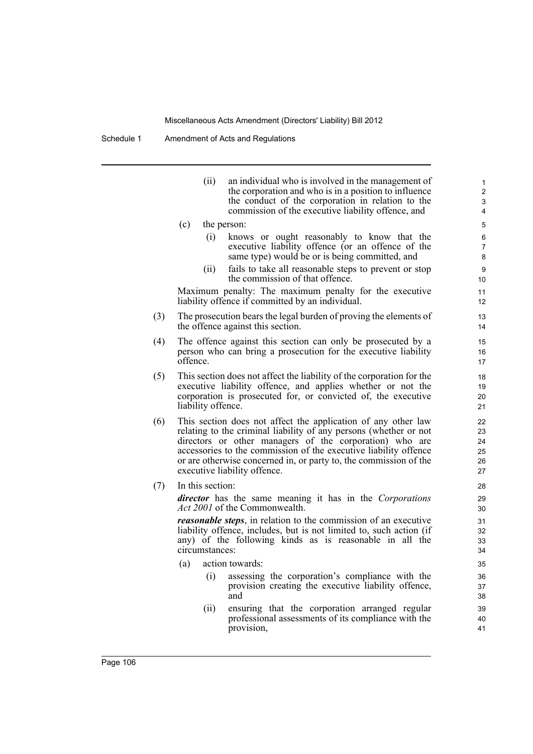(ii) an individual who is involved in the management of the corporation and who is in a position to influence the conduct of the corporation in relation to the commission of the executive liability offence, and

(c) the person:

(i) knows or ought reasonably to know that the executive liability offence (or an offence of the same type) would be or is being committed, and

(ii) fails to take all reasonable steps to prevent or stop the commission of that offence.

Maximum penalty: The maximum penalty for the executive liability offence if committed by an individual.

(3) The prosecution bears the legal burden of proving the elements of the offence against this section.

(4) The offence against this section can only be prosecuted by a person who can bring a prosecution for the executive liability offence.

(5) This section does not affect the liability of the corporation for the executive liability offence, and applies whether or not the corporation is prosecuted for, or convicted of, the executive liability offence.

(6) This section does not affect the application of any other law relating to the criminal liability of any persons (whether or not directors or other managers of the corporation) who are accessories to the commission of the executive liability offence or are otherwise concerned in, or party to, the commission of the executive liability offence.

(7) In this section:

***director*** has the same meaning it has in the *Corporations Act 2001* of the Commonwealth.

***reasonable steps***, in relation to the commission of an executive liability offence, includes, but is not limited to, such action (if any) of the following kinds as is reasonable in all the circumstances:

(a) action towards:

(i) assessing the corporation's compliance with the provision creating the executive liability offence, and

(ii) ensuring that the corporation arranged regular professional assessments of its compliance with the provision,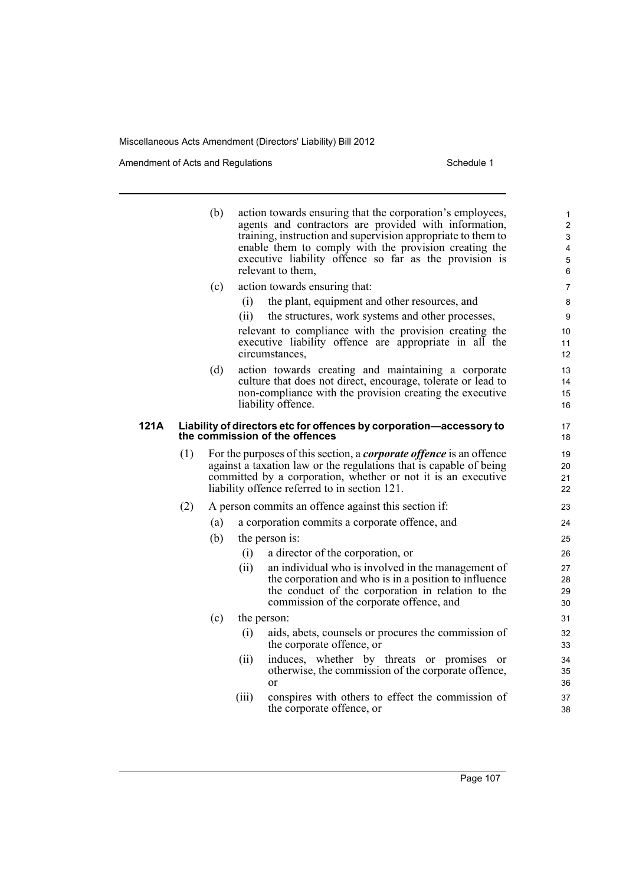(b) action towards ensuring that the corporation's employees, agents and contractors are provided with information, training, instruction and supervision appropriate to them to enable them to comply with the provision creating the executive liability offence so far as the provision is relevant to them,

(c) action towards ensuring that:

(i) the plant, equipment and other resources, and

(ii) the structures, work systems and other processes,

relevant to compliance with the provision creating the executive liability offence are appropriate in all the circumstances,

(d) action towards creating and maintaining a corporate culture that does not direct, encourage, tolerate or lead to non-compliance with the provision creating the executive liability offence.

**121A Liability of directors etc for offences by corporation—accessory to the commission of the offences**

(1) For the purposes of this section, a ***corporate offence*** is an offence against a taxation law or the regulations that is capable of being committed by a corporation, whether or not it is an executive liability offence referred to in section 121.

(2) A person commits an offence against this section if:

(a) a corporation commits a corporate offence, and

(b) the person is:

(i) a director of the corporation, or

(ii) an individual who is involved in the management of the corporation and who is in a position to influence the conduct of the corporation in relation to the commission of the corporate offence, and

(c) the person:

(i) aids, abets, counsels or procures the commission of the corporate offence, or

(ii) induces, whether by threats or promises or otherwise, the commission of the corporate offence, or

(iii) conspires with others to effect the commission of the corporate offence, or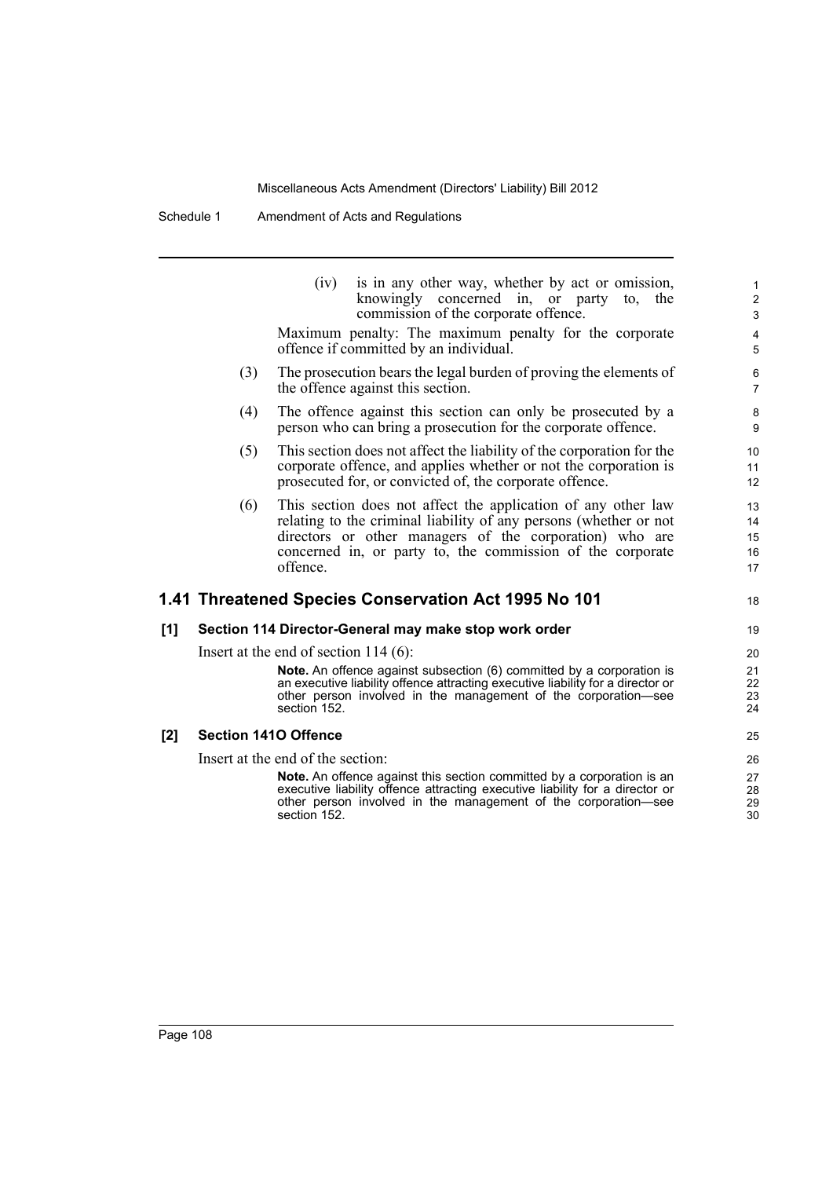(iv) is in any other way, whether by act or omission, knowingly concerned in, or party to, the commission of the corporate offence.

Maximum penalty: The maximum penalty for the corporate offence if committed by an individual.

(3) The prosecution bears the legal burden of proving the elements of the offence against this section.

(4) The offence against this section can only be prosecuted by a person who can bring a prosecution for the corporate offence.

(5) This section does not affect the liability of the corporation for the corporate offence, and applies whether or not the corporation is prosecuted for, or convicted of, the corporate offence.

(6) This section does not affect the application of any other law relating to the criminal liability of any persons (whether or not directors or other managers of the corporation) who are concerned in, or party to, the commission of the corporate offence.

## 1.41 Threatened Species Conservation Act 1995 No 101

### [1] Section 114 Director-General may make stop work order

Insert at the end of section 114 (6):

**Note.** An offence against subsection (6) committed by a corporation is an executive liability offence attracting executive liability for a director or other person involved in the management of the corporation—see section 152.

### [2] Section 141O Offence

Insert at the end of the section:

**Note.** An offence against this section committed by a corporation is an executive liability offence attracting executive liability for a director or other person involved in the management of the corporation—see section 152.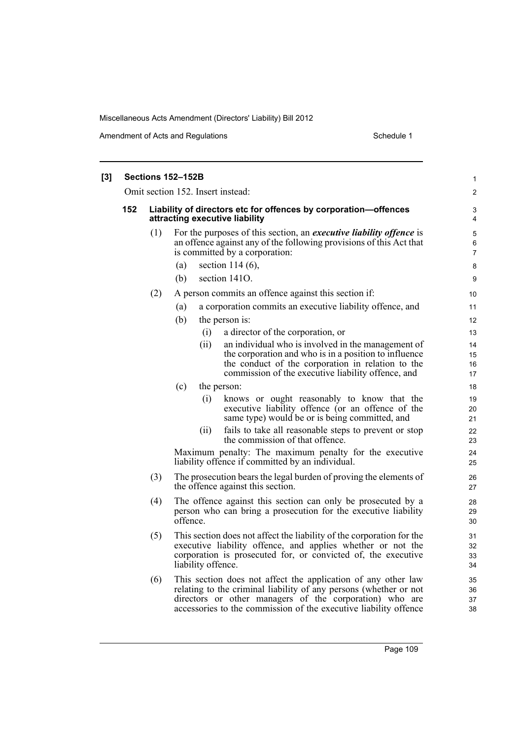**[3] Sections 152–152B**

Omit section 152. Insert instead:

**152 Liability of directors etc for offences by corporation—offences attracting executive liability**

(1) For the purposes of this section, an ***executive liability offence*** is an offence against any of the following provisions of this Act that is committed by a corporation:

(a) section 114 (6),

(b) section 141O.

(2) A person commits an offence against this section if:

(a) a corporation commits an executive liability offence, and

(b) the person is:

(i) a director of the corporation, or

(ii) an individual who is involved in the management of the corporation and who is in a position to influence the conduct of the corporation in relation to the commission of the executive liability offence, and

(c) the person:

(i) knows or ought reasonably to know that the executive liability offence (or an offence of the same type) would be or is being committed, and

(ii) fails to take all reasonable steps to prevent or stop the commission of that offence.

Maximum penalty: The maximum penalty for the executive liability offence if committed by an individual.

(3) The prosecution bears the legal burden of proving the elements of the offence against this section.

(4) The offence against this section can only be prosecuted by a person who can bring a prosecution for the executive liability offence.

(5) This section does not affect the liability of the corporation for the executive liability offence, and applies whether or not the corporation is prosecuted for, or convicted of, the executive liability offence.

(6) This section does not affect the application of any other law relating to the criminal liability of any persons (whether or not directors or other managers of the corporation) who are accessories to the commission of the executive liability offence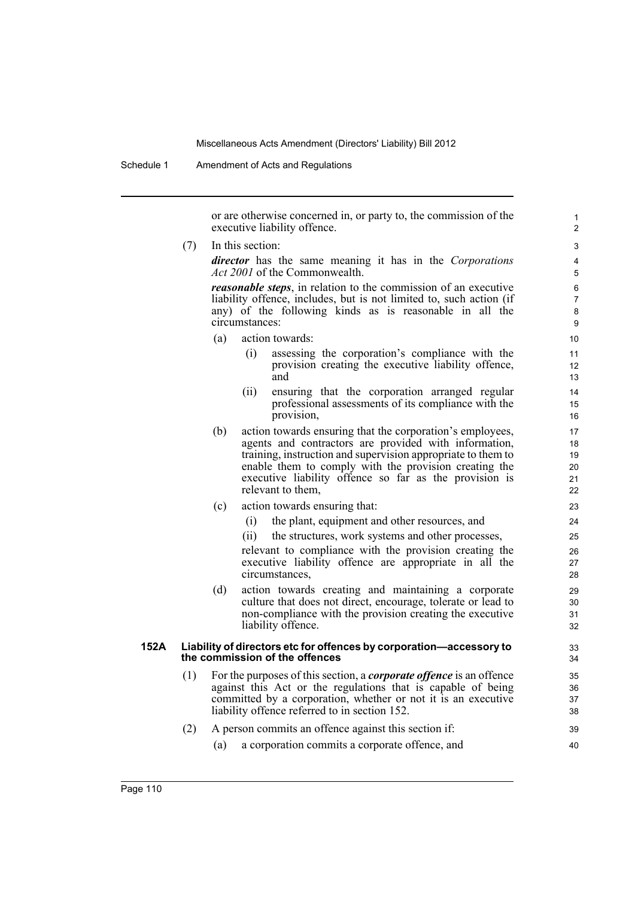or are otherwise concerned in, or party to, the commission of the executive liability offence.

(7) In this section:

***director*** has the same meaning it has in the *Corporations Act 2001* of the Commonwealth.

***reasonable steps***, in relation to the commission of an executive liability offence, includes, but is not limited to, such action (if any) of the following kinds as is reasonable in all the circumstances:

(a) action towards:

(i) assessing the corporation's compliance with the provision creating the executive liability offence, and

(ii) ensuring that the corporation arranged regular professional assessments of its compliance with the provision,

(b) action towards ensuring that the corporation's employees, agents and contractors are provided with information, training, instruction and supervision appropriate to them to enable them to comply with the provision creating the executive liability offence so far as the provision is relevant to them,

(c) action towards ensuring that:

(i) the plant, equipment and other resources, and

(ii) the structures, work systems and other processes,

relevant to compliance with the provision creating the executive liability offence are appropriate in all the circumstances,

(d) action towards creating and maintaining a corporate culture that does not direct, encourage, tolerate or lead to non-compliance with the provision creating the executive liability offence.

### 152A Liability of directors etc for offences by corporation—accessory to the commission of the offences

(1) For the purposes of this section, a ***corporate offence*** is an offence against this Act or the regulations that is capable of being committed by a corporation, whether or not it is an executive liability offence referred to in section 152.

(2) A person commits an offence against this section if:

(a) a corporation commits a corporate offence, and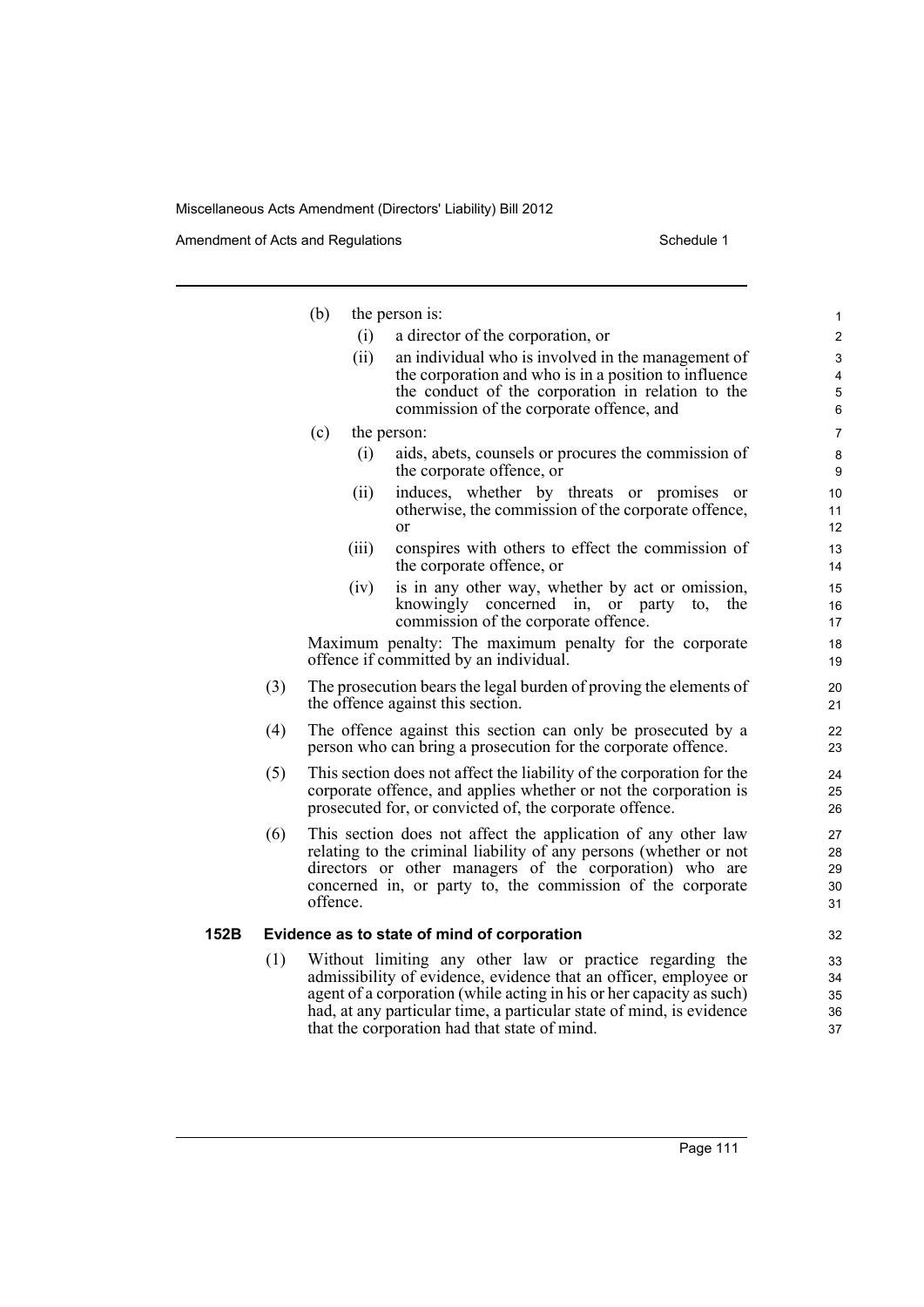(b) the person is:

(i) a director of the corporation, or

(ii) an individual who is involved in the management of the corporation and who is in a position to influence the conduct of the corporation in relation to the commission of the corporate offence, and

(c) the person:

(i) aids, abets, counsels or procures the commission of the corporate offence, or

(ii) induces, whether by threats or promises or otherwise, the commission of the corporate offence, or

(iii) conspires with others to effect the commission of the corporate offence, or

(iv) is in any other way, whether by act or omission, knowingly concerned in, or party to, the commission of the corporate offence.

Maximum penalty: The maximum penalty for the corporate offence if committed by an individual.

(3) The prosecution bears the legal burden of proving the elements of the offence against this section.

(4) The offence against this section can only be prosecuted by a person who can bring a prosecution for the corporate offence.

(5) This section does not affect the liability of the corporation for the corporate offence, and applies whether or not the corporation is prosecuted for, or convicted of, the corporate offence.

(6) This section does not affect the application of any other law relating to the criminal liability of any persons (whether or not directors or other managers of the corporation) who are concerned in, or party to, the commission of the corporate offence.

**152B Evidence as to state of mind of corporation**

(1) Without limiting any other law or practice regarding the admissibility of evidence, evidence that an officer, employee or agent of a corporation (while acting in his or her capacity as such) had, at any particular time, a particular state of mind, is evidence that the corporation had that state of mind.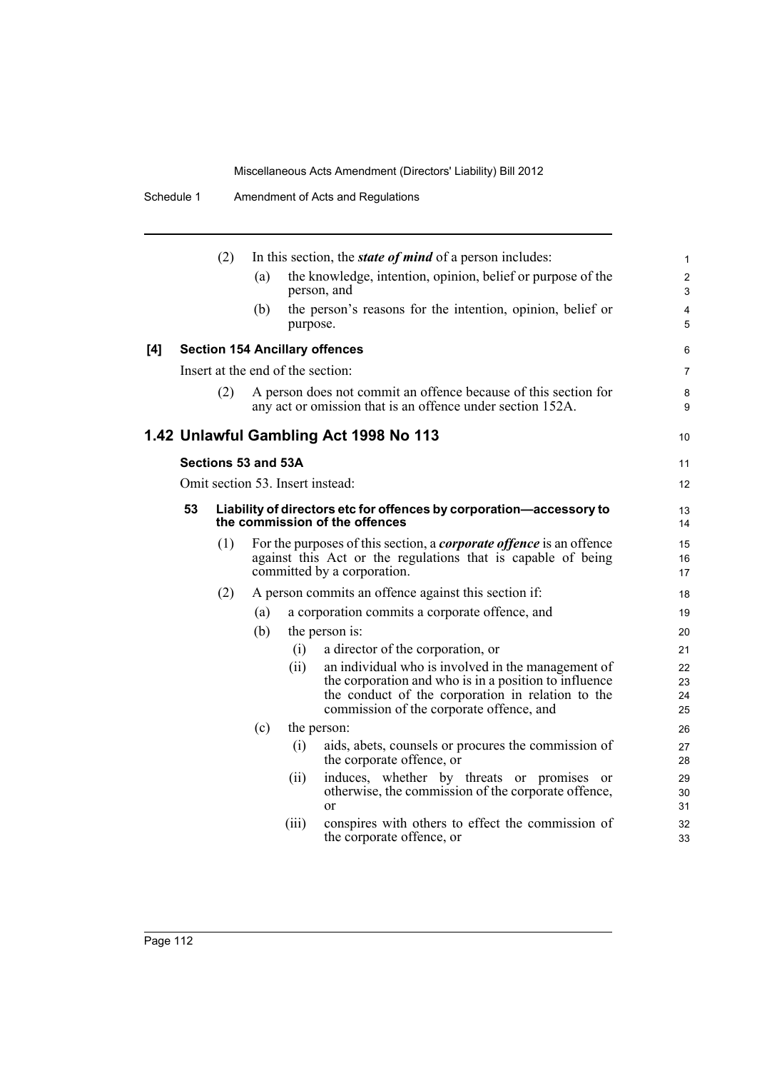(2) In this section, the ***state of mind*** of a person includes:

(a) the knowledge, intention, opinion, belief or purpose of the person, and

(b) the person's reasons for the intention, opinion, belief or purpose.

**[4] Section 154 Ancillary offences**

Insert at the end of the section:

(2) A person does not commit an offence because of this section for any act or omission that is an offence under section 152A.

## 1.42 Unlawful Gambling Act 1998 No 113

**Sections 53 and 53A**

Omit section 53. Insert instead:

**53 Liability of directors etc for offences by corporation—accessory to the commission of the offences**

(1) For the purposes of this section, a ***corporate offence*** is an offence against this Act or the regulations that is capable of being committed by a corporation.

(2) A person commits an offence against this section if:

(a) a corporation commits a corporate offence, and

(b) the person is:

(i) a director of the corporation, or

(ii) an individual who is involved in the management of the corporation and who is in a position to influence the conduct of the corporation in relation to the commission of the corporate offence, and

(c) the person:

(i) aids, abets, counsels or procures the commission of the corporate offence, or

(ii) induces, whether by threats or promises or otherwise, the commission of the corporate offence, or

(iii) conspires with others to effect the commission of the corporate offence, or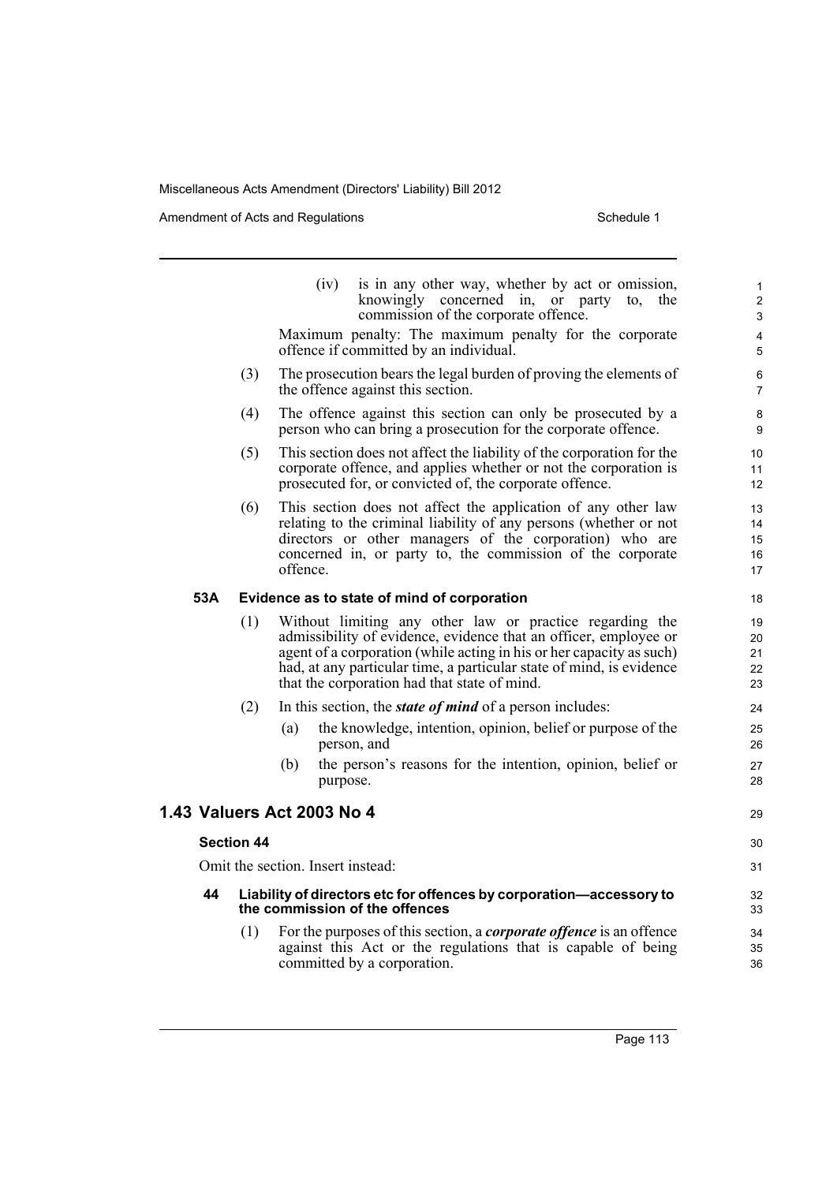(iv) is in any other way, whether by act or omission, knowingly concerned in, or party to, the commission of the corporate offence.

Maximum penalty: The maximum penalty for the corporate offence if committed by an individual.

(3) The prosecution bears the legal burden of proving the elements of the offence against this section.

(4) The offence against this section can only be prosecuted by a person who can bring a prosecution for the corporate offence.

(5) This section does not affect the liability of the corporation for the corporate offence, and applies whether or not the corporation is prosecuted for, or convicted of, the corporate offence.

(6) This section does not affect the application of any other law relating to the criminal liability of any persons (whether or not directors or other managers of the corporation) who are concerned in, or party to, the commission of the corporate offence.

#### 53A Evidence as to state of mind of corporation

(1) Without limiting any other law or practice regarding the admissibility of evidence, evidence that an officer, employee or agent of a corporation (while acting in his or her capacity as such) had, at any particular time, a particular state of mind, is evidence that the corporation had that state of mind.

(2) In this section, the ***state of mind*** of a person includes:

(a) the knowledge, intention, opinion, belief or purpose of the person, and

(b) the person's reasons for the intention, opinion, belief or purpose.

## 1.43 Valuers Act 2003 No 4

### Section 44

Omit the section. Insert instead:

#### 44 Liability of directors etc for offences by corporation—accessory to the commission of the offences

(1) For the purposes of this section, a ***corporate offence*** is an offence against this Act or the regulations that is capable of being committed by a corporation.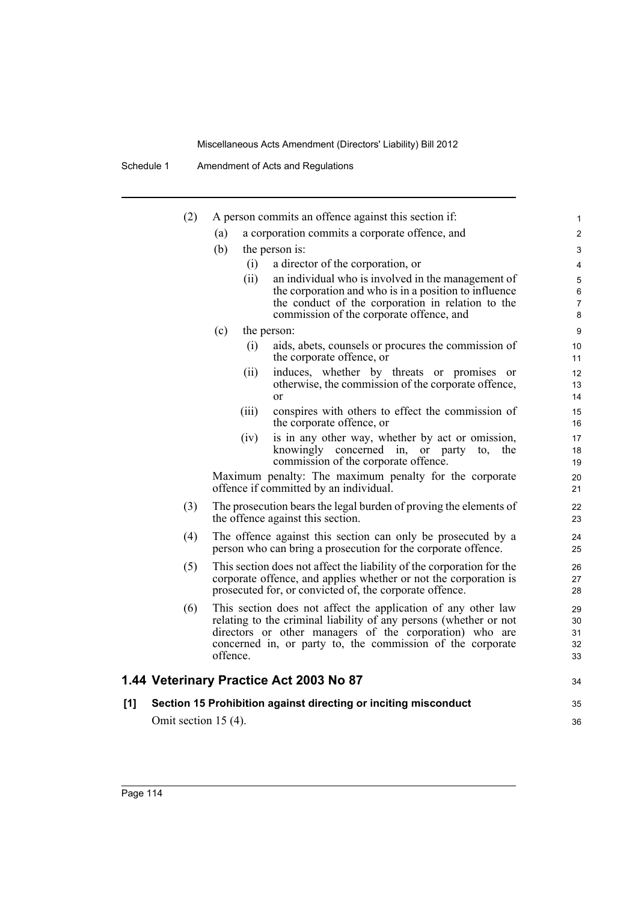(2) A person commits an offence against this section if:

(a) a corporation commits a corporate offence, and

(b) the person is:

(i) a director of the corporation, or

(ii) an individual who is involved in the management of the corporation and who is in a position to influence the conduct of the corporation in relation to the commission of the corporate offence, and

(c) the person:

(i) aids, abets, counsels or procures the commission of the corporate offence, or

(ii) induces, whether by threats or promises or otherwise, the commission of the corporate offence, or

(iii) conspires with others to effect the commission of the corporate offence, or

(iv) is in any other way, whether by act or omission, knowingly concerned in, or party to, the commission of the corporate offence.

Maximum penalty: The maximum penalty for the corporate offence if committed by an individual.

(3) The prosecution bears the legal burden of proving the elements of the offence against this section.

(4) The offence against this section can only be prosecuted by a person who can bring a prosecution for the corporate offence.

(5) This section does not affect the liability of the corporation for the corporate offence, and applies whether or not the corporation is prosecuted for, or convicted of, the corporate offence.

(6) This section does not affect the application of any other law relating to the criminal liability of any persons (whether or not directors or other managers of the corporation) who are concerned in, or party to, the commission of the corporate offence.

## 1.44 Veterinary Practice Act 2003 No 87

**[1] Section 15 Prohibition against directing or inciting misconduct**

Omit section 15 (4).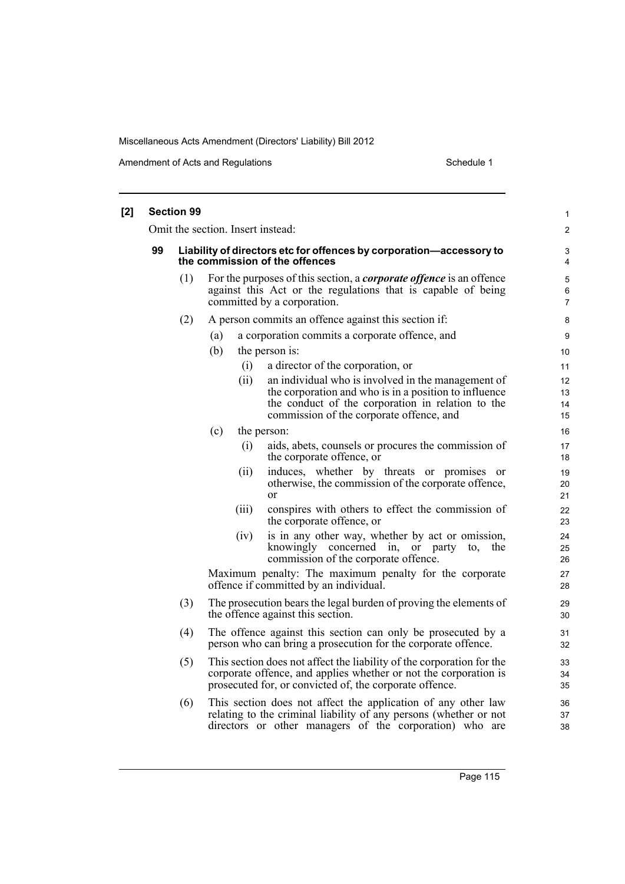**[2] Section 99**

Omit the section. Insert instead:

**99 Liability of directors etc for offences by corporation—accessory to the commission of the offences**

(1) For the purposes of this section, a ***corporate offence*** is an offence against this Act or the regulations that is capable of being committed by a corporation.

(2) A person commits an offence against this section if:

- (a) a corporation commits a corporate offence, and
- (b) the person is:
  - (i) a director of the corporation, or
  - (ii) an individual who is involved in the management of the corporation and who is in a position to influence the conduct of the corporation in relation to the commission of the corporate offence, and
- (c) the person:
  - (i) aids, abets, counsels or procures the commission of the corporate offence, or
  - (ii) induces, whether by threats or promises or otherwise, the commission of the corporate offence, or
  - (iii) conspires with others to effect the commission of the corporate offence, or
  - (iv) is in any other way, whether by act or omission, knowingly concerned in, or party to, the commission of the corporate offence.

Maximum penalty: The maximum penalty for the corporate offence if committed by an individual.

(3) The prosecution bears the legal burden of proving the elements of the offence against this section.

(4) The offence against this section can only be prosecuted by a person who can bring a prosecution for the corporate offence.

(5) This section does not affect the liability of the corporation for the corporate offence, and applies whether or not the corporation is prosecuted for, or convicted of, the corporate offence.

(6) This section does not affect the application of any other law relating to the criminal liability of any persons (whether or not directors or other managers of the corporation) who are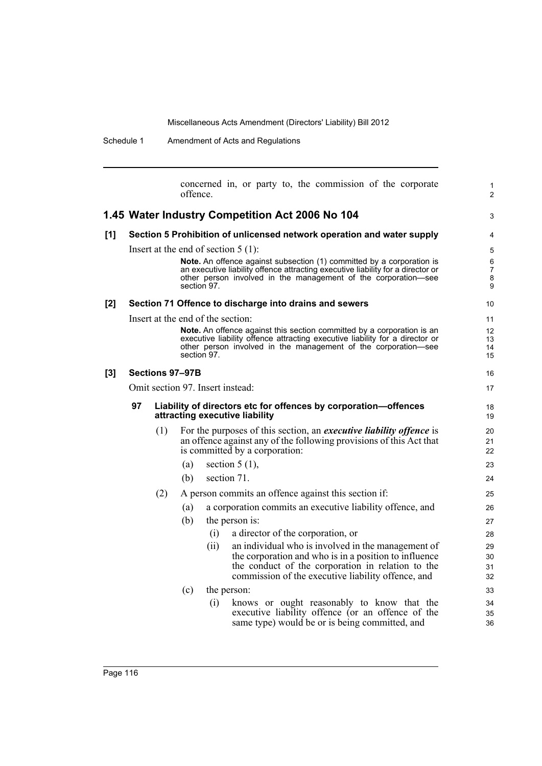concerned in, or party to, the commission of the corporate offence.

## 1.45 Water Industry Competition Act 2006 No 104

### [1] Section 5 Prohibition of unlicensed network operation and water supply

Insert at the end of section 5 (1):

> **Note.** An offence against subsection (1) committed by a corporation is an executive liability offence attracting executive liability for a director or other person involved in the management of the corporation—see section 97.

### [2] Section 71 Offence to discharge into drains and sewers

Insert at the end of the section:

> **Note.** An offence against this section committed by a corporation is an executive liability offence attracting executive liability for a director or other person involved in the management of the corporation—see section 97.

### [3] Sections 97–97B

Omit section 97. Insert instead:

**97 Liability of directors etc for offences by corporation—offences attracting executive liability**

(1) For the purposes of this section, an ***executive liability offence*** is an offence against any of the following provisions of this Act that is committed by a corporation:

- (a) section 5 (1),
- (b) section 71.

(2) A person commits an offence against this section if:

- (a) a corporation commits an executive liability offence, and
- (b) the person is:
  - (i) a director of the corporation, or
  - (ii) an individual who is involved in the management of the corporation and who is in a position to influence the conduct of the corporation in relation to the commission of the executive liability offence, and
- (c) the person:
  - (i) knows or ought reasonably to know that the executive liability offence (or an offence of the same type) would be or is being committed, and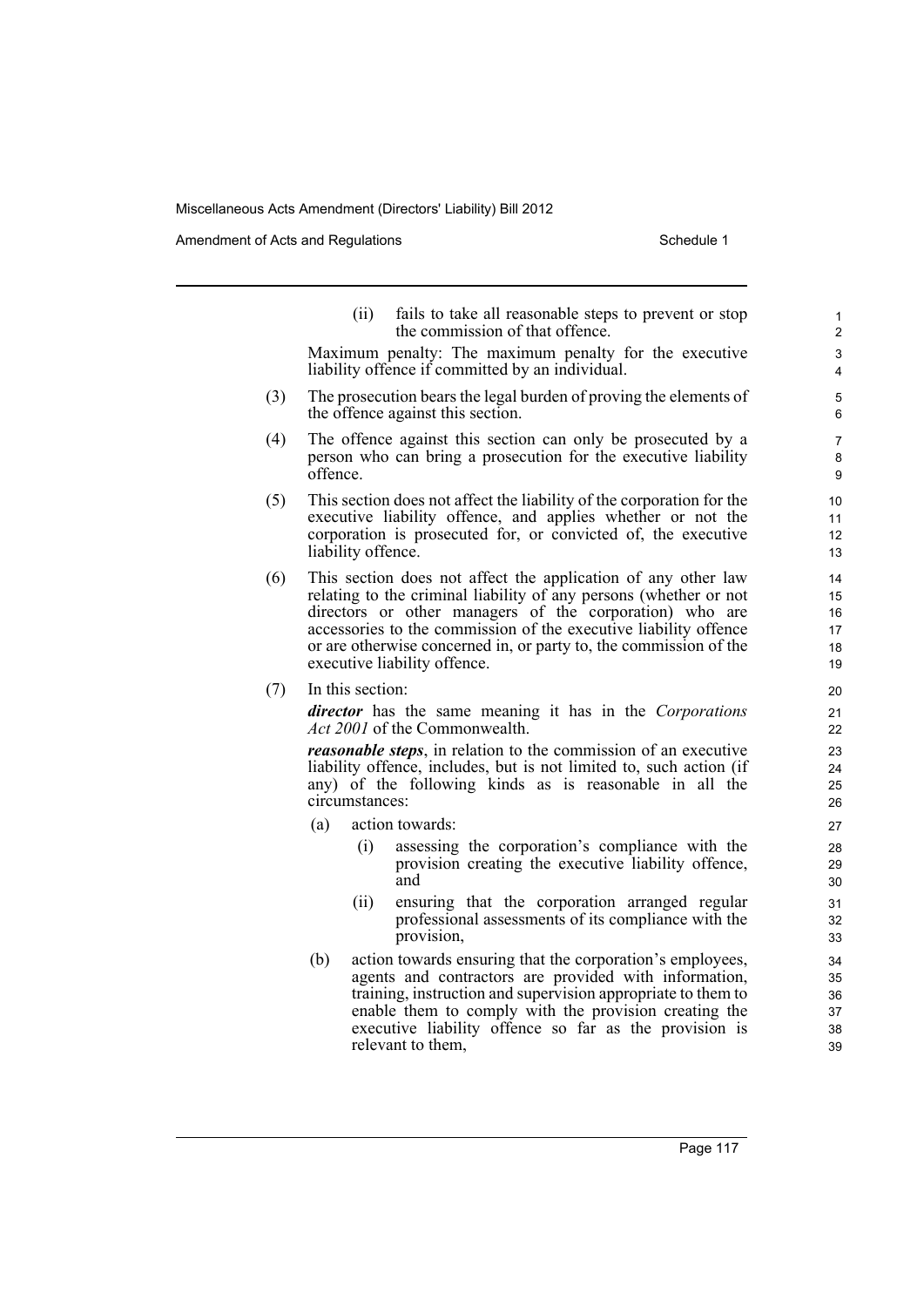(ii) fails to take all reasonable steps to prevent or stop the commission of that offence.

Maximum penalty: The maximum penalty for the executive liability offence if committed by an individual.

(3) The prosecution bears the legal burden of proving the elements of the offence against this section.

(4) The offence against this section can only be prosecuted by a person who can bring a prosecution for the executive liability offence.

(5) This section does not affect the liability of the corporation for the executive liability offence, and applies whether or not the corporation is prosecuted for, or convicted of, the executive liability offence.

(6) This section does not affect the application of any other law relating to the criminal liability of any persons (whether or not directors or other managers of the corporation) who are accessories to the commission of the executive liability offence or are otherwise concerned in, or party to, the commission of the executive liability offence.

(7) In this section:

***director*** has the same meaning it has in the *Corporations Act 2001* of the Commonwealth.

***reasonable steps***, in relation to the commission of an executive liability offence, includes, but is not limited to, such action (if any) of the following kinds as is reasonable in all the circumstances:

(a) action towards:

(i) assessing the corporation's compliance with the provision creating the executive liability offence, and

(ii) ensuring that the corporation arranged regular professional assessments of its compliance with the provision,

(b) action towards ensuring that the corporation's employees, agents and contractors are provided with information, training, instruction and supervision appropriate to them to enable them to comply with the provision creating the executive liability offence so far as the provision is relevant to them,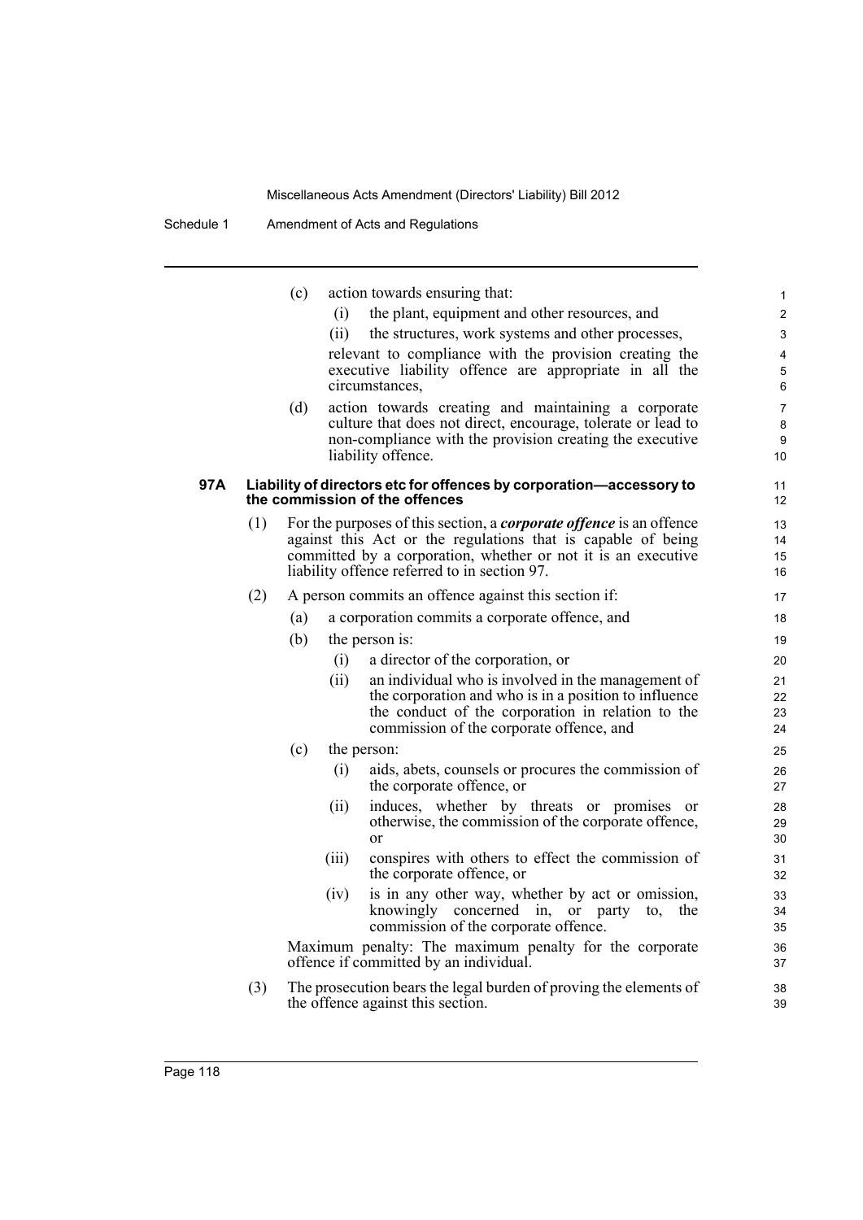(c) action towards ensuring that:

(i) the plant, equipment and other resources, and

(ii) the structures, work systems and other processes,

relevant to compliance with the provision creating the executive liability offence are appropriate in all the circumstances,

(d) action towards creating and maintaining a corporate culture that does not direct, encourage, tolerate or lead to non-compliance with the provision creating the executive liability offence.

**97A Liability of directors etc for offences by corporation—accessory to the commission of the offences**

(1) For the purposes of this section, a ***corporate offence*** is an offence against this Act or the regulations that is capable of being committed by a corporation, whether or not it is an executive liability offence referred to in section 97.

(2) A person commits an offence against this section if:

(a) a corporation commits a corporate offence, and

(b) the person is:

(i) a director of the corporation, or

(ii) an individual who is involved in the management of the corporation and who is in a position to influence the conduct of the corporation in relation to the commission of the corporate offence, and

(c) the person:

(i) aids, abets, counsels or procures the commission of the corporate offence, or

(ii) induces, whether by threats or promises or otherwise, the commission of the corporate offence, or

(iii) conspires with others to effect the commission of the corporate offence, or

(iv) is in any other way, whether by act or omission, knowingly concerned in, or party to, the commission of the corporate offence.

Maximum penalty: The maximum penalty for the corporate offence if committed by an individual.

(3) The prosecution bears the legal burden of proving the elements of the offence against this section.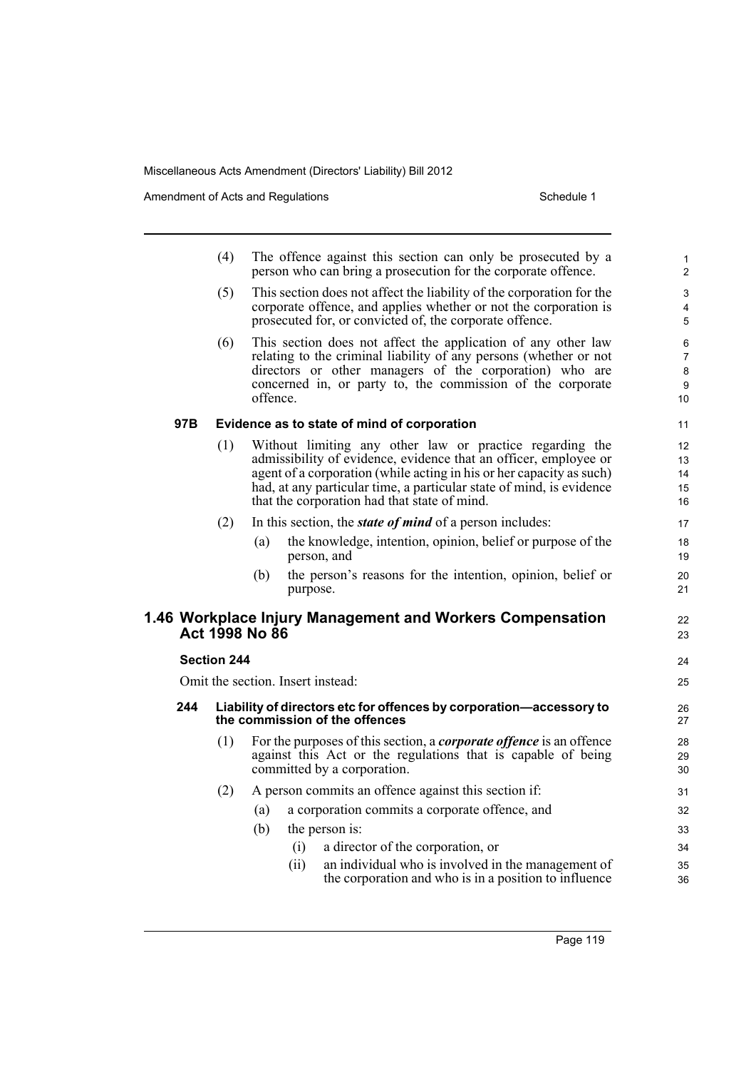(4) The offence against this section can only be prosecuted by a person who can bring a prosecution for the corporate offence.

(5) This section does not affect the liability of the corporation for the corporate offence, and applies whether or not the corporation is prosecuted for, or convicted of, the corporate offence.

(6) This section does not affect the application of any other law relating to the criminal liability of any persons (whether or not directors or other managers of the corporation) who are concerned in, or party to, the commission of the corporate offence.

#### 97B Evidence as to state of mind of corporation

(1) Without limiting any other law or practice regarding the admissibility of evidence, evidence that an officer, employee or agent of a corporation (while acting in his or her capacity as such) had, at any particular time, a particular state of mind, is evidence that the corporation had that state of mind.

(2) In this section, the ***state of mind*** of a person includes:

- (a) the knowledge, intention, opinion, belief or purpose of the person, and
- (b) the person's reasons for the intention, opinion, belief or purpose.

## 1.46 Workplace Injury Management and Workers Compensation Act 1998 No 86

### Section 244

Omit the section. Insert instead:

#### 244 Liability of directors etc for offences by corporation—accessory to the commission of the offences

(1) For the purposes of this section, a ***corporate offence*** is an offence against this Act or the regulations that is capable of being committed by a corporation.

(2) A person commits an offence against this section if:

- (a) a corporation commits a corporate offence, and
- (b) the person is:
  - (i) a director of the corporation, or
  - (ii) an individual who is involved in the management of the corporation and who is in a position to influence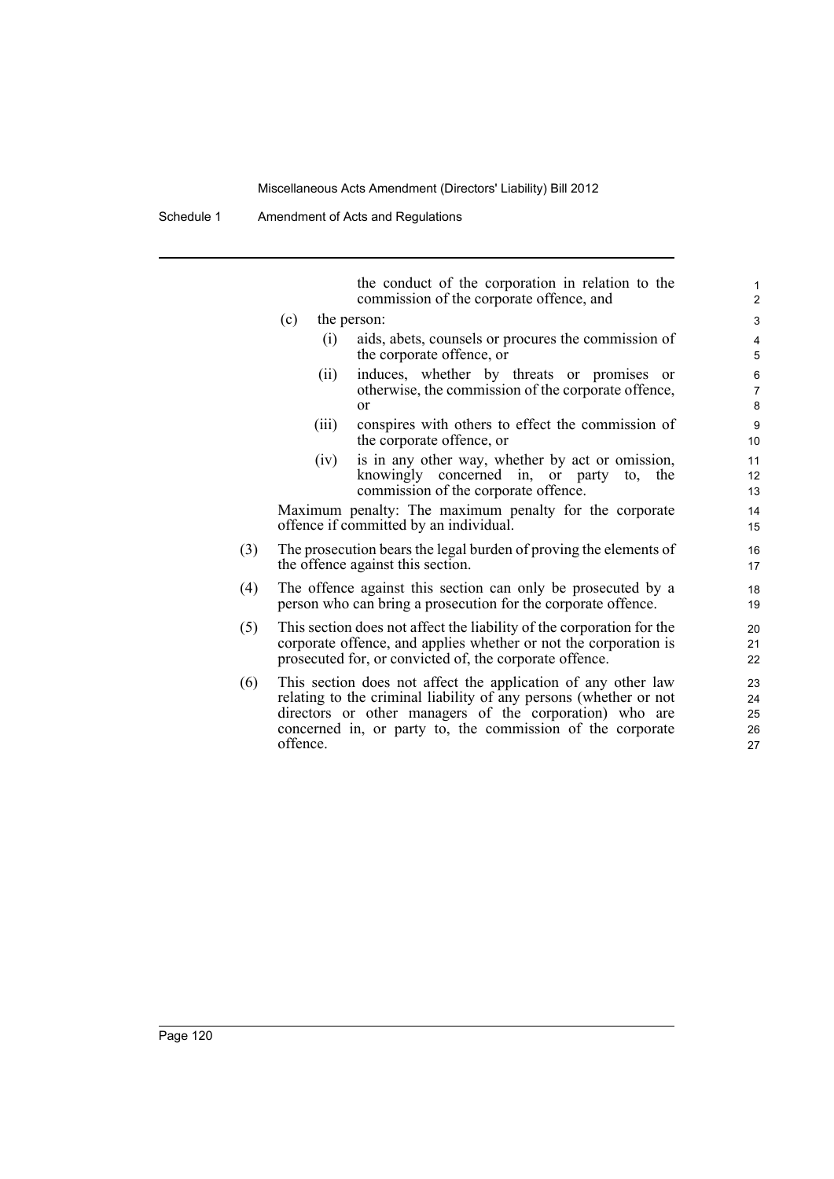the conduct of the corporation in relation to the commission of the corporate offence, and

(c) the person:

(i) aids, abets, counsels or procures the commission of the corporate offence, or

(ii) induces, whether by threats or promises or otherwise, the commission of the corporate offence, or

(iii) conspires with others to effect the commission of the corporate offence, or

(iv) is in any other way, whether by act or omission, knowingly concerned in, or party to, the commission of the corporate offence.

Maximum penalty: The maximum penalty for the corporate offence if committed by an individual.

(3) The prosecution bears the legal burden of proving the elements of the offence against this section.

(4) The offence against this section can only be prosecuted by a person who can bring a prosecution for the corporate offence.

(5) This section does not affect the liability of the corporation for the corporate offence, and applies whether or not the corporation is prosecuted for, or convicted of, the corporate offence.

(6) This section does not affect the application of any other law relating to the criminal liability of any persons (whether or not directors or other managers of the corporation) who are concerned in, or party to, the commission of the corporate offence.